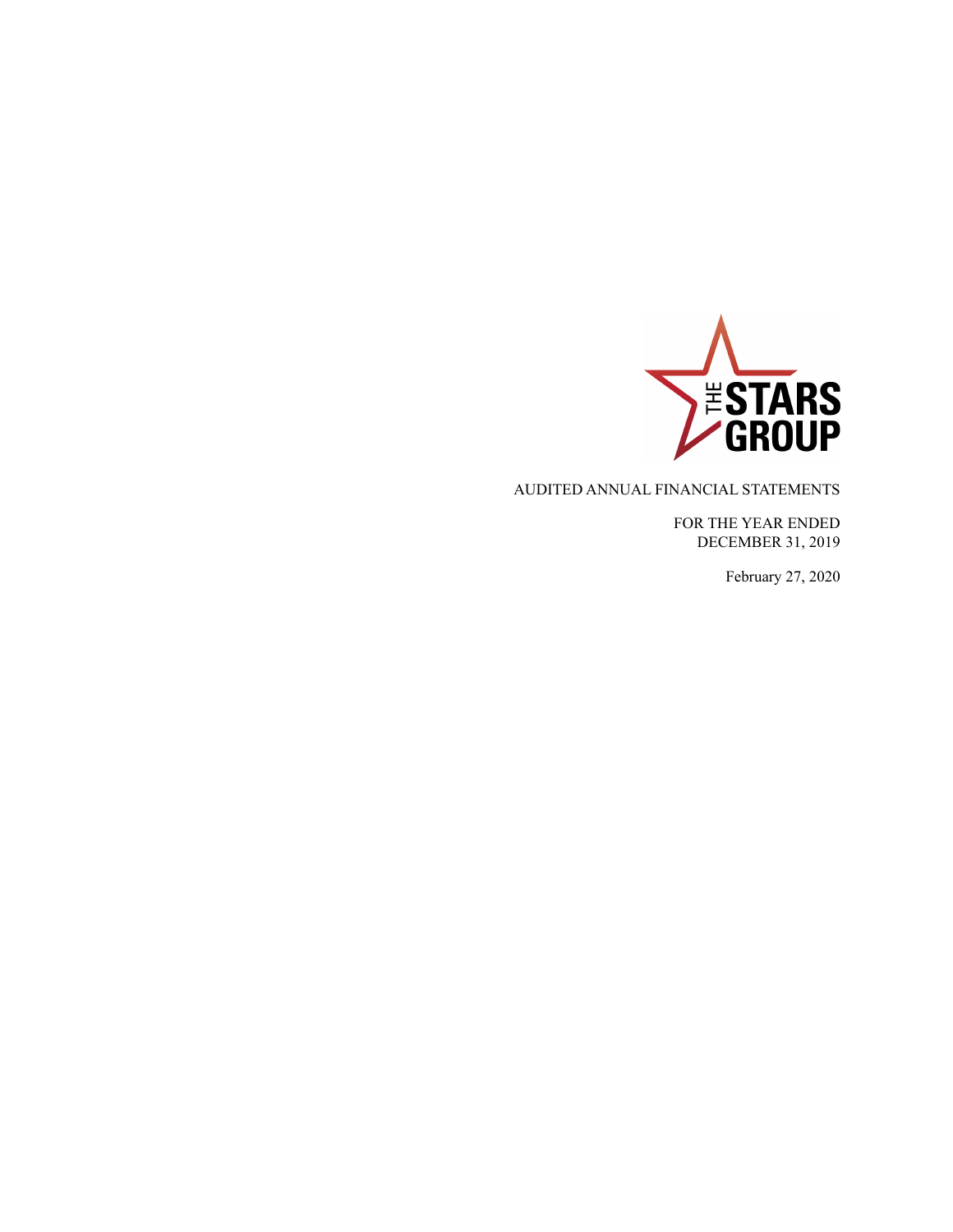THE STARS GROUP

AUDITED ANNUAL FINANCIAL STATEMENTS

FOR THE YEAR ENDED
DECEMBER 31, 2019

February 27, 2020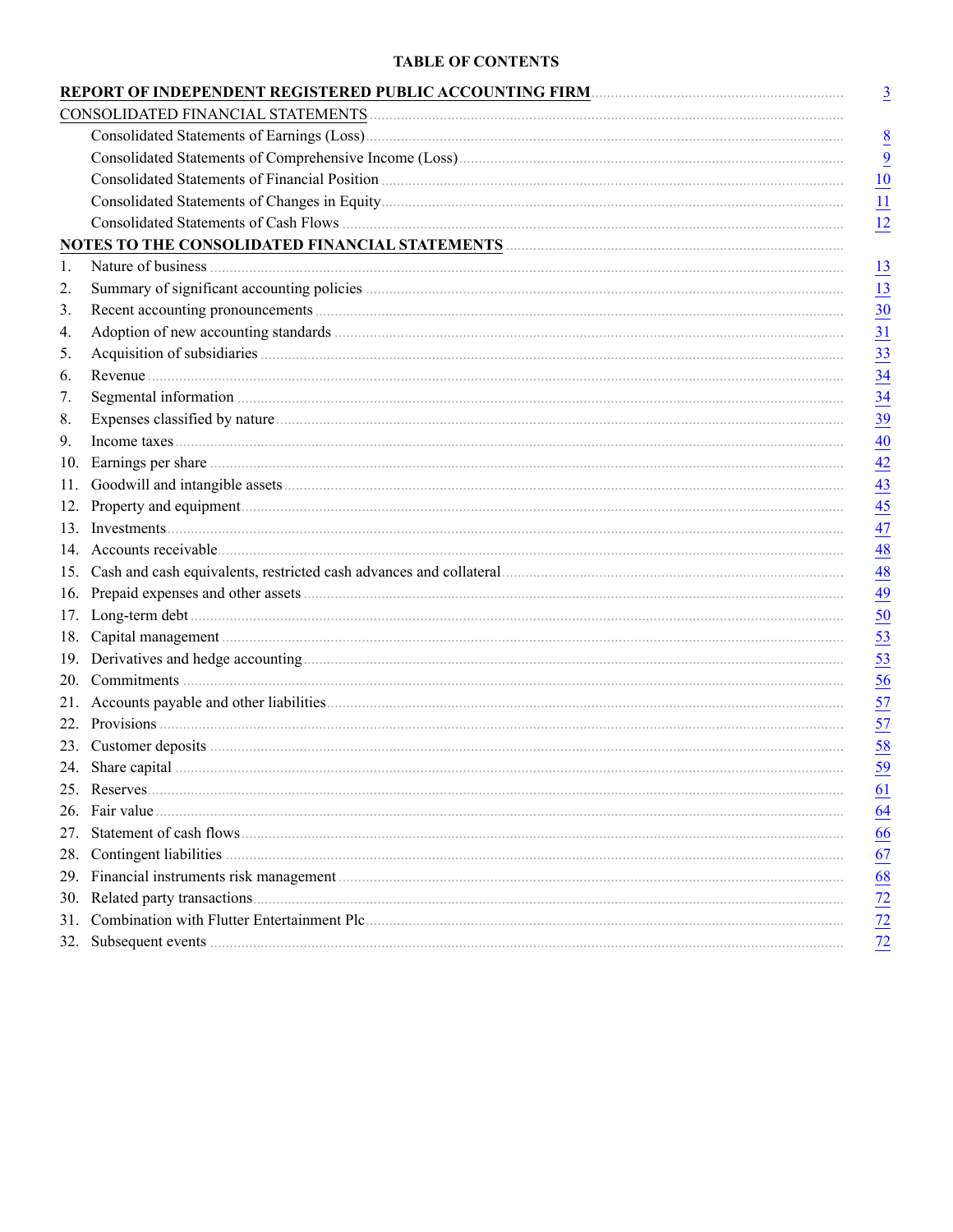# TABLE OF CONTENTS

| | | |
|---|---|---|
| **REPORT OF INDEPENDENT REGISTERED PUBLIC ACCOUNTING FIRM** | | 3 |
| CONSOLIDATED FINANCIAL STATEMENTS | | |
| | Consolidated Statements of Earnings (Loss) | 8 |
| | Consolidated Statements of Comprehensive Income (Loss) | 9 |
| | Consolidated Statements of Financial Position | 10 |
| | Consolidated Statements of Changes in Equity | 11 |
| | Consolidated Statements of Cash Flows | 12 |
| **NOTES TO THE CONSOLIDATED FINANCIAL STATEMENTS** | | |
| 1. | Nature of business | 13 |
| 2. | Summary of significant accounting policies | 13 |
| 3. | Recent accounting pronouncements | 30 |
| 4. | Adoption of new accounting standards | 31 |
| 5. | Acquisition of subsidiaries | 33 |
| 6. | Revenue | 34 |
| 7. | Segmental information | 34 |
| 8. | Expenses classified by nature | 39 |
| 9. | Income taxes | 40 |
| 10. | Earnings per share | 42 |
| 11. | Goodwill and intangible assets | 43 |
| 12. | Property and equipment | 45 |
| 13. | Investments | 47 |
| 14. | Accounts receivable | 48 |
| 15. | Cash and cash equivalents, restricted cash advances and collateral | 48 |
| 16. | Prepaid expenses and other assets | 49 |
| 17. | Long-term debt | 50 |
| 18. | Capital management | 53 |
| 19. | Derivatives and hedge accounting | 53 |
| 20. | Commitments | 56 |
| 21. | Accounts payable and other liabilities | 57 |
| 22. | Provisions | 57 |
| 23. | Customer deposits | 58 |
| 24. | Share capital | 59 |
| 25. | Reserves | 61 |
| 26. | Fair value | 64 |
| 27. | Statement of cash flows | 66 |
| 28. | Contingent liabilities | 67 |
| 29. | Financial instruments risk management | 68 |
| 30. | Related party transactions | 72 |
| 31. | Combination with Flutter Entertainment Plc | 72 |
| 32. | Subsequent events | 72 |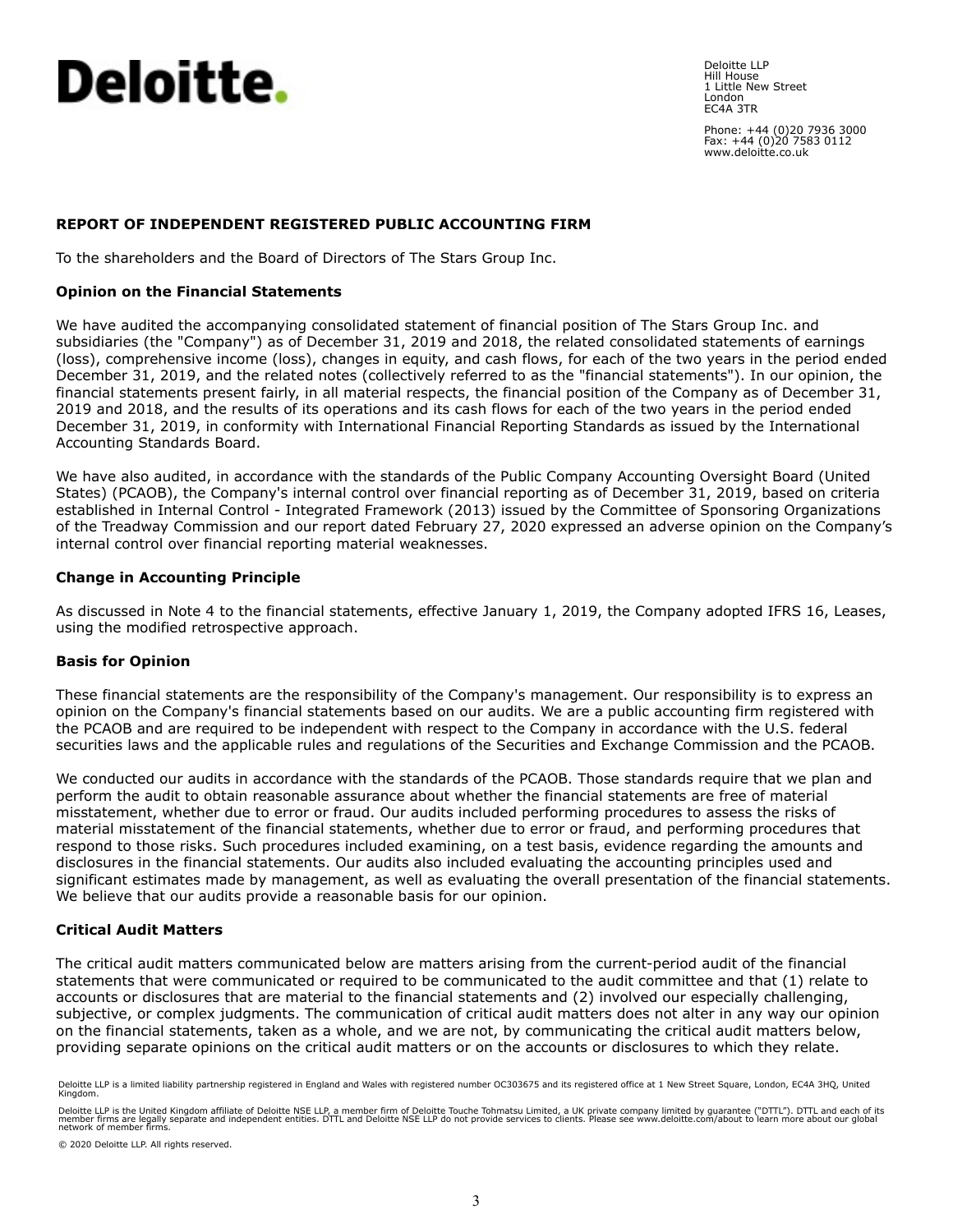**Deloitte.**

Deloitte LLP
Hill House
1 Little New Street
London
EC4A 3TR

Phone: +44 (0)20 7936 3000
Fax: +44 (0)20 7583 0112
www.deloitte.co.uk

## REPORT OF INDEPENDENT REGISTERED PUBLIC ACCOUNTING FIRM

To the shareholders and the Board of Directors of The Stars Group Inc.

### Opinion on the Financial Statements

We have audited the accompanying consolidated statement of financial position of The Stars Group Inc. and subsidiaries (the "Company") as of December 31, 2019 and 2018, the related consolidated statements of earnings (loss), comprehensive income (loss), changes in equity, and cash flows, for each of the two years in the period ended December 31, 2019, and the related notes (collectively referred to as the "financial statements"). In our opinion, the financial statements present fairly, in all material respects, the financial position of the Company as of December 31, 2019 and 2018, and the results of its operations and its cash flows for each of the two years in the period ended December 31, 2019, in conformity with International Financial Reporting Standards as issued by the International Accounting Standards Board.

We have also audited, in accordance with the standards of the Public Company Accounting Oversight Board (United States) (PCAOB), the Company's internal control over financial reporting as of December 31, 2019, based on criteria established in Internal Control - Integrated Framework (2013) issued by the Committee of Sponsoring Organizations of the Treadway Commission and our report dated February 27, 2020 expressed an adverse opinion on the Company's internal control over financial reporting material weaknesses.

### Change in Accounting Principle

As discussed in Note 4 to the financial statements, effective January 1, 2019, the Company adopted IFRS 16, Leases, using the modified retrospective approach.

### Basis for Opinion

These financial statements are the responsibility of the Company's management. Our responsibility is to express an opinion on the Company's financial statements based on our audits. We are a public accounting firm registered with the PCAOB and are required to be independent with respect to the Company in accordance with the U.S. federal securities laws and the applicable rules and regulations of the Securities and Exchange Commission and the PCAOB.

We conducted our audits in accordance with the standards of the PCAOB. Those standards require that we plan and perform the audit to obtain reasonable assurance about whether the financial statements are free of material misstatement, whether due to error or fraud. Our audits included performing procedures to assess the risks of material misstatement of the financial statements, whether due to error or fraud, and performing procedures that respond to those risks. Such procedures included examining, on a test basis, evidence regarding the amounts and disclosures in the financial statements. Our audits also included evaluating the accounting principles used and significant estimates made by management, as well as evaluating the overall presentation of the financial statements. We believe that our audits provide a reasonable basis for our opinion.

### Critical Audit Matters

The critical audit matters communicated below are matters arising from the current-period audit of the financial statements that were communicated or required to be communicated to the audit committee and that (1) relate to accounts or disclosures that are material to the financial statements and (2) involved our especially challenging, subjective, or complex judgments. The communication of critical audit matters does not alter in any way our opinion on the financial statements, taken as a whole, and we are not, by communicating the critical audit matters below, providing separate opinions on the critical audit matters or on the accounts or disclosures to which they relate.

Deloitte LLP is a limited liability partnership registered in England and Wales with registered number OC303675 and its registered office at 1 New Street Square, London, EC4A 3HQ, United Kingdom.

Deloitte LLP is the United Kingdom affiliate of Deloitte NSE LLP, a member firm of Deloitte Touche Tohmatsu Limited, a UK private company limited by guarantee ("DTTL"). DTTL and each of its member firms are legally separate and independent entities. DTTL and Deloitte NSE LLP do not provide services to clients. Please see www.deloitte.com/about to learn more about our global network of member firms.

© 2020 Deloitte LLP. All rights reserved.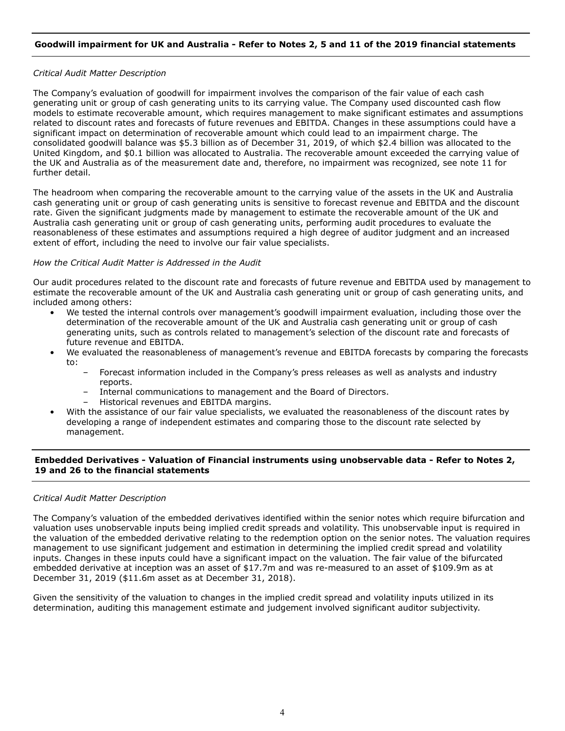### **Goodwill impairment for UK and Australia - Refer to Notes 2, 5 and 11 of the 2019 financial statements**

*Critical Audit Matter Description*

The Company's evaluation of goodwill for impairment involves the comparison of the fair value of each cash generating unit or group of cash generating units to its carrying value. The Company used discounted cash flow models to estimate recoverable amount, which requires management to make significant estimates and assumptions related to discount rates and forecasts of future revenues and EBITDA. Changes in these assumptions could have a significant impact on determination of recoverable amount which could lead to an impairment charge. The consolidated goodwill balance was $5.3 billion as of December 31, 2019, of which $2.4 billion was allocated to the United Kingdom, and $0.1 billion was allocated to Australia. The recoverable amount exceeded the carrying value of the UK and Australia as of the measurement date and, therefore, no impairment was recognized, see note 11 for further detail.

The headroom when comparing the recoverable amount to the carrying value of the assets in the UK and Australia cash generating unit or group of cash generating units is sensitive to forecast revenue and EBITDA and the discount rate. Given the significant judgments made by management to estimate the recoverable amount of the UK and Australia cash generating unit or group of cash generating units, performing audit procedures to evaluate the reasonableness of these estimates and assumptions required a high degree of auditor judgment and an increased extent of effort, including the need to involve our fair value specialists.

*How the Critical Audit Matter is Addressed in the Audit*

Our audit procedures related to the discount rate and forecasts of future revenue and EBITDA used by management to estimate the recoverable amount of the UK and Australia cash generating unit or group of cash generating units, and included among others:

- We tested the internal controls over management's goodwill impairment evaluation, including those over the determination of the recoverable amount of the UK and Australia cash generating unit or group of cash generating units, such as controls related to management's selection of the discount rate and forecasts of future revenue and EBITDA.
- We evaluated the reasonableness of management's revenue and EBITDA forecasts by comparing the forecasts to:
  - Forecast information included in the Company's press releases as well as analysts and industry reports.
  - Internal communications to management and the Board of Directors.
  - Historical revenues and EBITDA margins.
- With the assistance of our fair value specialists, we evaluated the reasonableness of the discount rates by developing a range of independent estimates and comparing those to the discount rate selected by management.

### **Embedded Derivatives - Valuation of Financial instruments using unobservable data - Refer to Notes 2, 19 and 26 to the financial statements**

*Critical Audit Matter Description*

The Company's valuation of the embedded derivatives identified within the senior notes which require bifurcation and valuation uses unobservable inputs being implied credit spreads and volatility. This unobservable input is required in the valuation of the embedded derivative relating to the redemption option on the senior notes. The valuation requires management to use significant judgement and estimation in determining the implied credit spread and volatility inputs. Changes in these inputs could have a significant impact on the valuation. The fair value of the bifurcated embedded derivative at inception was an asset of $17.7m and was re-measured to an asset of $109.9m as at December 31, 2019 ($11.6m asset as at December 31, 2018).

Given the sensitivity of the valuation to changes in the implied credit spread and volatility inputs utilized in its determination, auditing this management estimate and judgement involved significant auditor subjectivity.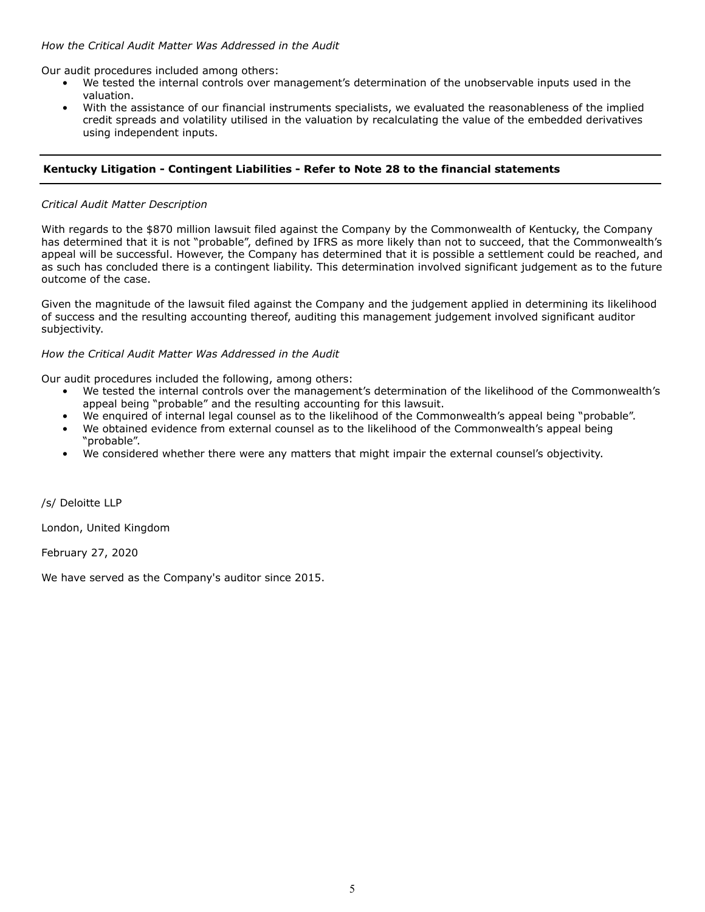*How the Critical Audit Matter Was Addressed in the Audit*

Our audit procedures included among others:

- We tested the internal controls over management's determination of the unobservable inputs used in the valuation.
- With the assistance of our financial instruments specialists, we evaluated the reasonableness of the implied credit spreads and volatility utilised in the valuation by recalculating the value of the embedded derivatives using independent inputs.

---

**Kentucky Litigation - Contingent Liabilities - Refer to Note 28 to the financial statements**

---

*Critical Audit Matter Description*

With regards to the $870 million lawsuit filed against the Company by the Commonwealth of Kentucky, the Company has determined that it is not "probable", defined by IFRS as more likely than not to succeed, that the Commonwealth's appeal will be successful. However, the Company has determined that it is possible a settlement could be reached, and as such has concluded there is a contingent liability. This determination involved significant judgement as to the future outcome of the case.

Given the magnitude of the lawsuit filed against the Company and the judgement applied in determining its likelihood of success and the resulting accounting thereof, auditing this management judgement involved significant auditor subjectivity.

*How the Critical Audit Matter Was Addressed in the Audit*

Our audit procedures included the following, among others:

- We tested the internal controls over the management's determination of the likelihood of the Commonwealth's appeal being "probable" and the resulting accounting for this lawsuit.
- We enquired of internal legal counsel as to the likelihood of the Commonwealth's appeal being "probable".
- We obtained evidence from external counsel as to the likelihood of the Commonwealth's appeal being "probable".
- We considered whether there were any matters that might impair the external counsel's objectivity.

/s/ Deloitte LLP

London, United Kingdom

February 27, 2020

We have served as the Company's auditor since 2015.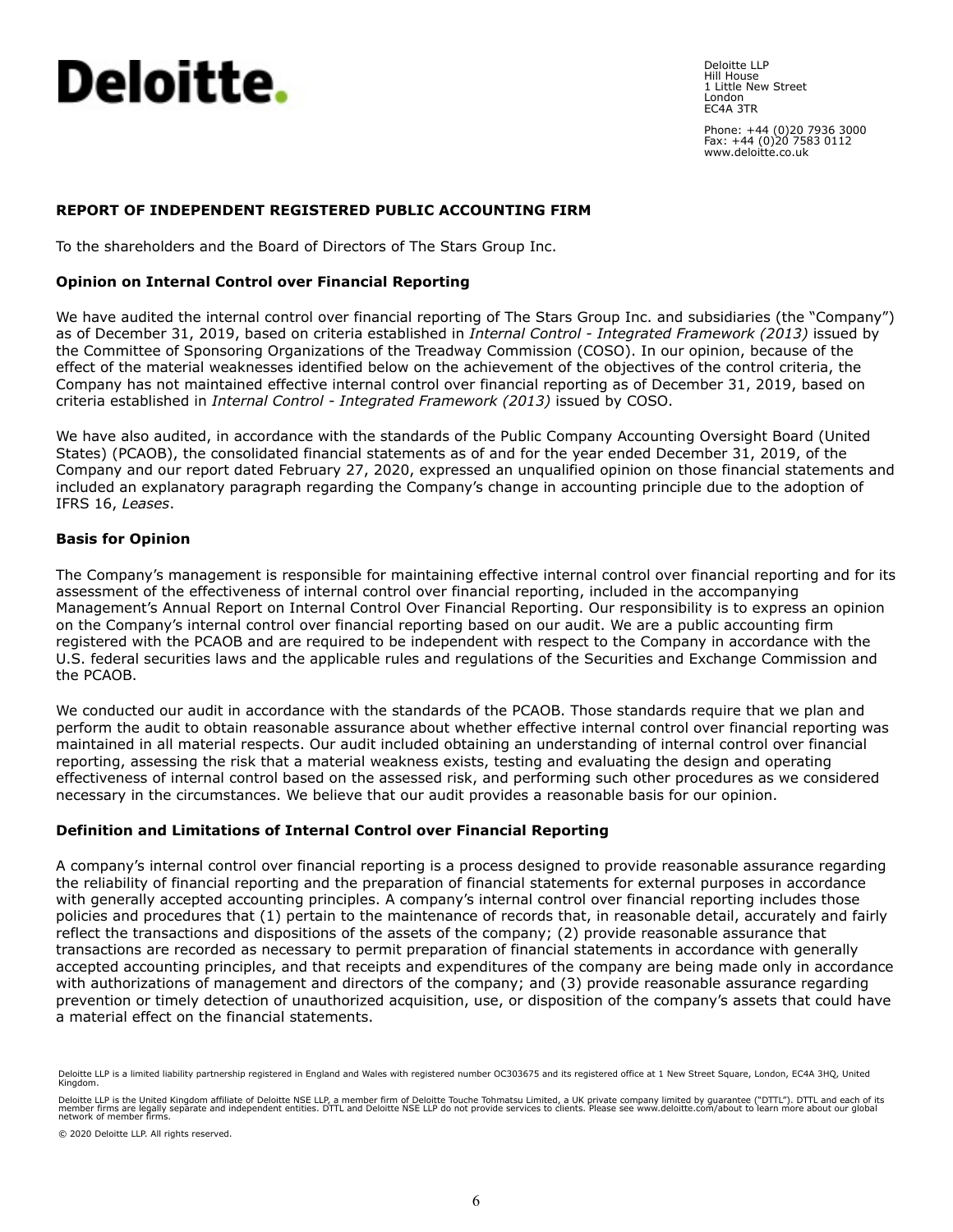**Deloitte.**

Deloitte LLP
Hill House
1 Little New Street
London
EC4A 3TR

Phone: +44 (0)20 7936 3000
Fax: +44 (0)20 7583 0112
www.deloitte.co.uk

## REPORT OF INDEPENDENT REGISTERED PUBLIC ACCOUNTING FIRM

To the shareholders and the Board of Directors of The Stars Group Inc.

### Opinion on Internal Control over Financial Reporting

We have audited the internal control over financial reporting of The Stars Group Inc. and subsidiaries (the "Company") as of December 31, 2019, based on criteria established in *Internal Control - Integrated Framework (2013)* issued by the Committee of Sponsoring Organizations of the Treadway Commission (COSO). In our opinion, because of the effect of the material weaknesses identified below on the achievement of the objectives of the control criteria, the Company has not maintained effective internal control over financial reporting as of December 31, 2019, based on criteria established in *Internal Control - Integrated Framework (2013)* issued by COSO.

We have also audited, in accordance with the standards of the Public Company Accounting Oversight Board (United States) (PCAOB), the consolidated financial statements as of and for the year ended December 31, 2019, of the Company and our report dated February 27, 2020, expressed an unqualified opinion on those financial statements and included an explanatory paragraph regarding the Company's change in accounting principle due to the adoption of IFRS 16, *Leases*.

### Basis for Opinion

The Company's management is responsible for maintaining effective internal control over financial reporting and for its assessment of the effectiveness of internal control over financial reporting, included in the accompanying Management's Annual Report on Internal Control Over Financial Reporting. Our responsibility is to express an opinion on the Company's internal control over financial reporting based on our audit. We are a public accounting firm registered with the PCAOB and are required to be independent with respect to the Company in accordance with the U.S. federal securities laws and the applicable rules and regulations of the Securities and Exchange Commission and the PCAOB.

We conducted our audit in accordance with the standards of the PCAOB. Those standards require that we plan and perform the audit to obtain reasonable assurance about whether effective internal control over financial reporting was maintained in all material respects. Our audit included obtaining an understanding of internal control over financial reporting, assessing the risk that a material weakness exists, testing and evaluating the design and operating effectiveness of internal control based on the assessed risk, and performing such other procedures as we considered necessary in the circumstances. We believe that our audit provides a reasonable basis for our opinion.

### Definition and Limitations of Internal Control over Financial Reporting

A company's internal control over financial reporting is a process designed to provide reasonable assurance regarding the reliability of financial reporting and the preparation of financial statements for external purposes in accordance with generally accepted accounting principles. A company's internal control over financial reporting includes those policies and procedures that (1) pertain to the maintenance of records that, in reasonable detail, accurately and fairly reflect the transactions and dispositions of the assets of the company; (2) provide reasonable assurance that transactions are recorded as necessary to permit preparation of financial statements in accordance with generally accepted accounting principles, and that receipts and expenditures of the company are being made only in accordance with authorizations of management and directors of the company; and (3) provide reasonable assurance regarding prevention or timely detection of unauthorized acquisition, use, or disposition of the company's assets that could have a material effect on the financial statements.

Deloitte LLP is a limited liability partnership registered in England and Wales with registered number OC303675 and its registered office at 1 New Street Square, London, EC4A 3HQ, United Kingdom.

Deloitte LLP is the United Kingdom affiliate of Deloitte NSE LLP, a member firm of Deloitte Touche Tohmatsu Limited, a UK private company limited by guarantee ("DTTL"). DTTL and each of its member firms are legally separate and independent entities. DTTL and Deloitte NSE LLP do not provide services to clients. Please see www.deloitte.com/about to learn more about our global network of member firms.

© 2020 Deloitte LLP. All rights reserved.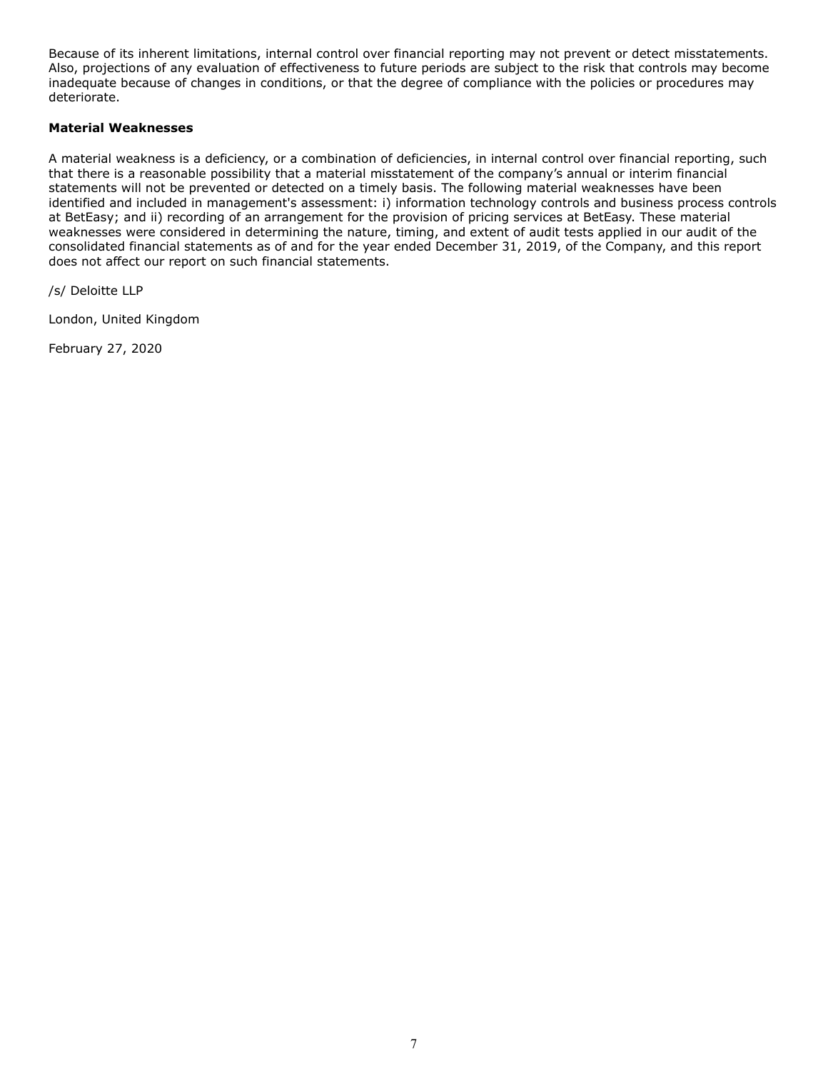Because of its inherent limitations, internal control over financial reporting may not prevent or detect misstatements. Also, projections of any evaluation of effectiveness to future periods are subject to the risk that controls may become inadequate because of changes in conditions, or that the degree of compliance with the policies or procedures may deteriorate.

**Material Weaknesses**

A material weakness is a deficiency, or a combination of deficiencies, in internal control over financial reporting, such that there is a reasonable possibility that a material misstatement of the company's annual or interim financial statements will not be prevented or detected on a timely basis. The following material weaknesses have been identified and included in management's assessment: i) information technology controls and business process controls at BetEasy; and ii) recording of an arrangement for the provision of pricing services at BetEasy. These material weaknesses were considered in determining the nature, timing, and extent of audit tests applied in our audit of the consolidated financial statements as of and for the year ended December 31, 2019, of the Company, and this report does not affect our report on such financial statements.

/s/ Deloitte LLP

London, United Kingdom

February 27, 2020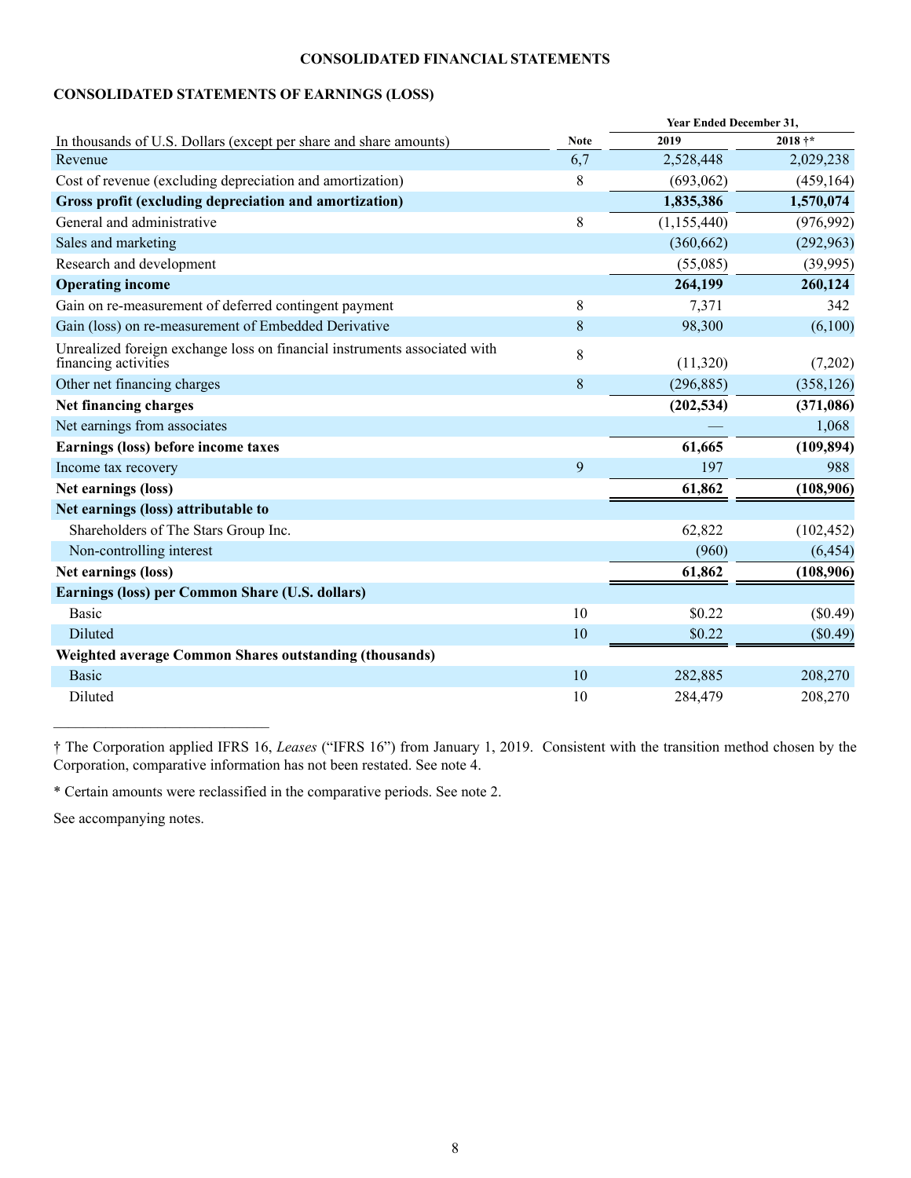# CONSOLIDATED FINANCIAL STATEMENTS

## CONSOLIDATED STATEMENTS OF EARNINGS (LOSS)

| | | Year Ended December 31, | |
|---|---|---|---|
| In thousands of U.S. Dollars (except per share and share amounts) | Note | 2019 | 2018 †* |
| Revenue | 6,7 | 2,528,448 | 2,029,238 |
| Cost of revenue (excluding depreciation and amortization) | 8 | (693,062) | (459,164) |
| **Gross profit (excluding depreciation and amortization)** | | **1,835,386** | **1,570,074** |
| General and administrative | 8 | (1,155,440) | (976,992) |
| Sales and marketing | | (360,662) | (292,963) |
| Research and development | | (55,085) | (39,995) |
| **Operating income** | | **264,199** | **260,124** |
| Gain on re-measurement of deferred contingent payment | 8 | 7,371 | 342 |
| Gain (loss) on re-measurement of Embedded Derivative | 8 | 98,300 | (6,100) |
| Unrealized foreign exchange loss on financial instruments associated with financing activities | 8 | (11,320) | (7,202) |
| Other net financing charges | 8 | (296,885) | (358,126) |
| **Net financing charges** | | **(202,534)** | **(371,086)** |
| Net earnings from associates | | — | 1,068 |
| **Earnings (loss) before income taxes** | | **61,665** | **(109,894)** |
| Income tax recovery | 9 | 197 | 988 |
| **Net earnings (loss)** | | **61,862** | **(108,906)** |
| **Net earnings (loss) attributable to** | | | |
| Shareholders of The Stars Group Inc. | | 62,822 | (102,452) |
| Non-controlling interest | | (960) | (6,454) |
| **Net earnings (loss)** | | **61,862** | **(108,906)** |
| **Earnings (loss) per Common Share (U.S. dollars)** | | | |
| Basic | 10 | $0.22 | ($0.49) |
| Diluted | 10 | $0.22 | ($0.49) |
| **Weighted average Common Shares outstanding (thousands)** | | | |
| Basic | 10 | 282,885 | 208,270 |
| Diluted | 10 | 284,479 | 208,270 |

† The Corporation applied IFRS 16, *Leases* ("IFRS 16") from January 1, 2019. Consistent with the transition method chosen by the Corporation, comparative information has not been restated. See note 4.

* Certain amounts were reclassified in the comparative periods. See note 2.

See accompanying notes.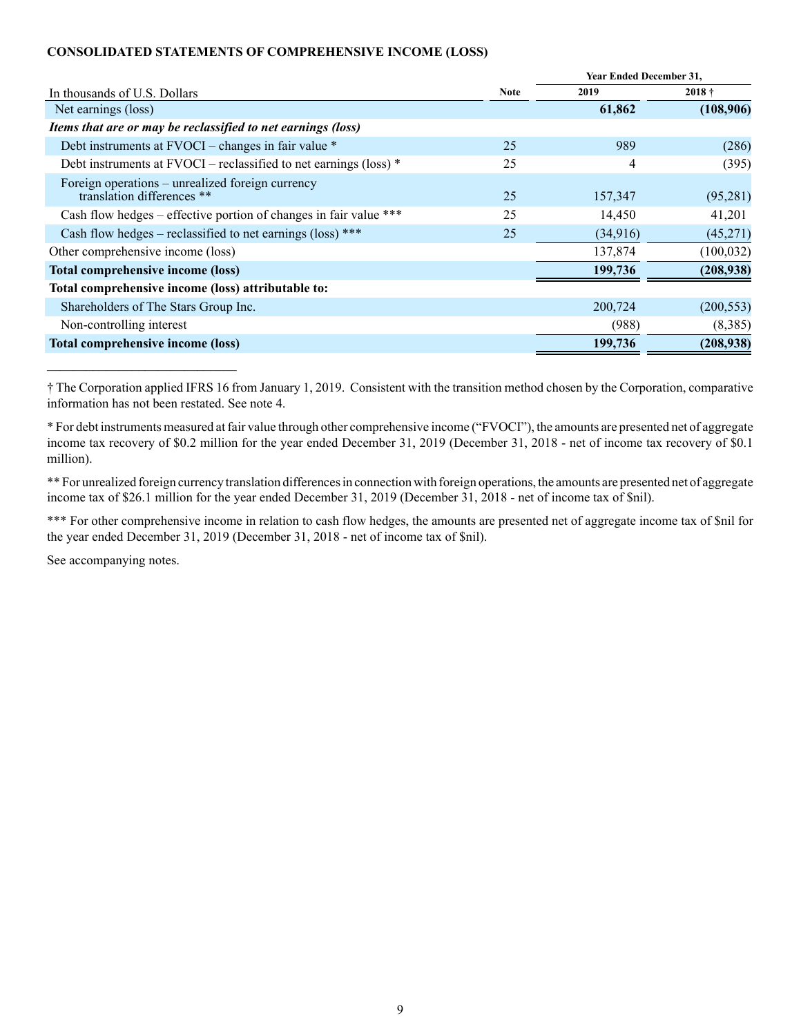**CONSOLIDATED STATEMENTS OF COMPREHENSIVE INCOME (LOSS)**

| In thousands of U.S. Dollars | Note | Year Ended December 31, 2019 | 2018 † |
|---|---|---|---|
| Net earnings (loss) | | **61,862** | **(108,906)** |
| ***Items that are or may be reclassified to net earnings (loss)*** | | | |
| Debt instruments at FVOCI – changes in fair value * | 25 | 989 | (286) |
| Debt instruments at FVOCI – reclassified to net earnings (loss) * | 25 | 4 | (395) |
| Foreign operations – unrealized foreign currency translation differences ** | 25 | 157,347 | (95,281) |
| Cash flow hedges – effective portion of changes in fair value *** | 25 | 14,450 | 41,201 |
| Cash flow hedges – reclassified to net earnings (loss) *** | 25 | (34,916) | (45,271) |
| Other comprehensive income (loss) | | 137,874 | (100,032) |
| **Total comprehensive income (loss)** | | **199,736** | **(208,938)** |
| **Total comprehensive income (loss) attributable to:** | | | |
| Shareholders of The Stars Group Inc. | | 200,724 | (200,553) |
| Non-controlling interest | | (988) | (8,385) |
| **Total comprehensive income (loss)** | | **199,736** | **(208,938)** |

† The Corporation applied IFRS 16 from January 1, 2019. Consistent with the transition method chosen by the Corporation, comparative information has not been restated. See note 4.

* For debt instruments measured at fair value through other comprehensive income ("FVOCI"), the amounts are presented net of aggregate income tax recovery of $0.2 million for the year ended December 31, 2019 (December 31, 2018 - net of income tax recovery of $0.1 million).

** For unrealized foreign currency translation differences in connection with foreign operations, the amounts are presented net of aggregate income tax of $26.1 million for the year ended December 31, 2019 (December 31, 2018 - net of income tax of $nil).

*** For other comprehensive income in relation to cash flow hedges, the amounts are presented net of aggregate income tax of $nil for the year ended December 31, 2019 (December 31, 2018 - net of income tax of $nil).

See accompanying notes.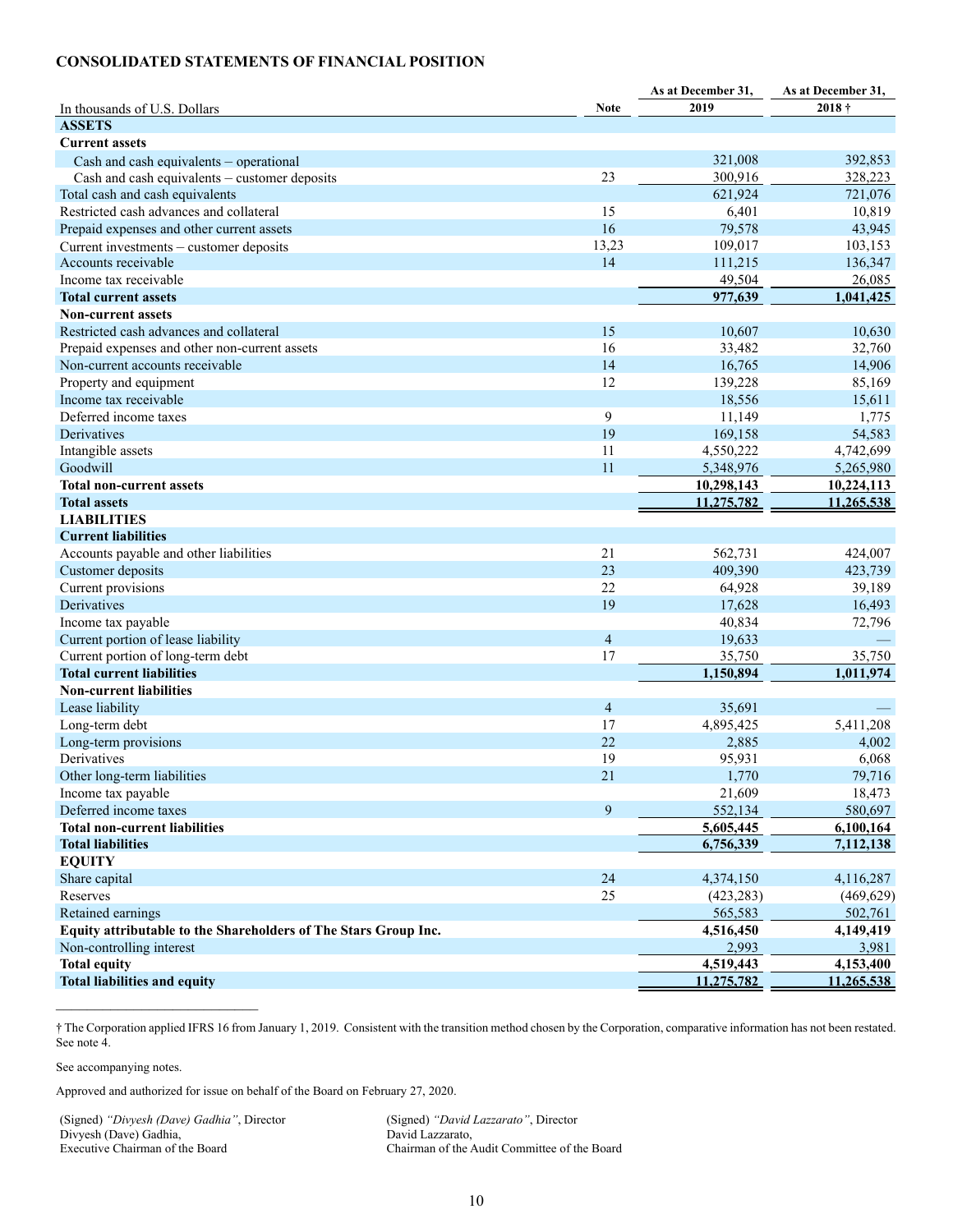## CONSOLIDATED STATEMENTS OF FINANCIAL POSITION

| In thousands of U.S. Dollars | Note | As at December 31, 2019 | As at December 31, 2018 † |
|---|---|---|---|
| **ASSETS** | | | |
| **Current assets** | | | |
| Cash and cash equivalents – operational | | 321,008 | 392,853 |
| Cash and cash equivalents – customer deposits | 23 | 300,916 | 328,223 |
| Total cash and cash equivalents | | 621,924 | 721,076 |
| Restricted cash advances and collateral | 15 | 6,401 | 10,819 |
| Prepaid expenses and other current assets | 16 | 79,578 | 43,945 |
| Current investments – customer deposits | 13,23 | 109,017 | 103,153 |
| Accounts receivable | 14 | 111,215 | 136,347 |
| Income tax receivable | | 49,504 | 26,085 |
| **Total current assets** | | **977,639** | **1,041,425** |
| **Non-current assets** | | | |
| Restricted cash advances and collateral | 15 | 10,607 | 10,630 |
| Prepaid expenses and other non-current assets | 16 | 33,482 | 32,760 |
| Non-current accounts receivable | 14 | 16,765 | 14,906 |
| Property and equipment | 12 | 139,228 | 85,169 |
| Income tax receivable | | 18,556 | 15,611 |
| Deferred income taxes | 9 | 11,149 | 1,775 |
| Derivatives | 19 | 169,158 | 54,583 |
| Intangible assets | 11 | 4,550,222 | 4,742,699 |
| Goodwill | 11 | 5,348,976 | 5,265,980 |
| **Total non-current assets** | | **10,298,143** | **10,224,113** |
| **Total assets** | | **11,275,782** | **11,265,538** |
| **LIABILITIES** | | | |
| **Current liabilities** | | | |
| Accounts payable and other liabilities | 21 | 562,731 | 424,007 |
| Customer deposits | 23 | 409,390 | 423,739 |
| Current provisions | 22 | 64,928 | 39,189 |
| Derivatives | 19 | 17,628 | 16,493 |
| Income tax payable | | 40,834 | 72,796 |
| Current portion of lease liability | 4 | 19,633 | — |
| Current portion of long-term debt | 17 | 35,750 | 35,750 |
| **Total current liabilities** | | **1,150,894** | **1,011,974** |
| **Non-current liabilities** | | | |
| Lease liability | 4 | 35,691 | — |
| Long-term debt | 17 | 4,895,425 | 5,411,208 |
| Long-term provisions | 22 | 2,885 | 4,002 |
| Derivatives | 19 | 95,931 | 6,068 |
| Other long-term liabilities | 21 | 1,770 | 79,716 |
| Income tax payable | | 21,609 | 18,473 |
| Deferred income taxes | 9 | 552,134 | 580,697 |
| **Total non-current liabilities** | | **5,605,445** | **6,100,164** |
| **Total liabilities** | | **6,756,339** | **7,112,138** |
| **EQUITY** | | | |
| Share capital | 24 | 4,374,150 | 4,116,287 |
| Reserves | 25 | (423,283) | (469,629) |
| Retained earnings | | 565,583 | 502,761 |
| **Equity attributable to the Shareholders of The Stars Group Inc.** | | **4,516,450** | **4,149,419** |
| Non-controlling interest | | 2,993 | 3,981 |
| **Total equity** | | **4,519,443** | **4,153,400** |
| **Total liabilities and equity** | | **11,275,782** | **11,265,538** |

---

† The Corporation applied IFRS 16 from January 1, 2019. Consistent with the transition method chosen by the Corporation, comparative information has not been restated. See note 4.

See accompanying notes.

Approved and authorized for issue on behalf of the Board on February 27, 2020.

(Signed) *"Divyesh (Dave) Gadhia"*, Director
Divyesh (Dave) Gadhia,
Executive Chairman of the Board

(Signed) *"David Lazzarato"*, Director
David Lazzarato,
Chairman of the Audit Committee of the Board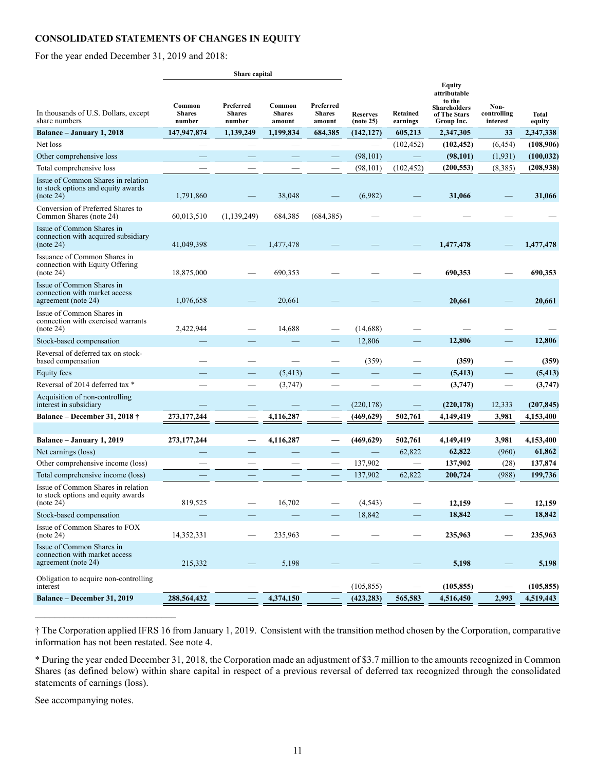## CONSOLIDATED STATEMENTS OF CHANGES IN EQUITY

For the year ended December 31, 2019 and 2018:

| In thousands of U.S. Dollars, except share numbers | Share capital | | | | Reserves (note 25) | Retained earnings | Equity attributable to the Shareholders of The Stars Group Inc. | Non-controlling interest | Total equity |
|---|---|---|---|---|---|---|---|---|---|
| | Common Shares number | Preferred Shares number | Common Shares amount | Preferred Shares amount | | | | | |
| **Balance – January 1, 2018** | **147,947,874** | **1,139,249** | **1,199,834** | **684,385** | **(142,127)** | **605,213** | **2,347,305** | **33** | **2,347,338** |
| Net loss | — | — | — | — | — | (102,452) | **(102,452)** | (6,454) | **(108,906)** |
| Other comprehensive loss | — | — | — | — | (98,101) | — | **(98,101)** | (1,931) | **(100,032)** |
| Total comprehensive loss | — | — | — | — | (98,101) | (102,452) | **(200,553)** | (8,385) | **(208,938)** |
| Issue of Common Shares in relation to stock options and equity awards (note 24) | 1,791,860 | — | 38,048 | — | (6,982) | — | **31,066** | — | **31,066** |
| Conversion of Preferred Shares to Common Shares (note 24) | 60,013,510 | (1,139,249) | 684,385 | (684,385) | — | — | **—** | — | **—** |
| Issue of Common Shares in connection with acquired subsidiary (note 24) | 41,049,398 | — | 1,477,478 | — | — | — | **1,477,478** | — | **1,477,478** |
| Issuance of Common Shares in connection with Equity Offering (note 24) | 18,875,000 | — | 690,353 | — | — | — | **690,353** | — | **690,353** |
| Issue of Common Shares in connection with market access agreement (note 24) | 1,076,658 | — | 20,661 | — | — | — | **20,661** | — | **20,661** |
| Issue of Common Shares in connection with exercised warrants (note 24) | 2,422,944 | — | 14,688 | — | (14,688) | — | **—** | — | **—** |
| Stock-based compensation | — | — | — | — | 12,806 | — | **12,806** | — | **12,806** |
| Reversal of deferred tax on stock-based compensation | — | — | — | — | (359) | — | **(359)** | — | **(359)** |
| Equity fees | — | — | (5,413) | — | — | — | **(5,413)** | — | **(5,413)** |
| Reversal of 2014 deferred tax * | — | — | (3,747) | — | — | — | **(3,747)** | — | **(3,747)** |
| Acquisition of non-controlling interest in subsidiary | — | — | — | — | (220,178) | — | **(220,178)** | 12,333 | **(207,845)** |
| **Balance – December 31, 2018 †** | **273,177,244** | **—** | **4,116,287** | **—** | **(469,629)** | **502,761** | **4,149,419** | **3,981** | **4,153,400** |
| | | | | | | | | | |
| **Balance – January 1, 2019** | **273,177,244** | **—** | **4,116,287** | **—** | **(469,629)** | **502,761** | **4,149,419** | **3,981** | **4,153,400** |
| Net earnings (loss) | — | — | — | — | — | 62,822 | **62,822** | (960) | **61,862** |
| Other comprehensive income (loss) | — | — | — | — | 137,902 | — | **137,902** | (28) | **137,874** |
| Total comprehensive income (loss) | — | — | — | — | 137,902 | 62,822 | **200,724** | (988) | **199,736** |
| Issue of Common Shares in relation to stock options and equity awards (note 24) | 819,525 | — | 16,702 | — | (4,543) | — | **12,159** | — | **12,159** |
| Stock-based compensation | — | — | — | — | 18,842 | — | **18,842** | — | **18,842** |
| Issue of Common Shares to FOX (note 24) | 14,352,331 | — | 235,963 | — | — | — | **235,963** | — | **235,963** |
| Issue of Common Shares in connection with market access agreement (note 24) | 215,332 | — | 5,198 | — | — | — | **5,198** | — | **5,198** |
| Obligation to acquire non-controlling interest | — | — | — | — | (105,855) | — | **(105,855)** | — | **(105,855)** |
| **Balance – December 31, 2019** | **288,564,432** | **—** | **4,374,150** | **—** | **(423,283)** | **565,583** | **4,516,450** | **2,993** | **4,519,443** |

† The Corporation applied IFRS 16 from January 1, 2019. Consistent with the transition method chosen by the Corporation, comparative information has not been restated. See note 4.

* During the year ended December 31, 2018, the Corporation made an adjustment of $3.7 million to the amounts recognized in Common Shares (as defined below) within share capital in respect of a previous reversal of deferred tax recognized through the consolidated statements of earnings (loss).

See accompanying notes.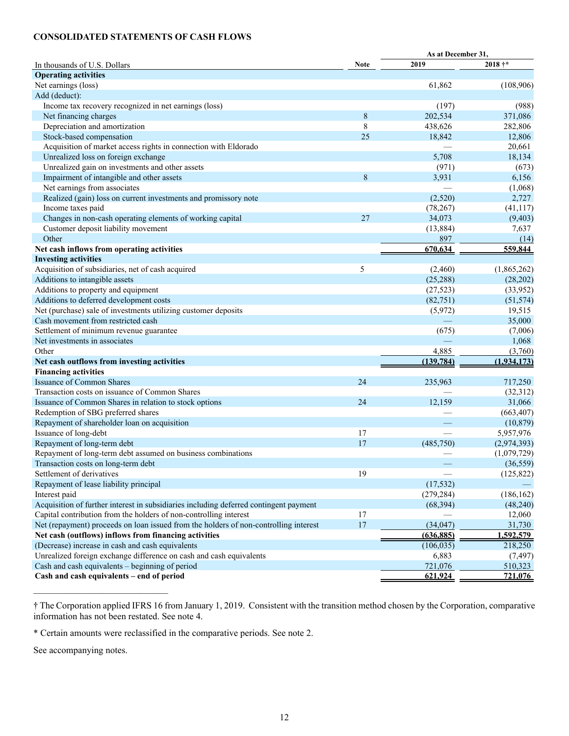## CONSOLIDATED STATEMENTS OF CASH FLOWS

| In thousands of U.S. Dollars | Note | As at December 31, 2019 | 2018 †* |
|---|---|---|---|
| **Operating activities** | | | |
| Net earnings (loss) | | 61,862 | (108,906) |
| Add (deduct): | | | |
| Income tax recovery recognized in net earnings (loss) | | (197) | (988) |
| Net financing charges | 8 | 202,534 | 371,086 |
| Depreciation and amortization | 8 | 438,626 | 282,806 |
| Stock-based compensation | 25 | 18,842 | 12,806 |
| Acquisition of market access rights in connection with Eldorado | | — | 20,661 |
| Unrealized loss on foreign exchange | | 5,708 | 18,134 |
| Unrealized gain on investments and other assets | | (971) | (673) |
| Impairment of intangible and other assets | 8 | 3,931 | 6,156 |
| Net earnings from associates | | — | (1,068) |
| Realized (gain) loss on current investments and promissory note | | (2,520) | 2,727 |
| Income taxes paid | | (78,267) | (41,117) |
| Changes in non-cash operating elements of working capital | 27 | 34,073 | (9,403) |
| Customer deposit liability movement | | (13,884) | 7,637 |
| Other | | 897 | (14) |
| **Net cash inflows from operating activities** | | **670,634** | **559,844** |
| **Investing activities** | | | |
| Acquisition of subsidiaries, net of cash acquired | 5 | (2,460) | (1,865,262) |
| Additions to intangible assets | | (25,288) | (28,202) |
| Additions to property and equipment | | (27,523) | (33,952) |
| Additions to deferred development costs | | (82,751) | (51,574) |
| Net (purchase) sale of investments utilizing customer deposits | | (5,972) | 19,515 |
| Cash movement from restricted cash | | — | 35,000 |
| Settlement of minimum revenue guarantee | | (675) | (7,006) |
| Net investments in associates | | — | 1,068 |
| Other | | 4,885 | (3,760) |
| **Net cash outflows from investing activities** | | **(139,784)** | **(1,934,173)** |
| **Financing activities** | | | |
| Issuance of Common Shares | 24 | 235,963 | 717,250 |
| Transaction costs on issuance of Common Shares | | — | (32,312) |
| Issuance of Common Shares in relation to stock options | 24 | 12,159 | 31,066 |
| Redemption of SBG preferred shares | | — | (663,407) |
| Repayment of shareholder loan on acquisition | | — | (10,879) |
| Issuance of long-debt | 17 | — | 5,957,976 |
| Repayment of long-term debt | 17 | (485,750) | (2,974,393) |
| Repayment of long-term debt assumed on business combinations | | — | (1,079,729) |
| Transaction costs on long-term debt | | — | (36,559) |
| Settlement of derivatives | 19 | — | (125,822) |
| Repayment of lease liability principal | | (17,532) | — |
| Interest paid | | (279,284) | (186,162) |
| Acquisition of further interest in subsidiaries including deferred contingent payment | | (68,394) | (48,240) |
| Capital contribution from the holders of non-controlling interest | 17 | — | 12,060 |
| Net (repayment) proceeds on loan issued from the holders of non-controlling interest | 17 | (34,047) | 31,730 |
| **Net cash (outflows) inflows from financing activities** | | **(636,885)** | **1,592,579** |
| (Decrease) increase in cash and cash equivalents | | (106,035) | 218,250 |
| Unrealized foreign exchange difference on cash and cash equivalents | | 6,883 | (7,497) |
| Cash and cash equivalents – beginning of period | | 721,076 | 510,323 |
| **Cash and cash equivalents – end of period** | | **621,924** | **721,076** |

† The Corporation applied IFRS 16 from January 1, 2019. Consistent with the transition method chosen by the Corporation, comparative information has not been restated. See note 4.

* Certain amounts were reclassified in the comparative periods. See note 2.

See accompanying notes.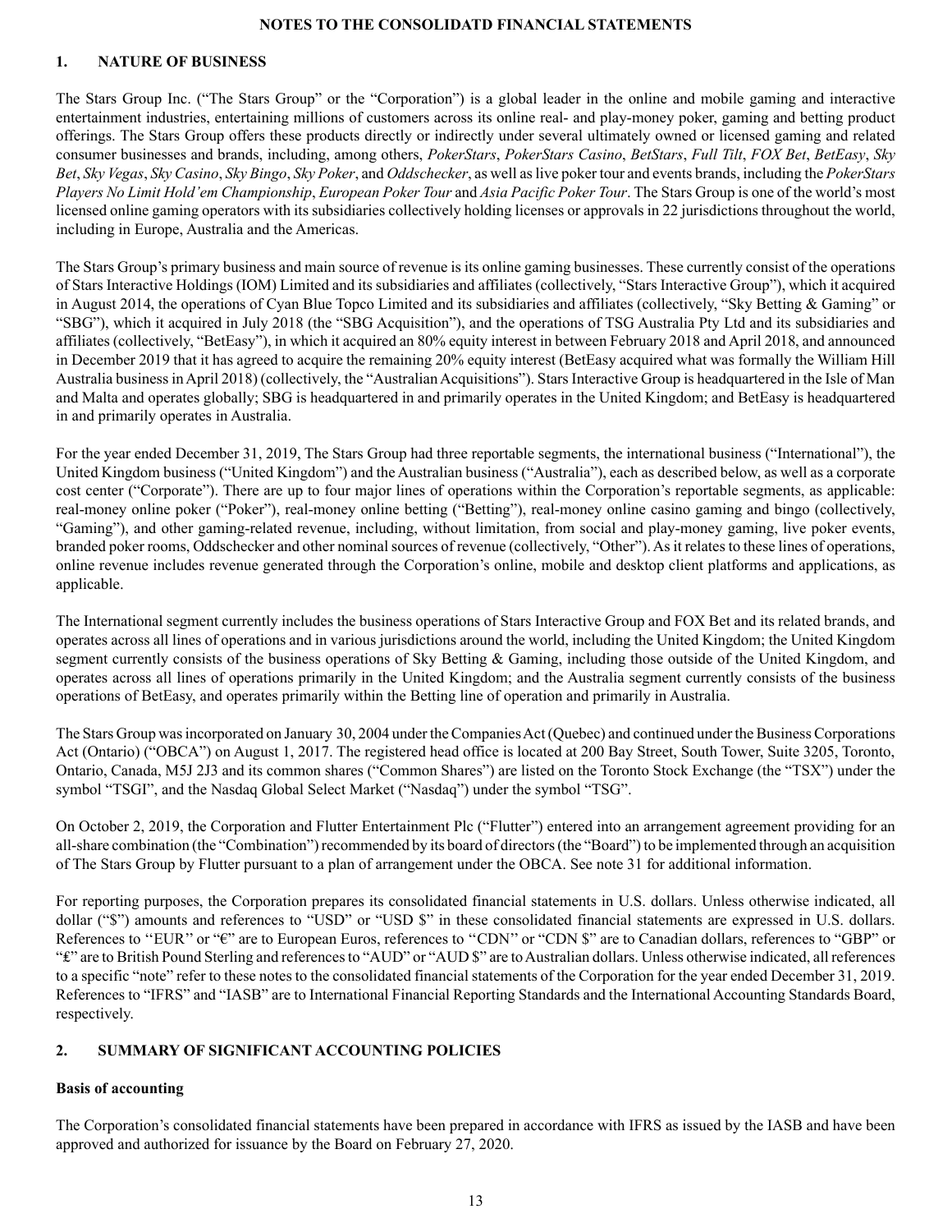# NOTES TO THE CONSOLIDATD FINANCIAL STATEMENTS

## 1. NATURE OF BUSINESS

The Stars Group Inc. ("The Stars Group" or the "Corporation") is a global leader in the online and mobile gaming and interactive entertainment industries, entertaining millions of customers across its online real- and play-money poker, gaming and betting product offerings. The Stars Group offers these products directly or indirectly under several ultimately owned or licensed gaming and related consumer businesses and brands, including, among others, *PokerStars*, *PokerStars Casino*, *BetStars*, *Full Tilt*, *FOX Bet*, *BetEasy*, *Sky Bet*, *Sky Vegas*, *Sky Casino*, *Sky Bingo*, *Sky Poker*, and *Oddschecker*, as well as live poker tour and events brands, including the *PokerStars Players No Limit Hold'em Championship*, *European Poker Tour* and *Asia Pacific Poker Tour*. The Stars Group is one of the world's most licensed online gaming operators with its subsidiaries collectively holding licenses or approvals in 22 jurisdictions throughout the world, including in Europe, Australia and the Americas.

The Stars Group's primary business and main source of revenue is its online gaming businesses. These currently consist of the operations of Stars Interactive Holdings (IOM) Limited and its subsidiaries and affiliates (collectively, "Stars Interactive Group"), which it acquired in August 2014, the operations of Cyan Blue Topco Limited and its subsidiaries and affiliates (collectively, "Sky Betting & Gaming" or "SBG"), which it acquired in July 2018 (the "SBG Acquisition"), and the operations of TSG Australia Pty Ltd and its subsidiaries and affiliates (collectively, "BetEasy"), in which it acquired an 80% equity interest in between February 2018 and April 2018, and announced in December 2019 that it has agreed to acquire the remaining 20% equity interest (BetEasy acquired what was formally the William Hill Australia business in April 2018) (collectively, the "Australian Acquisitions"). Stars Interactive Group is headquartered in the Isle of Man and Malta and operates globally; SBG is headquartered in and primarily operates in the United Kingdom; and BetEasy is headquartered in and primarily operates in Australia.

For the year ended December 31, 2019, The Stars Group had three reportable segments, the international business ("International"), the United Kingdom business ("United Kingdom") and the Australian business ("Australia"), each as described below, as well as a corporate cost center ("Corporate"). There are up to four major lines of operations within the Corporation's reportable segments, as applicable: real-money online poker ("Poker"), real-money online betting ("Betting"), real-money online casino gaming and bingo (collectively, "Gaming"), and other gaming-related revenue, including, without limitation, from social and play-money gaming, live poker events, branded poker rooms, Oddschecker and other nominal sources of revenue (collectively, "Other"). As it relates to these lines of operations, online revenue includes revenue generated through the Corporation's online, mobile and desktop client platforms and applications, as applicable.

The International segment currently includes the business operations of Stars Interactive Group and FOX Bet and its related brands, and operates across all lines of operations and in various jurisdictions around the world, including the United Kingdom; the United Kingdom segment currently consists of the business operations of Sky Betting & Gaming, including those outside of the United Kingdom, and operates across all lines of operations primarily in the United Kingdom; and the Australia segment currently consists of the business operations of BetEasy, and operates primarily within the Betting line of operation and primarily in Australia.

The Stars Group was incorporated on January 30, 2004 under the Companies Act (Quebec) and continued under the Business Corporations Act (Ontario) ("OBCA") on August 1, 2017. The registered head office is located at 200 Bay Street, South Tower, Suite 3205, Toronto, Ontario, Canada, M5J 2J3 and its common shares ("Common Shares") are listed on the Toronto Stock Exchange (the "TSX") under the symbol "TSGI", and the Nasdaq Global Select Market ("Nasdaq") under the symbol "TSG".

On October 2, 2019, the Corporation and Flutter Entertainment Plc ("Flutter") entered into an arrangement agreement providing for an all-share combination (the "Combination") recommended by its board of directors (the "Board") to be implemented through an acquisition of The Stars Group by Flutter pursuant to a plan of arrangement under the OBCA. See note 31 for additional information.

For reporting purposes, the Corporation prepares its consolidated financial statements in U.S. dollars. Unless otherwise indicated, all dollar ("$") amounts and references to "USD" or "USD $" in these consolidated financial statements are expressed in U.S. dollars. References to "EUR" or "€" are to European Euros, references to "CDN" or "CDN $" are to Canadian dollars, references to "GBP" or "£" are to British Pound Sterling and references to "AUD" or "AUD $" are to Australian dollars. Unless otherwise indicated, all references to a specific "note" refer to these notes to the consolidated financial statements of the Corporation for the year ended December 31, 2019. References to "IFRS" and "IASB" are to International Financial Reporting Standards and the International Accounting Standards Board, respectively.

## 2. SUMMARY OF SIGNIFICANT ACCOUNTING POLICIES

### Basis of accounting

The Corporation's consolidated financial statements have been prepared in accordance with IFRS as issued by the IASB and have been approved and authorized for issuance by the Board on February 27, 2020.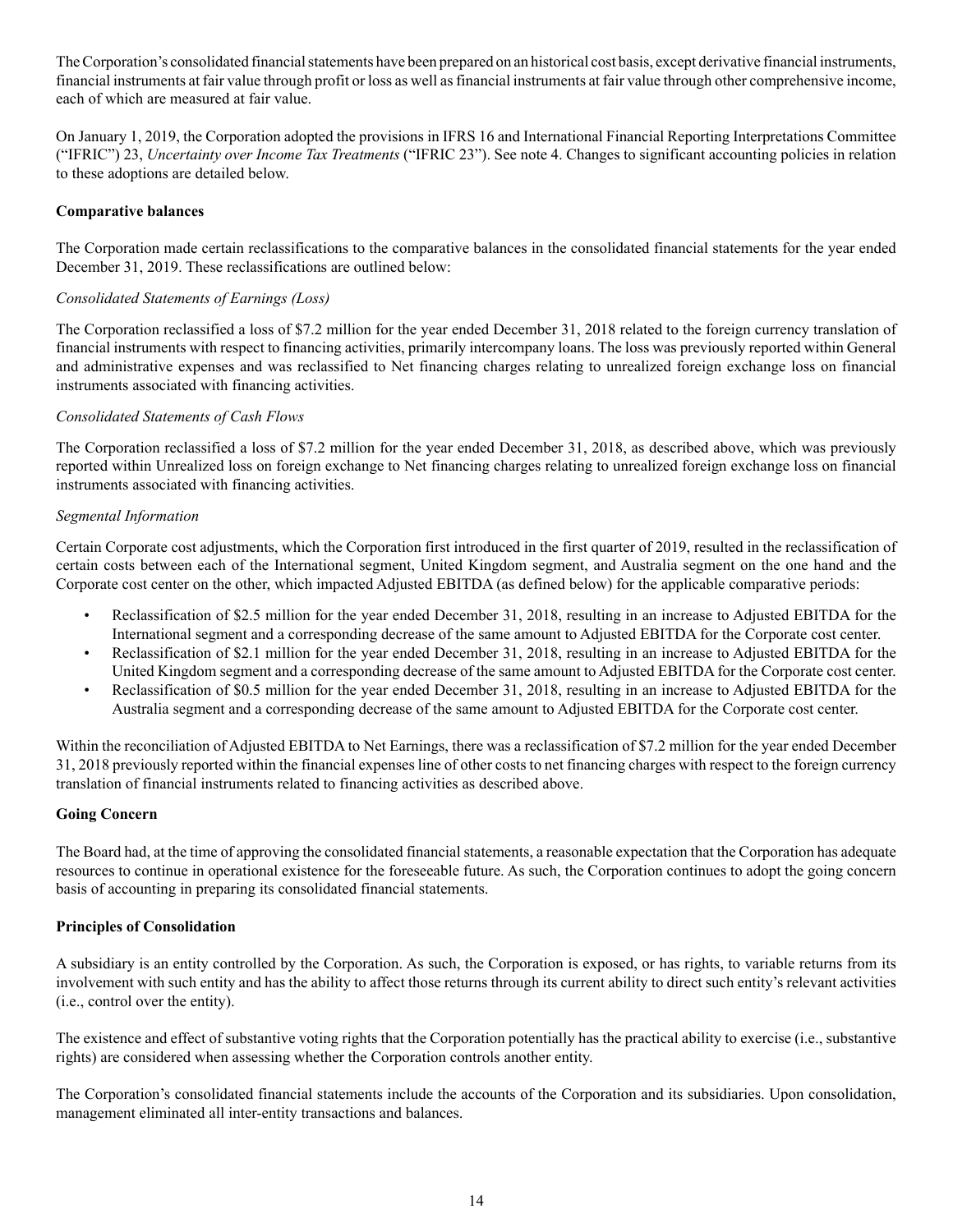The Corporation's consolidated financial statements have been prepared on an historical cost basis, except derivative financial instruments, financial instruments at fair value through profit or loss as well as financial instruments at fair value through other comprehensive income, each of which are measured at fair value.

On January 1, 2019, the Corporation adopted the provisions in IFRS 16 and International Financial Reporting Interpretations Committee ("IFRIC") 23, *Uncertainty over Income Tax Treatments* ("IFRIC 23"). See note 4. Changes to significant accounting policies in relation to these adoptions are detailed below.

**Comparative balances**

The Corporation made certain reclassifications to the comparative balances in the consolidated financial statements for the year ended December 31, 2019. These reclassifications are outlined below:

*Consolidated Statements of Earnings (Loss)*

The Corporation reclassified a loss of $7.2 million for the year ended December 31, 2018 related to the foreign currency translation of financial instruments with respect to financing activities, primarily intercompany loans. The loss was previously reported within General and administrative expenses and was reclassified to Net financing charges relating to unrealized foreign exchange loss on financial instruments associated with financing activities.

*Consolidated Statements of Cash Flows*

The Corporation reclassified a loss of $7.2 million for the year ended December 31, 2018, as described above, which was previously reported within Unrealized loss on foreign exchange to Net financing charges relating to unrealized foreign exchange loss on financial instruments associated with financing activities.

*Segmental Information*

Certain Corporate cost adjustments, which the Corporation first introduced in the first quarter of 2019, resulted in the reclassification of certain costs between each of the International segment, United Kingdom segment, and Australia segment on the one hand and the Corporate cost center on the other, which impacted Adjusted EBITDA (as defined below) for the applicable comparative periods:

- Reclassification of $2.5 million for the year ended December 31, 2018, resulting in an increase to Adjusted EBITDA for the International segment and a corresponding decrease of the same amount to Adjusted EBITDA for the Corporate cost center.
- Reclassification of $2.1 million for the year ended December 31, 2018, resulting in an increase to Adjusted EBITDA for the United Kingdom segment and a corresponding decrease of the same amount to Adjusted EBITDA for the Corporate cost center.
- Reclassification of $0.5 million for the year ended December 31, 2018, resulting in an increase to Adjusted EBITDA for the Australia segment and a corresponding decrease of the same amount to Adjusted EBITDA for the Corporate cost center.

Within the reconciliation of Adjusted EBITDA to Net Earnings, there was a reclassification of $7.2 million for the year ended December 31, 2018 previously reported within the financial expenses line of other costs to net financing charges with respect to the foreign currency translation of financial instruments related to financing activities as described above.

**Going Concern**

The Board had, at the time of approving the consolidated financial statements, a reasonable expectation that the Corporation has adequate resources to continue in operational existence for the foreseeable future. As such, the Corporation continues to adopt the going concern basis of accounting in preparing its consolidated financial statements.

**Principles of Consolidation**

A subsidiary is an entity controlled by the Corporation. As such, the Corporation is exposed, or has rights, to variable returns from its involvement with such entity and has the ability to affect those returns through its current ability to direct such entity's relevant activities (i.e., control over the entity).

The existence and effect of substantive voting rights that the Corporation potentially has the practical ability to exercise (i.e., substantive rights) are considered when assessing whether the Corporation controls another entity.

The Corporation's consolidated financial statements include the accounts of the Corporation and its subsidiaries. Upon consolidation, management eliminated all inter-entity transactions and balances.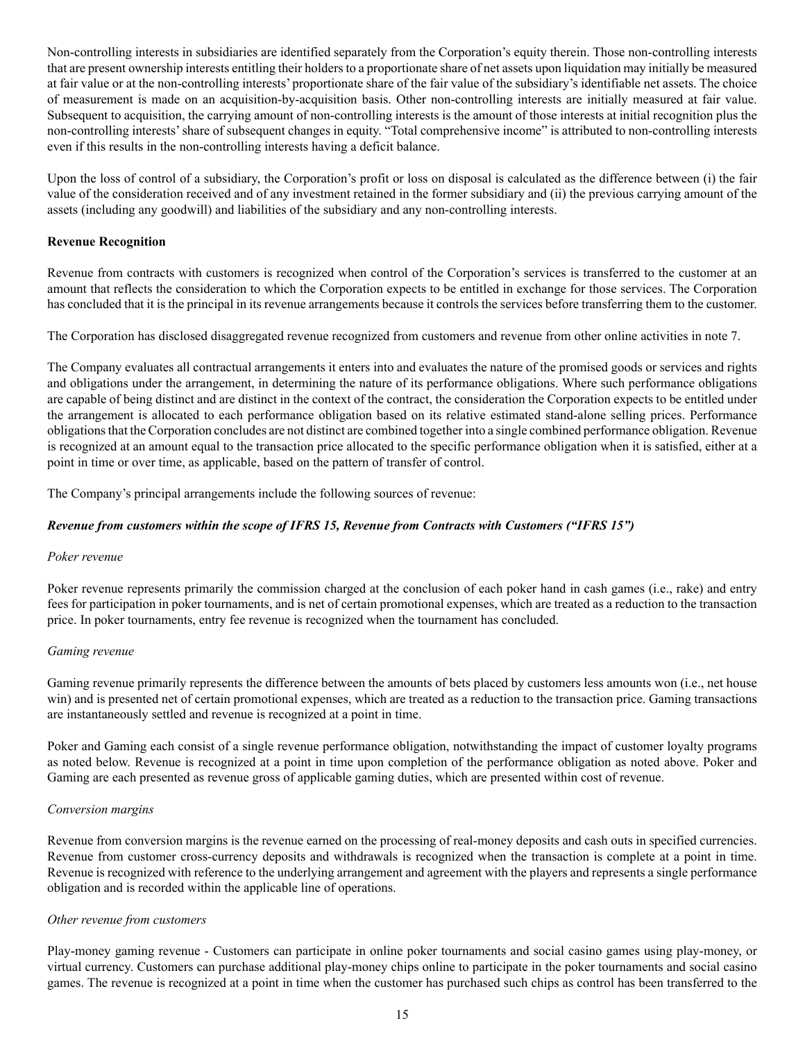Non-controlling interests in subsidiaries are identified separately from the Corporation's equity therein. Those non-controlling interests that are present ownership interests entitling their holders to a proportionate share of net assets upon liquidation may initially be measured at fair value or at the non-controlling interests' proportionate share of the fair value of the subsidiary's identifiable net assets. The choice of measurement is made on an acquisition-by-acquisition basis. Other non-controlling interests are initially measured at fair value. Subsequent to acquisition, the carrying amount of non-controlling interests is the amount of those interests at initial recognition plus the non-controlling interests' share of subsequent changes in equity. "Total comprehensive income" is attributed to non-controlling interests even if this results in the non-controlling interests having a deficit balance.

Upon the loss of control of a subsidiary, the Corporation's profit or loss on disposal is calculated as the difference between (i) the fair value of the consideration received and of any investment retained in the former subsidiary and (ii) the previous carrying amount of the assets (including any goodwill) and liabilities of the subsidiary and any non-controlling interests.

**Revenue Recognition**

Revenue from contracts with customers is recognized when control of the Corporation's services is transferred to the customer at an amount that reflects the consideration to which the Corporation expects to be entitled in exchange for those services. The Corporation has concluded that it is the principal in its revenue arrangements because it controls the services before transferring them to the customer.

The Corporation has disclosed disaggregated revenue recognized from customers and revenue from other online activities in note 7.

The Company evaluates all contractual arrangements it enters into and evaluates the nature of the promised goods or services and rights and obligations under the arrangement, in determining the nature of its performance obligations. Where such performance obligations are capable of being distinct and are distinct in the context of the contract, the consideration the Corporation expects to be entitled under the arrangement is allocated to each performance obligation based on its relative estimated stand-alone selling prices. Performance obligations that the Corporation concludes are not distinct are combined together into a single combined performance obligation. Revenue is recognized at an amount equal to the transaction price allocated to the specific performance obligation when it is satisfied, either at a point in time or over time, as applicable, based on the pattern of transfer of control.

The Company's principal arrangements include the following sources of revenue:

***Revenue from customers within the scope of IFRS 15, Revenue from Contracts with Customers ("IFRS 15")***

*Poker revenue*

Poker revenue represents primarily the commission charged at the conclusion of each poker hand in cash games (i.e., rake) and entry fees for participation in poker tournaments, and is net of certain promotional expenses, which are treated as a reduction to the transaction price. In poker tournaments, entry fee revenue is recognized when the tournament has concluded.

*Gaming revenue*

Gaming revenue primarily represents the difference between the amounts of bets placed by customers less amounts won (i.e., net house win) and is presented net of certain promotional expenses, which are treated as a reduction to the transaction price. Gaming transactions are instantaneously settled and revenue is recognized at a point in time.

Poker and Gaming each consist of a single revenue performance obligation, notwithstanding the impact of customer loyalty programs as noted below. Revenue is recognized at a point in time upon completion of the performance obligation as noted above. Poker and Gaming are each presented as revenue gross of applicable gaming duties, which are presented within cost of revenue.

*Conversion margins*

Revenue from conversion margins is the revenue earned on the processing of real-money deposits and cash outs in specified currencies. Revenue from customer cross-currency deposits and withdrawals is recognized when the transaction is complete at a point in time. Revenue is recognized with reference to the underlying arrangement and agreement with the players and represents a single performance obligation and is recorded within the applicable line of operations.

*Other revenue from customers*

Play-money gaming revenue - Customers can participate in online poker tournaments and social casino games using play-money, or virtual currency. Customers can purchase additional play-money chips online to participate in the poker tournaments and social casino games. The revenue is recognized at a point in time when the customer has purchased such chips as control has been transferred to the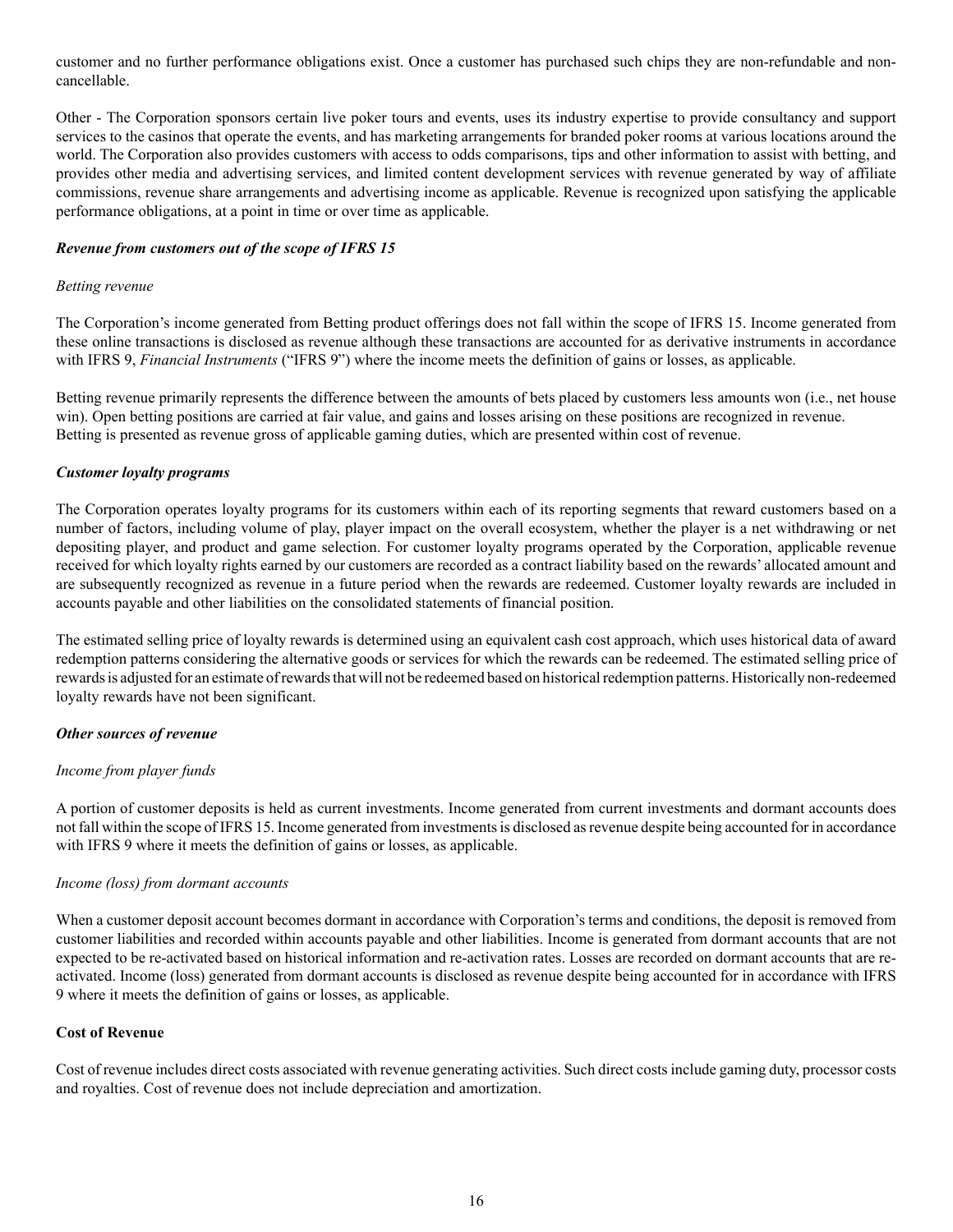customer and no further performance obligations exist. Once a customer has purchased such chips they are non-refundable and non-cancellable.

Other - The Corporation sponsors certain live poker tours and events, uses its industry expertise to provide consultancy and support services to the casinos that operate the events, and has marketing arrangements for branded poker rooms at various locations around the world. The Corporation also provides customers with access to odds comparisons, tips and other information to assist with betting, and provides other media and advertising services, and limited content development services with revenue generated by way of affiliate commissions, revenue share arrangements and advertising income as applicable. Revenue is recognized upon satisfying the applicable performance obligations, at a point in time or over time as applicable.

***Revenue from customers out of the scope of IFRS 15***

*Betting revenue*

The Corporation's income generated from Betting product offerings does not fall within the scope of IFRS 15. Income generated from these online transactions is disclosed as revenue although these transactions are accounted for as derivative instruments in accordance with IFRS 9, *Financial Instruments* ("IFRS 9") where the income meets the definition of gains or losses, as applicable.

Betting revenue primarily represents the difference between the amounts of bets placed by customers less amounts won (i.e., net house win). Open betting positions are carried at fair value, and gains and losses arising on these positions are recognized in revenue. Betting is presented as revenue gross of applicable gaming duties, which are presented within cost of revenue.

***Customer loyalty programs***

The Corporation operates loyalty programs for its customers within each of its reporting segments that reward customers based on a number of factors, including volume of play, player impact on the overall ecosystem, whether the player is a net withdrawing or net depositing player, and product and game selection. For customer loyalty programs operated by the Corporation, applicable revenue received for which loyalty rights earned by our customers are recorded as a contract liability based on the rewards' allocated amount and are subsequently recognized as revenue in a future period when the rewards are redeemed. Customer loyalty rewards are included in accounts payable and other liabilities on the consolidated statements of financial position.

The estimated selling price of loyalty rewards is determined using an equivalent cash cost approach, which uses historical data of award redemption patterns considering the alternative goods or services for which the rewards can be redeemed. The estimated selling price of rewards is adjusted for an estimate of rewards that will not be redeemed based on historical redemption patterns. Historically non-redeemed loyalty rewards have not been significant.

***Other sources of revenue***

*Income from player funds*

A portion of customer deposits is held as current investments. Income generated from current investments and dormant accounts does not fall within the scope of IFRS 15. Income generated from investments is disclosed as revenue despite being accounted for in accordance with IFRS 9 where it meets the definition of gains or losses, as applicable.

*Income (loss) from dormant accounts*

When a customer deposit account becomes dormant in accordance with Corporation's terms and conditions, the deposit is removed from customer liabilities and recorded within accounts payable and other liabilities. Income is generated from dormant accounts that are not expected to be re-activated based on historical information and re-activation rates. Losses are recorded on dormant accounts that are re-activated. Income (loss) generated from dormant accounts is disclosed as revenue despite being accounted for in accordance with IFRS 9 where it meets the definition of gains or losses, as applicable.

**Cost of Revenue**

Cost of revenue includes direct costs associated with revenue generating activities. Such direct costs include gaming duty, processor costs and royalties. Cost of revenue does not include depreciation and amortization.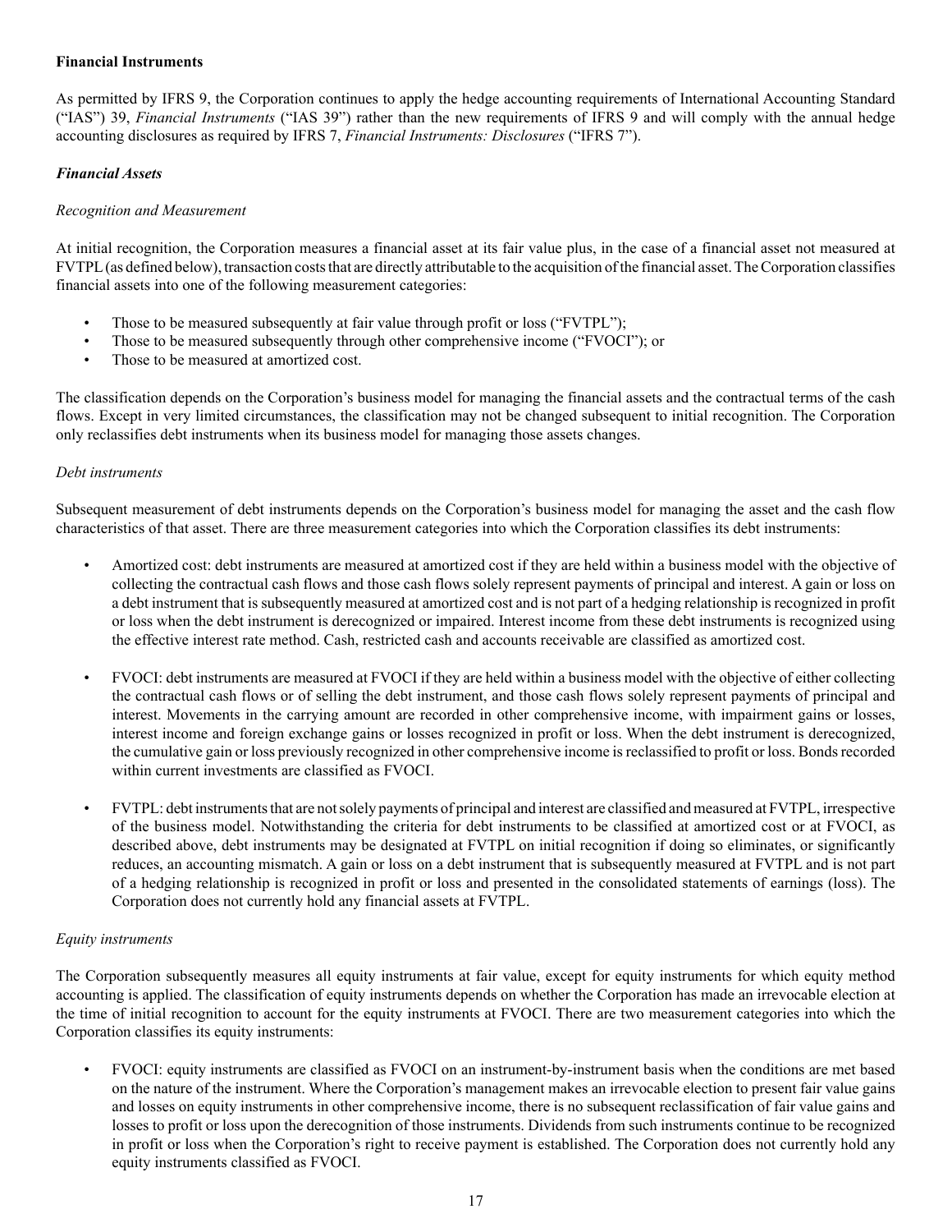**Financial Instruments**

As permitted by IFRS 9, the Corporation continues to apply the hedge accounting requirements of International Accounting Standard ("IAS") 39, *Financial Instruments* ("IAS 39") rather than the new requirements of IFRS 9 and will comply with the annual hedge accounting disclosures as required by IFRS 7, *Financial Instruments: Disclosures* ("IFRS 7").

***Financial Assets***

*Recognition and Measurement*

At initial recognition, the Corporation measures a financial asset at its fair value plus, in the case of a financial asset not measured at FVTPL (as defined below), transaction costs that are directly attributable to the acquisition of the financial asset. The Corporation classifies financial assets into one of the following measurement categories:

- Those to be measured subsequently at fair value through profit or loss ("FVTPL");
- Those to be measured subsequently through other comprehensive income ("FVOCI"); or
- Those to be measured at amortized cost.

The classification depends on the Corporation's business model for managing the financial assets and the contractual terms of the cash flows. Except in very limited circumstances, the classification may not be changed subsequent to initial recognition. The Corporation only reclassifies debt instruments when its business model for managing those assets changes.

*Debt instruments*

Subsequent measurement of debt instruments depends on the Corporation's business model for managing the asset and the cash flow characteristics of that asset. There are three measurement categories into which the Corporation classifies its debt instruments:

- Amortized cost: debt instruments are measured at amortized cost if they are held within a business model with the objective of collecting the contractual cash flows and those cash flows solely represent payments of principal and interest. A gain or loss on a debt instrument that is subsequently measured at amortized cost and is not part of a hedging relationship is recognized in profit or loss when the debt instrument is derecognized or impaired. Interest income from these debt instruments is recognized using the effective interest rate method. Cash, restricted cash and accounts receivable are classified as amortized cost.

- FVOCI: debt instruments are measured at FVOCI if they are held within a business model with the objective of either collecting the contractual cash flows or of selling the debt instrument, and those cash flows solely represent payments of principal and interest. Movements in the carrying amount are recorded in other comprehensive income, with impairment gains or losses, interest income and foreign exchange gains or losses recognized in profit or loss. When the debt instrument is derecognized, the cumulative gain or loss previously recognized in other comprehensive income is reclassified to profit or loss. Bonds recorded within current investments are classified as FVOCI.

- FVTPL: debt instruments that are not solely payments of principal and interest are classified and measured at FVTPL, irrespective of the business model. Notwithstanding the criteria for debt instruments to be classified at amortized cost or at FVOCI, as described above, debt instruments may be designated at FVTPL on initial recognition if doing so eliminates, or significantly reduces, an accounting mismatch. A gain or loss on a debt instrument that is subsequently measured at FVTPL and is not part of a hedging relationship is recognized in profit or loss and presented in the consolidated statements of earnings (loss). The Corporation does not currently hold any financial assets at FVTPL.

*Equity instruments*

The Corporation subsequently measures all equity instruments at fair value, except for equity instruments for which equity method accounting is applied. The classification of equity instruments depends on whether the Corporation has made an irrevocable election at the time of initial recognition to account for the equity instruments at FVOCI. There are two measurement categories into which the Corporation classifies its equity instruments:

- FVOCI: equity instruments are classified as FVOCI on an instrument-by-instrument basis when the conditions are met based on the nature of the instrument. Where the Corporation's management makes an irrevocable election to present fair value gains and losses on equity instruments in other comprehensive income, there is no subsequent reclassification of fair value gains and losses to profit or loss upon the derecognition of those instruments. Dividends from such instruments continue to be recognized in profit or loss when the Corporation's right to receive payment is established. The Corporation does not currently hold any equity instruments classified as FVOCI.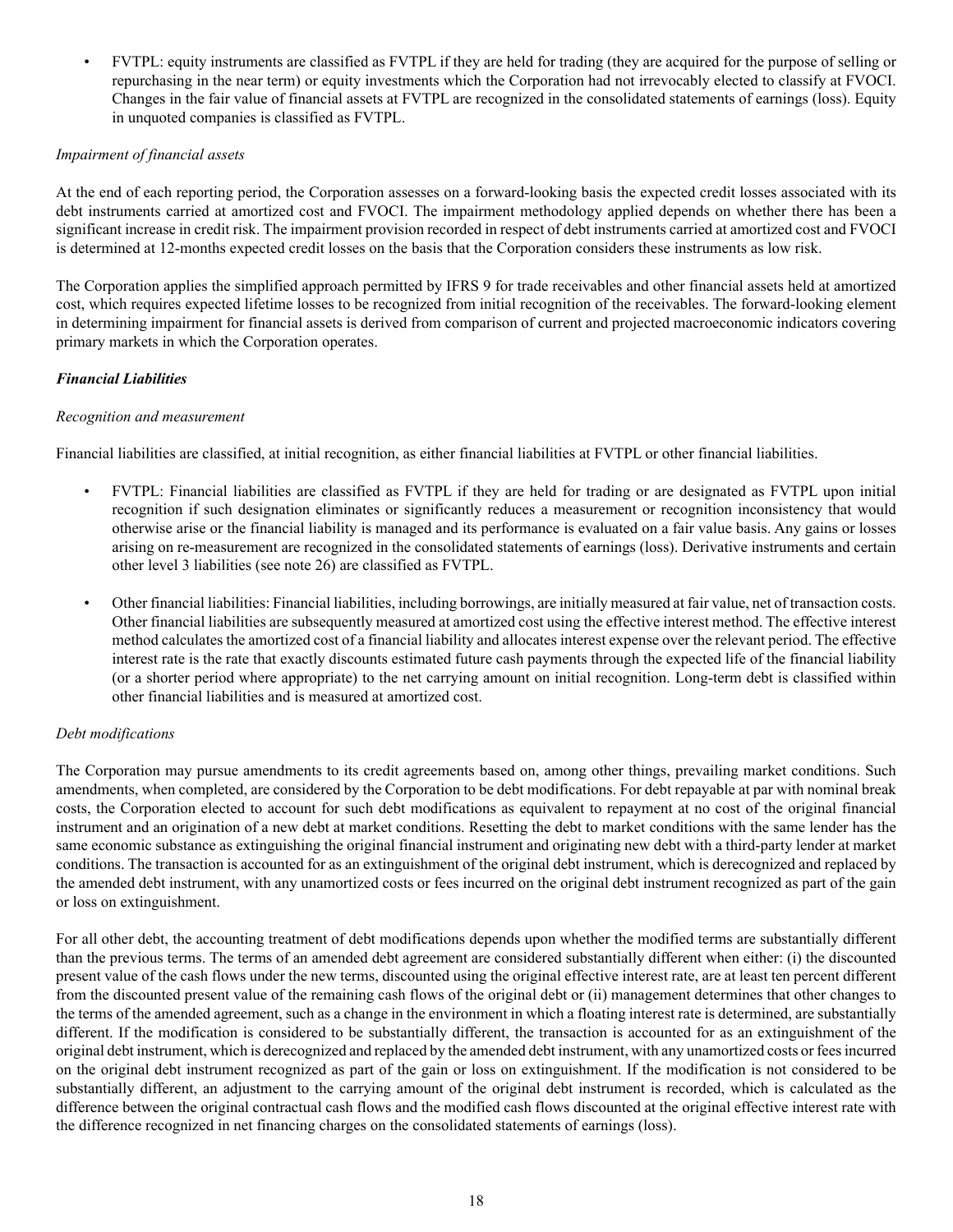- FVTPL: equity instruments are classified as FVTPL if they are held for trading (they are acquired for the purpose of selling or repurchasing in the near term) or equity investments which the Corporation had not irrevocably elected to classify at FVOCI. Changes in the fair value of financial assets at FVTPL are recognized in the consolidated statements of earnings (loss). Equity in unquoted companies is classified as FVTPL.

*Impairment of financial assets*

At the end of each reporting period, the Corporation assesses on a forward-looking basis the expected credit losses associated with its debt instruments carried at amortized cost and FVOCI. The impairment methodology applied depends on whether there has been a significant increase in credit risk. The impairment provision recorded in respect of debt instruments carried at amortized cost and FVOCI is determined at 12-months expected credit losses on the basis that the Corporation considers these instruments as low risk.

The Corporation applies the simplified approach permitted by IFRS 9 for trade receivables and other financial assets held at amortized cost, which requires expected lifetime losses to be recognized from initial recognition of the receivables. The forward-looking element in determining impairment for financial assets is derived from comparison of current and projected macroeconomic indicators covering primary markets in which the Corporation operates.

***Financial Liabilities***

*Recognition and measurement*

Financial liabilities are classified, at initial recognition, as either financial liabilities at FVTPL or other financial liabilities.

- FVTPL: Financial liabilities are classified as FVTPL if they are held for trading or are designated as FVTPL upon initial recognition if such designation eliminates or significantly reduces a measurement or recognition inconsistency that would otherwise arise or the financial liability is managed and its performance is evaluated on a fair value basis. Any gains or losses arising on re-measurement are recognized in the consolidated statements of earnings (loss). Derivative instruments and certain other level 3 liabilities (see note 26) are classified as FVTPL.

- Other financial liabilities: Financial liabilities, including borrowings, are initially measured at fair value, net of transaction costs. Other financial liabilities are subsequently measured at amortized cost using the effective interest method. The effective interest method calculates the amortized cost of a financial liability and allocates interest expense over the relevant period. The effective interest rate is the rate that exactly discounts estimated future cash payments through the expected life of the financial liability (or a shorter period where appropriate) to the net carrying amount on initial recognition. Long-term debt is classified within other financial liabilities and is measured at amortized cost.

*Debt modifications*

The Corporation may pursue amendments to its credit agreements based on, among other things, prevailing market conditions. Such amendments, when completed, are considered by the Corporation to be debt modifications. For debt repayable at par with nominal break costs, the Corporation elected to account for such debt modifications as equivalent to repayment at no cost of the original financial instrument and an origination of a new debt at market conditions. Resetting the debt to market conditions with the same lender has the same economic substance as extinguishing the original financial instrument and originating new debt with a third-party lender at market conditions. The transaction is accounted for as an extinguishment of the original debt instrument, which is derecognized and replaced by the amended debt instrument, with any unamortized costs or fees incurred on the original debt instrument recognized as part of the gain or loss on extinguishment.

For all other debt, the accounting treatment of debt modifications depends upon whether the modified terms are substantially different than the previous terms. The terms of an amended debt agreement are considered substantially different when either: (i) the discounted present value of the cash flows under the new terms, discounted using the original effective interest rate, are at least ten percent different from the discounted present value of the remaining cash flows of the original debt or (ii) management determines that other changes to the terms of the amended agreement, such as a change in the environment in which a floating interest rate is determined, are substantially different. If the modification is considered to be substantially different, the transaction is accounted for as an extinguishment of the original debt instrument, which is derecognized and replaced by the amended debt instrument, with any unamortized costs or fees incurred on the original debt instrument recognized as part of the gain or loss on extinguishment. If the modification is not considered to be substantially different, an adjustment to the carrying amount of the original debt instrument is recorded, which is calculated as the difference between the original contractual cash flows and the modified cash flows discounted at the original effective interest rate with the difference recognized in net financing charges on the consolidated statements of earnings (loss).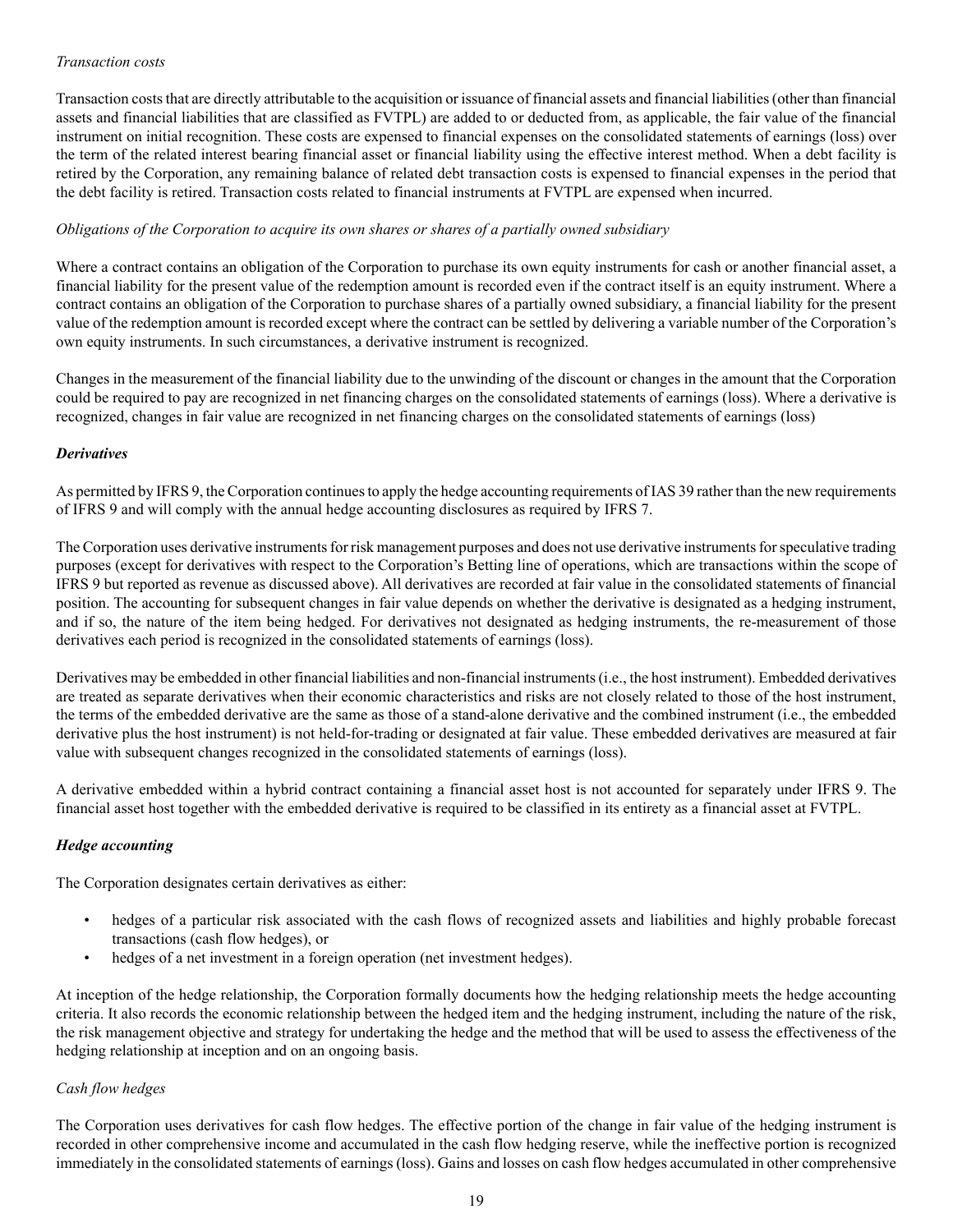*Transaction costs*

Transaction costs that are directly attributable to the acquisition or issuance of financial assets and financial liabilities (other than financial assets and financial liabilities that are classified as FVTPL) are added to or deducted from, as applicable, the fair value of the financial instrument on initial recognition. These costs are expensed to financial expenses on the consolidated statements of earnings (loss) over the term of the related interest bearing financial asset or financial liability using the effective interest method. When a debt facility is retired by the Corporation, any remaining balance of related debt transaction costs is expensed to financial expenses in the period that the debt facility is retired. Transaction costs related to financial instruments at FVTPL are expensed when incurred.

*Obligations of the Corporation to acquire its own shares or shares of a partially owned subsidiary*

Where a contract contains an obligation of the Corporation to purchase its own equity instruments for cash or another financial asset, a financial liability for the present value of the redemption amount is recorded even if the contract itself is an equity instrument. Where a contract contains an obligation of the Corporation to purchase shares of a partially owned subsidiary, a financial liability for the present value of the redemption amount is recorded except where the contract can be settled by delivering a variable number of the Corporation's own equity instruments. In such circumstances, a derivative instrument is recognized.

Changes in the measurement of the financial liability due to the unwinding of the discount or changes in the amount that the Corporation could be required to pay are recognized in net financing charges on the consolidated statements of earnings (loss). Where a derivative is recognized, changes in fair value are recognized in net financing charges on the consolidated statements of earnings (loss)

***Derivatives***

As permitted by IFRS 9, the Corporation continues to apply the hedge accounting requirements of IAS 39 rather than the new requirements of IFRS 9 and will comply with the annual hedge accounting disclosures as required by IFRS 7.

The Corporation uses derivative instruments for risk management purposes and does not use derivative instruments for speculative trading purposes (except for derivatives with respect to the Corporation's Betting line of operations, which are transactions within the scope of IFRS 9 but reported as revenue as discussed above). All derivatives are recorded at fair value in the consolidated statements of financial position. The accounting for subsequent changes in fair value depends on whether the derivative is designated as a hedging instrument, and if so, the nature of the item being hedged. For derivatives not designated as hedging instruments, the re-measurement of those derivatives each period is recognized in the consolidated statements of earnings (loss).

Derivatives may be embedded in other financial liabilities and non-financial instruments (i.e., the host instrument). Embedded derivatives are treated as separate derivatives when their economic characteristics and risks are not closely related to those of the host instrument, the terms of the embedded derivative are the same as those of a stand-alone derivative and the combined instrument (i.e., the embedded derivative plus the host instrument) is not held-for-trading or designated at fair value. These embedded derivatives are measured at fair value with subsequent changes recognized in the consolidated statements of earnings (loss).

A derivative embedded within a hybrid contract containing a financial asset host is not accounted for separately under IFRS 9. The financial asset host together with the embedded derivative is required to be classified in its entirety as a financial asset at FVTPL.

***Hedge accounting***

The Corporation designates certain derivatives as either:

- hedges of a particular risk associated with the cash flows of recognized assets and liabilities and highly probable forecast transactions (cash flow hedges), or
- hedges of a net investment in a foreign operation (net investment hedges).

At inception of the hedge relationship, the Corporation formally documents how the hedging relationship meets the hedge accounting criteria. It also records the economic relationship between the hedged item and the hedging instrument, including the nature of the risk, the risk management objective and strategy for undertaking the hedge and the method that will be used to assess the effectiveness of the hedging relationship at inception and on an ongoing basis.

*Cash flow hedges*

The Corporation uses derivatives for cash flow hedges. The effective portion of the change in fair value of the hedging instrument is recorded in other comprehensive income and accumulated in the cash flow hedging reserve, while the ineffective portion is recognized immediately in the consolidated statements of earnings (loss). Gains and losses on cash flow hedges accumulated in other comprehensive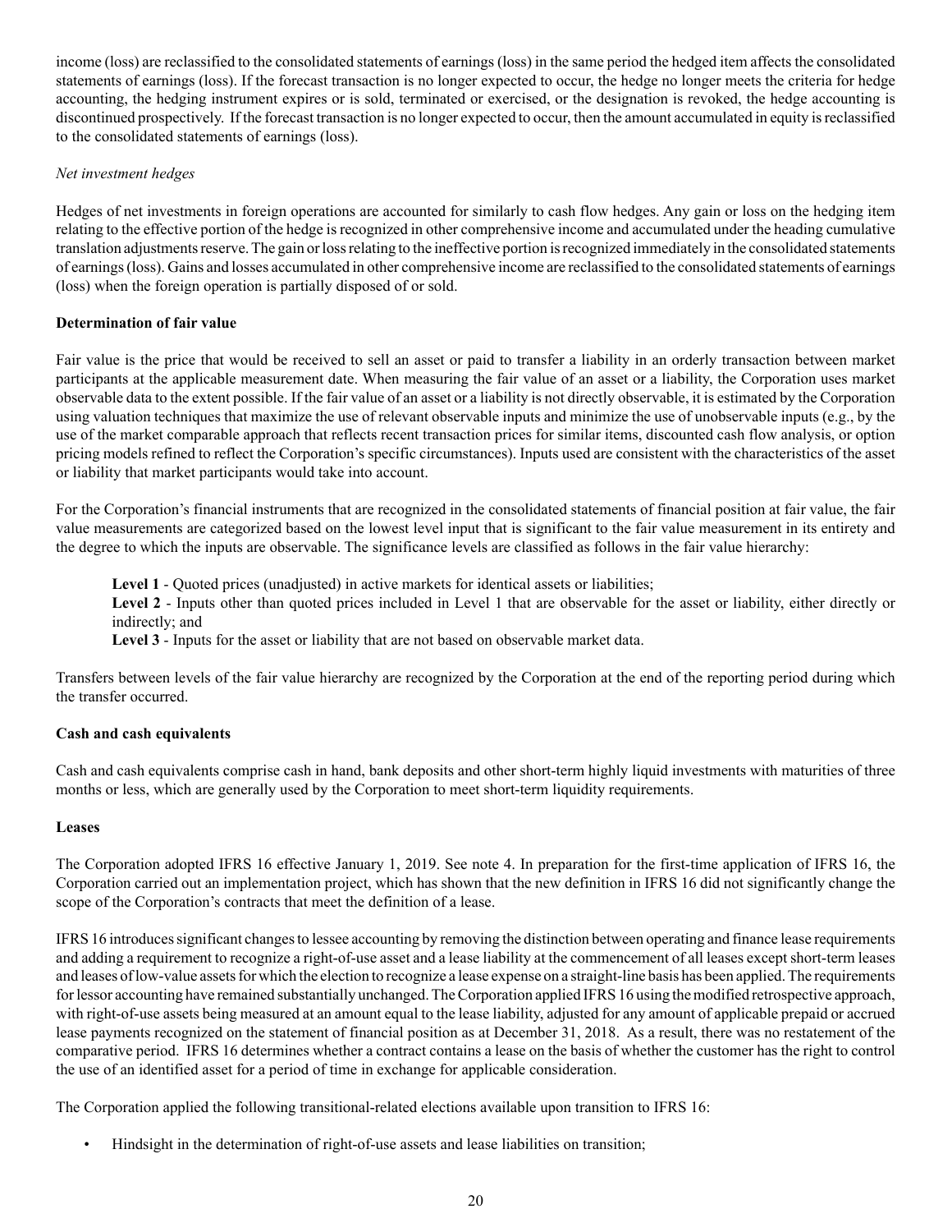income (loss) are reclassified to the consolidated statements of earnings (loss) in the same period the hedged item affects the consolidated statements of earnings (loss). If the forecast transaction is no longer expected to occur, the hedge no longer meets the criteria for hedge accounting, the hedging instrument expires or is sold, terminated or exercised, or the designation is revoked, the hedge accounting is discontinued prospectively. If the forecast transaction is no longer expected to occur, then the amount accumulated in equity is reclassified to the consolidated statements of earnings (loss).

*Net investment hedges*

Hedges of net investments in foreign operations are accounted for similarly to cash flow hedges. Any gain or loss on the hedging item relating to the effective portion of the hedge is recognized in other comprehensive income and accumulated under the heading cumulative translation adjustments reserve. The gain or loss relating to the ineffective portion is recognized immediately in the consolidated statements of earnings (loss). Gains and losses accumulated in other comprehensive income are reclassified to the consolidated statements of earnings (loss) when the foreign operation is partially disposed of or sold.

**Determination of fair value**

Fair value is the price that would be received to sell an asset or paid to transfer a liability in an orderly transaction between market participants at the applicable measurement date. When measuring the fair value of an asset or a liability, the Corporation uses market observable data to the extent possible. If the fair value of an asset or a liability is not directly observable, it is estimated by the Corporation using valuation techniques that maximize the use of relevant observable inputs and minimize the use of unobservable inputs (e.g., by the use of the market comparable approach that reflects recent transaction prices for similar items, discounted cash flow analysis, or option pricing models refined to reflect the Corporation's specific circumstances). Inputs used are consistent with the characteristics of the asset or liability that market participants would take into account.

For the Corporation's financial instruments that are recognized in the consolidated statements of financial position at fair value, the fair value measurements are categorized based on the lowest level input that is significant to the fair value measurement in its entirety and the degree to which the inputs are observable. The significance levels are classified as follows in the fair value hierarchy:

**Level 1** - Quoted prices (unadjusted) in active markets for identical assets or liabilities;
**Level 2** - Inputs other than quoted prices included in Level 1 that are observable for the asset or liability, either directly or indirectly; and
**Level 3** - Inputs for the asset or liability that are not based on observable market data.

Transfers between levels of the fair value hierarchy are recognized by the Corporation at the end of the reporting period during which the transfer occurred.

**Cash and cash equivalents**

Cash and cash equivalents comprise cash in hand, bank deposits and other short-term highly liquid investments with maturities of three months or less, which are generally used by the Corporation to meet short-term liquidity requirements.

**Leases**

The Corporation adopted IFRS 16 effective January 1, 2019. See note 4. In preparation for the first-time application of IFRS 16, the Corporation carried out an implementation project, which has shown that the new definition in IFRS 16 did not significantly change the scope of the Corporation's contracts that meet the definition of a lease.

IFRS 16 introduces significant changes to lessee accounting by removing the distinction between operating and finance lease requirements and adding a requirement to recognize a right-of-use asset and a lease liability at the commencement of all leases except short-term leases and leases of low-value assets for which the election to recognize a lease expense on a straight-line basis has been applied. The requirements for lessor accounting have remained substantially unchanged. The Corporation applied IFRS 16 using the modified retrospective approach, with right-of-use assets being measured at an amount equal to the lease liability, adjusted for any amount of applicable prepaid or accrued lease payments recognized on the statement of financial position as at December 31, 2018. As a result, there was no restatement of the comparative period. IFRS 16 determines whether a contract contains a lease on the basis of whether the customer has the right to control the use of an identified asset for a period of time in exchange for applicable consideration.

The Corporation applied the following transitional-related elections available upon transition to IFRS 16:

- Hindsight in the determination of right-of-use assets and lease liabilities on transition;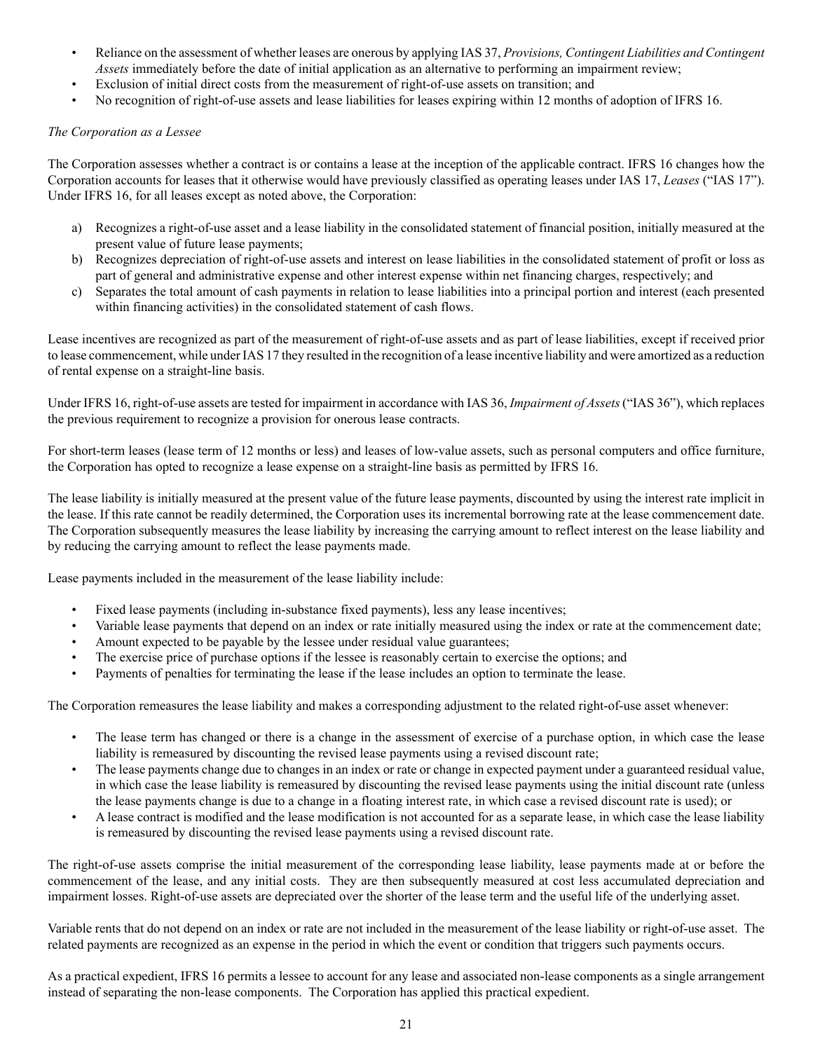- Reliance on the assessment of whether leases are onerous by applying IAS 37, *Provisions, Contingent Liabilities and Contingent Assets* immediately before the date of initial application as an alternative to performing an impairment review;
- Exclusion of initial direct costs from the measurement of right-of-use assets on transition; and
- No recognition of right-of-use assets and lease liabilities for leases expiring within 12 months of adoption of IFRS 16.

*The Corporation as a Lessee*

The Corporation assesses whether a contract is or contains a lease at the inception of the applicable contract. IFRS 16 changes how the Corporation accounts for leases that it otherwise would have previously classified as operating leases under IAS 17, *Leases* ("IAS 17"). Under IFRS 16, for all leases except as noted above, the Corporation:

a) Recognizes a right-of-use asset and a lease liability in the consolidated statement of financial position, initially measured at the present value of future lease payments;
b) Recognizes depreciation of right-of-use assets and interest on lease liabilities in the consolidated statement of profit or loss as part of general and administrative expense and other interest expense within net financing charges, respectively; and
c) Separates the total amount of cash payments in relation to lease liabilities into a principal portion and interest (each presented within financing activities) in the consolidated statement of cash flows.

Lease incentives are recognized as part of the measurement of right-of-use assets and as part of lease liabilities, except if received prior to lease commencement, while under IAS 17 they resulted in the recognition of a lease incentive liability and were amortized as a reduction of rental expense on a straight-line basis.

Under IFRS 16, right-of-use assets are tested for impairment in accordance with IAS 36, *Impairment of Assets* ("IAS 36"), which replaces the previous requirement to recognize a provision for onerous lease contracts.

For short-term leases (lease term of 12 months or less) and leases of low-value assets, such as personal computers and office furniture, the Corporation has opted to recognize a lease expense on a straight-line basis as permitted by IFRS 16.

The lease liability is initially measured at the present value of the future lease payments, discounted by using the interest rate implicit in the lease. If this rate cannot be readily determined, the Corporation uses its incremental borrowing rate at the lease commencement date. The Corporation subsequently measures the lease liability by increasing the carrying amount to reflect interest on the lease liability and by reducing the carrying amount to reflect the lease payments made.

Lease payments included in the measurement of the lease liability include:

- Fixed lease payments (including in-substance fixed payments), less any lease incentives;
- Variable lease payments that depend on an index or rate initially measured using the index or rate at the commencement date;
- Amount expected to be payable by the lessee under residual value guarantees;
- The exercise price of purchase options if the lessee is reasonably certain to exercise the options; and
- Payments of penalties for terminating the lease if the lease includes an option to terminate the lease.

The Corporation remeasures the lease liability and makes a corresponding adjustment to the related right-of-use asset whenever:

- The lease term has changed or there is a change in the assessment of exercise of a purchase option, in which case the lease liability is remeasured by discounting the revised lease payments using a revised discount rate;
- The lease payments change due to changes in an index or rate or change in expected payment under a guaranteed residual value, in which case the lease liability is remeasured by discounting the revised lease payments using the initial discount rate (unless the lease payments change is due to a change in a floating interest rate, in which case a revised discount rate is used); or
- A lease contract is modified and the lease modification is not accounted for as a separate lease, in which case the lease liability is remeasured by discounting the revised lease payments using a revised discount rate.

The right-of-use assets comprise the initial measurement of the corresponding lease liability, lease payments made at or before the commencement of the lease, and any initial costs. They are then subsequently measured at cost less accumulated depreciation and impairment losses. Right-of-use assets are depreciated over the shorter of the lease term and the useful life of the underlying asset.

Variable rents that do not depend on an index or rate are not included in the measurement of the lease liability or right-of-use asset. The related payments are recognized as an expense in the period in which the event or condition that triggers such payments occurs.

As a practical expedient, IFRS 16 permits a lessee to account for any lease and associated non-lease components as a single arrangement instead of separating the non-lease components. The Corporation has applied this practical expedient.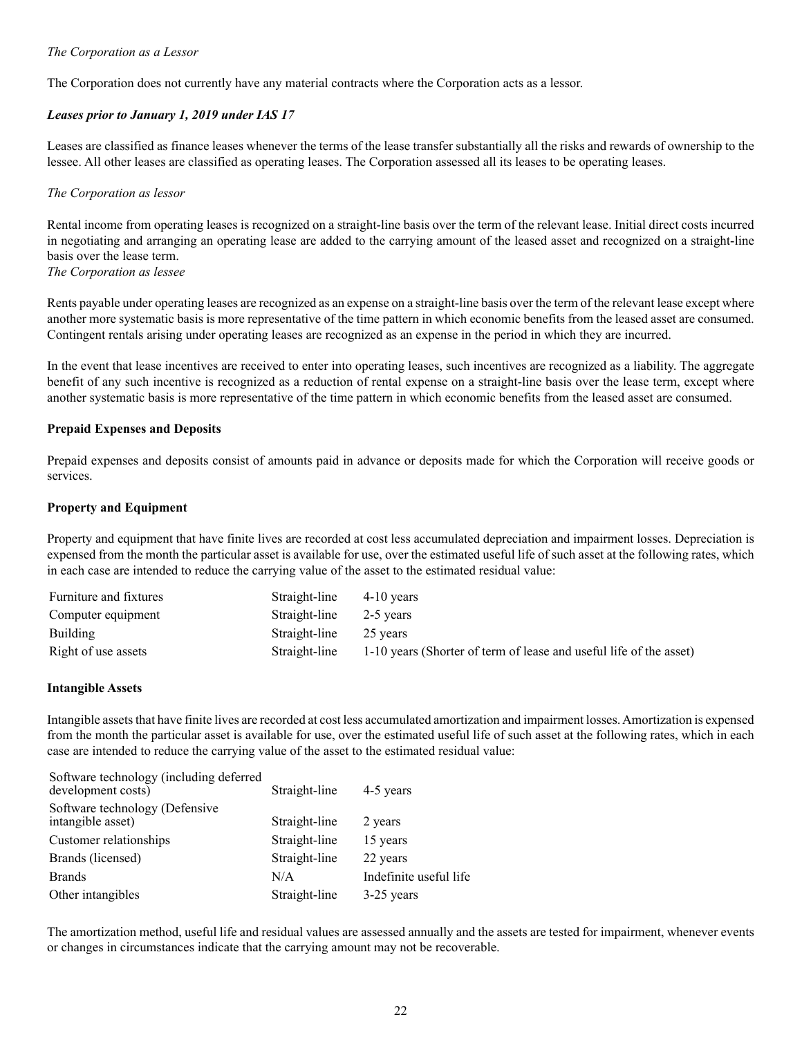*The Corporation as a Lessor*

The Corporation does not currently have any material contracts where the Corporation acts as a lessor.

***Leases prior to January 1, 2019 under IAS 17***

Leases are classified as finance leases whenever the terms of the lease transfer substantially all the risks and rewards of ownership to the lessee. All other leases are classified as operating leases. The Corporation assessed all its leases to be operating leases.

*The Corporation as lessor*

Rental income from operating leases is recognized on a straight-line basis over the term of the relevant lease. Initial direct costs incurred in negotiating and arranging an operating lease are added to the carrying amount of the leased asset and recognized on a straight-line basis over the lease term.

*The Corporation as lessee*

Rents payable under operating leases are recognized as an expense on a straight-line basis over the term of the relevant lease except where another more systematic basis is more representative of the time pattern in which economic benefits from the leased asset are consumed. Contingent rentals arising under operating leases are recognized as an expense in the period in which they are incurred.

In the event that lease incentives are received to enter into operating leases, such incentives are recognized as a liability. The aggregate benefit of any such incentive is recognized as a reduction of rental expense on a straight-line basis over the lease term, except where another systematic basis is more representative of the time pattern in which economic benefits from the leased asset are consumed.

**Prepaid Expenses and Deposits**

Prepaid expenses and deposits consist of amounts paid in advance or deposits made for which the Corporation will receive goods or services.

**Property and Equipment**

Property and equipment that have finite lives are recorded at cost less accumulated depreciation and impairment losses. Depreciation is expensed from the month the particular asset is available for use, over the estimated useful life of such asset at the following rates, which in each case are intended to reduce the carrying value of the asset to the estimated residual value:

| | | |
|---|---|---|
| Furniture and fixtures | Straight-line | 4-10 years |
| Computer equipment | Straight-line | 2-5 years |
| Building | Straight-line | 25 years |
| Right of use assets | Straight-line | 1-10 years (Shorter of term of lease and useful life of the asset) |

**Intangible Assets**

Intangible assets that have finite lives are recorded at cost less accumulated amortization and impairment losses. Amortization is expensed from the month the particular asset is available for use, over the estimated useful life of such asset at the following rates, which in each case are intended to reduce the carrying value of the asset to the estimated residual value:

| | | |
|---|---|---|
| Software technology (including deferred development costs) | Straight-line | 4-5 years |
| Software technology (Defensive intangible asset) | Straight-line | 2 years |
| Customer relationships | Straight-line | 15 years |
| Brands (licensed) | Straight-line | 22 years |
| Brands | N/A | Indefinite useful life |
| Other intangibles | Straight-line | 3-25 years |

The amortization method, useful life and residual values are assessed annually and the assets are tested for impairment, whenever events or changes in circumstances indicate that the carrying amount may not be recoverable.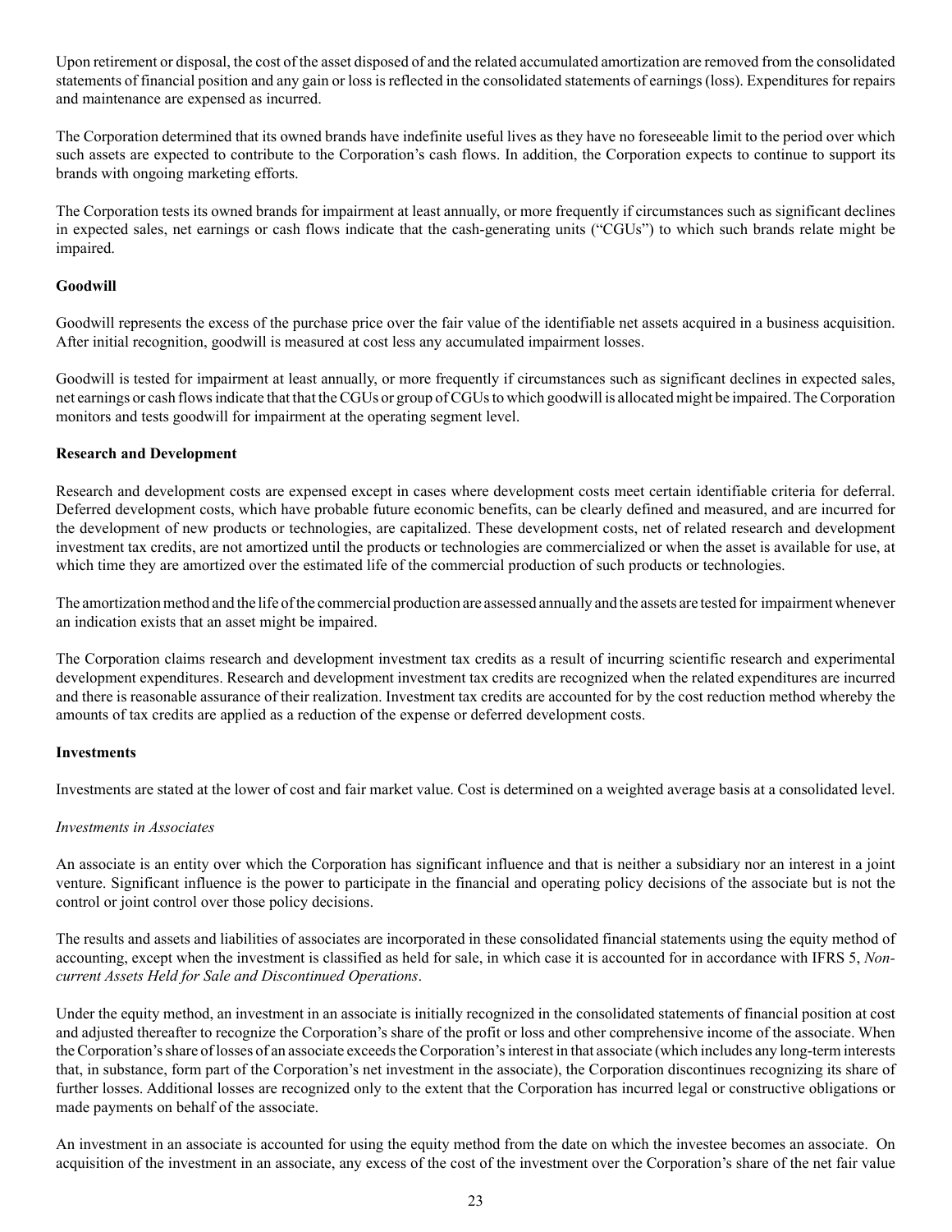Upon retirement or disposal, the cost of the asset disposed of and the related accumulated amortization are removed from the consolidated statements of financial position and any gain or loss is reflected in the consolidated statements of earnings (loss). Expenditures for repairs and maintenance are expensed as incurred.

The Corporation determined that its owned brands have indefinite useful lives as they have no foreseeable limit to the period over which such assets are expected to contribute to the Corporation's cash flows. In addition, the Corporation expects to continue to support its brands with ongoing marketing efforts.

The Corporation tests its owned brands for impairment at least annually, or more frequently if circumstances such as significant declines in expected sales, net earnings or cash flows indicate that the cash-generating units ("CGUs") to which such brands relate might be impaired.

**Goodwill**

Goodwill represents the excess of the purchase price over the fair value of the identifiable net assets acquired in a business acquisition. After initial recognition, goodwill is measured at cost less any accumulated impairment losses.

Goodwill is tested for impairment at least annually, or more frequently if circumstances such as significant declines in expected sales, net earnings or cash flows indicate that that the CGUs or group of CGUs to which goodwill is allocated might be impaired. The Corporation monitors and tests goodwill for impairment at the operating segment level.

**Research and Development**

Research and development costs are expensed except in cases where development costs meet certain identifiable criteria for deferral. Deferred development costs, which have probable future economic benefits, can be clearly defined and measured, and are incurred for the development of new products or technologies, are capitalized. These development costs, net of related research and development investment tax credits, are not amortized until the products or technologies are commercialized or when the asset is available for use, at which time they are amortized over the estimated life of the commercial production of such products or technologies.

The amortization method and the life of the commercial production are assessed annually and the assets are tested for impairment whenever an indication exists that an asset might be impaired.

The Corporation claims research and development investment tax credits as a result of incurring scientific research and experimental development expenditures. Research and development investment tax credits are recognized when the related expenditures are incurred and there is reasonable assurance of their realization. Investment tax credits are accounted for by the cost reduction method whereby the amounts of tax credits are applied as a reduction of the expense or deferred development costs.

**Investments**

Investments are stated at the lower of cost and fair market value. Cost is determined on a weighted average basis at a consolidated level.

*Investments in Associates*

An associate is an entity over which the Corporation has significant influence and that is neither a subsidiary nor an interest in a joint venture. Significant influence is the power to participate in the financial and operating policy decisions of the associate but is not the control or joint control over those policy decisions.

The results and assets and liabilities of associates are incorporated in these consolidated financial statements using the equity method of accounting, except when the investment is classified as held for sale, in which case it is accounted for in accordance with IFRS 5, *Non-current Assets Held for Sale and Discontinued Operations*.

Under the equity method, an investment in an associate is initially recognized in the consolidated statements of financial position at cost and adjusted thereafter to recognize the Corporation's share of the profit or loss and other comprehensive income of the associate. When the Corporation's share of losses of an associate exceeds the Corporation's interest in that associate (which includes any long-term interests that, in substance, form part of the Corporation's net investment in the associate), the Corporation discontinues recognizing its share of further losses. Additional losses are recognized only to the extent that the Corporation has incurred legal or constructive obligations or made payments on behalf of the associate.

An investment in an associate is accounted for using the equity method from the date on which the investee becomes an associate. On acquisition of the investment in an associate, any excess of the cost of the investment over the Corporation's share of the net fair value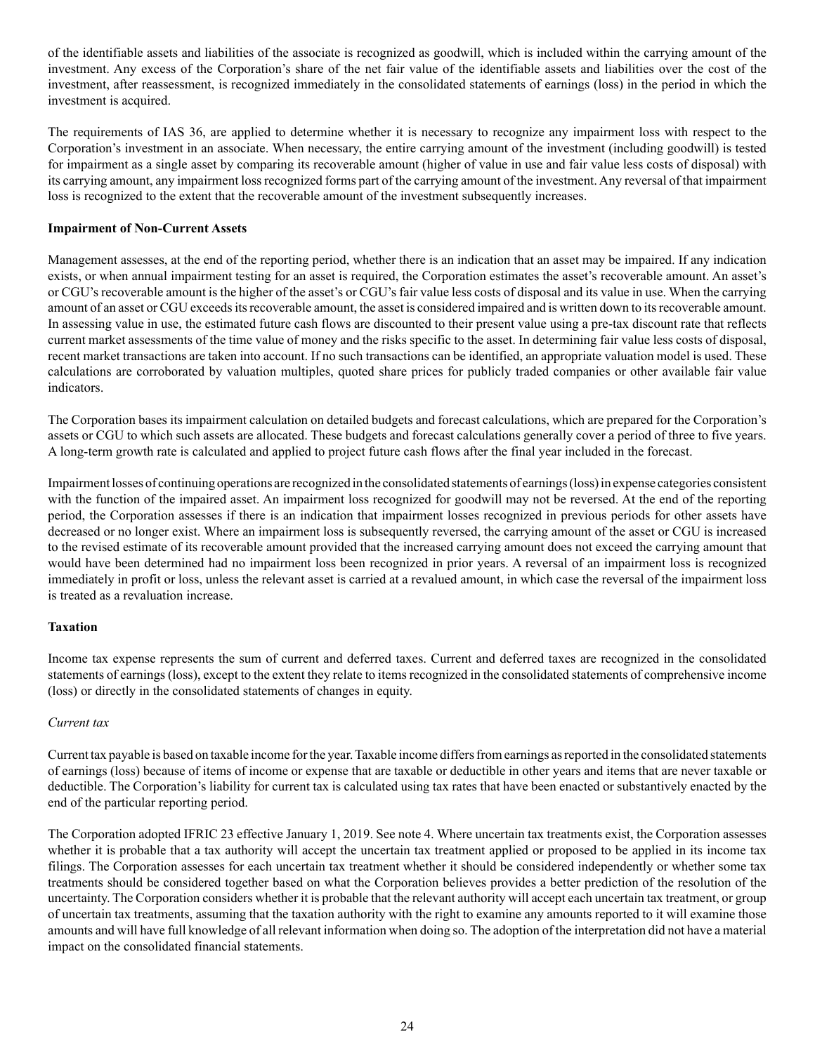of the identifiable assets and liabilities of the associate is recognized as goodwill, which is included within the carrying amount of the investment. Any excess of the Corporation's share of the net fair value of the identifiable assets and liabilities over the cost of the investment, after reassessment, is recognized immediately in the consolidated statements of earnings (loss) in the period in which the investment is acquired.

The requirements of IAS 36, are applied to determine whether it is necessary to recognize any impairment loss with respect to the Corporation's investment in an associate. When necessary, the entire carrying amount of the investment (including goodwill) is tested for impairment as a single asset by comparing its recoverable amount (higher of value in use and fair value less costs of disposal) with its carrying amount, any impairment loss recognized forms part of the carrying amount of the investment. Any reversal of that impairment loss is recognized to the extent that the recoverable amount of the investment subsequently increases.

**Impairment of Non-Current Assets**

Management assesses, at the end of the reporting period, whether there is an indication that an asset may be impaired. If any indication exists, or when annual impairment testing for an asset is required, the Corporation estimates the asset's recoverable amount. An asset's or CGU's recoverable amount is the higher of the asset's or CGU's fair value less costs of disposal and its value in use. When the carrying amount of an asset or CGU exceeds its recoverable amount, the asset is considered impaired and is written down to its recoverable amount. In assessing value in use, the estimated future cash flows are discounted to their present value using a pre-tax discount rate that reflects current market assessments of the time value of money and the risks specific to the asset. In determining fair value less costs of disposal, recent market transactions are taken into account. If no such transactions can be identified, an appropriate valuation model is used. These calculations are corroborated by valuation multiples, quoted share prices for publicly traded companies or other available fair value indicators.

The Corporation bases its impairment calculation on detailed budgets and forecast calculations, which are prepared for the Corporation's assets or CGU to which such assets are allocated. These budgets and forecast calculations generally cover a period of three to five years. A long-term growth rate is calculated and applied to project future cash flows after the final year included in the forecast.

Impairment losses of continuing operations are recognized in the consolidated statements of earnings (loss) in expense categories consistent with the function of the impaired asset. An impairment loss recognized for goodwill may not be reversed. At the end of the reporting period, the Corporation assesses if there is an indication that impairment losses recognized in previous periods for other assets have decreased or no longer exist. Where an impairment loss is subsequently reversed, the carrying amount of the asset or CGU is increased to the revised estimate of its recoverable amount provided that the increased carrying amount does not exceed the carrying amount that would have been determined had no impairment loss been recognized in prior years. A reversal of an impairment loss is recognized immediately in profit or loss, unless the relevant asset is carried at a revalued amount, in which case the reversal of the impairment loss is treated as a revaluation increase.

**Taxation**

Income tax expense represents the sum of current and deferred taxes. Current and deferred taxes are recognized in the consolidated statements of earnings (loss), except to the extent they relate to items recognized in the consolidated statements of comprehensive income (loss) or directly in the consolidated statements of changes in equity.

*Current tax*

Current tax payable is based on taxable income for the year. Taxable income differs from earnings as reported in the consolidated statements of earnings (loss) because of items of income or expense that are taxable or deductible in other years and items that are never taxable or deductible. The Corporation's liability for current tax is calculated using tax rates that have been enacted or substantively enacted by the end of the particular reporting period.

The Corporation adopted IFRIC 23 effective January 1, 2019. See note 4. Where uncertain tax treatments exist, the Corporation assesses whether it is probable that a tax authority will accept the uncertain tax treatment applied or proposed to be applied in its income tax filings. The Corporation assesses for each uncertain tax treatment whether it should be considered independently or whether some tax treatments should be considered together based on what the Corporation believes provides a better prediction of the resolution of the uncertainty. The Corporation considers whether it is probable that the relevant authority will accept each uncertain tax treatment, or group of uncertain tax treatments, assuming that the taxation authority with the right to examine any amounts reported to it will examine those amounts and will have full knowledge of all relevant information when doing so. The adoption of the interpretation did not have a material impact on the consolidated financial statements.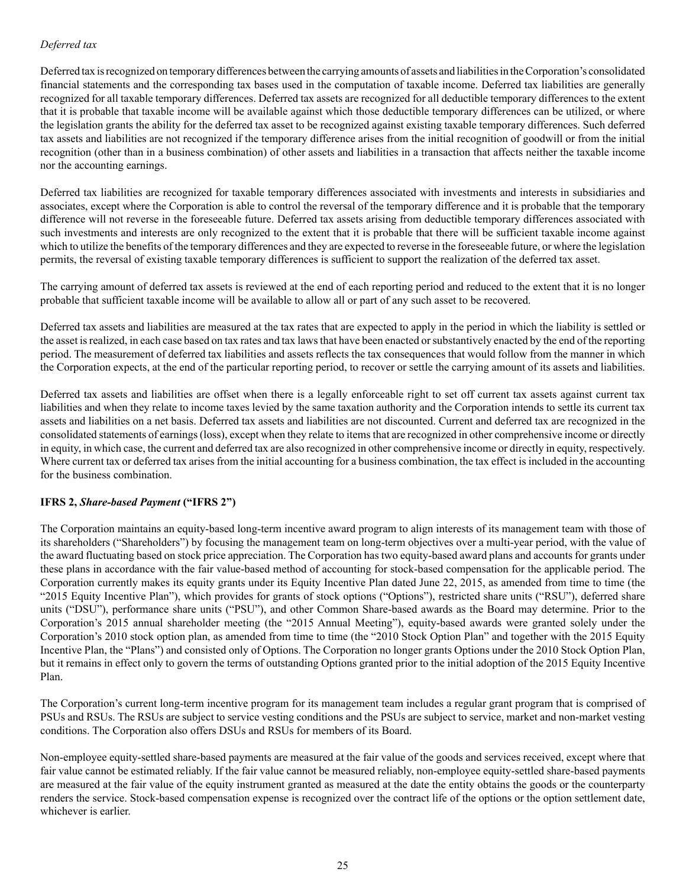*Deferred tax*

Deferred tax is recognized on temporary differences between the carrying amounts of assets and liabilities in the Corporation's consolidated financial statements and the corresponding tax bases used in the computation of taxable income. Deferred tax liabilities are generally recognized for all taxable temporary differences. Deferred tax assets are recognized for all deductible temporary differences to the extent that it is probable that taxable income will be available against which those deductible temporary differences can be utilized, or where the legislation grants the ability for the deferred tax asset to be recognized against existing taxable temporary differences. Such deferred tax assets and liabilities are not recognized if the temporary difference arises from the initial recognition of goodwill or from the initial recognition (other than in a business combination) of other assets and liabilities in a transaction that affects neither the taxable income nor the accounting earnings.

Deferred tax liabilities are recognized for taxable temporary differences associated with investments and interests in subsidiaries and associates, except where the Corporation is able to control the reversal of the temporary difference and it is probable that the temporary difference will not reverse in the foreseeable future. Deferred tax assets arising from deductible temporary differences associated with such investments and interests are only recognized to the extent that it is probable that there will be sufficient taxable income against which to utilize the benefits of the temporary differences and they are expected to reverse in the foreseeable future, or where the legislation permits, the reversal of existing taxable temporary differences is sufficient to support the realization of the deferred tax asset.

The carrying amount of deferred tax assets is reviewed at the end of each reporting period and reduced to the extent that it is no longer probable that sufficient taxable income will be available to allow all or part of any such asset to be recovered.

Deferred tax assets and liabilities are measured at the tax rates that are expected to apply in the period in which the liability is settled or the asset is realized, in each case based on tax rates and tax laws that have been enacted or substantively enacted by the end of the reporting period. The measurement of deferred tax liabilities and assets reflects the tax consequences that would follow from the manner in which the Corporation expects, at the end of the particular reporting period, to recover or settle the carrying amount of its assets and liabilities.

Deferred tax assets and liabilities are offset when there is a legally enforceable right to set off current tax assets against current tax liabilities and when they relate to income taxes levied by the same taxation authority and the Corporation intends to settle its current tax assets and liabilities on a net basis. Deferred tax assets and liabilities are not discounted. Current and deferred tax are recognized in the consolidated statements of earnings (loss), except when they relate to items that are recognized in other comprehensive income or directly in equity, in which case, the current and deferred tax are also recognized in other comprehensive income or directly in equity, respectively. Where current tax or deferred tax arises from the initial accounting for a business combination, the tax effect is included in the accounting for the business combination.

**IFRS 2, *Share-based Payment* ("IFRS 2")**

The Corporation maintains an equity-based long-term incentive award program to align interests of its management team with those of its shareholders ("Shareholders") by focusing the management team on long-term objectives over a multi-year period, with the value of the award fluctuating based on stock price appreciation. The Corporation has two equity-based award plans and accounts for grants under these plans in accordance with the fair value-based method of accounting for stock-based compensation for the applicable period. The Corporation currently makes its equity grants under its Equity Incentive Plan dated June 22, 2015, as amended from time to time (the "2015 Equity Incentive Plan"), which provides for grants of stock options ("Options"), restricted share units ("RSU"), deferred share units ("DSU"), performance share units ("PSU"), and other Common Share-based awards as the Board may determine. Prior to the Corporation's 2015 annual shareholder meeting (the "2015 Annual Meeting"), equity-based awards were granted solely under the Corporation's 2010 stock option plan, as amended from time to time (the "2010 Stock Option Plan" and together with the 2015 Equity Incentive Plan, the "Plans") and consisted only of Options. The Corporation no longer grants Options under the 2010 Stock Option Plan, but it remains in effect only to govern the terms of outstanding Options granted prior to the initial adoption of the 2015 Equity Incentive Plan.

The Corporation's current long-term incentive program for its management team includes a regular grant program that is comprised of PSUs and RSUs. The RSUs are subject to service vesting conditions and the PSUs are subject to service, market and non-market vesting conditions. The Corporation also offers DSUs and RSUs for members of its Board.

Non-employee equity-settled share-based payments are measured at the fair value of the goods and services received, except where that fair value cannot be estimated reliably. If the fair value cannot be measured reliably, non-employee equity-settled share-based payments are measured at the fair value of the equity instrument granted as measured at the date the entity obtains the goods or the counterparty renders the service. Stock-based compensation expense is recognized over the contract life of the options or the option settlement date, whichever is earlier.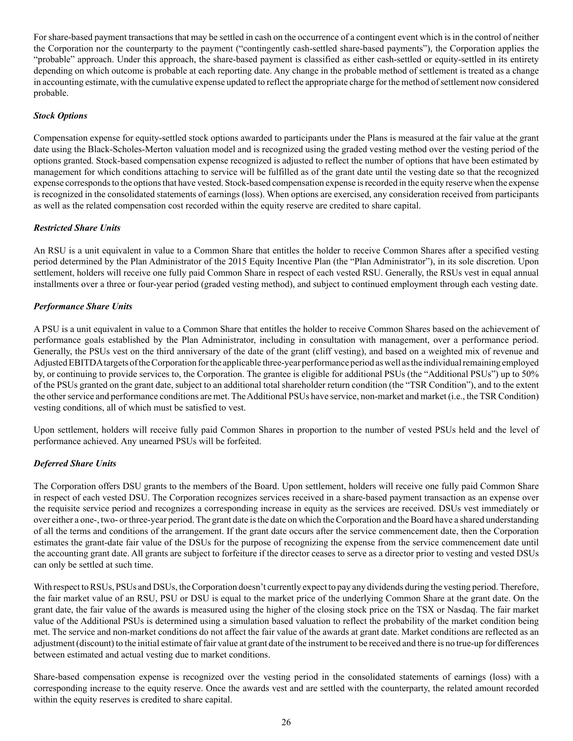For share-based payment transactions that may be settled in cash on the occurrence of a contingent event which is in the control of neither the Corporation nor the counterparty to the payment ("contingently cash-settled share-based payments"), the Corporation applies the "probable" approach. Under this approach, the share-based payment is classified as either cash-settled or equity-settled in its entirety depending on which outcome is probable at each reporting date. Any change in the probable method of settlement is treated as a change in accounting estimate, with the cumulative expense updated to reflect the appropriate charge for the method of settlement now considered probable.

***Stock Options***

Compensation expense for equity-settled stock options awarded to participants under the Plans is measured at the fair value at the grant date using the Black-Scholes-Merton valuation model and is recognized using the graded vesting method over the vesting period of the options granted. Stock-based compensation expense recognized is adjusted to reflect the number of options that have been estimated by management for which conditions attaching to service will be fulfilled as of the grant date until the vesting date so that the recognized expense corresponds to the options that have vested. Stock-based compensation expense is recorded in the equity reserve when the expense is recognized in the consolidated statements of earnings (loss). When options are exercised, any consideration received from participants as well as the related compensation cost recorded within the equity reserve are credited to share capital.

***Restricted Share Units***

An RSU is a unit equivalent in value to a Common Share that entitles the holder to receive Common Shares after a specified vesting period determined by the Plan Administrator of the 2015 Equity Incentive Plan (the "Plan Administrator"), in its sole discretion. Upon settlement, holders will receive one fully paid Common Share in respect of each vested RSU. Generally, the RSUs vest in equal annual installments over a three or four-year period (graded vesting method), and subject to continued employment through each vesting date.

***Performance Share Units***

A PSU is a unit equivalent in value to a Common Share that entitles the holder to receive Common Shares based on the achievement of performance goals established by the Plan Administrator, including in consultation with management, over a performance period. Generally, the PSUs vest on the third anniversary of the date of the grant (cliff vesting), and based on a weighted mix of revenue and Adjusted EBITDA targets of the Corporation for the applicable three-year performance period as well as the individual remaining employed by, or continuing to provide services to, the Corporation. The grantee is eligible for additional PSUs (the "Additional PSUs") up to 50% of the PSUs granted on the grant date, subject to an additional total shareholder return condition (the "TSR Condition"), and to the extent the other service and performance conditions are met. The Additional PSUs have service, non-market and market (i.e., the TSR Condition) vesting conditions, all of which must be satisfied to vest.

Upon settlement, holders will receive fully paid Common Shares in proportion to the number of vested PSUs held and the level of performance achieved. Any unearned PSUs will be forfeited.

***Deferred Share Units***

The Corporation offers DSU grants to the members of the Board. Upon settlement, holders will receive one fully paid Common Share in respect of each vested DSU. The Corporation recognizes services received in a share-based payment transaction as an expense over the requisite service period and recognizes a corresponding increase in equity as the services are received. DSUs vest immediately or over either a one-, two- or three-year period. The grant date is the date on which the Corporation and the Board have a shared understanding of all the terms and conditions of the arrangement. If the grant date occurs after the service commencement date, then the Corporation estimates the grant-date fair value of the DSUs for the purpose of recognizing the expense from the service commencement date until the accounting grant date. All grants are subject to forfeiture if the director ceases to serve as a director prior to vesting and vested DSUs can only be settled at such time.

With respect to RSUs, PSUs and DSUs, the Corporation doesn't currently expect to pay any dividends during the vesting period. Therefore, the fair market value of an RSU, PSU or DSU is equal to the market price of the underlying Common Share at the grant date. On the grant date, the fair value of the awards is measured using the higher of the closing stock price on the TSX or Nasdaq. The fair market value of the Additional PSUs is determined using a simulation based valuation to reflect the probability of the market condition being met. The service and non-market conditions do not affect the fair value of the awards at grant date. Market conditions are reflected as an adjustment (discount) to the initial estimate of fair value at grant date of the instrument to be received and there is no true-up for differences between estimated and actual vesting due to market conditions.

Share-based compensation expense is recognized over the vesting period in the consolidated statements of earnings (loss) with a corresponding increase to the equity reserve. Once the awards vest and are settled with the counterparty, the related amount recorded within the equity reserves is credited to share capital.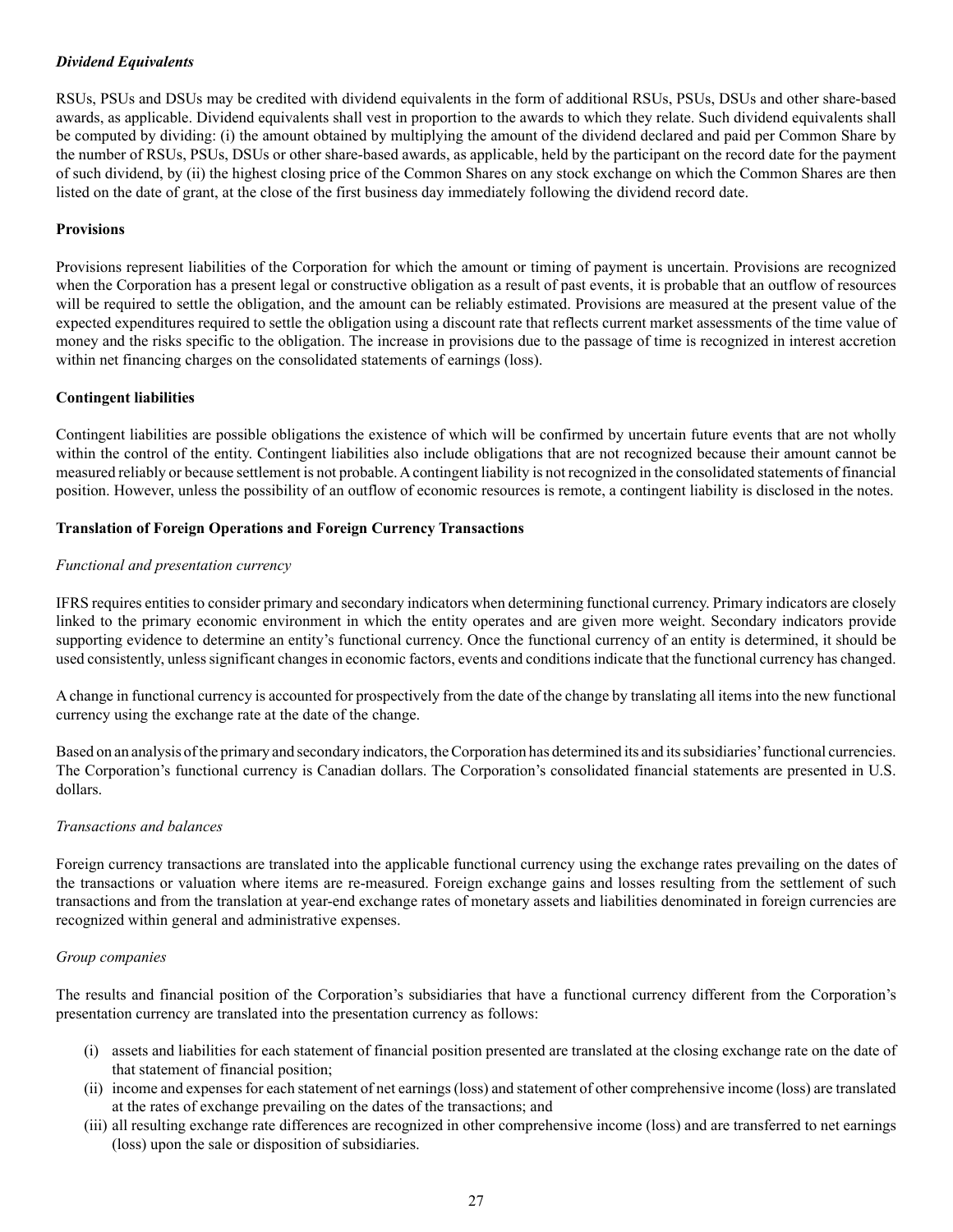### *Dividend Equivalents*

RSUs, PSUs and DSUs may be credited with dividend equivalents in the form of additional RSUs, PSUs, DSUs and other share-based awards, as applicable. Dividend equivalents shall vest in proportion to the awards to which they relate. Such dividend equivalents shall be computed by dividing: (i) the amount obtained by multiplying the amount of the dividend declared and paid per Common Share by the number of RSUs, PSUs, DSUs or other share-based awards, as applicable, held by the participant on the record date for the payment of such dividend, by (ii) the highest closing price of the Common Shares on any stock exchange on which the Common Shares are then listed on the date of grant, at the close of the first business day immediately following the dividend record date.

## Provisions

Provisions represent liabilities of the Corporation for which the amount or timing of payment is uncertain. Provisions are recognized when the Corporation has a present legal or constructive obligation as a result of past events, it is probable that an outflow of resources will be required to settle the obligation, and the amount can be reliably estimated. Provisions are measured at the present value of the expected expenditures required to settle the obligation using a discount rate that reflects current market assessments of the time value of money and the risks specific to the obligation. The increase in provisions due to the passage of time is recognized in interest accretion within net financing charges on the consolidated statements of earnings (loss).

## Contingent liabilities

Contingent liabilities are possible obligations the existence of which will be confirmed by uncertain future events that are not wholly within the control of the entity. Contingent liabilities also include obligations that are not recognized because their amount cannot be measured reliably or because settlement is not probable. A contingent liability is not recognized in the consolidated statements of financial position. However, unless the possibility of an outflow of economic resources is remote, a contingent liability is disclosed in the notes.

## Translation of Foreign Operations and Foreign Currency Transactions

### *Functional and presentation currency*

IFRS requires entities to consider primary and secondary indicators when determining functional currency. Primary indicators are closely linked to the primary economic environment in which the entity operates and are given more weight. Secondary indicators provide supporting evidence to determine an entity's functional currency. Once the functional currency of an entity is determined, it should be used consistently, unless significant changes in economic factors, events and conditions indicate that the functional currency has changed.

A change in functional currency is accounted for prospectively from the date of the change by translating all items into the new functional currency using the exchange rate at the date of the change.

Based on an analysis of the primary and secondary indicators, the Corporation has determined its and its subsidiaries' functional currencies. The Corporation's functional currency is Canadian dollars. The Corporation's consolidated financial statements are presented in U.S. dollars.

### *Transactions and balances*

Foreign currency transactions are translated into the applicable functional currency using the exchange rates prevailing on the dates of the transactions or valuation where items are re-measured. Foreign exchange gains and losses resulting from the settlement of such transactions and from the translation at year-end exchange rates of monetary assets and liabilities denominated in foreign currencies are recognized within general and administrative expenses.

### *Group companies*

The results and financial position of the Corporation's subsidiaries that have a functional currency different from the Corporation's presentation currency are translated into the presentation currency as follows:

(i) assets and liabilities for each statement of financial position presented are translated at the closing exchange rate on the date of that statement of financial position;
(ii) income and expenses for each statement of net earnings (loss) and statement of other comprehensive income (loss) are translated at the rates of exchange prevailing on the dates of the transactions; and
(iii) all resulting exchange rate differences are recognized in other comprehensive income (loss) and are transferred to net earnings (loss) upon the sale or disposition of subsidiaries.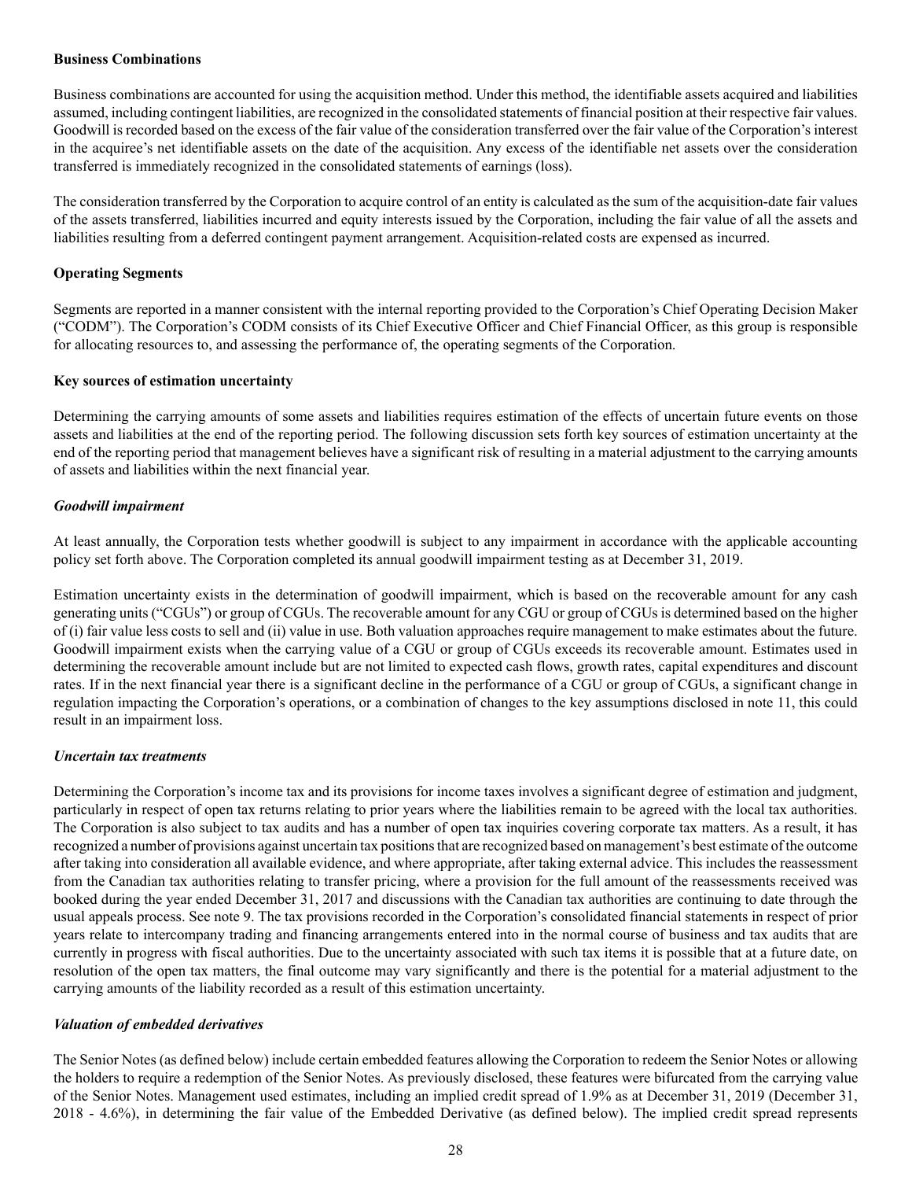**Business Combinations**

Business combinations are accounted for using the acquisition method. Under this method, the identifiable assets acquired and liabilities assumed, including contingent liabilities, are recognized in the consolidated statements of financial position at their respective fair values. Goodwill is recorded based on the excess of the fair value of the consideration transferred over the fair value of the Corporation's interest in the acquiree's net identifiable assets on the date of the acquisition. Any excess of the identifiable net assets over the consideration transferred is immediately recognized in the consolidated statements of earnings (loss).

The consideration transferred by the Corporation to acquire control of an entity is calculated as the sum of the acquisition-date fair values of the assets transferred, liabilities incurred and equity interests issued by the Corporation, including the fair value of all the assets and liabilities resulting from a deferred contingent payment arrangement. Acquisition-related costs are expensed as incurred.

**Operating Segments**

Segments are reported in a manner consistent with the internal reporting provided to the Corporation's Chief Operating Decision Maker ("CODM"). The Corporation's CODM consists of its Chief Executive Officer and Chief Financial Officer, as this group is responsible for allocating resources to, and assessing the performance of, the operating segments of the Corporation.

**Key sources of estimation uncertainty**

Determining the carrying amounts of some assets and liabilities requires estimation of the effects of uncertain future events on those assets and liabilities at the end of the reporting period. The following discussion sets forth key sources of estimation uncertainty at the end of the reporting period that management believes have a significant risk of resulting in a material adjustment to the carrying amounts of assets and liabilities within the next financial year.

***Goodwill impairment***

At least annually, the Corporation tests whether goodwill is subject to any impairment in accordance with the applicable accounting policy set forth above. The Corporation completed its annual goodwill impairment testing as at December 31, 2019.

Estimation uncertainty exists in the determination of goodwill impairment, which is based on the recoverable amount for any cash generating units ("CGUs") or group of CGUs. The recoverable amount for any CGU or group of CGUs is determined based on the higher of (i) fair value less costs to sell and (ii) value in use. Both valuation approaches require management to make estimates about the future. Goodwill impairment exists when the carrying value of a CGU or group of CGUs exceeds its recoverable amount. Estimates used in determining the recoverable amount include but are not limited to expected cash flows, growth rates, capital expenditures and discount rates. If in the next financial year there is a significant decline in the performance of a CGU or group of CGUs, a significant change in regulation impacting the Corporation's operations, or a combination of changes to the key assumptions disclosed in note 11, this could result in an impairment loss.

***Uncertain tax treatments***

Determining the Corporation's income tax and its provisions for income taxes involves a significant degree of estimation and judgment, particularly in respect of open tax returns relating to prior years where the liabilities remain to be agreed with the local tax authorities. The Corporation is also subject to tax audits and has a number of open tax inquiries covering corporate tax matters. As a result, it has recognized a number of provisions against uncertain tax positions that are recognized based on management's best estimate of the outcome after taking into consideration all available evidence, and where appropriate, after taking external advice. This includes the reassessment from the Canadian tax authorities relating to transfer pricing, where a provision for the full amount of the reassessments received was booked during the year ended December 31, 2017 and discussions with the Canadian tax authorities are continuing to date through the usual appeals process. See note 9. The tax provisions recorded in the Corporation's consolidated financial statements in respect of prior years relate to intercompany trading and financing arrangements entered into in the normal course of business and tax audits that are currently in progress with fiscal authorities. Due to the uncertainty associated with such tax items it is possible that at a future date, on resolution of the open tax matters, the final outcome may vary significantly and there is the potential for a material adjustment to the carrying amounts of the liability recorded as a result of this estimation uncertainty.

***Valuation of embedded derivatives***

The Senior Notes (as defined below) include certain embedded features allowing the Corporation to redeem the Senior Notes or allowing the holders to require a redemption of the Senior Notes. As previously disclosed, these features were bifurcated from the carrying value of the Senior Notes. Management used estimates, including an implied credit spread of 1.9% as at December 31, 2019 (December 31, 2018 - 4.6%), in determining the fair value of the Embedded Derivative (as defined below). The implied credit spread represents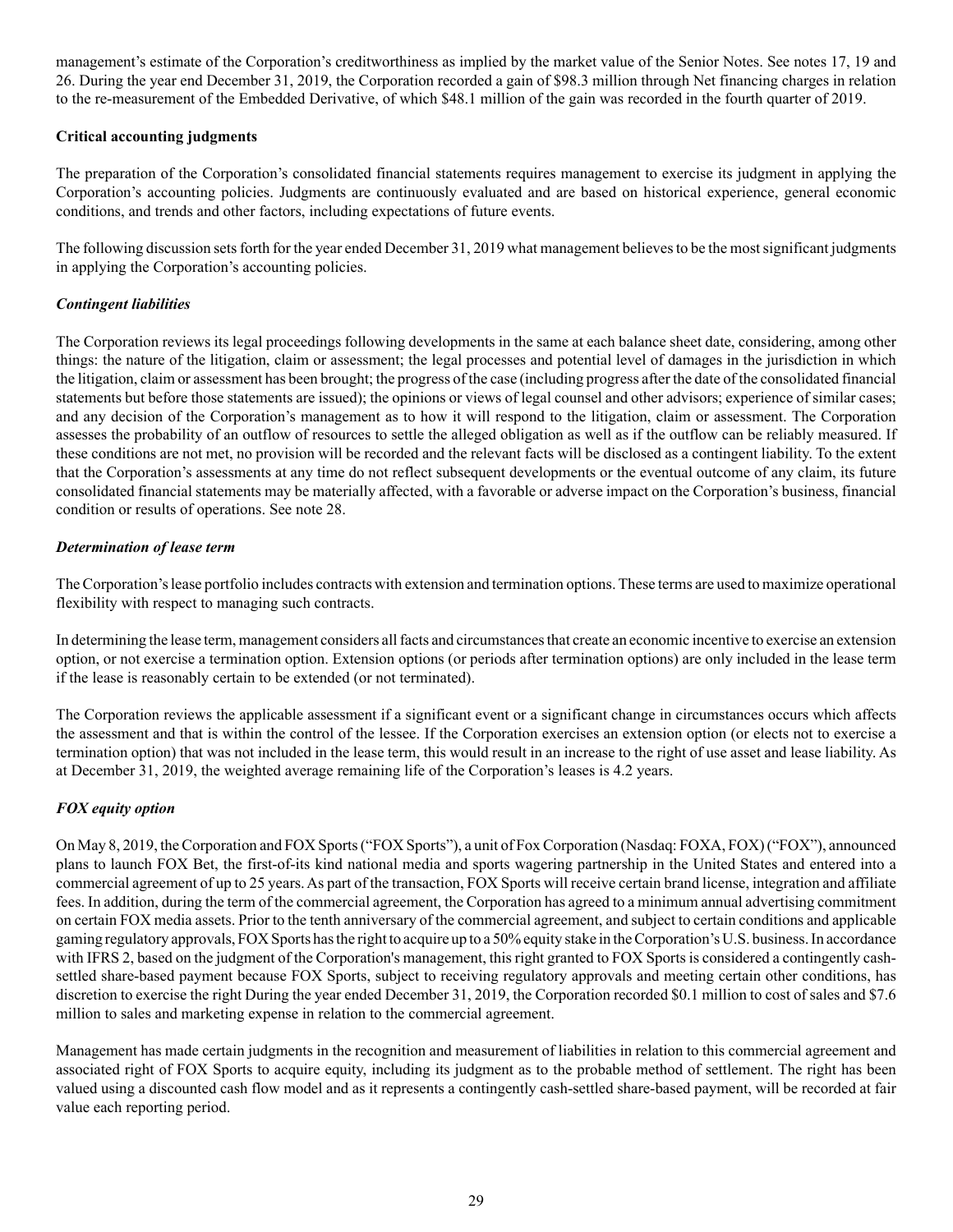management's estimate of the Corporation's creditworthiness as implied by the market value of the Senior Notes. See notes 17, 19 and 26. During the year end December 31, 2019, the Corporation recorded a gain of $98.3 million through Net financing charges in relation to the re-measurement of the Embedded Derivative, of which $48.1 million of the gain was recorded in the fourth quarter of 2019.

**Critical accounting judgments**

The preparation of the Corporation's consolidated financial statements requires management to exercise its judgment in applying the Corporation's accounting policies. Judgments are continuously evaluated and are based on historical experience, general economic conditions, and trends and other factors, including expectations of future events.

The following discussion sets forth for the year ended December 31, 2019 what management believes to be the most significant judgments in applying the Corporation's accounting policies.

***Contingent liabilities***

The Corporation reviews its legal proceedings following developments in the same at each balance sheet date, considering, among other things: the nature of the litigation, claim or assessment; the legal processes and potential level of damages in the jurisdiction in which the litigation, claim or assessment has been brought; the progress of the case (including progress after the date of the consolidated financial statements but before those statements are issued); the opinions or views of legal counsel and other advisors; experience of similar cases; and any decision of the Corporation's management as to how it will respond to the litigation, claim or assessment. The Corporation assesses the probability of an outflow of resources to settle the alleged obligation as well as if the outflow can be reliably measured. If these conditions are not met, no provision will be recorded and the relevant facts will be disclosed as a contingent liability. To the extent that the Corporation's assessments at any time do not reflect subsequent developments or the eventual outcome of any claim, its future consolidated financial statements may be materially affected, with a favorable or adverse impact on the Corporation's business, financial condition or results of operations. See note 28.

***Determination of lease term***

The Corporation's lease portfolio includes contracts with extension and termination options. These terms are used to maximize operational flexibility with respect to managing such contracts.

In determining the lease term, management considers all facts and circumstances that create an economic incentive to exercise an extension option, or not exercise a termination option. Extension options (or periods after termination options) are only included in the lease term if the lease is reasonably certain to be extended (or not terminated).

The Corporation reviews the applicable assessment if a significant event or a significant change in circumstances occurs which affects the assessment and that is within the control of the lessee. If the Corporation exercises an extension option (or elects not to exercise a termination option) that was not included in the lease term, this would result in an increase to the right of use asset and lease liability. As at December 31, 2019, the weighted average remaining life of the Corporation's leases is 4.2 years.

***FOX equity option***

On May 8, 2019, the Corporation and FOX Sports ("FOX Sports"), a unit of Fox Corporation (Nasdaq: FOXA, FOX) ("FOX"), announced plans to launch FOX Bet, the first-of-its kind national media and sports wagering partnership in the United States and entered into a commercial agreement of up to 25 years. As part of the transaction, FOX Sports will receive certain brand license, integration and affiliate fees. In addition, during the term of the commercial agreement, the Corporation has agreed to a minimum annual advertising commitment on certain FOX media assets. Prior to the tenth anniversary of the commercial agreement, and subject to certain conditions and applicable gaming regulatory approvals, FOX Sports has the right to acquire up to a 50% equity stake in the Corporation's U.S. business. In accordance with IFRS 2, based on the judgment of the Corporation's management, this right granted to FOX Sports is considered a contingently cash-settled share-based payment because FOX Sports, subject to receiving regulatory approvals and meeting certain other conditions, has discretion to exercise the right During the year ended December 31, 2019, the Corporation recorded $0.1 million to cost of sales and $7.6 million to sales and marketing expense in relation to the commercial agreement.

Management has made certain judgments in the recognition and measurement of liabilities in relation to this commercial agreement and associated right of FOX Sports to acquire equity, including its judgment as to the probable method of settlement. The right has been valued using a discounted cash flow model and as it represents a contingently cash-settled share-based payment, will be recorded at fair value each reporting period.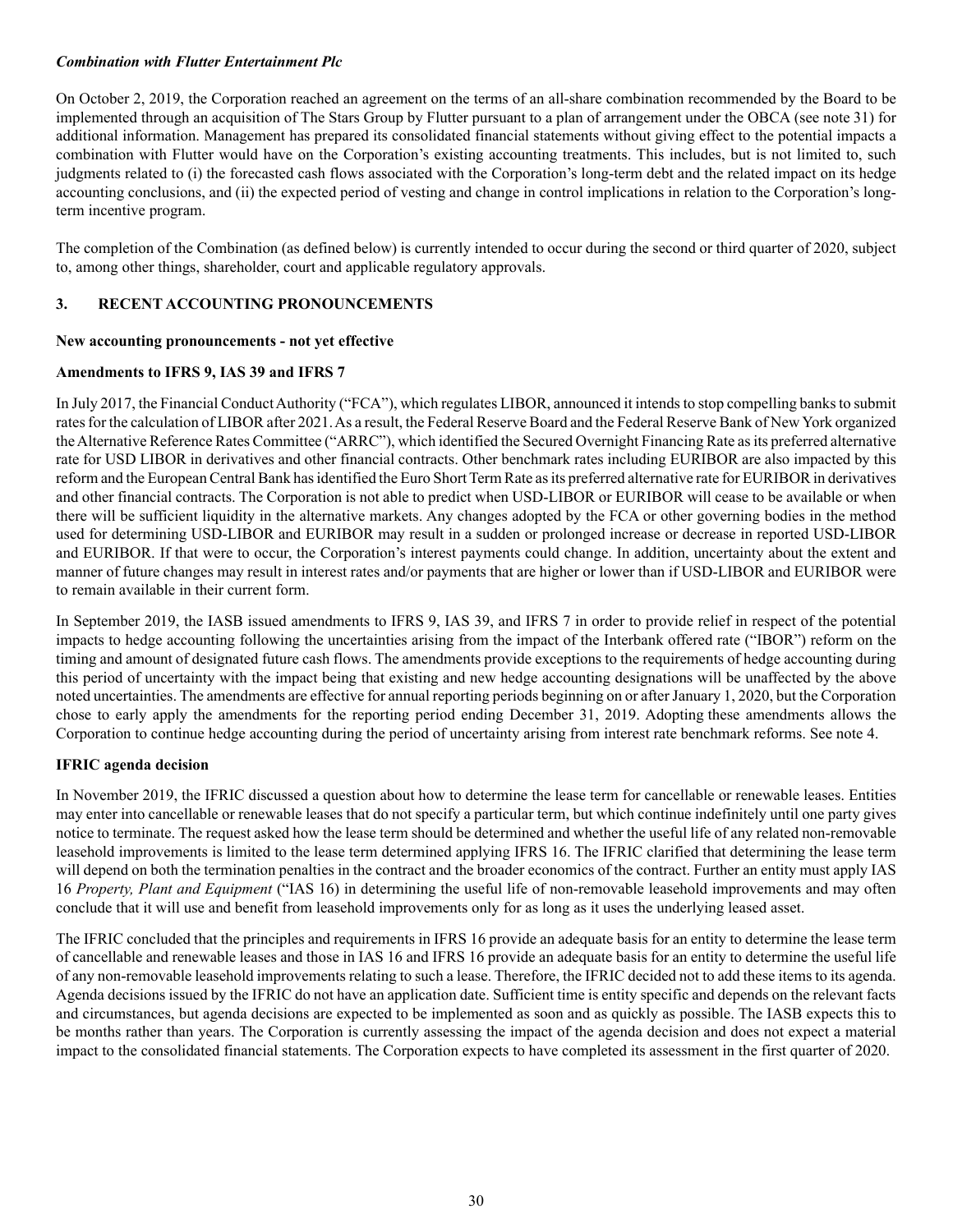***Combination with Flutter Entertainment Plc***

On October 2, 2019, the Corporation reached an agreement on the terms of an all-share combination recommended by the Board to be implemented through an acquisition of The Stars Group by Flutter pursuant to a plan of arrangement under the OBCA (see note 31) for additional information. Management has prepared its consolidated financial statements without giving effect to the potential impacts a combination with Flutter would have on the Corporation's existing accounting treatments. This includes, but is not limited to, such judgments related to (i) the forecasted cash flows associated with the Corporation's long-term debt and the related impact on its hedge accounting conclusions, and (ii) the expected period of vesting and change in control implications in relation to the Corporation's long-term incentive program.

The completion of the Combination (as defined below) is currently intended to occur during the second or third quarter of 2020, subject to, among other things, shareholder, court and applicable regulatory approvals.

## 3. RECENT ACCOUNTING PRONOUNCEMENTS

**New accounting pronouncements - not yet effective**

**Amendments to IFRS 9, IAS 39 and IFRS 7**

In July 2017, the Financial Conduct Authority ("FCA"), which regulates LIBOR, announced it intends to stop compelling banks to submit rates for the calculation of LIBOR after 2021. As a result, the Federal Reserve Board and the Federal Reserve Bank of New York organized the Alternative Reference Rates Committee ("ARRC"), which identified the Secured Overnight Financing Rate as its preferred alternative rate for USD LIBOR in derivatives and other financial contracts. Other benchmark rates including EURIBOR are also impacted by this reform and the European Central Bank has identified the Euro Short Term Rate as its preferred alternative rate for EURIBOR in derivatives and other financial contracts. The Corporation is not able to predict when USD-LIBOR or EURIBOR will cease to be available or when there will be sufficient liquidity in the alternative markets. Any changes adopted by the FCA or other governing bodies in the method used for determining USD-LIBOR and EURIBOR may result in a sudden or prolonged increase or decrease in reported USD-LIBOR and EURIBOR. If that were to occur, the Corporation's interest payments could change. In addition, uncertainty about the extent and manner of future changes may result in interest rates and/or payments that are higher or lower than if USD-LIBOR and EURIBOR were to remain available in their current form.

In September 2019, the IASB issued amendments to IFRS 9, IAS 39, and IFRS 7 in order to provide relief in respect of the potential impacts to hedge accounting following the uncertainties arising from the impact of the Interbank offered rate ("IBOR") reform on the timing and amount of designated future cash flows. The amendments provide exceptions to the requirements of hedge accounting during this period of uncertainty with the impact being that existing and new hedge accounting designations will be unaffected by the above noted uncertainties. The amendments are effective for annual reporting periods beginning on or after January 1, 2020, but the Corporation chose to early apply the amendments for the reporting period ending December 31, 2019. Adopting these amendments allows the Corporation to continue hedge accounting during the period of uncertainty arising from interest rate benchmark reforms. See note 4.

**IFRIC agenda decision**

In November 2019, the IFRIC discussed a question about how to determine the lease term for cancellable or renewable leases. Entities may enter into cancellable or renewable leases that do not specify a particular term, but which continue indefinitely until one party gives notice to terminate. The request asked how the lease term should be determined and whether the useful life of any related non-removable leasehold improvements is limited to the lease term determined applying IFRS 16. The IFRIC clarified that determining the lease term will depend on both the termination penalties in the contract and the broader economics of the contract. Further an entity must apply IAS 16 *Property, Plant and Equipment* ("IAS 16) in determining the useful life of non-removable leasehold improvements and may often conclude that it will use and benefit from leasehold improvements only for as long as it uses the underlying leased asset.

The IFRIC concluded that the principles and requirements in IFRS 16 provide an adequate basis for an entity to determine the lease term of cancellable and renewable leases and those in IAS 16 and IFRS 16 provide an adequate basis for an entity to determine the useful life of any non-removable leasehold improvements relating to such a lease. Therefore, the IFRIC decided not to add these items to its agenda. Agenda decisions issued by the IFRIC do not have an application date. Sufficient time is entity specific and depends on the relevant facts and circumstances, but agenda decisions are expected to be implemented as soon and as quickly as possible. The IASB expects this to be months rather than years. The Corporation is currently assessing the impact of the agenda decision and does not expect a material impact to the consolidated financial statements. The Corporation expects to have completed its assessment in the first quarter of 2020.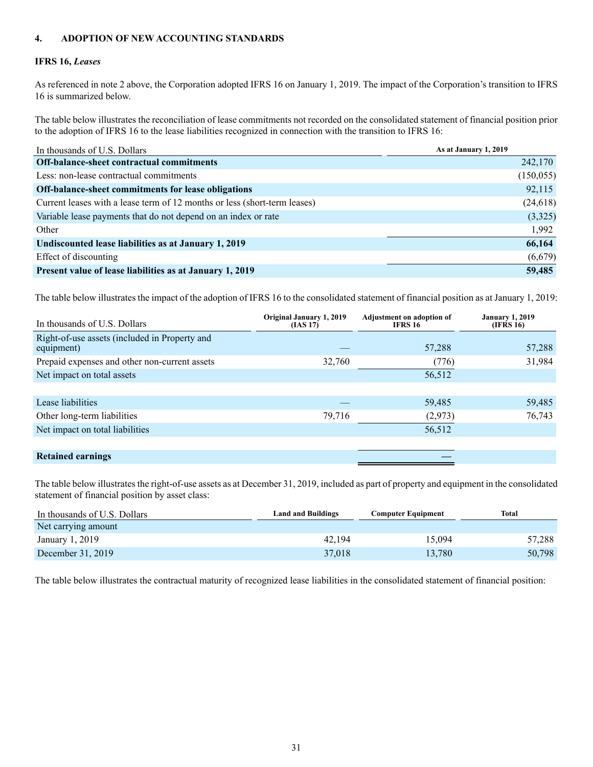## 4. ADOPTION OF NEW ACCOUNTING STANDARDS

### IFRS 16, *Leases*

As referenced in note 2 above, the Corporation adopted IFRS 16 on January 1, 2019. The impact of the Corporation's transition to IFRS 16 is summarized below.

The table below illustrates the reconciliation of lease commitments not recorded on the consolidated statement of financial position prior to the adoption of IFRS 16 to the lease liabilities recognized in connection with the transition to IFRS 16:

| In thousands of U.S. Dollars | As at January 1, 2019 |
|---|---|
| **Off-balance-sheet contractual commitments** | 242,170 |
| Less: non-lease contractual commitments | (150,055) |
| **Off-balance-sheet commitments for lease obligations** | 92,115 |
| Current leases with a lease term of 12 months or less (short-term leases) | (24,618) |
| Variable lease payments that do not depend on an index or rate | (3,325) |
| Other | 1,992 |
| **Undiscounted lease liabilities as at January 1, 2019** | **66,164** |
| Effect of discounting | (6,679) |
| **Present value of lease liabilities as at January 1, 2019** | **59,485** |

The table below illustrates the impact of the adoption of IFRS 16 to the consolidated statement of financial position as at January 1, 2019:

| In thousands of U.S. Dollars | Original January 1, 2019 (IAS 17) | Adjustment on adoption of IFRS 16 | January 1, 2019 (IFRS 16) |
|---|---|---|---|
| Right-of-use assets (included in Property and equipment) | — | 57,288 | 57,288 |
| Prepaid expenses and other non-current assets | 32,760 | (776) | 31,984 |
| Net impact on total assets | | 56,512 | |
| | | | |
| Lease liabilities | — | 59,485 | 59,485 |
| Other long-term liabilities | 79,716 | (2,973) | 76,743 |
| Net impact on total liabilities | | 56,512 | |
| | | | |
| **Retained earnings** | | — | |

The table below illustrates the right-of-use assets as at December 31, 2019, included as part of property and equipment in the consolidated statement of financial position by asset class:

| In thousands of U.S. Dollars | Land and Buildings | Computer Equipment | Total |
|---|---|---|---|
| Net carrying amount | | | |
| January 1, 2019 | 42,194 | 15,094 | 57,288 |
| December 31, 2019 | 37,018 | 13,780 | 50,798 |

The table below illustrates the contractual maturity of recognized lease liabilities in the consolidated statement of financial position: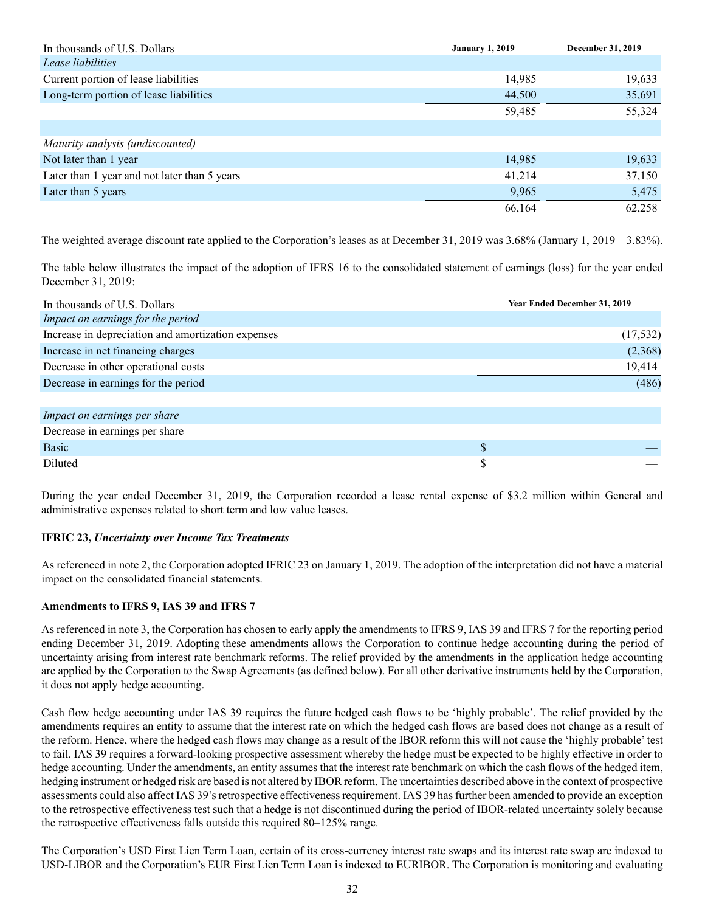| In thousands of U.S. Dollars | January 1, 2019 | December 31, 2019 |
|---|---|---|
| *Lease liabilities* | | |
| Current portion of lease liabilities | 14,985 | 19,633 |
| Long-term portion of lease liabilities | 44,500 | 35,691 |
| | 59,485 | 55,324 |
| | | |
| *Maturity analysis (undiscounted)* | | |
| Not later than 1 year | 14,985 | 19,633 |
| Later than 1 year and not later than 5 years | 41,214 | 37,150 |
| Later than 5 years | 9,965 | 5,475 |
| | 66,164 | 62,258 |

The weighted average discount rate applied to the Corporation's leases as at December 31, 2019 was 3.68% (January 1, 2019 – 3.83%).

The table below illustrates the impact of the adoption of IFRS 16 to the consolidated statement of earnings (loss) for the year ended December 31, 2019:

| In thousands of U.S. Dollars | | Year Ended December 31, 2019 |
|---|---|---|
| *Impact on earnings for the period* | | |
| Increase in depreciation and amortization expenses | | (17,532) |
| Increase in net financing charges | | (2,368) |
| Decrease in other operational costs | | 19,414 |
| Decrease in earnings for the period | | (486) |
| | | |
| *Impact on earnings per share* | | |
| Decrease in earnings per share | | |
| Basic | $ | — |
| Diluted | $ | — |

During the year ended December 31, 2019, the Corporation recorded a lease rental expense of $3.2 million within General and administrative expenses related to short term and low value leases.

**IFRIC 23, *Uncertainty over Income Tax Treatments***

As referenced in note 2, the Corporation adopted IFRIC 23 on January 1, 2019. The adoption of the interpretation did not have a material impact on the consolidated financial statements.

**Amendments to IFRS 9, IAS 39 and IFRS 7**

As referenced in note 3, the Corporation has chosen to early apply the amendments to IFRS 9, IAS 39 and IFRS 7 for the reporting period ending December 31, 2019. Adopting these amendments allows the Corporation to continue hedge accounting during the period of uncertainty arising from interest rate benchmark reforms. The relief provided by the amendments in the application hedge accounting are applied by the Corporation to the Swap Agreements (as defined below). For all other derivative instruments held by the Corporation, it does not apply hedge accounting.

Cash flow hedge accounting under IAS 39 requires the future hedged cash flows to be 'highly probable'. The relief provided by the amendments requires an entity to assume that the interest rate on which the hedged cash flows are based does not change as a result of the reform. Hence, where the hedged cash flows may change as a result of the IBOR reform this will not cause the 'highly probable' test to fail. IAS 39 requires a forward-looking prospective assessment whereby the hedge must be expected to be highly effective in order to hedge accounting. Under the amendments, an entity assumes that the interest rate benchmark on which the cash flows of the hedged item, hedging instrument or hedged risk are based is not altered by IBOR reform. The uncertainties described above in the context of prospective assessments could also affect IAS 39's retrospective effectiveness requirement. IAS 39 has further been amended to provide an exception to the retrospective effectiveness test such that a hedge is not discontinued during the period of IBOR-related uncertainty solely because the retrospective effectiveness falls outside this required 80–125% range.

The Corporation's USD First Lien Term Loan, certain of its cross-currency interest rate swaps and its interest rate swap are indexed to USD-LIBOR and the Corporation's EUR First Lien Term Loan is indexed to EURIBOR. The Corporation is monitoring and evaluating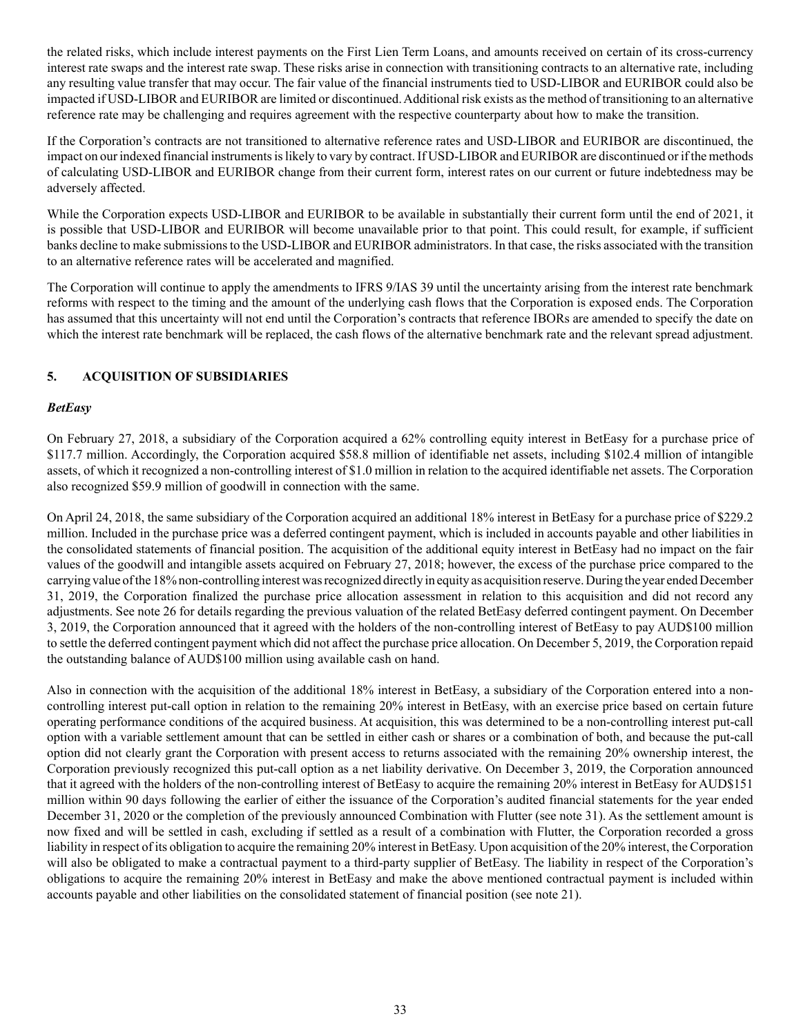the related risks, which include interest payments on the First Lien Term Loans, and amounts received on certain of its cross-currency interest rate swaps and the interest rate swap. These risks arise in connection with transitioning contracts to an alternative rate, including any resulting value transfer that may occur. The fair value of the financial instruments tied to USD-LIBOR and EURIBOR could also be impacted if USD-LIBOR and EURIBOR are limited or discontinued. Additional risk exists as the method of transitioning to an alternative reference rate may be challenging and requires agreement with the respective counterparty about how to make the transition.

If the Corporation's contracts are not transitioned to alternative reference rates and USD-LIBOR and EURIBOR are discontinued, the impact on our indexed financial instruments is likely to vary by contract. If USD-LIBOR and EURIBOR are discontinued or if the methods of calculating USD-LIBOR and EURIBOR change from their current form, interest rates on our current or future indebtedness may be adversely affected.

While the Corporation expects USD-LIBOR and EURIBOR to be available in substantially their current form until the end of 2021, it is possible that USD-LIBOR and EURIBOR will become unavailable prior to that point. This could result, for example, if sufficient banks decline to make submissions to the USD-LIBOR and EURIBOR administrators. In that case, the risks associated with the transition to an alternative reference rates will be accelerated and magnified.

The Corporation will continue to apply the amendments to IFRS 9/IAS 39 until the uncertainty arising from the interest rate benchmark reforms with respect to the timing and the amount of the underlying cash flows that the Corporation is exposed ends. The Corporation has assumed that this uncertainty will not end until the Corporation's contracts that reference IBORs are amended to specify the date on which the interest rate benchmark will be replaced, the cash flows of the alternative benchmark rate and the relevant spread adjustment.

## 5. ACQUISITION OF SUBSIDIARIES

### *BetEasy*

On February 27, 2018, a subsidiary of the Corporation acquired a 62% controlling equity interest in BetEasy for a purchase price of $117.7 million. Accordingly, the Corporation acquired $58.8 million of identifiable net assets, including $102.4 million of intangible assets, of which it recognized a non-controlling interest of $1.0 million in relation to the acquired identifiable net assets. The Corporation also recognized $59.9 million of goodwill in connection with the same.

On April 24, 2018, the same subsidiary of the Corporation acquired an additional 18% interest in BetEasy for a purchase price of $229.2 million. Included in the purchase price was a deferred contingent payment, which is included in accounts payable and other liabilities in the consolidated statements of financial position. The acquisition of the additional equity interest in BetEasy had no impact on the fair values of the goodwill and intangible assets acquired on February 27, 2018; however, the excess of the purchase price compared to the carrying value of the 18% non-controlling interest was recognized directly in equity as acquisition reserve. During the year ended December 31, 2019, the Corporation finalized the purchase price allocation assessment in relation to this acquisition and did not record any adjustments. See note 26 for details regarding the previous valuation of the related BetEasy deferred contingent payment. On December 3, 2019, the Corporation announced that it agreed with the holders of the non-controlling interest of BetEasy to pay AUD$100 million to settle the deferred contingent payment which did not affect the purchase price allocation. On December 5, 2019, the Corporation repaid the outstanding balance of AUD$100 million using available cash on hand.

Also in connection with the acquisition of the additional 18% interest in BetEasy, a subsidiary of the Corporation entered into a non-controlling interest put-call option in relation to the remaining 20% interest in BetEasy, with an exercise price based on certain future operating performance conditions of the acquired business. At acquisition, this was determined to be a non-controlling interest put-call option with a variable settlement amount that can be settled in either cash or shares or a combination of both, and because the put-call option did not clearly grant the Corporation with present access to returns associated with the remaining 20% ownership interest, the Corporation previously recognized this put-call option as a net liability derivative. On December 3, 2019, the Corporation announced that it agreed with the holders of the non-controlling interest of BetEasy to acquire the remaining 20% interest in BetEasy for AUD$151 million within 90 days following the earlier of either the issuance of the Corporation's audited financial statements for the year ended December 31, 2020 or the completion of the previously announced Combination with Flutter (see note 31). As the settlement amount is now fixed and will be settled in cash, excluding if settled as a result of a combination with Flutter, the Corporation recorded a gross liability in respect of its obligation to acquire the remaining 20% interest in BetEasy. Upon acquisition of the 20% interest, the Corporation will also be obligated to make a contractual payment to a third-party supplier of BetEasy. The liability in respect of the Corporation's obligations to acquire the remaining 20% interest in BetEasy and make the above mentioned contractual payment is included within accounts payable and other liabilities on the consolidated statement of financial position (see note 21).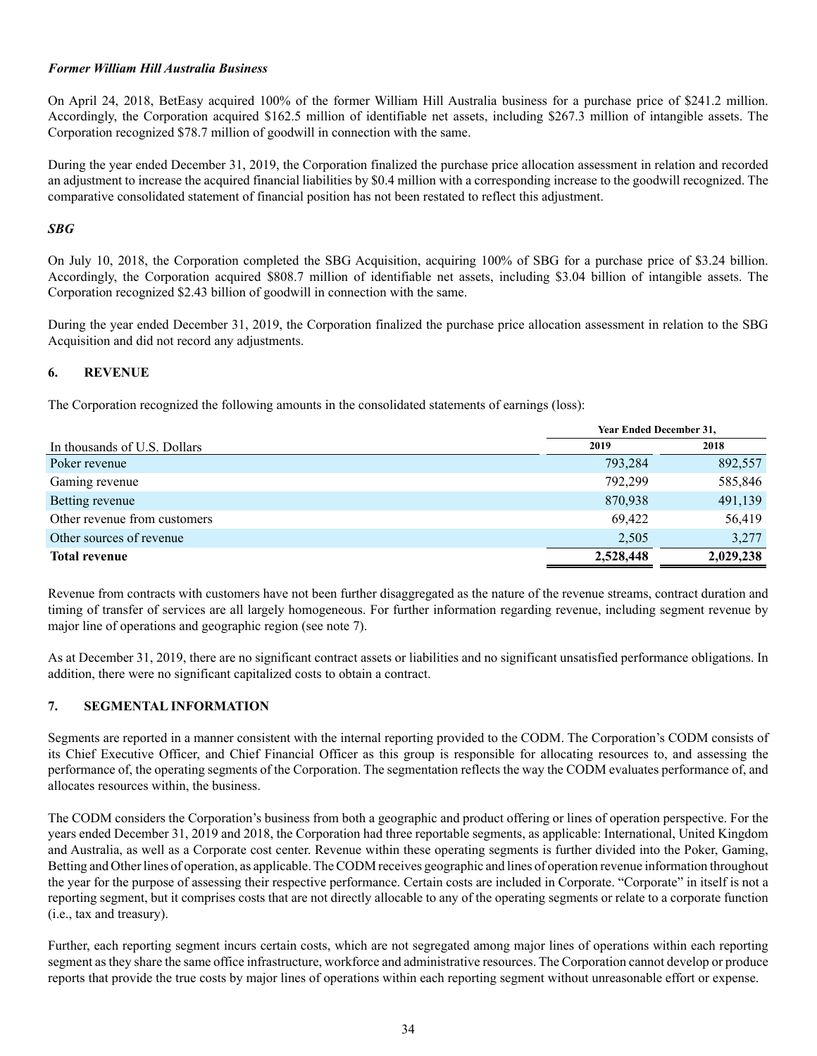***Former William Hill Australia Business***

On April 24, 2018, BetEasy acquired 100% of the former William Hill Australia business for a purchase price of $241.2 million. Accordingly, the Corporation acquired $162.5 million of identifiable net assets, including $267.3 million of intangible assets. The Corporation recognized $78.7 million of goodwill in connection with the same.

During the year ended December 31, 2019, the Corporation finalized the purchase price allocation assessment in relation and recorded an adjustment to increase the acquired financial liabilities by $0.4 million with a corresponding increase to the goodwill recognized. The comparative consolidated statement of financial position has not been restated to reflect this adjustment.

***SBG***

On July 10, 2018, the Corporation completed the SBG Acquisition, acquiring 100% of SBG for a purchase price of $3.24 billion. Accordingly, the Corporation acquired $808.7 million of identifiable net assets, including $3.04 billion of intangible assets. The Corporation recognized $2.43 billion of goodwill in connection with the same.

During the year ended December 31, 2019, the Corporation finalized the purchase price allocation assessment in relation to the SBG Acquisition and did not record any adjustments.

## 6. REVENUE

The Corporation recognized the following amounts in the consolidated statements of earnings (loss):

| | Year Ended December 31, | |
|---|---|---|
| In thousands of U.S. Dollars | 2019 | 2018 |
| Poker revenue | 793,284 | 892,557 |
| Gaming revenue | 792,299 | 585,846 |
| Betting revenue | 870,938 | 491,139 |
| Other revenue from customers | 69,422 | 56,419 |
| Other sources of revenue | 2,505 | 3,277 |
| **Total revenue** | **2,528,448** | **2,029,238** |

Revenue from contracts with customers have not been further disaggregated as the nature of the revenue streams, contract duration and timing of transfer of services are all largely homogeneous. For further information regarding revenue, including segment revenue by major line of operations and geographic region (see note 7).

As at December 31, 2019, there are no significant contract assets or liabilities and no significant unsatisfied performance obligations. In addition, there were no significant capitalized costs to obtain a contract.

## 7. SEGMENTAL INFORMATION

Segments are reported in a manner consistent with the internal reporting provided to the CODM. The Corporation's CODM consists of its Chief Executive Officer, and Chief Financial Officer as this group is responsible for allocating resources to, and assessing the performance of, the operating segments of the Corporation. The segmentation reflects the way the CODM evaluates performance of, and allocates resources within, the business.

The CODM considers the Corporation's business from both a geographic and product offering or lines of operation perspective. For the years ended December 31, 2019 and 2018, the Corporation had three reportable segments, as applicable: International, United Kingdom and Australia, as well as a Corporate cost center. Revenue within these operating segments is further divided into the Poker, Gaming, Betting and Other lines of operation, as applicable. The CODM receives geographic and lines of operation revenue information throughout the year for the purpose of assessing their respective performance. Certain costs are included in Corporate. "Corporate" in itself is not a reporting segment, but it comprises costs that are not directly allocable to any of the operating segments or relate to a corporate function (i.e., tax and treasury).

Further, each reporting segment incurs certain costs, which are not segregated among major lines of operations within each reporting segment as they share the same office infrastructure, workforce and administrative resources. The Corporation cannot develop or produce reports that provide the true costs by major lines of operations within each reporting segment without unreasonable effort or expense.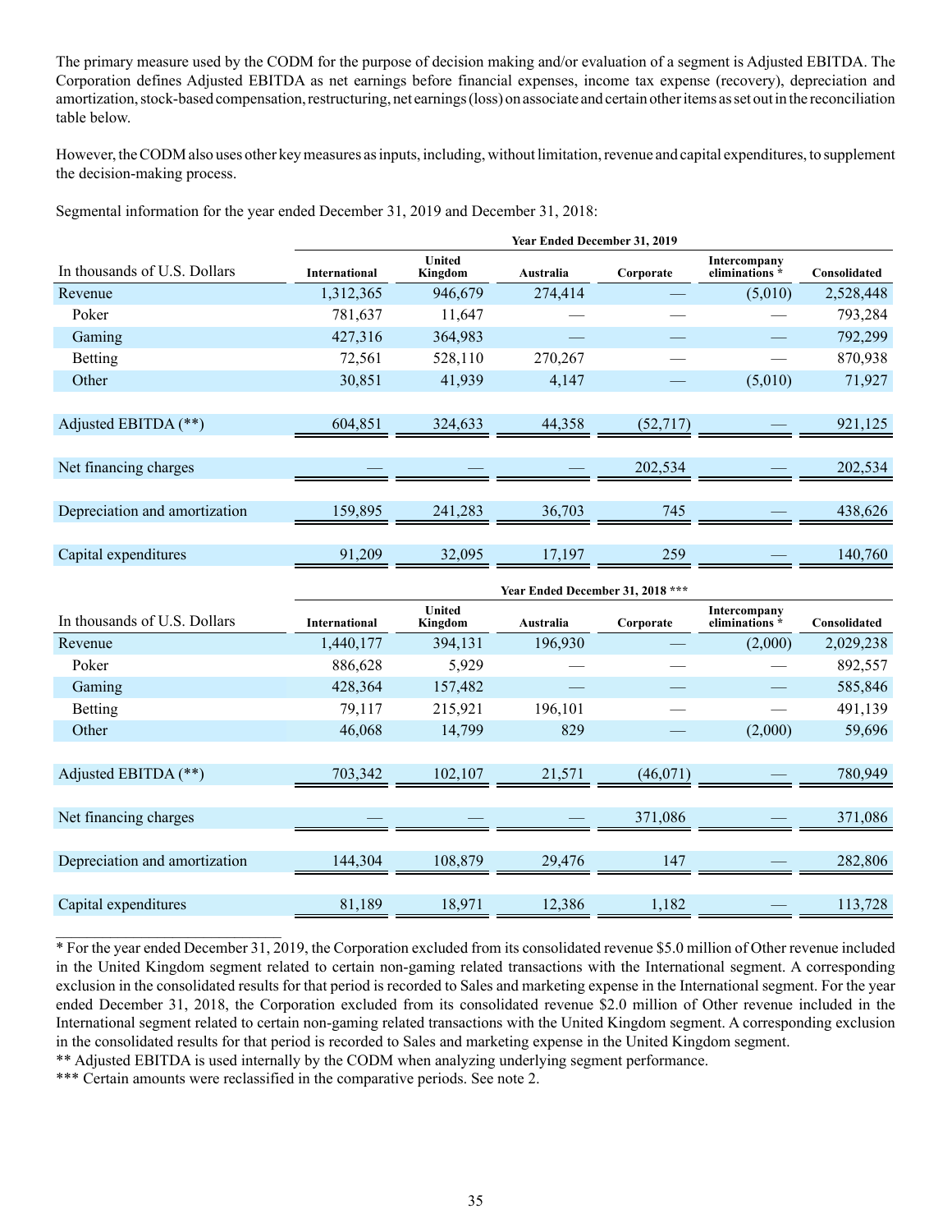The primary measure used by the CODM for the purpose of decision making and/or evaluation of a segment is Adjusted EBITDA. The Corporation defines Adjusted EBITDA as net earnings before financial expenses, income tax expense (recovery), depreciation and amortization, stock-based compensation, restructuring, net earnings (loss) on associate and certain other items as set out in the reconciliation table below.

However, the CODM also uses other key measures as inputs, including, without limitation, revenue and capital expenditures, to supplement the decision-making process.

Segmental information for the year ended December 31, 2019 and December 31, 2018:

| | Year Ended December 31, 2019 | | | | | |
|---|---|---|---|---|---|---|
| In thousands of U.S. Dollars | International | United Kingdom | Australia | Corporate | Intercompany eliminations * | Consolidated |
| Revenue | 1,312,365 | 946,679 | 274,414 | — | (5,010) | 2,528,448 |
| Poker | 781,637 | 11,647 | — | — | — | 793,284 |
| Gaming | 427,316 | 364,983 | — | — | — | 792,299 |
| Betting | 72,561 | 528,110 | 270,267 | — | — | 870,938 |
| Other | 30,851 | 41,939 | 4,147 | — | (5,010) | 71,927 |
| Adjusted EBITDA (**) | 604,851 | 324,633 | 44,358 | (52,717) | — | 921,125 |
| Net financing charges | — | — | — | 202,534 | — | 202,534 |
| Depreciation and amortization | 159,895 | 241,283 | 36,703 | 745 | — | 438,626 |
| Capital expenditures | 91,209 | 32,095 | 17,197 | 259 | — | 140,760 |

| | Year Ended December 31, 2018 *** | | | | | |
|---|---|---|---|---|---|---|
| In thousands of U.S. Dollars | International | United Kingdom | Australia | Corporate | Intercompany eliminations * | Consolidated |
| Revenue | 1,440,177 | 394,131 | 196,930 | — | (2,000) | 2,029,238 |
| Poker | 886,628 | 5,929 | — | — | — | 892,557 |
| Gaming | 428,364 | 157,482 | — | — | — | 585,846 |
| Betting | 79,117 | 215,921 | 196,101 | — | — | 491,139 |
| Other | 46,068 | 14,799 | 829 | — | (2,000) | 59,696 |
| Adjusted EBITDA (**) | 703,342 | 102,107 | 21,571 | (46,071) | — | 780,949 |
| Net financing charges | — | — | — | 371,086 | — | 371,086 |
| Depreciation and amortization | 144,304 | 108,879 | 29,476 | 147 | — | 282,806 |
| Capital expenditures | 81,189 | 18,971 | 12,386 | 1,182 | — | 113,728 |

* For the year ended December 31, 2019, the Corporation excluded from its consolidated revenue $5.0 million of Other revenue included in the United Kingdom segment related to certain non-gaming related transactions with the International segment. A corresponding exclusion in the consolidated results for that period is recorded to Sales and marketing expense in the International segment. For the year ended December 31, 2018, the Corporation excluded from its consolidated revenue $2.0 million of Other revenue included in the International segment related to certain non-gaming related transactions with the United Kingdom segment. A corresponding exclusion in the consolidated results for that period is recorded to Sales and marketing expense in the United Kingdom segment.

** Adjusted EBITDA is used internally by the CODM when analyzing underlying segment performance.

*** Certain amounts were reclassified in the comparative periods. See note 2.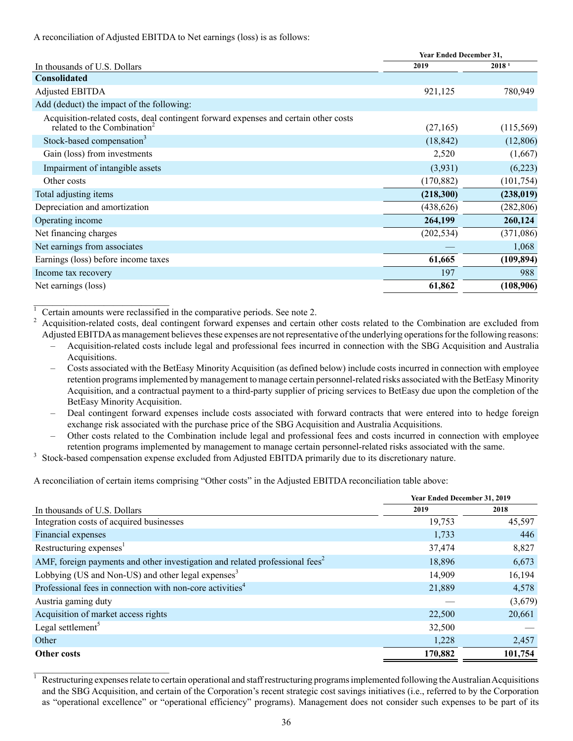A reconciliation of Adjusted EBITDA to Net earnings (loss) is as follows:

| In thousands of U.S. Dollars | Year Ended December 31, 2019 | 2018 [1] |
|---|---|---|
| **Consolidated** | | |
| Adjusted EBITDA | 921,125 | 780,949 |
| Add (deduct) the impact of the following: | | |
| Acquisition-related costs, deal contingent forward expenses and certain other costs related to the Combination[2] | (27,165) | (115,569) |
| Stock-based compensation[3] | (18,842) | (12,806) |
| Gain (loss) from investments | 2,520 | (1,667) |
| Impairment of intangible assets | (3,931) | (6,223) |
| Other costs | (170,882) | (101,754) |
| Total adjusting items | **(218,300)** | **(238,019)** |
| Depreciation and amortization | (438,626) | (282,806) |
| Operating income | **264,199** | **260,124** |
| Net financing charges | (202,534) | (371,086) |
| Net earnings from associates | — | 1,068 |
| Earnings (loss) before income taxes | **61,665** | **(109,894)** |
| Income tax recovery | 197 | 988 |
| Net earnings (loss) | **61,862** | **(108,906)** |

[1] Certain amounts were reclassified in the comparative periods. See note 2.

[2] Acquisition-related costs, deal contingent forward expenses and certain other costs related to the Combination are excluded from Adjusted EBITDA as management believes these expenses are not representative of the underlying operations for the following reasons:
- Acquisition-related costs include legal and professional fees incurred in connection with the SBG Acquisition and Australia Acquisitions.
- Costs associated with the BetEasy Minority Acquisition (as defined below) include costs incurred in connection with employee retention programs implemented by management to manage certain personnel-related risks associated with the BetEasy Minority Acquisition, and a contractual payment to a third-party supplier of pricing services to BetEasy due upon the completion of the BetEasy Minority Acquisition.
- Deal contingent forward expenses include costs associated with forward contracts that were entered into to hedge foreign exchange risk associated with the purchase price of the SBG Acquisition and Australia Acquisitions.
- Other costs related to the Combination include legal and professional fees and costs incurred in connection with employee retention programs implemented by management to manage certain personnel-related risks associated with the same.

[3] Stock-based compensation expense excluded from Adjusted EBITDA primarily due to its discretionary nature.

A reconciliation of certain items comprising "Other costs" in the Adjusted EBITDA reconciliation table above:

| In thousands of U.S. Dollars | Year Ended December 31, 2019 2019 | 2018 |
|---|---|---|
| Integration costs of acquired businesses | 19,753 | 45,597 |
| Financial expenses | 1,733 | 446 |
| Restructuring expenses[1] | 37,474 | 8,827 |
| AMF, foreign payments and other investigation and related professional fees[2] | 18,896 | 6,673 |
| Lobbying (US and Non-US) and other legal expenses[3] | 14,909 | 16,194 |
| Professional fees in connection with non-core activities[4] | 21,889 | 4,578 |
| Austria gaming duty | — | (3,679) |
| Acquisition of market access rights | 22,500 | 20,661 |
| Legal settlement[5] | 32,500 | — |
| Other | 1,228 | 2,457 |
| **Other costs** | **170,882** | **101,754** |

[1] Restructuring expenses relate to certain operational and staff restructuring programs implemented following the Australian Acquisitions and the SBG Acquisition, and certain of the Corporation's recent strategic cost savings initiatives (i.e., referred to by the Corporation as "operational excellence" or "operational efficiency" programs). Management does not consider such expenses to be part of its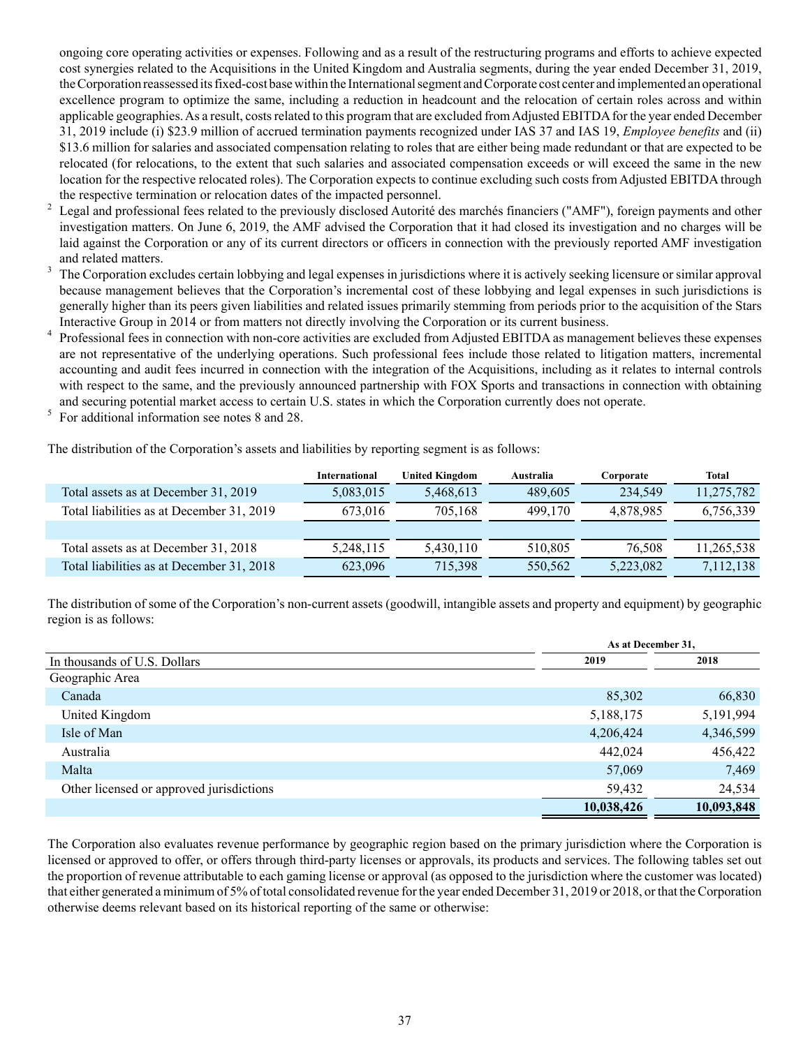ongoing core operating activities or expenses. Following and as a result of the restructuring programs and efforts to achieve expected cost synergies related to the Acquisitions in the United Kingdom and Australia segments, during the year ended December 31, 2019, the Corporation reassessed its fixed-cost base within the International segment and Corporate cost center and implemented an operational excellence program to optimize the same, including a reduction in headcount and the relocation of certain roles across and within applicable geographies. As a result, costs related to this program that are excluded from Adjusted EBITDA for the year ended December 31, 2019 include (i) $23.9 million of accrued termination payments recognized under IAS 37 and IAS 19, *Employee benefits* and (ii) $13.6 million for salaries and associated compensation relating to roles that are either being made redundant or that are expected to be relocated (for relocations, to the extent that such salaries and associated compensation exceeds or will exceed the same in the new location for the respective relocated roles). The Corporation expects to continue excluding such costs from Adjusted EBITDA through the respective termination or relocation dates of the impacted personnel.

[2] Legal and professional fees related to the previously disclosed Autorité des marchés financiers ("AMF"), foreign payments and other investigation matters. On June 6, 2019, the AMF advised the Corporation that it had closed its investigation and no charges will be laid against the Corporation or any of its current directors or officers in connection with the previously reported AMF investigation and related matters.

[3] The Corporation excludes certain lobbying and legal expenses in jurisdictions where it is actively seeking licensure or similar approval because management believes that the Corporation's incremental cost of these lobbying and legal expenses in such jurisdictions is generally higher than its peers given liabilities and related issues primarily stemming from periods prior to the acquisition of the Stars Interactive Group in 2014 or from matters not directly involving the Corporation or its current business.

[4] Professional fees in connection with non-core activities are excluded from Adjusted EBITDA as management believes these expenses are not representative of the underlying operations. Such professional fees include those related to litigation matters, incremental accounting and audit fees incurred in connection with the integration of the Acquisitions, including as it relates to internal controls with respect to the same, and the previously announced partnership with FOX Sports and transactions in connection with obtaining and securing potential market access to certain U.S. states in which the Corporation currently does not operate.

[5] For additional information see notes 8 and 28.

The distribution of the Corporation's assets and liabilities by reporting segment is as follows:

| | International | United Kingdom | Australia | Corporate | Total |
|---|---|---|---|---|---|
| Total assets as at December 31, 2019 | 5,083,015 | 5,468,613 | 489,605 | 234,549 | 11,275,782 |
| Total liabilities as at December 31, 2019 | 673,016 | 705,168 | 499,170 | 4,878,985 | 6,756,339 |
| | | | | | |
| Total assets as at December 31, 2018 | 5,248,115 | 5,430,110 | 510,805 | 76,508 | 11,265,538 |
| Total liabilities as at December 31, 2018 | 623,096 | 715,398 | 550,562 | 5,223,082 | 7,112,138 |

The distribution of some of the Corporation's non-current assets (goodwill, intangible assets and property and equipment) by geographic region is as follows:

| | As at December 31, | |
|---|---|---|
| In thousands of U.S. Dollars | 2019 | 2018 |
| Geographic Area | | |
| Canada | 85,302 | 66,830 |
| United Kingdom | 5,188,175 | 5,191,994 |
| Isle of Man | 4,206,424 | 4,346,599 |
| Australia | 442,024 | 456,422 |
| Malta | 57,069 | 7,469 |
| Other licensed or approved jurisdictions | 59,432 | 24,534 |
| | **10,038,426** | **10,093,848** |

The Corporation also evaluates revenue performance by geographic region based on the primary jurisdiction where the Corporation is licensed or approved to offer, or offers through third-party licenses or approvals, its products and services. The following tables set out the proportion of revenue attributable to each gaming license or approval (as opposed to the jurisdiction where the customer was located) that either generated a minimum of 5% of total consolidated revenue for the year ended December 31, 2019 or 2018, or that the Corporation otherwise deems relevant based on its historical reporting of the same or otherwise: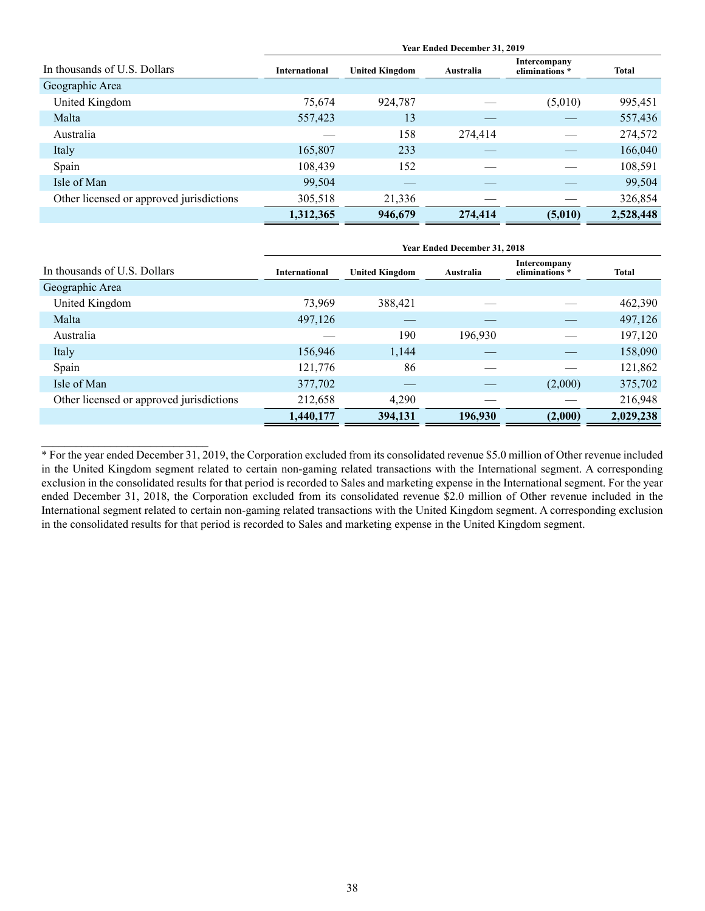| In thousands of U.S. Dollars | Year Ended December 31, 2019 | | | | |
|---|---|---|---|---|---|
| | International | United Kingdom | Australia | Intercompany eliminations * | Total |
| Geographic Area | | | | | |
| United Kingdom | 75,674 | 924,787 | — | (5,010) | 995,451 |
| Malta | 557,423 | 13 | — | — | 557,436 |
| Australia | — | 158 | 274,414 | — | 274,572 |
| Italy | 165,807 | 233 | — | — | 166,040 |
| Spain | 108,439 | 152 | — | — | 108,591 |
| Isle of Man | 99,504 | — | — | — | 99,504 |
| Other licensed or approved jurisdictions | 305,518 | 21,336 | — | — | 326,854 |
| | **1,312,365** | **946,679** | **274,414** | **(5,010)** | **2,528,448** |

| In thousands of U.S. Dollars | Year Ended December 31, 2018 | | | | |
|---|---|---|---|---|---|
| | International | United Kingdom | Australia | Intercompany eliminations * | Total |
| Geographic Area | | | | | |
| United Kingdom | 73,969 | 388,421 | — | — | 462,390 |
| Malta | 497,126 | — | — | — | 497,126 |
| Australia | — | 190 | 196,930 | — | 197,120 |
| Italy | 156,946 | 1,144 | — | — | 158,090 |
| Spain | 121,776 | 86 | — | — | 121,862 |
| Isle of Man | 377,702 | — | — | (2,000) | 375,702 |
| Other licensed or approved jurisdictions | 212,658 | 4,290 | — | — | 216,948 |
| | **1,440,177** | **394,131** | **196,930** | **(2,000)** | **2,029,238** |

* For the year ended December 31, 2019, the Corporation excluded from its consolidated revenue $5.0 million of Other revenue included in the United Kingdom segment related to certain non-gaming related transactions with the International segment. A corresponding exclusion in the consolidated results for that period is recorded to Sales and marketing expense in the International segment. For the year ended December 31, 2018, the Corporation excluded from its consolidated revenue $2.0 million of Other revenue included in the International segment related to certain non-gaming related transactions with the United Kingdom segment. A corresponding exclusion in the consolidated results for that period is recorded to Sales and marketing expense in the United Kingdom segment.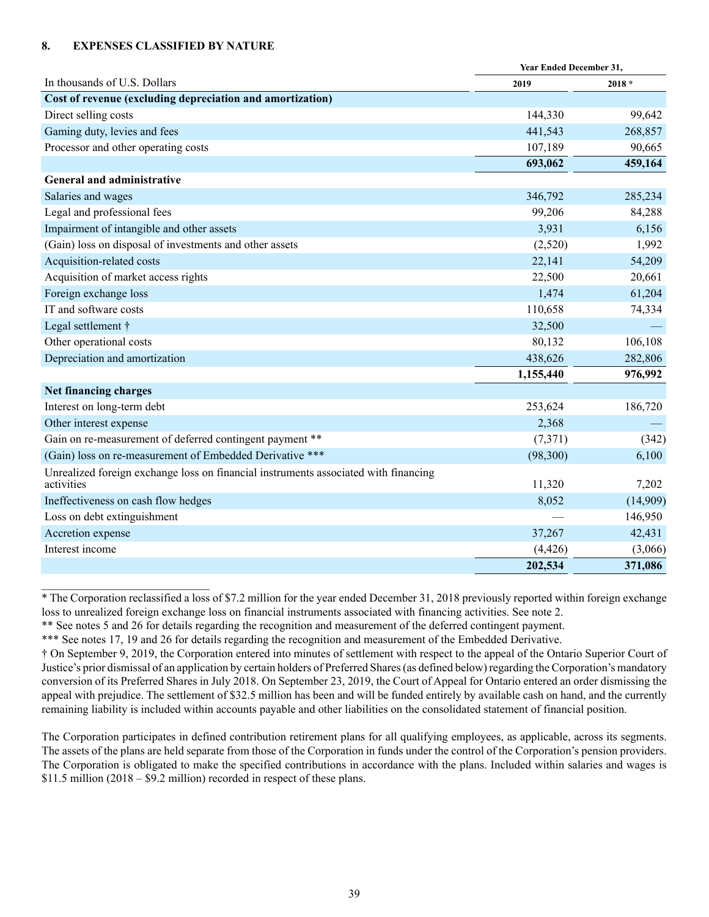## 8. EXPENSES CLASSIFIED BY NATURE

| In thousands of U.S. Dollars | Year Ended December 31, 2019 | 2018 * |
|---|---|---|
| **Cost of revenue (excluding depreciation and amortization)** | | |
| Direct selling costs | 144,330 | 99,642 |
| Gaming duty, levies and fees | 441,543 | 268,857 |
| Processor and other operating costs | 107,189 | 90,665 |
| | **693,062** | **459,164** |
| **General and administrative** | | |
| Salaries and wages | 346,792 | 285,234 |
| Legal and professional fees | 99,206 | 84,288 |
| Impairment of intangible and other assets | 3,931 | 6,156 |
| (Gain) loss on disposal of investments and other assets | (2,520) | 1,992 |
| Acquisition-related costs | 22,141 | 54,209 |
| Acquisition of market access rights | 22,500 | 20,661 |
| Foreign exchange loss | 1,474 | 61,204 |
| IT and software costs | 110,658 | 74,334 |
| Legal settlement † | 32,500 | — |
| Other operational costs | 80,132 | 106,108 |
| Depreciation and amortization | 438,626 | 282,806 |
| | **1,155,440** | **976,992** |
| **Net financing charges** | | |
| Interest on long-term debt | 253,624 | 186,720 |
| Other interest expense | 2,368 | — |
| Gain on re-measurement of deferred contingent payment ** | (7,371) | (342) |
| (Gain) loss on re-measurement of Embedded Derivative *** | (98,300) | 6,100 |
| Unrealized foreign exchange loss on financial instruments associated with financing activities | 11,320 | 7,202 |
| Ineffectiveness on cash flow hedges | 8,052 | (14,909) |
| Loss on debt extinguishment | — | 146,950 |
| Accretion expense | 37,267 | 42,431 |
| Interest income | (4,426) | (3,066) |
| | **202,534** | **371,086** |

* The Corporation reclassified a loss of $7.2 million for the year ended December 31, 2018 previously reported within foreign exchange loss to unrealized foreign exchange loss on financial instruments associated with financing activities. See note 2.

** See notes 5 and 26 for details regarding the recognition and measurement of the deferred contingent payment.

*** See notes 17, 19 and 26 for details regarding the recognition and measurement of the Embedded Derivative.

† On September 9, 2019, the Corporation entered into minutes of settlement with respect to the appeal of the Ontario Superior Court of Justice's prior dismissal of an application by certain holders of Preferred Shares (as defined below) regarding the Corporation's mandatory conversion of its Preferred Shares in July 2018. On September 23, 2019, the Court of Appeal for Ontario entered an order dismissing the appeal with prejudice. The settlement of $32.5 million has been and will be funded entirely by available cash on hand, and the currently remaining liability is included within accounts payable and other liabilities on the consolidated statement of financial position.

The Corporation participates in defined contribution retirement plans for all qualifying employees, as applicable, across its segments. The assets of the plans are held separate from those of the Corporation in funds under the control of the Corporation's pension providers. The Corporation is obligated to make the specified contributions in accordance with the plans. Included within salaries and wages is $11.5 million (2018 – $9.2 million) recorded in respect of these plans.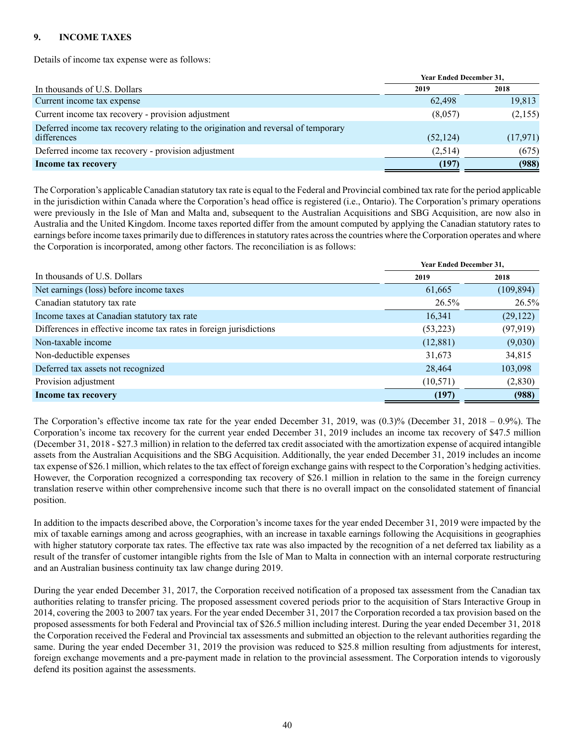## 9. INCOME TAXES

Details of income tax expense were as follows:

| In thousands of U.S. Dollars | Year Ended December 31, 2019 | Year Ended December 31, 2018 |
|---|---|---|
| Current income tax expense | 62,498 | 19,813 |
| Current income tax recovery - provision adjustment | (8,057) | (2,155) |
| Deferred income tax recovery relating to the origination and reversal of temporary differences | (52,124) | (17,971) |
| Deferred income tax recovery - provision adjustment | (2,514) | (675) |
| **Income tax recovery** | **(197)** | **(988)** |

The Corporation's applicable Canadian statutory tax rate is equal to the Federal and Provincial combined tax rate for the period applicable in the jurisdiction within Canada where the Corporation's head office is registered (i.e., Ontario). The Corporation's primary operations were previously in the Isle of Man and Malta and, subsequent to the Australian Acquisitions and SBG Acquisition, are now also in Australia and the United Kingdom. Income taxes reported differ from the amount computed by applying the Canadian statutory rates to earnings before income taxes primarily due to differences in statutory rates across the countries where the Corporation operates and where the Corporation is incorporated, among other factors. The reconciliation is as follows:

| In thousands of U.S. Dollars | Year Ended December 31, 2019 | Year Ended December 31, 2018 |
|---|---|---|
| Net earnings (loss) before income taxes | 61,665 | (109,894) |
| Canadian statutory tax rate | 26.5% | 26.5% |
| Income taxes at Canadian statutory tax rate | 16,341 | (29,122) |
| Differences in effective income tax rates in foreign jurisdictions | (53,223) | (97,919) |
| Non-taxable income | (12,881) | (9,030) |
| Non-deductible expenses | 31,673 | 34,815 |
| Deferred tax assets not recognized | 28,464 | 103,098 |
| Provision adjustment | (10,571) | (2,830) |
| **Income tax recovery** | **(197)** | **(988)** |

The Corporation's effective income tax rate for the year ended December 31, 2019, was (0.3)% (December 31, 2018 – 0.9%). The Corporation's income tax recovery for the current year ended December 31, 2019 includes an income tax recovery of $47.5 million (December 31, 2018 - $27.3 million) in relation to the deferred tax credit associated with the amortization expense of acquired intangible assets from the Australian Acquisitions and the SBG Acquisition. Additionally, the year ended December 31, 2019 includes an income tax expense of $26.1 million, which relates to the tax effect of foreign exchange gains with respect to the Corporation's hedging activities. However, the Corporation recognized a corresponding tax recovery of $26.1 million in relation to the same in the foreign currency translation reserve within other comprehensive income such that there is no overall impact on the consolidated statement of financial position.

In addition to the impacts described above, the Corporation's income taxes for the year ended December 31, 2019 were impacted by the mix of taxable earnings among and across geographies, with an increase in taxable earnings following the Acquisitions in geographies with higher statutory corporate tax rates. The effective tax rate was also impacted by the recognition of a net deferred tax liability as a result of the transfer of customer intangible rights from the Isle of Man to Malta in connection with an internal corporate restructuring and an Australian business continuity tax law change during 2019.

During the year ended December 31, 2017, the Corporation received notification of a proposed tax assessment from the Canadian tax authorities relating to transfer pricing. The proposed assessment covered periods prior to the acquisition of Stars Interactive Group in 2014, covering the 2003 to 2007 tax years. For the year ended December 31, 2017 the Corporation recorded a tax provision based on the proposed assessments for both Federal and Provincial tax of $26.5 million including interest. During the year ended December 31, 2018 the Corporation received the Federal and Provincial tax assessments and submitted an objection to the relevant authorities regarding the same. During the year ended December 31, 2019 the provision was reduced to $25.8 million resulting from adjustments for interest, foreign exchange movements and a pre-payment made in relation to the provincial assessment. The Corporation intends to vigorously defend its position against the assessments.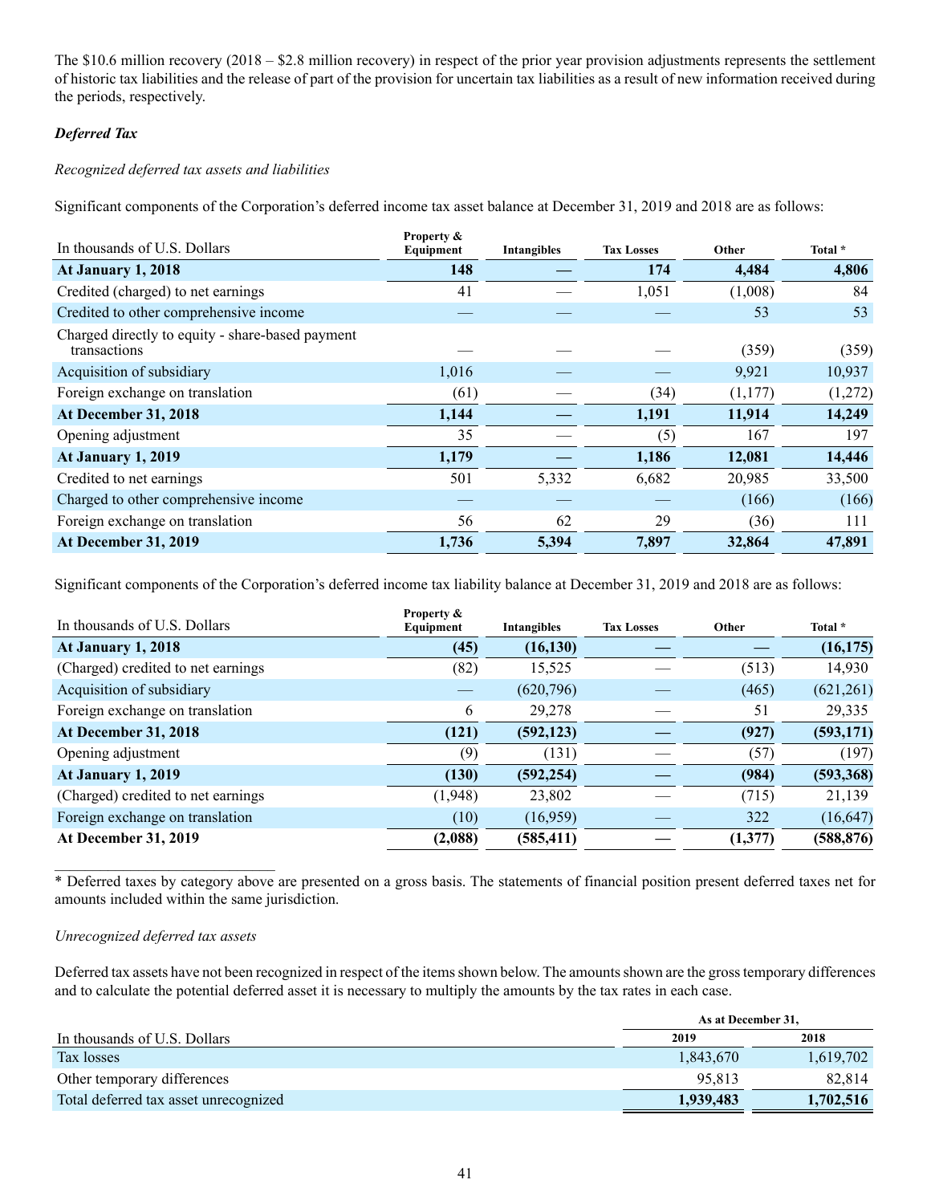The $10.6 million recovery (2018 – $2.8 million recovery) in respect of the prior year provision adjustments represents the settlement of historic tax liabilities and the release of part of the provision for uncertain tax liabilities as a result of new information received during the periods, respectively.

***Deferred Tax***

*Recognized deferred tax assets and liabilities*

Significant components of the Corporation's deferred income tax asset balance at December 31, 2019 and 2018 are as follows:

| In thousands of U.S. Dollars | Property & Equipment | Intangibles | Tax Losses | Other | Total * |
|---|---|---|---|---|---|
| **At January 1, 2018** | **148** | **—** | **174** | **4,484** | **4,806** |
| Credited (charged) to net earnings | 41 | — | 1,051 | (1,008) | 84 |
| Credited to other comprehensive income | — | — | — | 53 | 53 |
| Charged directly to equity - share-based payment transactions | — | — | — | (359) | (359) |
| Acquisition of subsidiary | 1,016 | — | — | 9,921 | 10,937 |
| Foreign exchange on translation | (61) | — | (34) | (1,177) | (1,272) |
| **At December 31, 2018** | **1,144** | **—** | **1,191** | **11,914** | **14,249** |
| Opening adjustment | 35 | — | (5) | 167 | 197 |
| **At January 1, 2019** | **1,179** | **—** | **1,186** | **12,081** | **14,446** |
| Credited to net earnings | 501 | 5,332 | 6,682 | 20,985 | 33,500 |
| Charged to other comprehensive income | — | — | — | (166) | (166) |
| Foreign exchange on translation | 56 | 62 | 29 | (36) | 111 |
| **At December 31, 2019** | **1,736** | **5,394** | **7,897** | **32,864** | **47,891** |

Significant components of the Corporation's deferred income tax liability balance at December 31, 2019 and 2018 are as follows:

| In thousands of U.S. Dollars | Property & Equipment | Intangibles | Tax Losses | Other | Total * |
|---|---|---|---|---|---|
| **At January 1, 2018** | **(45)** | **(16,130)** | **—** | **—** | **(16,175)** |
| (Charged) credited to net earnings | (82) | 15,525 | — | (513) | 14,930 |
| Acquisition of subsidiary | — | (620,796) | — | (465) | (621,261) |
| Foreign exchange on translation | 6 | 29,278 | — | 51 | 29,335 |
| **At December 31, 2018** | **(121)** | **(592,123)** | **—** | **(927)** | **(593,171)** |
| Opening adjustment | (9) | (131) | — | (57) | (197) |
| **At January 1, 2019** | **(130)** | **(592,254)** | **—** | **(984)** | **(593,368)** |
| (Charged) credited to net earnings | (1,948) | 23,802 | — | (715) | 21,139 |
| Foreign exchange on translation | (10) | (16,959) | — | 322 | (16,647) |
| **At December 31, 2019** | **(2,088)** | **(585,411)** | **—** | **(1,377)** | **(588,876)** |

\* Deferred taxes by category above are presented on a gross basis. The statements of financial position present deferred taxes net for amounts included within the same jurisdiction.

*Unrecognized deferred tax assets*

Deferred tax assets have not been recognized in respect of the items shown below. The amounts shown are the gross temporary differences and to calculate the potential deferred asset it is necessary to multiply the amounts by the tax rates in each case.

| | As at December 31, | |
|---|---|---|
| In thousands of U.S. Dollars | 2019 | 2018 |
| Tax losses | 1,843,670 | 1,619,702 |
| Other temporary differences | 95,813 | 82,814 |
| Total deferred tax asset unrecognized | **1,939,483** | **1,702,516** |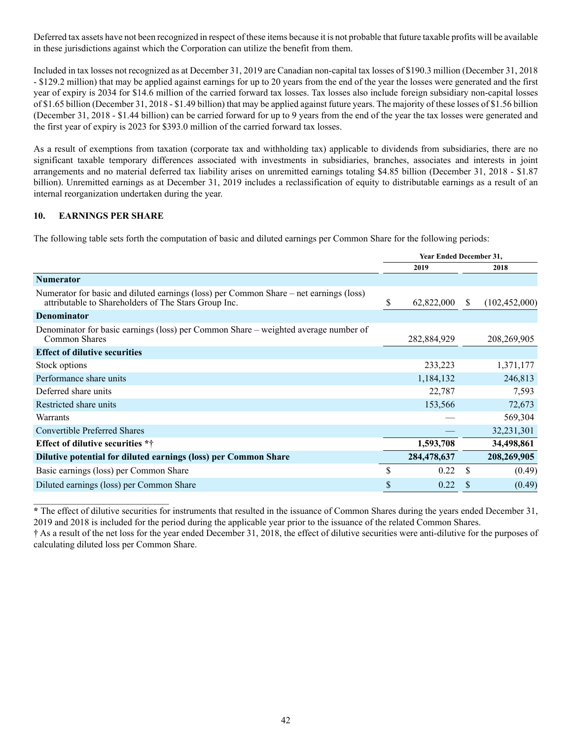Deferred tax assets have not been recognized in respect of these items because it is not probable that future taxable profits will be available in these jurisdictions against which the Corporation can utilize the benefit from them.

Included in tax losses not recognized as at December 31, 2019 are Canadian non-capital tax losses of $190.3 million (December 31, 2018 - $129.2 million) that may be applied against earnings for up to 20 years from the end of the year the losses were generated and the first year of expiry is 2034 for $14.6 million of the carried forward tax losses. Tax losses also include foreign subsidiary non-capital losses of $1.65 billion (December 31, 2018 - $1.49 billion) that may be applied against future years. The majority of these losses of $1.56 billion (December 31, 2018 - $1.44 billion) can be carried forward for up to 9 years from the end of the year the tax losses were generated and the first year of expiry is 2023 for $393.0 million of the carried forward tax losses.

As a result of exemptions from taxation (corporate tax and withholding tax) applicable to dividends from subsidiaries, there are no significant taxable temporary differences associated with investments in subsidiaries, branches, associates and interests in joint arrangements and no material deferred tax liability arises on unremitted earnings totaling $4.85 billion (December 31, 2018 - $1.87 billion). Unremitted earnings as at December 31, 2019 includes a reclassification of equity to distributable earnings as a result of an internal reorganization undertaken during the year.

## 10. EARNINGS PER SHARE

The following table sets forth the computation of basic and diluted earnings per Common Share for the following periods:

| | Year Ended December 31, | |
|---|---|---|
| | **2019** | **2018** |
| **Numerator** | | |
| Numerator for basic and diluted earnings (loss) per Common Share – net earnings (loss) attributable to Shareholders of The Stars Group Inc. | $ 62,822,000 | $ (102,452,000) |
| **Denominator** | | |
| Denominator for basic earnings (loss) per Common Share – weighted average number of Common Shares | 282,884,929 | 208,269,905 |
| **Effect of dilutive securities** | | |
| Stock options | 233,223 | 1,371,177 |
| Performance share units | 1,184,132 | 246,813 |
| Deferred share units | 22,787 | 7,593 |
| Restricted share units | 153,566 | 72,673 |
| Warrants | — | 569,304 |
| Convertible Preferred Shares | — | 32,231,301 |
| **Effect of dilutive securities \*†** | **1,593,708** | **34,498,861** |
| **Dilutive potential for diluted earnings (loss) per Common Share** | **284,478,637** | **208,269,905** |
| Basic earnings (loss) per Common Share | $ 0.22 | $ (0.49) |
| Diluted earnings (loss) per Common Share | $ 0.22 | $ (0.49) |

\* The effect of dilutive securities for instruments that resulted in the issuance of Common Shares during the years ended December 31, 2019 and 2018 is included for the period during the applicable year prior to the issuance of the related Common Shares.

† As a result of the net loss for the year ended December 31, 2018, the effect of dilutive securities were anti-dilutive for the purposes of calculating diluted loss per Common Share.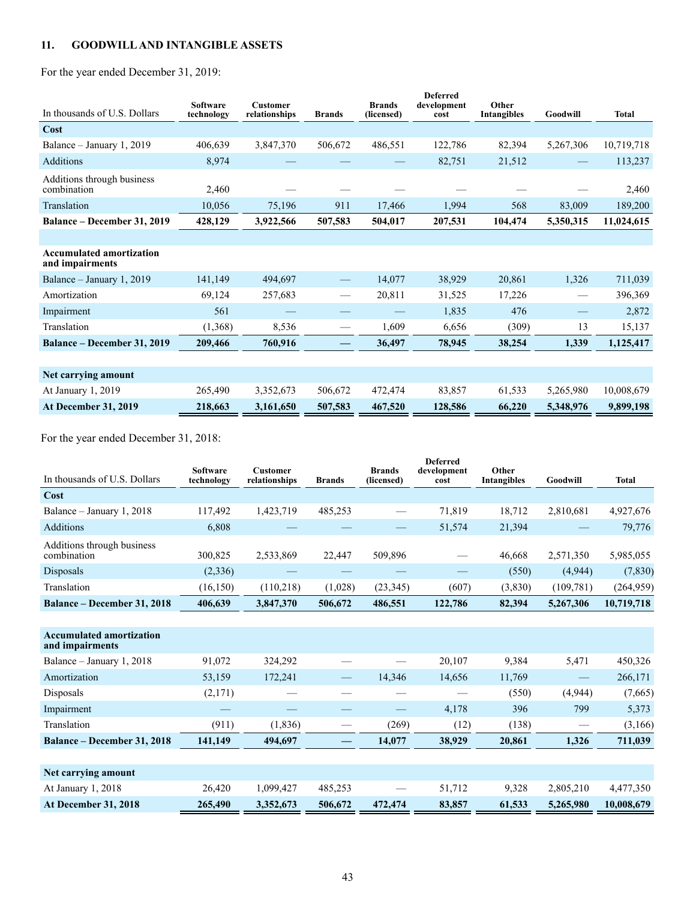## 11. GOODWILL AND INTANGIBLE ASSETS

For the year ended December 31, 2019:

| In thousands of U.S. Dollars | Software technology | Customer relationships | Brands | Brands (licensed) | Deferred development cost | Other Intangibles | Goodwill | Total |
|---|---|---|---|---|---|---|---|---|
| **Cost** | | | | | | | | |
| Balance – January 1, 2019 | 406,639 | 3,847,370 | 506,672 | 486,551 | 122,786 | 82,394 | 5,267,306 | 10,719,718 |
| Additions | 8,974 | — | — | — | 82,751 | 21,512 | — | 113,237 |
| Additions through business combination | 2,460 | — | — | — | — | — | — | 2,460 |
| Translation | 10,056 | 75,196 | 911 | 17,466 | 1,994 | 568 | 83,009 | 189,200 |
| **Balance – December 31, 2019** | **428,129** | **3,922,566** | **507,583** | **504,017** | **207,531** | **104,474** | **5,350,315** | **11,024,615** |
| **Accumulated amortization and impairments** | | | | | | | | |
| Balance – January 1, 2019 | 141,149 | 494,697 | — | 14,077 | 38,929 | 20,861 | 1,326 | 711,039 |
| Amortization | 69,124 | 257,683 | — | 20,811 | 31,525 | 17,226 | — | 396,369 |
| Impairment | 561 | — | — | — | 1,835 | 476 | — | 2,872 |
| Translation | (1,368) | 8,536 | — | 1,609 | 6,656 | (309) | 13 | 15,137 |
| **Balance – December 31, 2019** | **209,466** | **760,916** | **—** | **36,497** | **78,945** | **38,254** | **1,339** | **1,125,417** |
| **Net carrying amount** | | | | | | | | |
| At January 1, 2019 | 265,490 | 3,352,673 | 506,672 | 472,474 | 83,857 | 61,533 | 5,265,980 | 10,008,679 |
| **At December 31, 2019** | **218,663** | **3,161,650** | **507,583** | **467,520** | **128,586** | **66,220** | **5,348,976** | **9,899,198** |

For the year ended December 31, 2018:

| In thousands of U.S. Dollars | Software technology | Customer relationships | Brands | Brands (licensed) | Deferred development cost | Other Intangibles | Goodwill | Total |
|---|---|---|---|---|---|---|---|---|
| **Cost** | | | | | | | | |
| Balance – January 1, 2018 | 117,492 | 1,423,719 | 485,253 | — | 71,819 | 18,712 | 2,810,681 | 4,927,676 |
| Additions | 6,808 | — | — | — | 51,574 | 21,394 | — | 79,776 |
| Additions through business combination | 300,825 | 2,533,869 | 22,447 | 509,896 | — | 46,668 | 2,571,350 | 5,985,055 |
| Disposals | (2,336) | — | — | — | — | (550) | (4,944) | (7,830) |
| Translation | (16,150) | (110,218) | (1,028) | (23,345) | (607) | (3,830) | (109,781) | (264,959) |
| **Balance – December 31, 2018** | **406,639** | **3,847,370** | **506,672** | **486,551** | **122,786** | **82,394** | **5,267,306** | **10,719,718** |
| **Accumulated amortization and impairments** | | | | | | | | |
| Balance – January 1, 2018 | 91,072 | 324,292 | — | — | 20,107 | 9,384 | 5,471 | 450,326 |
| Amortization | 53,159 | 172,241 | — | 14,346 | 14,656 | 11,769 | — | 266,171 |
| Disposals | (2,171) | — | — | — | — | (550) | (4,944) | (7,665) |
| Impairment | — | — | — | — | 4,178 | 396 | 799 | 5,373 |
| Translation | (911) | (1,836) | — | (269) | (12) | (138) | — | (3,166) |
| **Balance – December 31, 2018** | **141,149** | **494,697** | **—** | **14,077** | **38,929** | **20,861** | **1,326** | **711,039** |
| **Net carrying amount** | | | | | | | | |
| At January 1, 2018 | 26,420 | 1,099,427 | 485,253 | — | 51,712 | 9,328 | 2,805,210 | 4,477,350 |
| **At December 31, 2018** | **265,490** | **3,352,673** | **506,672** | **472,474** | **83,857** | **61,533** | **5,265,980** | **10,008,679** |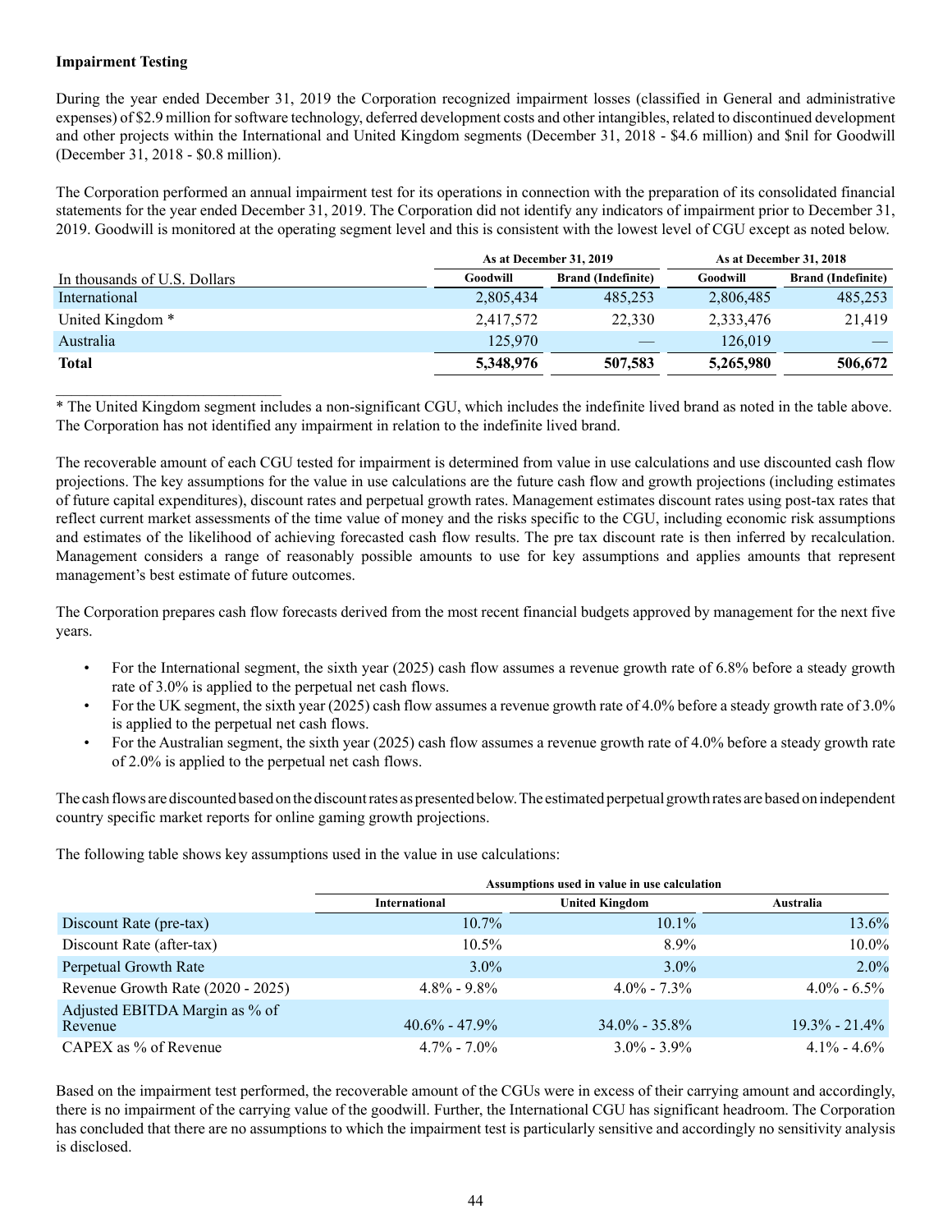**Impairment Testing**

During the year ended December 31, 2019 the Corporation recognized impairment losses (classified in General and administrative expenses) of $2.9 million for software technology, deferred development costs and other intangibles, related to discontinued development and other projects within the International and United Kingdom segments (December 31, 2018 - $4.6 million) and $nil for Goodwill (December 31, 2018 - $0.8 million).

The Corporation performed an annual impairment test for its operations in connection with the preparation of its consolidated financial statements for the year ended December 31, 2019. The Corporation did not identify any indicators of impairment prior to December 31, 2019. Goodwill is monitored at the operating segment level and this is consistent with the lowest level of CGU except as noted below.

| | As at December 31, 2019 | | As at December 31, 2018 | |
|---|---|---|---|---|
| In thousands of U.S. Dollars | Goodwill | Brand (Indefinite) | Goodwill | Brand (Indefinite) |
| International | 2,805,434 | 485,253 | 2,806,485 | 485,253 |
| United Kingdom * | 2,417,572 | 22,330 | 2,333,476 | 21,419 |
| Australia | 125,970 | — | 126,019 | — |
| **Total** | **5,348,976** | **507,583** | **5,265,980** | **506,672** |

* The United Kingdom segment includes a non-significant CGU, which includes the indefinite lived brand as noted in the table above. The Corporation has not identified any impairment in relation to the indefinite lived brand.

The recoverable amount of each CGU tested for impairment is determined from value in use calculations and use discounted cash flow projections. The key assumptions for the value in use calculations are the future cash flow and growth projections (including estimates of future capital expenditures), discount rates and perpetual growth rates. Management estimates discount rates using post-tax rates that reflect current market assessments of the time value of money and the risks specific to the CGU, including economic risk assumptions and estimates of the likelihood of achieving forecasted cash flow results. The pre tax discount rate is then inferred by recalculation. Management considers a range of reasonably possible amounts to use for key assumptions and applies amounts that represent management's best estimate of future outcomes.

The Corporation prepares cash flow forecasts derived from the most recent financial budgets approved by management for the next five years.

- For the International segment, the sixth year (2025) cash flow assumes a revenue growth rate of 6.8% before a steady growth rate of 3.0% is applied to the perpetual net cash flows.
- For the UK segment, the sixth year (2025) cash flow assumes a revenue growth rate of 4.0% before a steady growth rate of 3.0% is applied to the perpetual net cash flows.
- For the Australian segment, the sixth year (2025) cash flow assumes a revenue growth rate of 4.0% before a steady growth rate of 2.0% is applied to the perpetual net cash flows.

The cash flows are discounted based on the discount rates as presented below. The estimated perpetual growth rates are based on independent country specific market reports for online gaming growth projections.

The following table shows key assumptions used in the value in use calculations:

| | Assumptions used in value in use calculation | | |
|---|---|---|---|
| | International | United Kingdom | Australia |
| Discount Rate (pre-tax) | 10.7% | 10.1% | 13.6% |
| Discount Rate (after-tax) | 10.5% | 8.9% | 10.0% |
| Perpetual Growth Rate | 3.0% | 3.0% | 2.0% |
| Revenue Growth Rate (2020 - 2025) | 4.8% - 9.8% | 4.0% - 7.3% | 4.0% - 6.5% |
| Adjusted EBITDA Margin as % of Revenue | 40.6% - 47.9% | 34.0% - 35.8% | 19.3% - 21.4% |
| CAPEX as % of Revenue | 4.7% - 7.0% | 3.0% - 3.9% | 4.1% - 4.6% |

Based on the impairment test performed, the recoverable amount of the CGUs were in excess of their carrying amount and accordingly, there is no impairment of the carrying value of the goodwill. Further, the International CGU has significant headroom. The Corporation has concluded that there are no assumptions to which the impairment test is particularly sensitive and accordingly no sensitivity analysis is disclosed.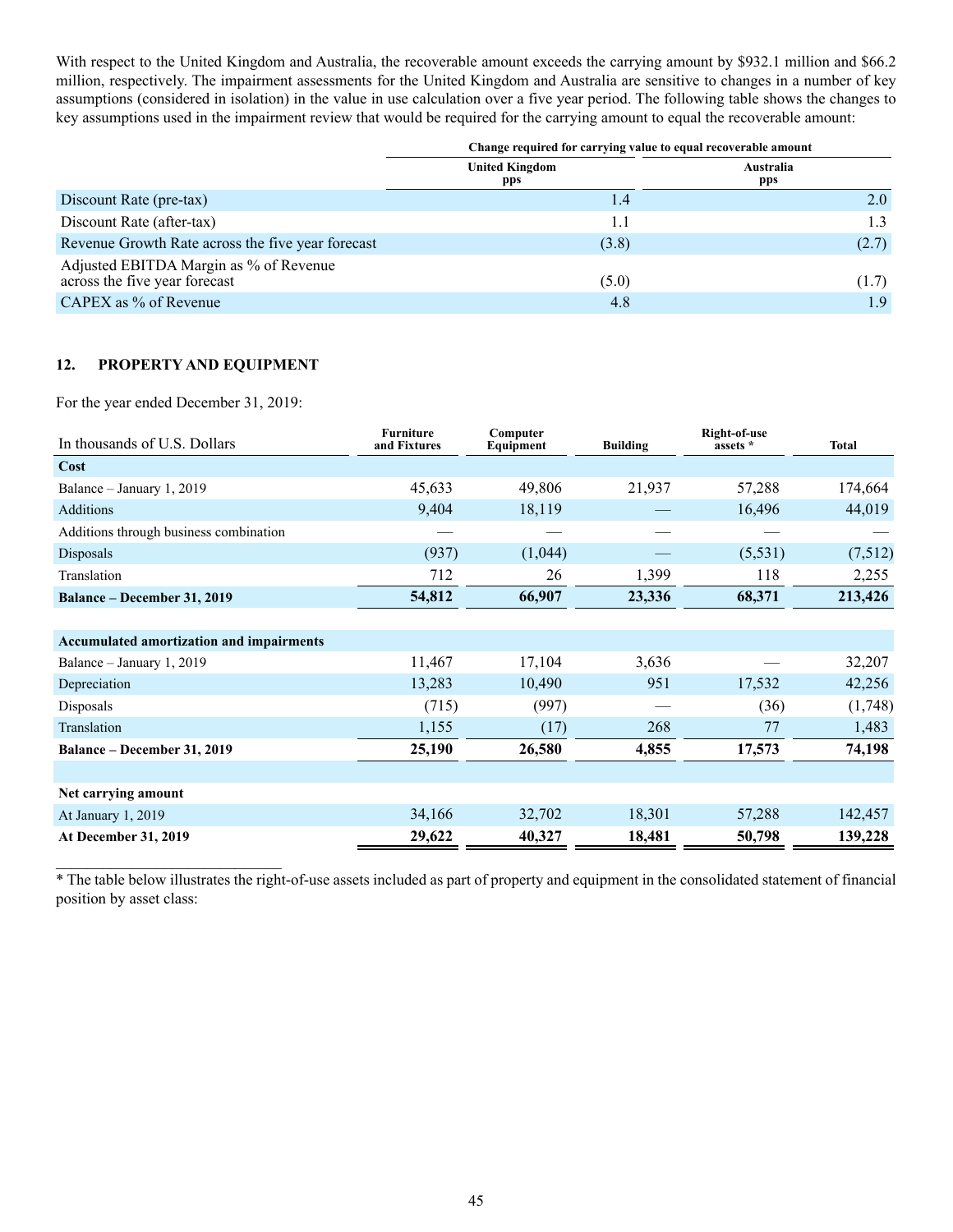With respect to the United Kingdom and Australia, the recoverable amount exceeds the carrying amount by $932.1 million and $66.2 million, respectively. The impairment assessments for the United Kingdom and Australia are sensitive to changes in a number of key assumptions (considered in isolation) in the value in use calculation over a five year period. The following table shows the changes to key assumptions used in the impairment review that would be required for the carrying amount to equal the recoverable amount:

| | Change required for carrying value to equal recoverable amount | |
|---|---|---|
| | United Kingdom pps | Australia pps |
| Discount Rate (pre-tax) | 1.4 | 2.0 |
| Discount Rate (after-tax) | 1.1 | 1.3 |
| Revenue Growth Rate across the five year forecast | (3.8) | (2.7) |
| Adjusted EBITDA Margin as % of Revenue across the five year forecast | (5.0) | (1.7) |
| CAPEX as % of Revenue | 4.8 | 1.9 |

## 12. PROPERTY AND EQUIPMENT

For the year ended December 31, 2019:

| In thousands of U.S. Dollars | Furniture and Fixtures | Computer Equipment | Building | Right-of-use assets * | Total |
|---|---|---|---|---|---|
| **Cost** | | | | | |
| Balance – January 1, 2019 | 45,633 | 49,806 | 21,937 | 57,288 | 174,664 |
| Additions | 9,404 | 18,119 | — | 16,496 | 44,019 |
| Additions through business combination | — | — | — | — | — |
| Disposals | (937) | (1,044) | — | (5,531) | (7,512) |
| Translation | 712 | 26 | 1,399 | 118 | 2,255 |
| **Balance – December 31, 2019** | **54,812** | **66,907** | **23,336** | **68,371** | **213,426** |
| | | | | | |
| **Accumulated amortization and impairments** | | | | | |
| Balance – January 1, 2019 | 11,467 | 17,104 | 3,636 | — | 32,207 |
| Depreciation | 13,283 | 10,490 | 951 | 17,532 | 42,256 |
| Disposals | (715) | (997) | — | (36) | (1,748) |
| Translation | 1,155 | (17) | 268 | 77 | 1,483 |
| **Balance – December 31, 2019** | **25,190** | **26,580** | **4,855** | **17,573** | **74,198** |
| | | | | | |
| **Net carrying amount** | | | | | |
| At January 1, 2019 | 34,166 | 32,702 | 18,301 | 57,288 | 142,457 |
| **At December 31, 2019** | **29,622** | **40,327** | **18,481** | **50,798** | **139,228** |

* The table below illustrates the right-of-use assets included as part of property and equipment in the consolidated statement of financial position by asset class: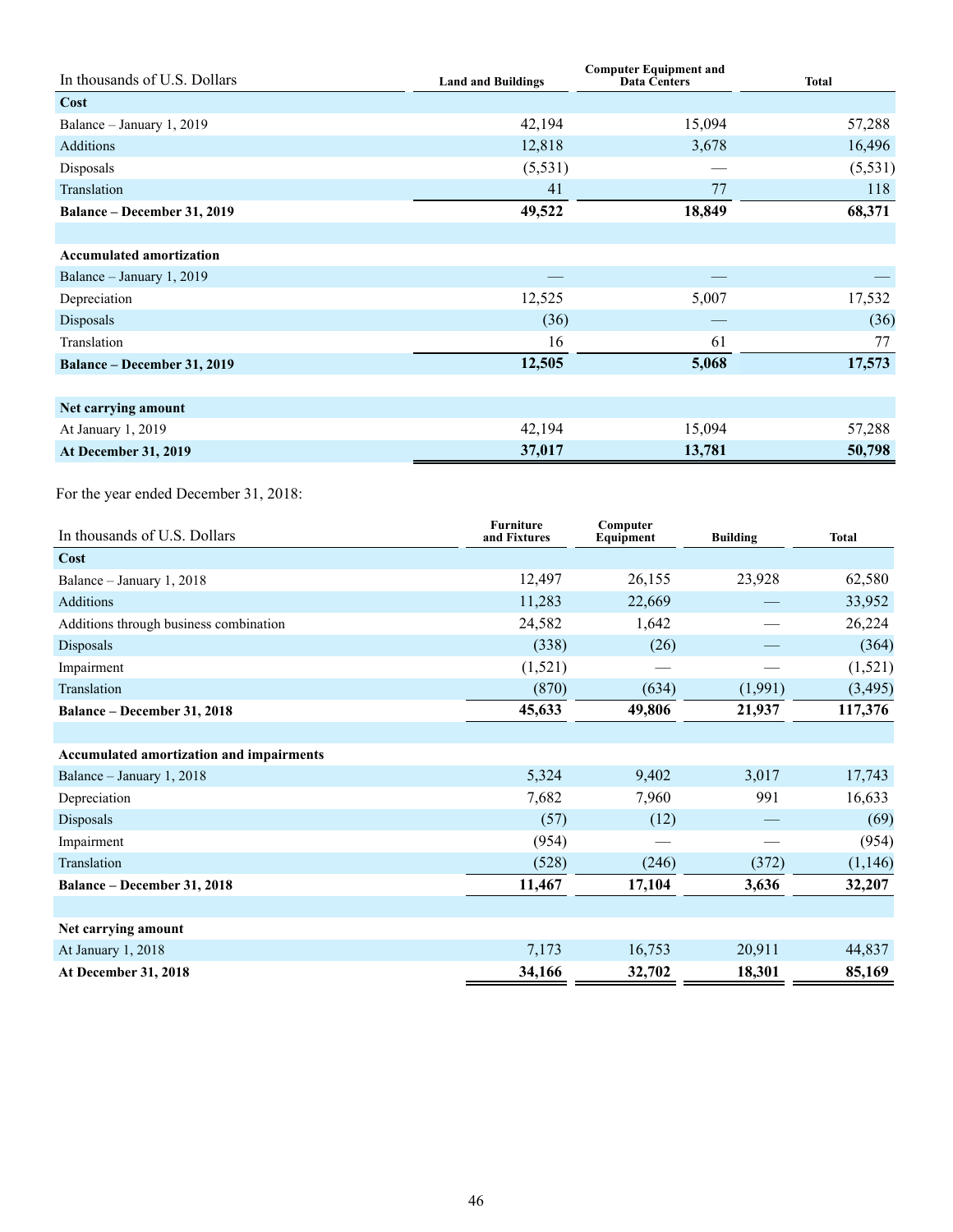| In thousands of U.S. Dollars | Land and Buildings | Computer Equipment and Data Centers | Total |
|---|---|---|---|
| **Cost** | | | |
| Balance – January 1, 2019 | 42,194 | 15,094 | 57,288 |
| Additions | 12,818 | 3,678 | 16,496 |
| Disposals | (5,531) | — | (5,531) |
| Translation | 41 | 77 | 118 |
| **Balance – December 31, 2019** | **49,522** | **18,849** | **68,371** |
| | | | |
| **Accumulated amortization** | | | |
| Balance – January 1, 2019 | — | — | — |
| Depreciation | 12,525 | 5,007 | 17,532 |
| Disposals | (36) | — | (36) |
| Translation | 16 | 61 | 77 |
| **Balance – December 31, 2019** | **12,505** | **5,068** | **17,573** |
| | | | |
| **Net carrying amount** | | | |
| At January 1, 2019 | 42,194 | 15,094 | 57,288 |
| **At December 31, 2019** | **37,017** | **13,781** | **50,798** |

For the year ended December 31, 2018:

| In thousands of U.S. Dollars | Furniture and Fixtures | Computer Equipment | Building | Total |
|---|---|---|---|---|
| **Cost** | | | | |
| Balance – January 1, 2018 | 12,497 | 26,155 | 23,928 | 62,580 |
| Additions | 11,283 | 22,669 | — | 33,952 |
| Additions through business combination | 24,582 | 1,642 | — | 26,224 |
| Disposals | (338) | (26) | — | (364) |
| Impairment | (1,521) | — | — | (1,521) |
| Translation | (870) | (634) | (1,991) | (3,495) |
| **Balance – December 31, 2018** | **45,633** | **49,806** | **21,937** | **117,376** |
| | | | | |
| **Accumulated amortization and impairments** | | | | |
| Balance – January 1, 2018 | 5,324 | 9,402 | 3,017 | 17,743 |
| Depreciation | 7,682 | 7,960 | 991 | 16,633 |
| Disposals | (57) | (12) | — | (69) |
| Impairment | (954) | — | — | (954) |
| Translation | (528) | (246) | (372) | (1,146) |
| **Balance – December 31, 2018** | **11,467** | **17,104** | **3,636** | **32,207** |
| | | | | |
| **Net carrying amount** | | | | |
| At January 1, 2018 | 7,173 | 16,753 | 20,911 | 44,837 |
| **At December 31, 2018** | **34,166** | **32,702** | **18,301** | **85,169** |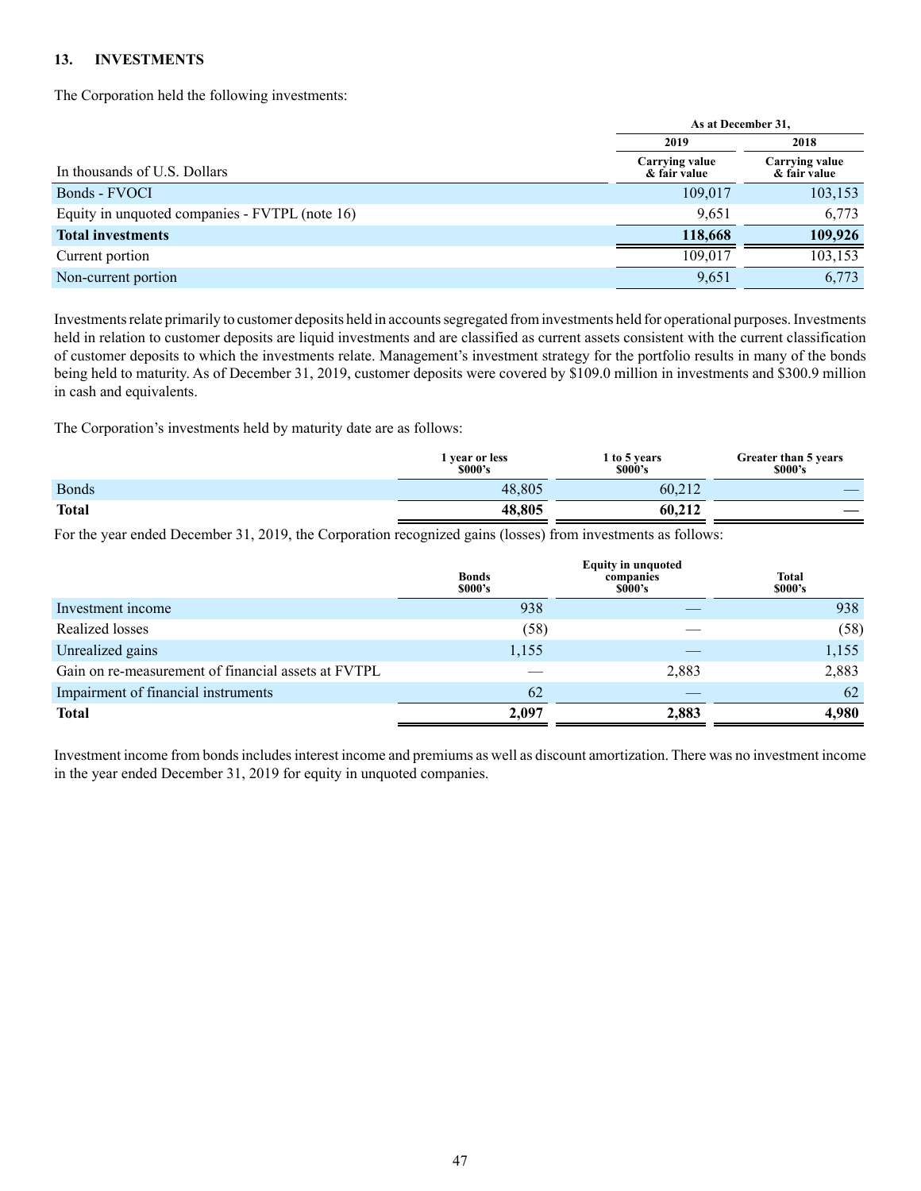## 13. INVESTMENTS

The Corporation held the following investments:

| | As at December 31, | |
|---|---|---|
| | 2019 | 2018 |
| In thousands of U.S. Dollars | Carrying value & fair value | Carrying value & fair value |
| Bonds - FVOCI | 109,017 | 103,153 |
| Equity in unquoted companies - FVTPL (note 16) | 9,651 | 6,773 |
| **Total investments** | **118,668** | **109,926** |
| Current portion | 109,017 | 103,153 |
| Non-current portion | 9,651 | 6,773 |

Investments relate primarily to customer deposits held in accounts segregated from investments held for operational purposes. Investments held in relation to customer deposits are liquid investments and are classified as current assets consistent with the current classification of customer deposits to which the investments relate. Management's investment strategy for the portfolio results in many of the bonds being held to maturity. As of December 31, 2019, customer deposits were covered by $109.0 million in investments and $300.9 million in cash and equivalents.

The Corporation's investments held by maturity date are as follows:

| | 1 year or less $000's | 1 to 5 years $000's | Greater than 5 years $000's |
|---|---|---|---|
| Bonds | 48,805 | 60,212 | — |
| **Total** | **48,805** | **60,212** | **—** |

For the year ended December 31, 2019, the Corporation recognized gains (losses) from investments as follows:

| | Bonds $000's | Equity in unquoted companies $000's | Total $000's |
|---|---|---|---|
| Investment income | 938 | — | 938 |
| Realized losses | (58) | — | (58) |
| Unrealized gains | 1,155 | — | 1,155 |
| Gain on re-measurement of financial assets at FVTPL | — | 2,883 | 2,883 |
| Impairment of financial instruments | 62 | — | 62 |
| **Total** | **2,097** | **2,883** | **4,980** |

Investment income from bonds includes interest income and premiums as well as discount amortization. There was no investment income in the year ended December 31, 2019 for equity in unquoted companies.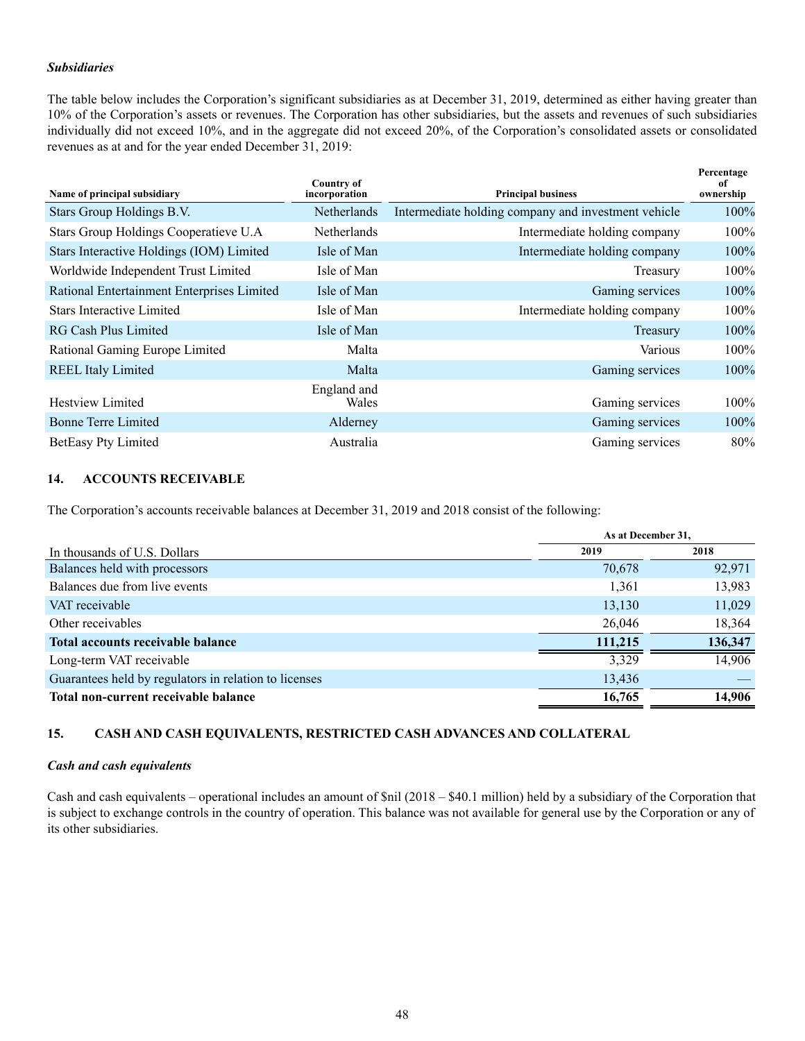***Subsidiaries***

The table below includes the Corporation's significant subsidiaries as at December 31, 2019, determined as either having greater than 10% of the Corporation's assets or revenues. The Corporation has other subsidiaries, but the assets and revenues of such subsidiaries individually did not exceed 10%, and in the aggregate did not exceed 20%, of the Corporation's consolidated assets or consolidated revenues as at and for the year ended December 31, 2019:

| Name of principal subsidiary | Country of incorporation | Principal business | Percentage of ownership |
|---|---|---|---|
| Stars Group Holdings B.V. | Netherlands | Intermediate holding company and investment vehicle | 100% |
| Stars Group Holdings Cooperatieve U.A | Netherlands | Intermediate holding company | 100% |
| Stars Interactive Holdings (IOM) Limited | Isle of Man | Intermediate holding company | 100% |
| Worldwide Independent Trust Limited | Isle of Man | Treasury | 100% |
| Rational Entertainment Enterprises Limited | Isle of Man | Gaming services | 100% |
| Stars Interactive Limited | Isle of Man | Intermediate holding company | 100% |
| RG Cash Plus Limited | Isle of Man | Treasury | 100% |
| Rational Gaming Europe Limited | Malta | Various | 100% |
| REEL Italy Limited | Malta | Gaming services | 100% |
| Hestview Limited | England and Wales | Gaming services | 100% |
| Bonne Terre Limited | Alderney | Gaming services | 100% |
| BetEasy Pty Limited | Australia | Gaming services | 80% |

## 14. ACCOUNTS RECEIVABLE

The Corporation's accounts receivable balances at December 31, 2019 and 2018 consist of the following:

| | As at December 31, | |
|---|---|---|
| In thousands of U.S. Dollars | 2019 | 2018 |
| Balances held with processors | 70,678 | 92,971 |
| Balances due from live events | 1,361 | 13,983 |
| VAT receivable | 13,130 | 11,029 |
| Other receivables | 26,046 | 18,364 |
| **Total accounts receivable balance** | **111,215** | **136,347** |
| Long-term VAT receivable | 3,329 | 14,906 |
| Guarantees held by regulators in relation to licenses | 13,436 | — |
| **Total non-current receivable balance** | **16,765** | **14,906** |

## 15. CASH AND CASH EQUIVALENTS, RESTRICTED CASH ADVANCES AND COLLATERAL

***Cash and cash equivalents***

Cash and cash equivalents – operational includes an amount of $nil (2018 – $40.1 million) held by a subsidiary of the Corporation that is subject to exchange controls in the country of operation. This balance was not available for general use by the Corporation or any of its other subsidiaries.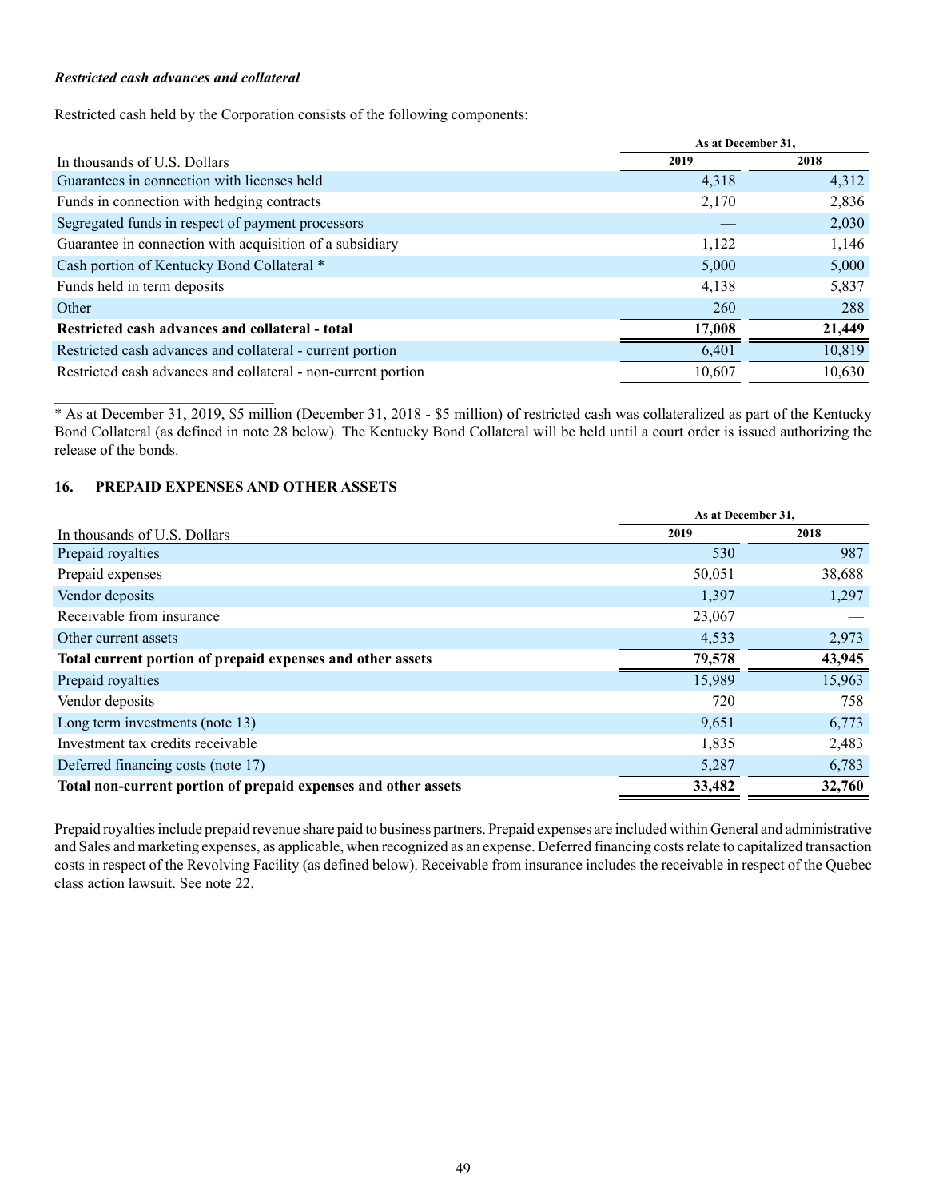***Restricted cash advances and collateral***

Restricted cash held by the Corporation consists of the following components:

| In thousands of U.S. Dollars | As at December 31, 2019 | As at December 31, 2018 |
|---|---|---|
| Guarantees in connection with licenses held | 4,318 | 4,312 |
| Funds in connection with hedging contracts | 2,170 | 2,836 |
| Segregated funds in respect of payment processors | — | 2,030 |
| Guarantee in connection with acquisition of a subsidiary | 1,122 | 1,146 |
| Cash portion of Kentucky Bond Collateral * | 5,000 | 5,000 |
| Funds held in term deposits | 4,138 | 5,837 |
| Other | 260 | 288 |
| **Restricted cash advances and collateral - total** | **17,008** | **21,449** |
| Restricted cash advances and collateral - current portion | 6,401 | 10,819 |
| Restricted cash advances and collateral - non-current portion | 10,607 | 10,630 |

\* As at December 31, 2019, $5 million (December 31, 2018 - $5 million) of restricted cash was collateralized as part of the Kentucky Bond Collateral (as defined in note 28 below). The Kentucky Bond Collateral will be held until a court order is issued authorizing the release of the bonds.

## 16. PREPAID EXPENSES AND OTHER ASSETS

| In thousands of U.S. Dollars | As at December 31, 2019 | As at December 31, 2018 |
|---|---|---|
| Prepaid royalties | 530 | 987 |
| Prepaid expenses | 50,051 | 38,688 |
| Vendor deposits | 1,397 | 1,297 |
| Receivable from insurance | 23,067 | — |
| Other current assets | 4,533 | 2,973 |
| **Total current portion of prepaid expenses and other assets** | **79,578** | **43,945** |
| Prepaid royalties | 15,989 | 15,963 |
| Vendor deposits | 720 | 758 |
| Long term investments (note 13) | 9,651 | 6,773 |
| Investment tax credits receivable | 1,835 | 2,483 |
| Deferred financing costs (note 17) | 5,287 | 6,783 |
| **Total non-current portion of prepaid expenses and other assets** | **33,482** | **32,760** |

Prepaid royalties include prepaid revenue share paid to business partners. Prepaid expenses are included within General and administrative and Sales and marketing expenses, as applicable, when recognized as an expense. Deferred financing costs relate to capitalized transaction costs in respect of the Revolving Facility (as defined below). Receivable from insurance includes the receivable in respect of the Quebec class action lawsuit. See note 22.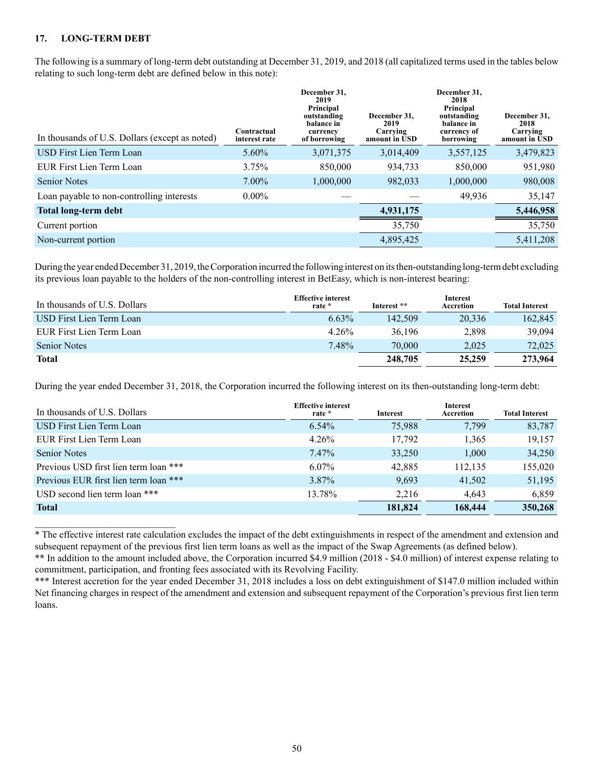## 17. LONG-TERM DEBT

The following is a summary of long-term debt outstanding at December 31, 2019, and 2018 (all capitalized terms used in the tables below relating to such long-term debt are defined below in this note):

| In thousands of U.S. Dollars (except as noted) | Contractual interest rate | December 31, 2019 Principal outstanding balance in currency of borrowing | December 31, 2019 Carrying amount in USD | December 31, 2018 Principal outstanding balance in currency of borrowing | December 31, 2018 Carrying amount in USD |
|---|---|---|---|---|---|
| USD First Lien Term Loan | 5.60% | 3,071,375 | 3,014,409 | 3,557,125 | 3,479,823 |
| EUR First Lien Term Loan | 3.75% | 850,000 | 934,733 | 850,000 | 951,980 |
| Senior Notes | 7.00% | 1,000,000 | 982,033 | 1,000,000 | 980,008 |
| Loan payable to non-controlling interests | 0.00% | — | — | 49,936 | 35,147 |
| **Total long-term debt** | | | **4,931,175** | | **5,446,958** |
| Current portion | | | 35,750 | | 35,750 |
| Non-current portion | | | 4,895,425 | | 5,411,208 |

During the year ended December 31, 2019, the Corporation incurred the following interest on its then-outstanding long-term debt excluding its previous loan payable to the holders of the non-controlling interest in BetEasy, which is non-interest bearing:

| In thousands of U.S. Dollars | Effective interest rate * | Interest ** | Interest Accretion | Total Interest |
|---|---|---|---|---|
| USD First Lien Term Loan | 6.63% | 142,509 | 20,336 | 162,845 |
| EUR First Lien Term Loan | 4.26% | 36,196 | 2,898 | 39,094 |
| Senior Notes | 7.48% | 70,000 | 2,025 | 72,025 |
| **Total** | | **248,705** | **25,259** | **273,964** |

During the year ended December 31, 2018, the Corporation incurred the following interest on its then-outstanding long-term debt:

| In thousands of U.S. Dollars | Effective interest rate * | Interest | Interest Accretion | Total Interest |
|---|---|---|---|---|
| USD First Lien Term Loan | 6.54% | 75,988 | 7,799 | 83,787 |
| EUR First Lien Term Loan | 4.26% | 17,792 | 1,365 | 19,157 |
| Senior Notes | 7.47% | 33,250 | 1,000 | 34,250 |
| Previous USD first lien term loan *** | 6.07% | 42,885 | 112,135 | 155,020 |
| Previous EUR first lien term loan *** | 3.87% | 9,693 | 41,502 | 51,195 |
| USD second lien term loan *** | 13.78% | 2,216 | 4,643 | 6,859 |
| **Total** | | **181,824** | **168,444** | **350,268** |

---

* The effective interest rate calculation excludes the impact of the debt extinguishments in respect of the amendment and extension and subsequent repayment of the previous first lien term loans as well as the impact of the Swap Agreements (as defined below).

** In addition to the amount included above, the Corporation incurred $4.9 million (2018 - $4.0 million) of interest expense relating to commitment, participation, and fronting fees associated with its Revolving Facility.

*** Interest accretion for the year ended December 31, 2018 includes a loss on debt extinguishment of $147.0 million included within Net financing charges in respect of the amendment and extension and subsequent repayment of the Corporation's previous first lien term loans.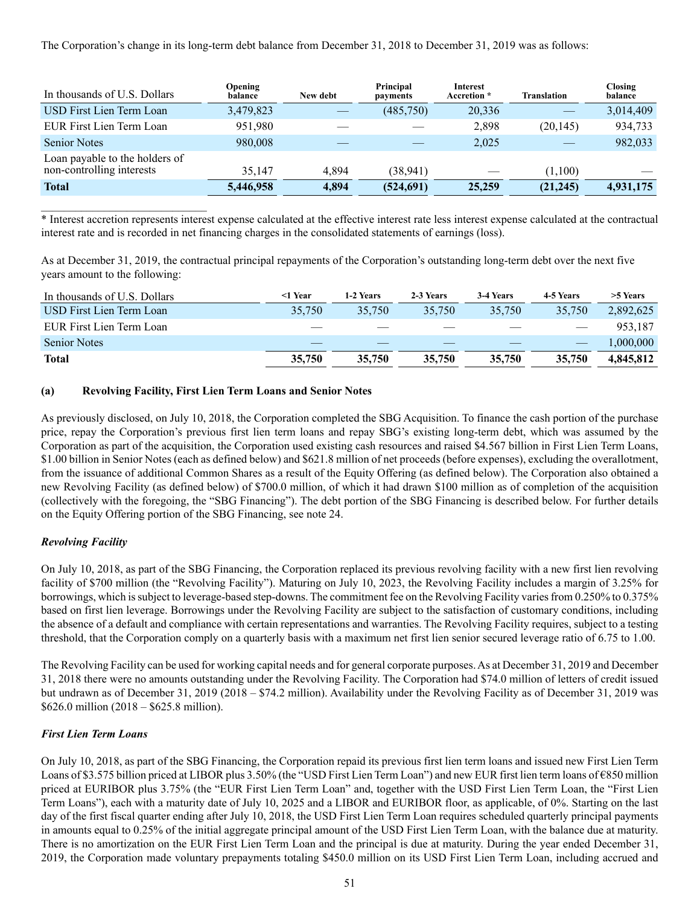The Corporation's change in its long-term debt balance from December 31, 2018 to December 31, 2019 was as follows:

| In thousands of U.S. Dollars | Opening balance | New debt | Principal payments | Interest Accretion * | Translation | Closing balance |
|---|---|---|---|---|---|---|
| USD First Lien Term Loan | 3,479,823 | — | (485,750) | 20,336 | — | 3,014,409 |
| EUR First Lien Term Loan | 951,980 | — | — | 2,898 | (20,145) | 934,733 |
| Senior Notes | 980,008 | — | — | 2,025 | — | 982,033 |
| Loan payable to the holders of non-controlling interests | 35,147 | 4,894 | (38,941) | — | (1,100) | — |
| **Total** | **5,446,958** | **4,894** | **(524,691)** | **25,259** | **(21,245)** | **4,931,175** |

* Interest accretion represents interest expense calculated at the effective interest rate less interest expense calculated at the contractual interest rate and is recorded in net financing charges in the consolidated statements of earnings (loss).

As at December 31, 2019, the contractual principal repayments of the Corporation's outstanding long-term debt over the next five years amount to the following:

| In thousands of U.S. Dollars | <1 Year | 1-2 Years | 2-3 Years | 3-4 Years | 4-5 Years | >5 Years |
|---|---|---|---|---|---|---|
| USD First Lien Term Loan | 35,750 | 35,750 | 35,750 | 35,750 | 35,750 | 2,892,625 |
| EUR First Lien Term Loan | — | — | — | — | — | 953,187 |
| Senior Notes | — | — | — | — | — | 1,000,000 |
| **Total** | **35,750** | **35,750** | **35,750** | **35,750** | **35,750** | **4,845,812** |

**(a) Revolving Facility, First Lien Term Loans and Senior Notes**

As previously disclosed, on July 10, 2018, the Corporation completed the SBG Acquisition. To finance the cash portion of the purchase price, repay the Corporation's previous first lien term loans and repay SBG's existing long-term debt, which was assumed by the Corporation as part of the acquisition, the Corporation used existing cash resources and raised $4.567 billion in First Lien Term Loans, $1.00 billion in Senior Notes (each as defined below) and $621.8 million of net proceeds (before expenses), excluding the overallotment, from the issuance of additional Common Shares as a result of the Equity Offering (as defined below). The Corporation also obtained a new Revolving Facility (as defined below) of $700.0 million, of which it had drawn $100 million as of completion of the acquisition (collectively with the foregoing, the "SBG Financing"). The debt portion of the SBG Financing is described below. For further details on the Equity Offering portion of the SBG Financing, see note 24.

***Revolving Facility***

On July 10, 2018, as part of the SBG Financing, the Corporation replaced its previous revolving facility with a new first lien revolving facility of $700 million (the "Revolving Facility"). Maturing on July 10, 2023, the Revolving Facility includes a margin of 3.25% for borrowings, which is subject to leverage-based step-downs. The commitment fee on the Revolving Facility varies from 0.250% to 0.375% based on first lien leverage. Borrowings under the Revolving Facility are subject to the satisfaction of customary conditions, including the absence of a default and compliance with certain representations and warranties. The Revolving Facility requires, subject to a testing threshold, that the Corporation comply on a quarterly basis with a maximum net first lien senior secured leverage ratio of 6.75 to 1.00.

The Revolving Facility can be used for working capital needs and for general corporate purposes. As at December 31, 2019 and December 31, 2018 there were no amounts outstanding under the Revolving Facility. The Corporation had $74.0 million of letters of credit issued but undrawn as of December 31, 2019 (2018 – $74.2 million). Availability under the Revolving Facility as of December 31, 2019 was $626.0 million (2018 – $625.8 million).

***First Lien Term Loans***

On July 10, 2018, as part of the SBG Financing, the Corporation repaid its previous first lien term loans and issued new First Lien Term Loans of $3.575 billion priced at LIBOR plus 3.50% (the "USD First Lien Term Loan") and new EUR first lien term loans of €850 million priced at EURIBOR plus 3.75% (the "EUR First Lien Term Loan" and, together with the USD First Lien Term Loan, the "First Lien Term Loans"), each with a maturity date of July 10, 2025 and a LIBOR and EURIBOR floor, as applicable, of 0%. Starting on the last day of the first fiscal quarter ending after July 10, 2018, the USD First Lien Term Loan requires scheduled quarterly principal payments in amounts equal to 0.25% of the initial aggregate principal amount of the USD First Lien Term Loan, with the balance due at maturity. There is no amortization on the EUR First Lien Term Loan and the principal is due at maturity. During the year ended December 31, 2019, the Corporation made voluntary prepayments totaling $450.0 million on its USD First Lien Term Loan, including accrued and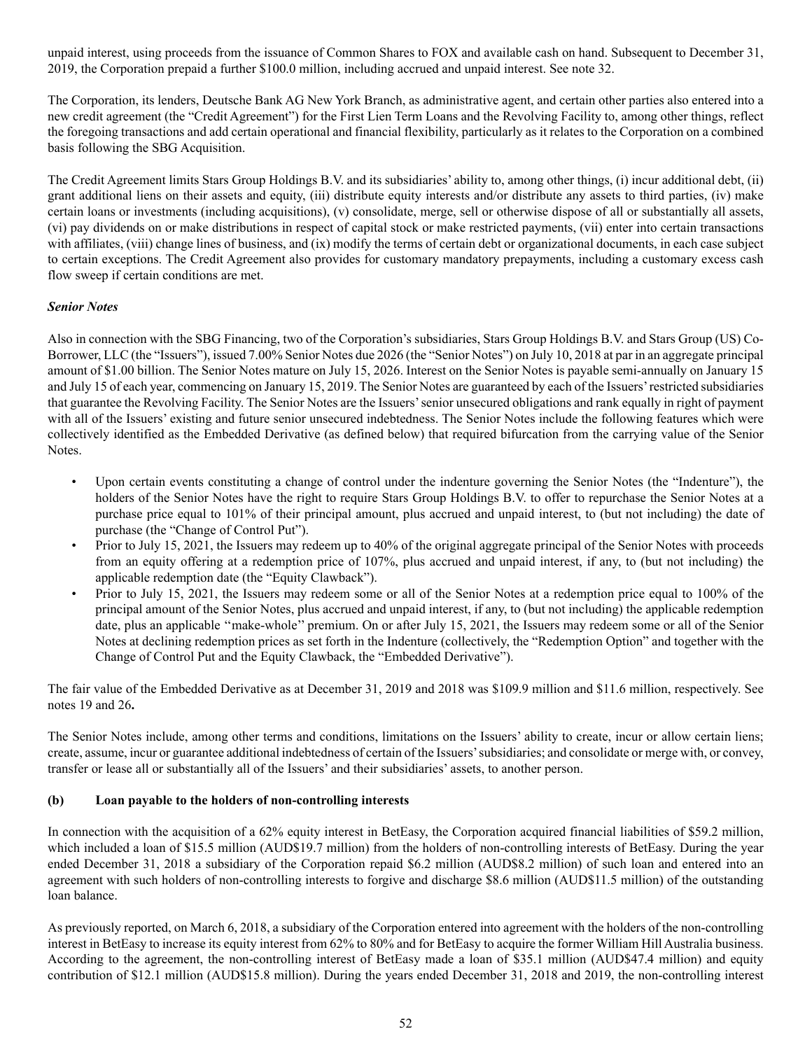unpaid interest, using proceeds from the issuance of Common Shares to FOX and available cash on hand. Subsequent to December 31, 2019, the Corporation prepaid a further \$100.0 million, including accrued and unpaid interest. See note 32.

The Corporation, its lenders, Deutsche Bank AG New York Branch, as administrative agent, and certain other parties also entered into a new credit agreement (the "Credit Agreement") for the First Lien Term Loans and the Revolving Facility to, among other things, reflect the foregoing transactions and add certain operational and financial flexibility, particularly as it relates to the Corporation on a combined basis following the SBG Acquisition.

The Credit Agreement limits Stars Group Holdings B.V. and its subsidiaries' ability to, among other things, (i) incur additional debt, (ii) grant additional liens on their assets and equity, (iii) distribute equity interests and/or distribute any assets to third parties, (iv) make certain loans or investments (including acquisitions), (v) consolidate, merge, sell or otherwise dispose of all or substantially all assets, (vi) pay dividends on or make distributions in respect of capital stock or make restricted payments, (vii) enter into certain transactions with affiliates, (viii) change lines of business, and (ix) modify the terms of certain debt or organizational documents, in each case subject to certain exceptions. The Credit Agreement also provides for customary mandatory prepayments, including a customary excess cash flow sweep if certain conditions are met.

***Senior Notes***

Also in connection with the SBG Financing, two of the Corporation's subsidiaries, Stars Group Holdings B.V. and Stars Group (US) Co-Borrower, LLC (the "Issuers"), issued 7.00% Senior Notes due 2026 (the "Senior Notes") on July 10, 2018 at par in an aggregate principal amount of \$1.00 billion. The Senior Notes mature on July 15, 2026. Interest on the Senior Notes is payable semi-annually on January 15 and July 15 of each year, commencing on January 15, 2019. The Senior Notes are guaranteed by each of the Issuers' restricted subsidiaries that guarantee the Revolving Facility. The Senior Notes are the Issuers' senior unsecured obligations and rank equally in right of payment with all of the Issuers' existing and future senior unsecured indebtedness. The Senior Notes include the following features which were collectively identified as the Embedded Derivative (as defined below) that required bifurcation from the carrying value of the Senior Notes.

- Upon certain events constituting a change of control under the indenture governing the Senior Notes (the "Indenture"), the holders of the Senior Notes have the right to require Stars Group Holdings B.V. to offer to repurchase the Senior Notes at a purchase price equal to 101% of their principal amount, plus accrued and unpaid interest, to (but not including) the date of purchase (the "Change of Control Put").
- Prior to July 15, 2021, the Issuers may redeem up to 40% of the original aggregate principal of the Senior Notes with proceeds from an equity offering at a redemption price of 107%, plus accrued and unpaid interest, if any, to (but not including) the applicable redemption date (the "Equity Clawback").
- Prior to July 15, 2021, the Issuers may redeem some or all of the Senior Notes at a redemption price equal to 100% of the principal amount of the Senior Notes, plus accrued and unpaid interest, if any, to (but not including) the applicable redemption date, plus an applicable ''make-whole'' premium. On or after July 15, 2021, the Issuers may redeem some or all of the Senior Notes at declining redemption prices as set forth in the Indenture (collectively, the "Redemption Option" and together with the Change of Control Put and the Equity Clawback, the "Embedded Derivative").

The fair value of the Embedded Derivative as at December 31, 2019 and 2018 was \$109.9 million and \$11.6 million, respectively. See notes 19 and 26**.**

The Senior Notes include, among other terms and conditions, limitations on the Issuers' ability to create, incur or allow certain liens; create, assume, incur or guarantee additional indebtedness of certain of the Issuers' subsidiaries; and consolidate or merge with, or convey, transfer or lease all or substantially all of the Issuers' and their subsidiaries' assets, to another person.

**(b) Loan payable to the holders of non-controlling interests**

In connection with the acquisition of a 62% equity interest in BetEasy, the Corporation acquired financial liabilities of \$59.2 million, which included a loan of \$15.5 million (AUD\$19.7 million) from the holders of non-controlling interests of BetEasy. During the year ended December 31, 2018 a subsidiary of the Corporation repaid \$6.2 million (AUD\$8.2 million) of such loan and entered into an agreement with such holders of non-controlling interests to forgive and discharge \$8.6 million (AUD\$11.5 million) of the outstanding loan balance.

As previously reported, on March 6, 2018, a subsidiary of the Corporation entered into agreement with the holders of the non-controlling interest in BetEasy to increase its equity interest from 62% to 80% and for BetEasy to acquire the former William Hill Australia business. According to the agreement, the non-controlling interest of BetEasy made a loan of \$35.1 million (AUD\$47.4 million) and equity contribution of \$12.1 million (AUD\$15.8 million). During the years ended December 31, 2018 and 2019, the non-controlling interest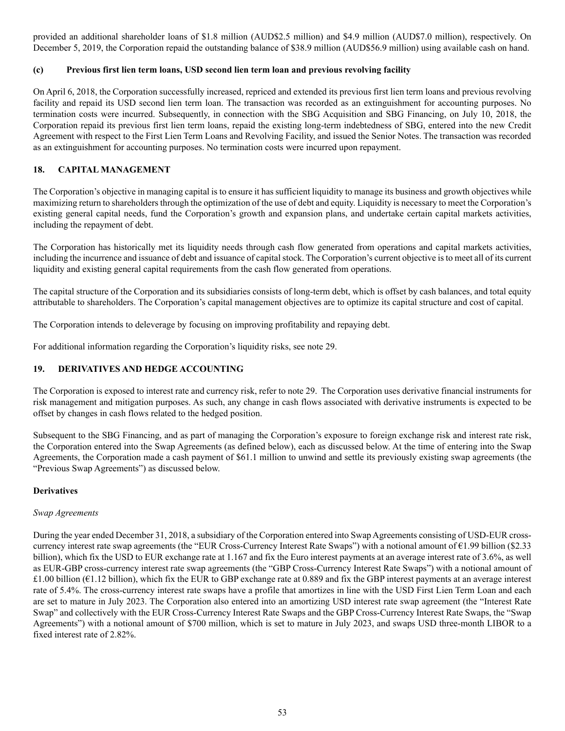provided an additional shareholder loans of $1.8 million (AUD$2.5 million) and $4.9 million (AUD$7.0 million), respectively. On December 5, 2019, the Corporation repaid the outstanding balance of $38.9 million (AUD$56.9 million) using available cash on hand.

### (c) Previous first lien term loans, USD second lien term loan and previous revolving facility

On April 6, 2018, the Corporation successfully increased, repriced and extended its previous first lien term loans and previous revolving facility and repaid its USD second lien term loan. The transaction was recorded as an extinguishment for accounting purposes. No termination costs were incurred. Subsequently, in connection with the SBG Acquisition and SBG Financing, on July 10, 2018, the Corporation repaid its previous first lien term loans, repaid the existing long-term indebtedness of SBG, entered into the new Credit Agreement with respect to the First Lien Term Loans and Revolving Facility, and issued the Senior Notes. The transaction was recorded as an extinguishment for accounting purposes. No termination costs were incurred upon repayment.

## 18. CAPITAL MANAGEMENT

The Corporation's objective in managing capital is to ensure it has sufficient liquidity to manage its business and growth objectives while maximizing return to shareholders through the optimization of the use of debt and equity. Liquidity is necessary to meet the Corporation's existing general capital needs, fund the Corporation's growth and expansion plans, and undertake certain capital markets activities, including the repayment of debt.

The Corporation has historically met its liquidity needs through cash flow generated from operations and capital markets activities, including the incurrence and issuance of debt and issuance of capital stock. The Corporation's current objective is to meet all of its current liquidity and existing general capital requirements from the cash flow generated from operations.

The capital structure of the Corporation and its subsidiaries consists of long-term debt, which is offset by cash balances, and total equity attributable to shareholders. The Corporation's capital management objectives are to optimize its capital structure and cost of capital.

The Corporation intends to deleverage by focusing on improving profitability and repaying debt.

For additional information regarding the Corporation's liquidity risks, see note 29.

## 19. DERIVATIVES AND HEDGE ACCOUNTING

The Corporation is exposed to interest rate and currency risk, refer to note 29. The Corporation uses derivative financial instruments for risk management and mitigation purposes. As such, any change in cash flows associated with derivative instruments is expected to be offset by changes in cash flows related to the hedged position.

Subsequent to the SBG Financing, and as part of managing the Corporation's exposure to foreign exchange risk and interest rate risk, the Corporation entered into the Swap Agreements (as defined below), each as discussed below. At the time of entering into the Swap Agreements, the Corporation made a cash payment of $61.1 million to unwind and settle its previously existing swap agreements (the "Previous Swap Agreements") as discussed below.

### Derivatives

*Swap Agreements*

During the year ended December 31, 2018, a subsidiary of the Corporation entered into Swap Agreements consisting of USD-EUR cross-currency interest rate swap agreements (the "EUR Cross-Currency Interest Rate Swaps") with a notional amount of €1.99 billion ($2.33 billion), which fix the USD to EUR exchange rate at 1.167 and fix the Euro interest payments at an average interest rate of 3.6%, as well as EUR-GBP cross-currency interest rate swap agreements (the "GBP Cross-Currency Interest Rate Swaps") with a notional amount of £1.00 billion (€1.12 billion), which fix the EUR to GBP exchange rate at 0.889 and fix the GBP interest payments at an average interest rate of 5.4%. The cross-currency interest rate swaps have a profile that amortizes in line with the USD First Lien Term Loan and each are set to mature in July 2023. The Corporation also entered into an amortizing USD interest rate swap agreement (the "Interest Rate Swap" and collectively with the EUR Cross-Currency Interest Rate Swaps and the GBP Cross-Currency Interest Rate Swaps, the "Swap Agreements") with a notional amount of $700 million, which is set to mature in July 2023, and swaps USD three-month LIBOR to a fixed interest rate of 2.82%.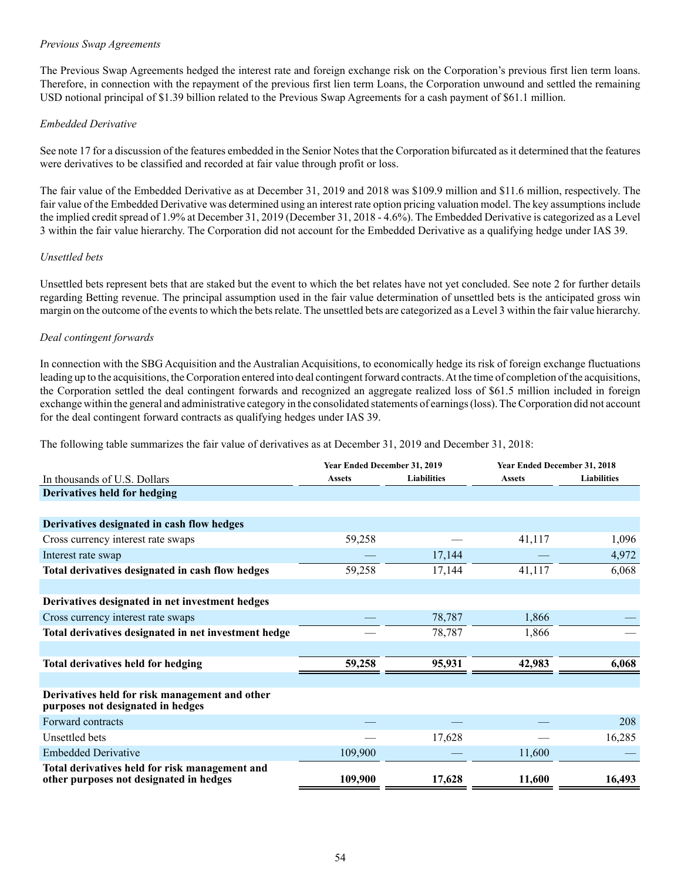*Previous Swap Agreements*

The Previous Swap Agreements hedged the interest rate and foreign exchange risk on the Corporation's previous first lien term loans. Therefore, in connection with the repayment of the previous first lien term Loans, the Corporation unwound and settled the remaining USD notional principal of $1.39 billion related to the Previous Swap Agreements for a cash payment of $61.1 million.

*Embedded Derivative*

See note 17 for a discussion of the features embedded in the Senior Notes that the Corporation bifurcated as it determined that the features were derivatives to be classified and recorded at fair value through profit or loss.

The fair value of the Embedded Derivative as at December 31, 2019 and 2018 was $109.9 million and $11.6 million, respectively. The fair value of the Embedded Derivative was determined using an interest rate option pricing valuation model. The key assumptions include the implied credit spread of 1.9% at December 31, 2019 (December 31, 2018 - 4.6%). The Embedded Derivative is categorized as a Level 3 within the fair value hierarchy. The Corporation did not account for the Embedded Derivative as a qualifying hedge under IAS 39.

*Unsettled bets*

Unsettled bets represent bets that are staked but the event to which the bet relates have not yet concluded. See note 2 for further details regarding Betting revenue. The principal assumption used in the fair value determination of unsettled bets is the anticipated gross win margin on the outcome of the events to which the bets relate. The unsettled bets are categorized as a Level 3 within the fair value hierarchy.

*Deal contingent forwards*

In connection with the SBG Acquisition and the Australian Acquisitions, to economically hedge its risk of foreign exchange fluctuations leading up to the acquisitions, the Corporation entered into deal contingent forward contracts. At the time of completion of the acquisitions, the Corporation settled the deal contingent forwards and recognized an aggregate realized loss of $61.5 million included in foreign exchange within the general and administrative category in the consolidated statements of earnings (loss). The Corporation did not account for the deal contingent forward contracts as qualifying hedges under IAS 39.

The following table summarizes the fair value of derivatives as at December 31, 2019 and December 31, 2018:

| | Year Ended December 31, 2019 | | Year Ended December 31, 2018 | |
|---|---|---|---|---|
| In thousands of U.S. Dollars | Assets | Liabilities | Assets | Liabilities |
| **Derivatives held for hedging** | | | | |
| **Derivatives designated in cash flow hedges** | | | | |
| Cross currency interest rate swaps | 59,258 | — | 41,117 | 1,096 |
| Interest rate swap | — | 17,144 | — | 4,972 |
| **Total derivatives designated in cash flow hedges** | 59,258 | 17,144 | 41,117 | 6,068 |
| **Derivatives designated in net investment hedges** | | | | |
| Cross currency interest rate swaps | — | 78,787 | 1,866 | — |
| **Total derivatives designated in net investment hedge** | — | 78,787 | 1,866 | — |
| **Total derivatives held for hedging** | **59,258** | **95,931** | **42,983** | **6,068** |
| **Derivatives held for risk management and other purposes not designated in hedges** | | | | |
| Forward contracts | — | — | — | 208 |
| Unsettled bets | — | 17,628 | — | 16,285 |
| Embedded Derivative | 109,900 | — | 11,600 | — |
| **Total derivatives held for risk management and other purposes not designated in hedges** | **109,900** | **17,628** | **11,600** | **16,493** |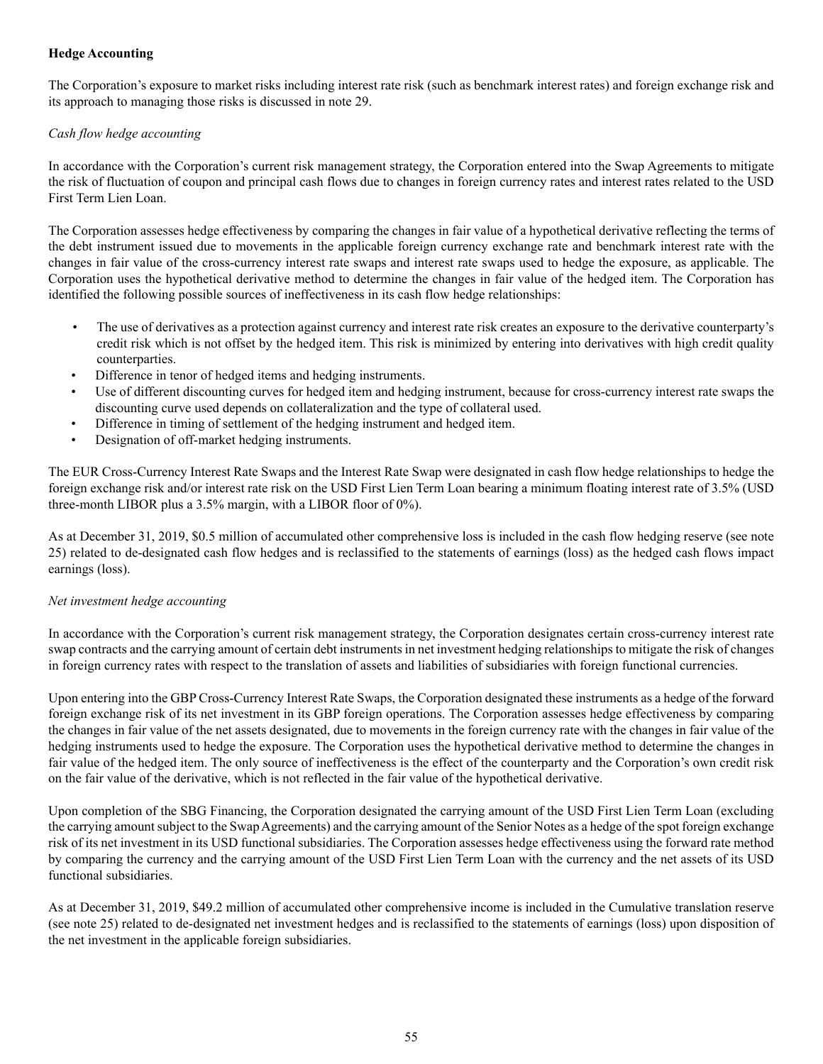**Hedge Accounting**

The Corporation's exposure to market risks including interest rate risk (such as benchmark interest rates) and foreign exchange risk and its approach to managing those risks is discussed in note 29.

*Cash flow hedge accounting*

In accordance with the Corporation's current risk management strategy, the Corporation entered into the Swap Agreements to mitigate the risk of fluctuation of coupon and principal cash flows due to changes in foreign currency rates and interest rates related to the USD First Term Lien Loan.

The Corporation assesses hedge effectiveness by comparing the changes in fair value of a hypothetical derivative reflecting the terms of the debt instrument issued due to movements in the applicable foreign currency exchange rate and benchmark interest rate with the changes in fair value of the cross-currency interest rate swaps and interest rate swaps used to hedge the exposure, as applicable. The Corporation uses the hypothetical derivative method to determine the changes in fair value of the hedged item. The Corporation has identified the following possible sources of ineffectiveness in its cash flow hedge relationships:

- The use of derivatives as a protection against currency and interest rate risk creates an exposure to the derivative counterparty's credit risk which is not offset by the hedged item. This risk is minimized by entering into derivatives with high credit quality counterparties.
- Difference in tenor of hedged items and hedging instruments.
- Use of different discounting curves for hedged item and hedging instrument, because for cross-currency interest rate swaps the discounting curve used depends on collateralization and the type of collateral used.
- Difference in timing of settlement of the hedging instrument and hedged item.
- Designation of off-market hedging instruments.

The EUR Cross-Currency Interest Rate Swaps and the Interest Rate Swap were designated in cash flow hedge relationships to hedge the foreign exchange risk and/or interest rate risk on the USD First Lien Term Loan bearing a minimum floating interest rate of 3.5% (USD three-month LIBOR plus a 3.5% margin, with a LIBOR floor of 0%).

As at December 31, 2019, $0.5 million of accumulated other comprehensive loss is included in the cash flow hedging reserve (see note 25) related to de-designated cash flow hedges and is reclassified to the statements of earnings (loss) as the hedged cash flows impact earnings (loss).

*Net investment hedge accounting*

In accordance with the Corporation's current risk management strategy, the Corporation designates certain cross-currency interest rate swap contracts and the carrying amount of certain debt instruments in net investment hedging relationships to mitigate the risk of changes in foreign currency rates with respect to the translation of assets and liabilities of subsidiaries with foreign functional currencies.

Upon entering into the GBP Cross-Currency Interest Rate Swaps, the Corporation designated these instruments as a hedge of the forward foreign exchange risk of its net investment in its GBP foreign operations. The Corporation assesses hedge effectiveness by comparing the changes in fair value of the net assets designated, due to movements in the foreign currency rate with the changes in fair value of the hedging instruments used to hedge the exposure. The Corporation uses the hypothetical derivative method to determine the changes in fair value of the hedged item. The only source of ineffectiveness is the effect of the counterparty and the Corporation's own credit risk on the fair value of the derivative, which is not reflected in the fair value of the hypothetical derivative.

Upon completion of the SBG Financing, the Corporation designated the carrying amount of the USD First Lien Term Loan (excluding the carrying amount subject to the Swap Agreements) and the carrying amount of the Senior Notes as a hedge of the spot foreign exchange risk of its net investment in its USD functional subsidiaries. The Corporation assesses hedge effectiveness using the forward rate method by comparing the currency and the carrying amount of the USD First Lien Term Loan with the currency and the net assets of its USD functional subsidiaries.

As at December 31, 2019, $49.2 million of accumulated other comprehensive income is included in the Cumulative translation reserve (see note 25) related to de-designated net investment hedges and is reclassified to the statements of earnings (loss) upon disposition of the net investment in the applicable foreign subsidiaries.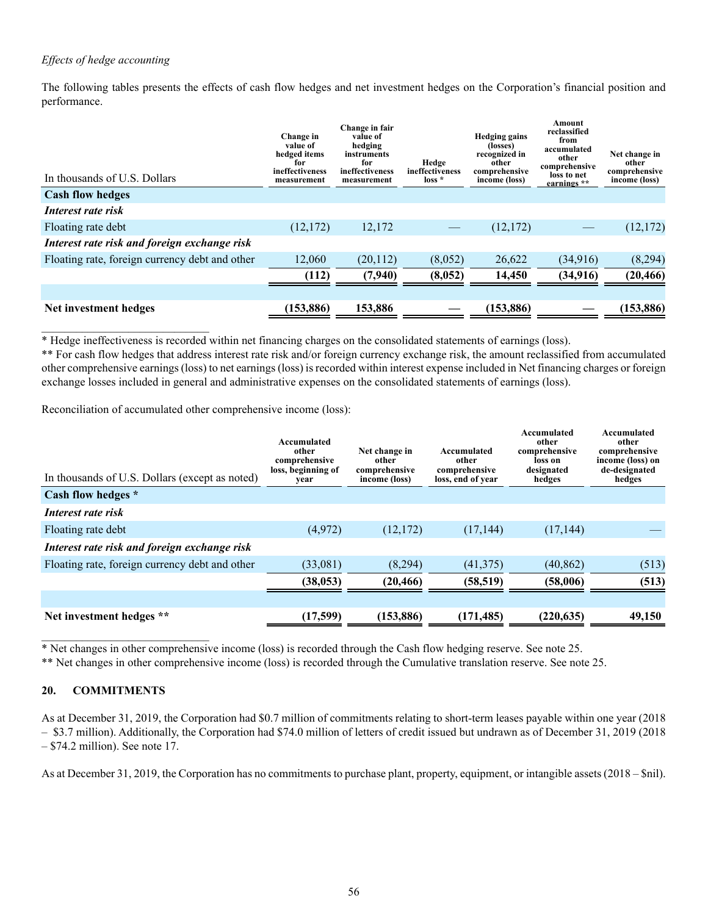*Effects of hedge accounting*

The following tables presents the effects of cash flow hedges and net investment hedges on the Corporation's financial position and performance.

| In thousands of U.S. Dollars | Change in value of hedged items for ineffectiveness measurement | Change in fair value of hedging instruments for ineffectiveness measurement | Hedge ineffectiveness loss * | Hedging gains (losses) recognized in other comprehensive income (loss) | Amount reclassified from accumulated other comprehensive loss to net earnings ** | Net change in other comprehensive income (loss) |
|---|---|---|---|---|---|---|
| **Cash flow hedges** | | | | | | |
| ***Interest rate risk*** | | | | | | |
| Floating rate debt | (12,172) | 12,172 | — | (12,172) | — | (12,172) |
| ***Interest rate risk and foreign exchange risk*** | | | | | | |
| Floating rate, foreign currency debt and other | 12,060 | (20,112) | (8,052) | 26,622 | (34,916) | (8,294) |
| | **(112)** | **(7,940)** | **(8,052)** | **14,450** | **(34,916)** | **(20,466)** |
| | | | | | | |
| **Net investment hedges** | **(153,886)** | **153,886** | **—** | **(153,886)** | **—** | **(153,886)** |

* Hedge ineffectiveness is recorded within net financing charges on the consolidated statements of earnings (loss).

** For cash flow hedges that address interest rate risk and/or foreign currency exchange risk, the amount reclassified from accumulated other comprehensive earnings (loss) to net earnings (loss) is recorded within interest expense included in Net financing charges or foreign exchange losses included in general and administrative expenses on the consolidated statements of earnings (loss).

Reconciliation of accumulated other comprehensive income (loss):

| In thousands of U.S. Dollars (except as noted) | Accumulated other comprehensive loss, beginning of year | Net change in other comprehensive income (loss) | Accumulated other comprehensive loss, end of year | Accumulated other comprehensive loss on designated hedges | Accumulated other comprehensive income (loss) on de-designated hedges |
|---|---|---|---|---|---|
| **Cash flow hedges *** | | | | | |
| ***Interest rate risk*** | | | | | |
| Floating rate debt | (4,972) | (12,172) | (17,144) | (17,144) | — |
| ***Interest rate risk and foreign exchange risk*** | | | | | |
| Floating rate, foreign currency debt and other | (33,081) | (8,294) | (41,375) | (40,862) | (513) |
| | **(38,053)** | **(20,466)** | **(58,519)** | **(58,006)** | **(513)** |
| | | | | | |
| **Net investment hedges **** | **(17,599)** | **(153,886)** | **(171,485)** | **(220,635)** | **49,150** |

* Net changes in other comprehensive income (loss) is recorded through the Cash flow hedging reserve. See note 25.

** Net changes in other comprehensive income (loss) is recorded through the Cumulative translation reserve. See note 25.

## 20. COMMITMENTS

As at December 31, 2019, the Corporation had $0.7 million of commitments relating to short-term leases payable within one year (2018 – $3.7 million). Additionally, the Corporation had $74.0 million of letters of credit issued but undrawn as of December 31, 2019 (2018 – $74.2 million). See note 17.

As at December 31, 2019, the Corporation has no commitments to purchase plant, property, equipment, or intangible assets (2018 – $nil).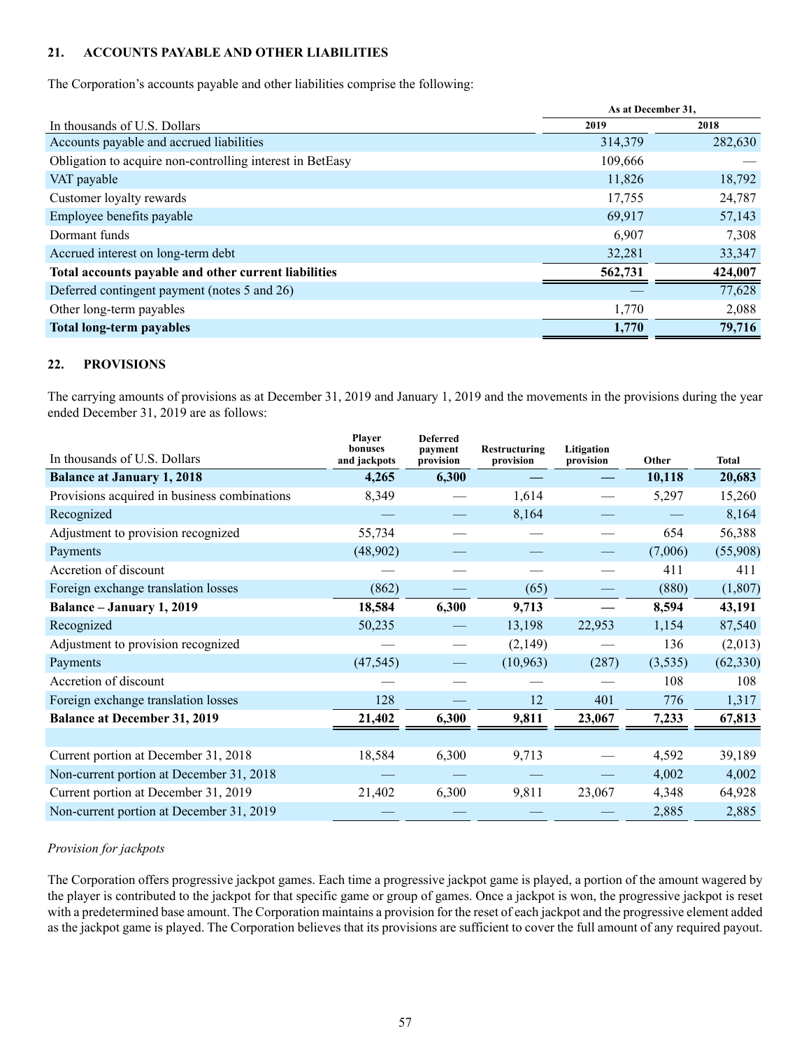## 21. ACCOUNTS PAYABLE AND OTHER LIABILITIES

The Corporation's accounts payable and other liabilities comprise the following:

| In thousands of U.S. Dollars | As at December 31, 2019 | 2018 |
|---|---|---|
| Accounts payable and accrued liabilities | 314,379 | 282,630 |
| Obligation to acquire non-controlling interest in BetEasy | 109,666 | — |
| VAT payable | 11,826 | 18,792 |
| Customer loyalty rewards | 17,755 | 24,787 |
| Employee benefits payable | 69,917 | 57,143 |
| Dormant funds | 6,907 | 7,308 |
| Accrued interest on long-term debt | 32,281 | 33,347 |
| **Total accounts payable and other current liabilities** | **562,731** | **424,007** |
| Deferred contingent payment (notes 5 and 26) | — | 77,628 |
| Other long-term payables | 1,770 | 2,088 |
| **Total long-term payables** | **1,770** | **79,716** |

## 22. PROVISIONS

The carrying amounts of provisions as at December 31, 2019 and January 1, 2019 and the movements in the provisions during the year ended December 31, 2019 are as follows:

| In thousands of U.S. Dollars | Player bonuses and jackpots | Deferred payment provision | Restructuring provision | Litigation provision | Other | Total |
|---|---|---|---|---|---|---|
| **Balance at January 1, 2018** | **4,265** | **6,300** | **—** | **—** | **10,118** | **20,683** |
| Provisions acquired in business combinations | 8,349 | — | 1,614 | — | 5,297 | 15,260 |
| Recognized | — | — | 8,164 | — | — | 8,164 |
| Adjustment to provision recognized | 55,734 | — | — | — | 654 | 56,388 |
| Payments | (48,902) | — | — | — | (7,006) | (55,908) |
| Accretion of discount | — | — | — | — | 411 | 411 |
| Foreign exchange translation losses | (862) | — | (65) | — | (880) | (1,807) |
| **Balance – January 1, 2019** | **18,584** | **6,300** | **9,713** | **—** | **8,594** | **43,191** |
| Recognized | 50,235 | — | 13,198 | 22,953 | 1,154 | 87,540 |
| Adjustment to provision recognized | — | — | (2,149) | — | 136 | (2,013) |
| Payments | (47,545) | — | (10,963) | (287) | (3,535) | (62,330) |
| Accretion of discount | — | — | — | — | 108 | 108 |
| Foreign exchange translation losses | 128 | — | 12 | 401 | 776 | 1,317 |
| **Balance at December 31, 2019** | **21,402** | **6,300** | **9,811** | **23,067** | **7,233** | **67,813** |
| | | | | | | |
| Current portion at December 31, 2018 | 18,584 | 6,300 | 9,713 | — | 4,592 | 39,189 |
| Non-current portion at December 31, 2018 | — | — | — | — | 4,002 | 4,002 |
| Current portion at December 31, 2019 | 21,402 | 6,300 | 9,811 | 23,067 | 4,348 | 64,928 |
| Non-current portion at December 31, 2019 | — | — | — | — | 2,885 | 2,885 |

*Provision for jackpots*

The Corporation offers progressive jackpot games. Each time a progressive jackpot game is played, a portion of the amount wagered by the player is contributed to the jackpot for that specific game or group of games. Once a jackpot is won, the progressive jackpot is reset with a predetermined base amount. The Corporation maintains a provision for the reset of each jackpot and the progressive element added as the jackpot game is played. The Corporation believes that its provisions are sufficient to cover the full amount of any required payout.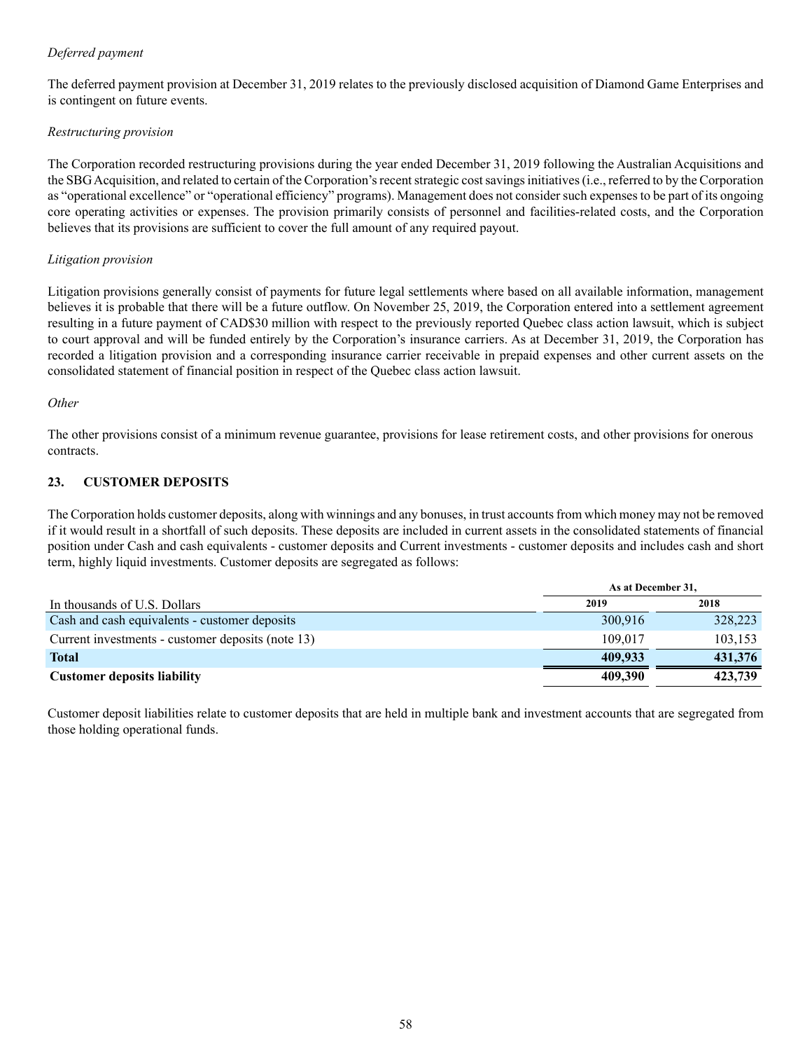*Deferred payment*

The deferred payment provision at December 31, 2019 relates to the previously disclosed acquisition of Diamond Game Enterprises and is contingent on future events.

*Restructuring provision*

The Corporation recorded restructuring provisions during the year ended December 31, 2019 following the Australian Acquisitions and the SBG Acquisition, and related to certain of the Corporation's recent strategic cost savings initiatives (i.e., referred to by the Corporation as "operational excellence" or "operational efficiency" programs). Management does not consider such expenses to be part of its ongoing core operating activities or expenses. The provision primarily consists of personnel and facilities-related costs, and the Corporation believes that its provisions are sufficient to cover the full amount of any required payout.

*Litigation provision*

Litigation provisions generally consist of payments for future legal settlements where based on all available information, management believes it is probable that there will be a future outflow. On November 25, 2019, the Corporation entered into a settlement agreement resulting in a future payment of CAD$30 million with respect to the previously reported Quebec class action lawsuit, which is subject to court approval and will be funded entirely by the Corporation's insurance carriers. As at December 31, 2019, the Corporation has recorded a litigation provision and a corresponding insurance carrier receivable in prepaid expenses and other current assets on the consolidated statement of financial position in respect of the Quebec class action lawsuit.

*Other*

The other provisions consist of a minimum revenue guarantee, provisions for lease retirement costs, and other provisions for onerous contracts.

## 23. CUSTOMER DEPOSITS

The Corporation holds customer deposits, along with winnings and any bonuses, in trust accounts from which money may not be removed if it would result in a shortfall of such deposits. These deposits are included in current assets in the consolidated statements of financial position under Cash and cash equivalents - customer deposits and Current investments - customer deposits and includes cash and short term, highly liquid investments. Customer deposits are segregated as follows:

| | As at December 31, | |
|---|---|---|
| In thousands of U.S. Dollars | 2019 | 2018 |
| Cash and cash equivalents - customer deposits | 300,916 | 328,223 |
| Current investments - customer deposits (note 13) | 109,017 | 103,153 |
| **Total** | **409,933** | **431,376** |
| **Customer deposits liability** | **409,390** | **423,739** |

Customer deposit liabilities relate to customer deposits that are held in multiple bank and investment accounts that are segregated from those holding operational funds.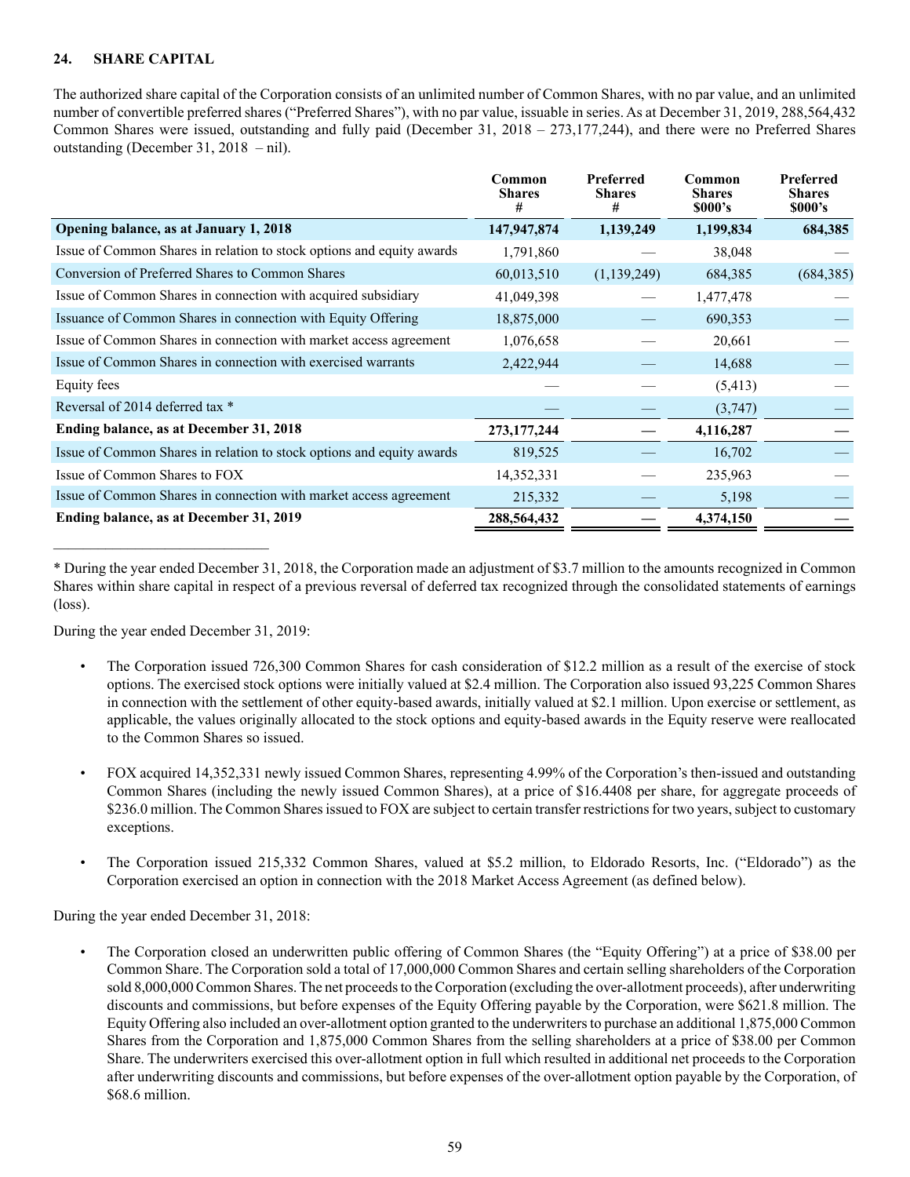## 24. SHARE CAPITAL

The authorized share capital of the Corporation consists of an unlimited number of Common Shares, with no par value, and an unlimited number of convertible preferred shares ("Preferred Shares"), with no par value, issuable in series. As at December 31, 2019, 288,564,432 Common Shares were issued, outstanding and fully paid (December 31, 2018 – 273,177,244), and there were no Preferred Shares outstanding (December 31, 2018 – nil).

| | Common Shares # | Preferred Shares # | Common Shares $000's | Preferred Shares $000's |
|---|---|---|---|---|
| **Opening balance, as at January 1, 2018** | **147,947,874** | **1,139,249** | **1,199,834** | **684,385** |
| Issue of Common Shares in relation to stock options and equity awards | 1,791,860 | — | 38,048 | — |
| Conversion of Preferred Shares to Common Shares | 60,013,510 | (1,139,249) | 684,385 | (684,385) |
| Issue of Common Shares in connection with acquired subsidiary | 41,049,398 | — | 1,477,478 | — |
| Issuance of Common Shares in connection with Equity Offering | 18,875,000 | — | 690,353 | — |
| Issue of Common Shares in connection with market access agreement | 1,076,658 | — | 20,661 | — |
| Issue of Common Shares in connection with exercised warrants | 2,422,944 | — | 14,688 | — |
| Equity fees | — | — | (5,413) | — |
| Reversal of 2014 deferred tax * | — | — | (3,747) | — |
| **Ending balance, as at December 31, 2018** | **273,177,244** | **—** | **4,116,287** | **—** |
| Issue of Common Shares in relation to stock options and equity awards | 819,525 | — | 16,702 | — |
| Issue of Common Shares to FOX | 14,352,331 | — | 235,963 | — |
| Issue of Common Shares in connection with market access agreement | 215,332 | — | 5,198 | — |
| **Ending balance, as at December 31, 2019** | **288,564,432** | **—** | **4,374,150** | **—** |

\* During the year ended December 31, 2018, the Corporation made an adjustment of $3.7 million to the amounts recognized in Common Shares within share capital in respect of a previous reversal of deferred tax recognized through the consolidated statements of earnings (loss).

During the year ended December 31, 2019:

- The Corporation issued 726,300 Common Shares for cash consideration of $12.2 million as a result of the exercise of stock options. The exercised stock options were initially valued at $2.4 million. The Corporation also issued 93,225 Common Shares in connection with the settlement of other equity-based awards, initially valued at $2.1 million. Upon exercise or settlement, as applicable, the values originally allocated to the stock options and equity-based awards in the Equity reserve were reallocated to the Common Shares so issued.
- FOX acquired 14,352,331 newly issued Common Shares, representing 4.99% of the Corporation's then-issued and outstanding Common Shares (including the newly issued Common Shares), at a price of $16.4408 per share, for aggregate proceeds of $236.0 million. The Common Shares issued to FOX are subject to certain transfer restrictions for two years, subject to customary exceptions.
- The Corporation issued 215,332 Common Shares, valued at $5.2 million, to Eldorado Resorts, Inc. ("Eldorado") as the Corporation exercised an option in connection with the 2018 Market Access Agreement (as defined below).

During the year ended December 31, 2018:

- The Corporation closed an underwritten public offering of Common Shares (the "Equity Offering") at a price of $38.00 per Common Share. The Corporation sold a total of 17,000,000 Common Shares and certain selling shareholders of the Corporation sold 8,000,000 Common Shares. The net proceeds to the Corporation (excluding the over-allotment proceeds), after underwriting discounts and commissions, but before expenses of the Equity Offering payable by the Corporation, were $621.8 million. The Equity Offering also included an over-allotment option granted to the underwriters to purchase an additional 1,875,000 Common Shares from the Corporation and 1,875,000 Common Shares from the selling shareholders at a price of $38.00 per Common Share. The underwriters exercised this over-allotment option in full which resulted in additional net proceeds to the Corporation after underwriting discounts and commissions, but before expenses of the over-allotment option payable by the Corporation, of $68.6 million.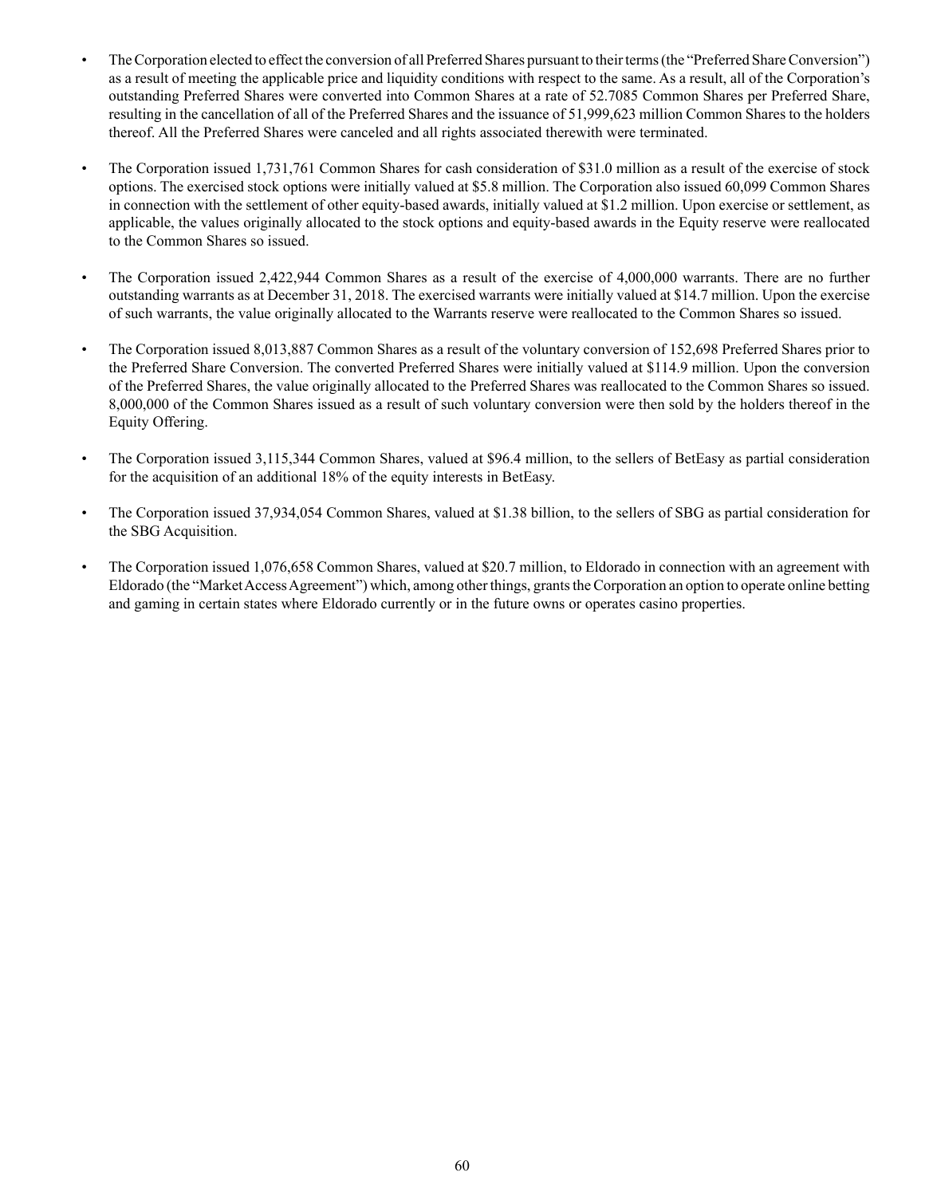- The Corporation elected to effect the conversion of all Preferred Shares pursuant to their terms (the "Preferred Share Conversion") as a result of meeting the applicable price and liquidity conditions with respect to the same. As a result, all of the Corporation's outstanding Preferred Shares were converted into Common Shares at a rate of 52.7085 Common Shares per Preferred Share, resulting in the cancellation of all of the Preferred Shares and the issuance of 51,999,623 million Common Shares to the holders thereof. All the Preferred Shares were canceled and all rights associated therewith were terminated.

- The Corporation issued 1,731,761 Common Shares for cash consideration of $31.0 million as a result of the exercise of stock options. The exercised stock options were initially valued at $5.8 million. The Corporation also issued 60,099 Common Shares in connection with the settlement of other equity-based awards, initially valued at $1.2 million. Upon exercise or settlement, as applicable, the values originally allocated to the stock options and equity-based awards in the Equity reserve were reallocated to the Common Shares so issued.

- The Corporation issued 2,422,944 Common Shares as a result of the exercise of 4,000,000 warrants. There are no further outstanding warrants as at December 31, 2018. The exercised warrants were initially valued at $14.7 million. Upon the exercise of such warrants, the value originally allocated to the Warrants reserve were reallocated to the Common Shares so issued.

- The Corporation issued 8,013,887 Common Shares as a result of the voluntary conversion of 152,698 Preferred Shares prior to the Preferred Share Conversion. The converted Preferred Shares were initially valued at $114.9 million. Upon the conversion of the Preferred Shares, the value originally allocated to the Preferred Shares was reallocated to the Common Shares so issued. 8,000,000 of the Common Shares issued as a result of such voluntary conversion were then sold by the holders thereof in the Equity Offering.

- The Corporation issued 3,115,344 Common Shares, valued at $96.4 million, to the sellers of BetEasy as partial consideration for the acquisition of an additional 18% of the equity interests in BetEasy.

- The Corporation issued 37,934,054 Common Shares, valued at $1.38 billion, to the sellers of SBG as partial consideration for the SBG Acquisition.

- The Corporation issued 1,076,658 Common Shares, valued at $20.7 million, to Eldorado in connection with an agreement with Eldorado (the "Market Access Agreement") which, among other things, grants the Corporation an option to operate online betting and gaming in certain states where Eldorado currently or in the future owns or operates casino properties.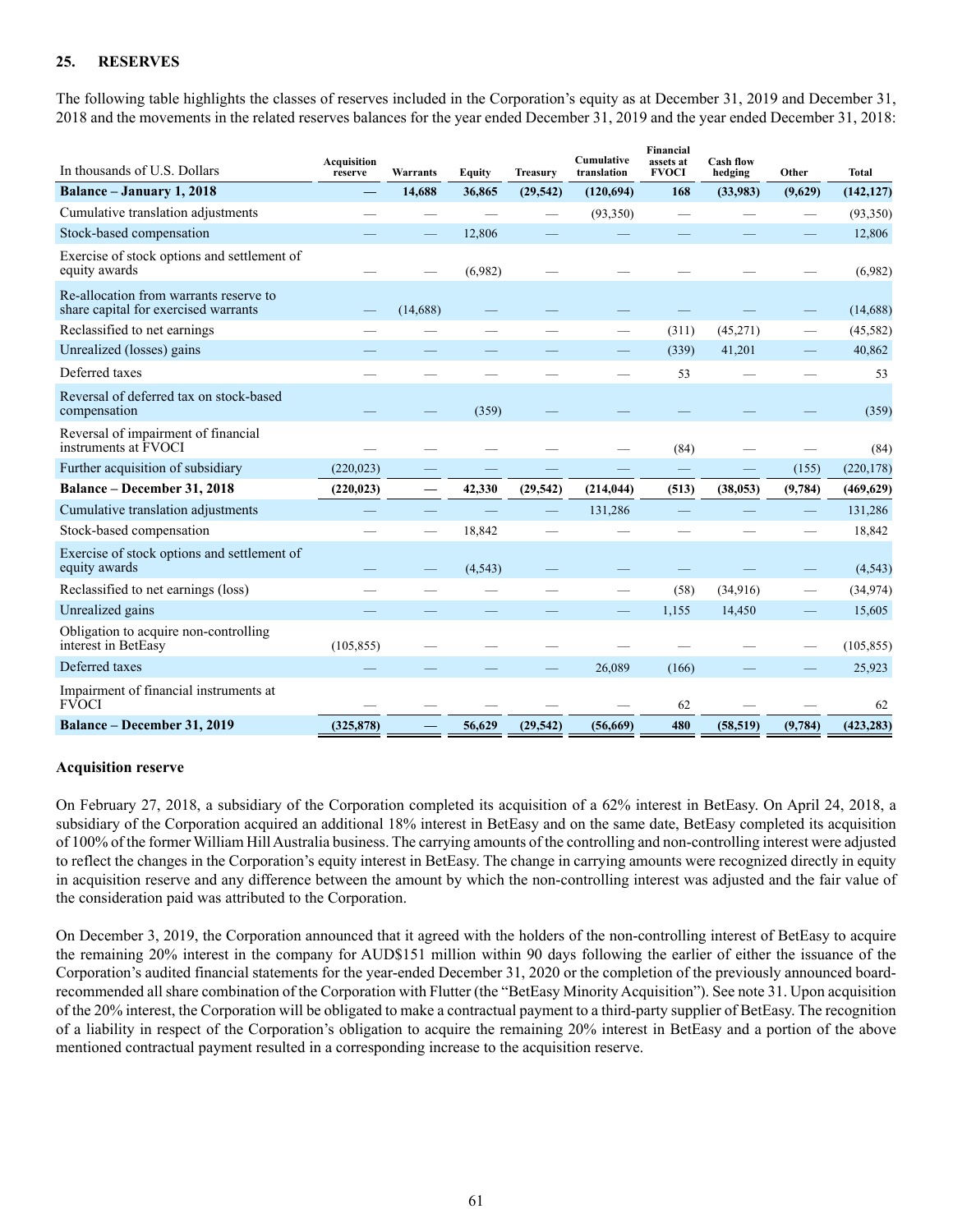## 25. RESERVES

The following table highlights the classes of reserves included in the Corporation's equity as at December 31, 2019 and December 31, 2018 and the movements in the related reserves balances for the year ended December 31, 2019 and the year ended December 31, 2018:

| In thousands of U.S. Dollars | Acquisition reserve | Warrants | Equity | Treasury | Cumulative translation | Financial assets at FVOCI | Cash flow hedging | Other | Total |
|---|---|---|---|---|---|---|---|---|---|
| **Balance – January 1, 2018** | **—** | **14,688** | **36,865** | **(29,542)** | **(120,694)** | **168** | **(33,983)** | **(9,629)** | **(142,127)** |
| Cumulative translation adjustments | — | — | — | — | (93,350) | — | — | — | (93,350) |
| Stock-based compensation | — | — | 12,806 | — | — | — | — | — | 12,806 |
| Exercise of stock options and settlement of equity awards | — | — | (6,982) | — | — | — | — | — | (6,982) |
| Re-allocation from warrants reserve to share capital for exercised warrants | — | (14,688) | — | — | — | — | — | — | (14,688) |
| Reclassified to net earnings | — | — | — | — | — | (311) | (45,271) | — | (45,582) |
| Unrealized (losses) gains | — | — | — | — | — | (339) | 41,201 | — | 40,862 |
| Deferred taxes | — | — | — | — | — | 53 | — | — | 53 |
| Reversal of deferred tax on stock-based compensation | — | — | (359) | — | — | — | — | — | (359) |
| Reversal of impairment of financial instruments at FVOCI | — | — | — | — | — | (84) | — | — | (84) |
| Further acquisition of subsidiary | (220,023) | — | — | — | — | — | — | (155) | (220,178) |
| **Balance – December 31, 2018** | **(220,023)** | **—** | **42,330** | **(29,542)** | **(214,044)** | **(513)** | **(38,053)** | **(9,784)** | **(469,629)** |
| Cumulative translation adjustments | — | — | — | — | 131,286 | — | — | — | 131,286 |
| Stock-based compensation | — | — | 18,842 | — | — | — | — | — | 18,842 |
| Exercise of stock options and settlement of equity awards | — | — | (4,543) | — | — | — | — | — | (4,543) |
| Reclassified to net earnings (loss) | — | — | — | — | — | (58) | (34,916) | — | (34,974) |
| Unrealized gains | — | — | — | — | — | 1,155 | 14,450 | — | 15,605 |
| Obligation to acquire non-controlling interest in BetEasy | (105,855) | — | — | — | — | — | — | — | (105,855) |
| Deferred taxes | — | — | — | — | 26,089 | (166) | — | — | 25,923 |
| Impairment of financial instruments at FVOCI | — | — | — | — | — | 62 | — | — | 62 |
| **Balance – December 31, 2019** | **(325,878)** | **—** | **56,629** | **(29,542)** | **(56,669)** | **480** | **(58,519)** | **(9,784)** | **(423,283)** |

### Acquisition reserve

On February 27, 2018, a subsidiary of the Corporation completed its acquisition of a 62% interest in BetEasy. On April 24, 2018, a subsidiary of the Corporation acquired an additional 18% interest in BetEasy and on the same date, BetEasy completed its acquisition of 100% of the former William Hill Australia business. The carrying amounts of the controlling and non-controlling interest were adjusted to reflect the changes in the Corporation's equity interest in BetEasy. The change in carrying amounts were recognized directly in equity in acquisition reserve and any difference between the amount by which the non-controlling interest was adjusted and the fair value of the consideration paid was attributed to the Corporation.

On December 3, 2019, the Corporation announced that it agreed with the holders of the non-controlling interest of BetEasy to acquire the remaining 20% interest in the company for AUD$151 million within 90 days following the earlier of either the issuance of the Corporation's audited financial statements for the year-ended December 31, 2020 or the completion of the previously announced board-recommended all share combination of the Corporation with Flutter (the "BetEasy Minority Acquisition"). See note 31. Upon acquisition of the 20% interest, the Corporation will be obligated to make a contractual payment to a third-party supplier of BetEasy. The recognition of a liability in respect of the Corporation's obligation to acquire the remaining 20% interest in BetEasy and a portion of the above mentioned contractual payment resulted in a corresponding increase to the acquisition reserve.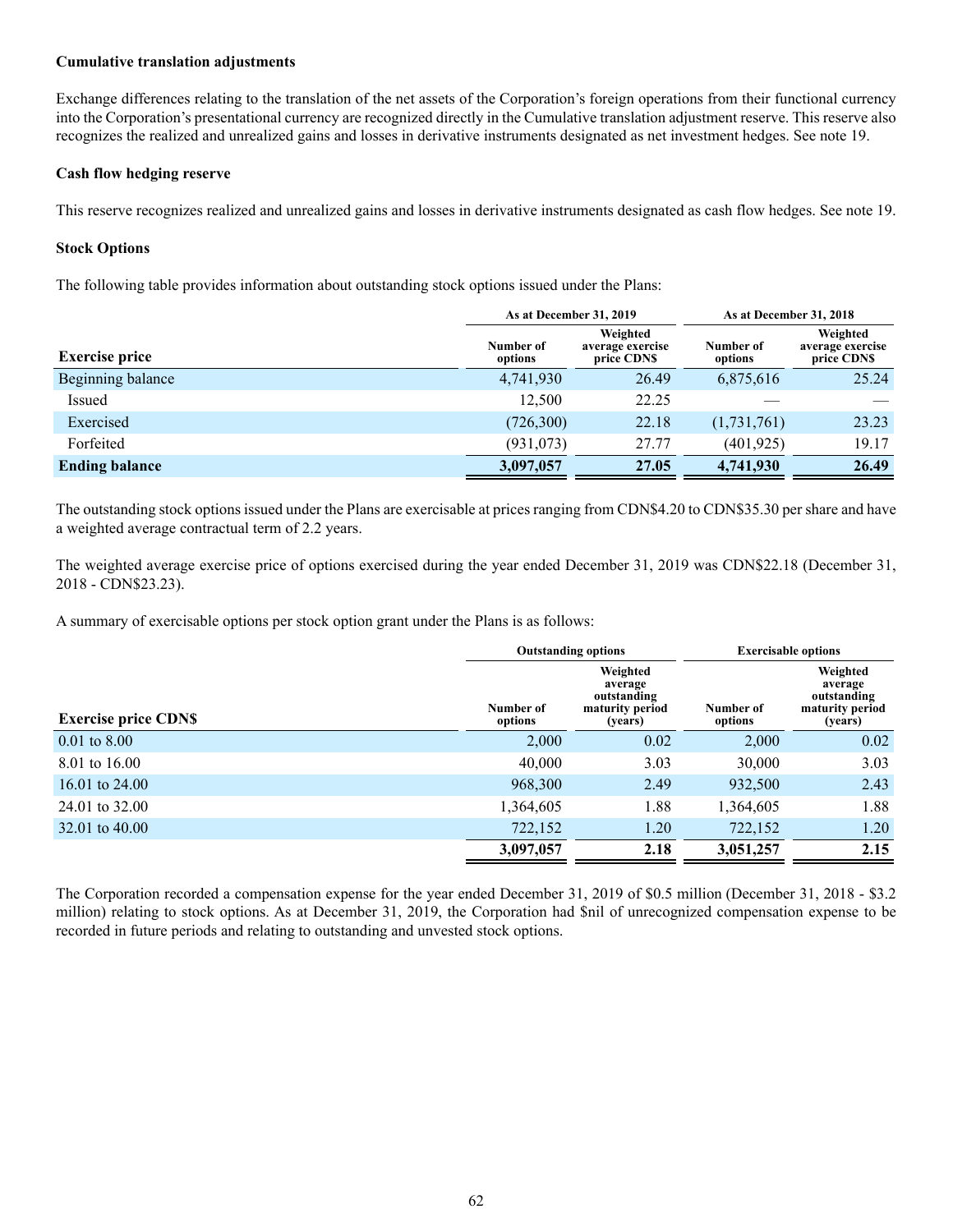**Cumulative translation adjustments**

Exchange differences relating to the translation of the net assets of the Corporation's foreign operations from their functional currency into the Corporation's presentational currency are recognized directly in the Cumulative translation adjustment reserve. This reserve also recognizes the realized and unrealized gains and losses in derivative instruments designated as net investment hedges. See note 19.

**Cash flow hedging reserve**

This reserve recognizes realized and unrealized gains and losses in derivative instruments designated as cash flow hedges. See note 19.

**Stock Options**

The following table provides information about outstanding stock options issued under the Plans:

| | As at December 31, 2019 | | As at December 31, 2018 | |
|---|---|---|---|---|
| **Exercise price** | Number of options | Weighted average exercise price CDN$ | Number of options | Weighted average exercise price CDN$ |
| Beginning balance | 4,741,930 | 26.49 | 6,875,616 | 25.24 |
| Issued | 12,500 | 22.25 | — | — |
| Exercised | (726,300) | 22.18 | (1,731,761) | 23.23 |
| Forfeited | (931,073) | 27.77 | (401,925) | 19.17 |
| **Ending balance** | **3,097,057** | **27.05** | **4,741,930** | **26.49** |

The outstanding stock options issued under the Plans are exercisable at prices ranging from CDN$4.20 to CDN$35.30 per share and have a weighted average contractual term of 2.2 years.

The weighted average exercise price of options exercised during the year ended December 31, 2019 was CDN$22.18 (December 31, 2018 - CDN$23.23).

A summary of exercisable options per stock option grant under the Plans is as follows:

| | Outstanding options | | Exercisable options | |
|---|---|---|---|---|
| **Exercise price CDN$** | Number of options | Weighted average outstanding maturity period (years) | Number of options | Weighted average outstanding maturity period (years) |
| 0.01 to 8.00 | 2,000 | 0.02 | 2,000 | 0.02 |
| 8.01 to 16.00 | 40,000 | 3.03 | 30,000 | 3.03 |
| 16.01 to 24.00 | 968,300 | 2.49 | 932,500 | 2.43 |
| 24.01 to 32.00 | 1,364,605 | 1.88 | 1,364,605 | 1.88 |
| 32.01 to 40.00 | 722,152 | 1.20 | 722,152 | 1.20 |
| | **3,097,057** | **2.18** | **3,051,257** | **2.15** |

The Corporation recorded a compensation expense for the year ended December 31, 2019 of $0.5 million (December 31, 2018 - $3.2 million) relating to stock options. As at December 31, 2019, the Corporation had $nil of unrecognized compensation expense to be recorded in future periods and relating to outstanding and unvested stock options.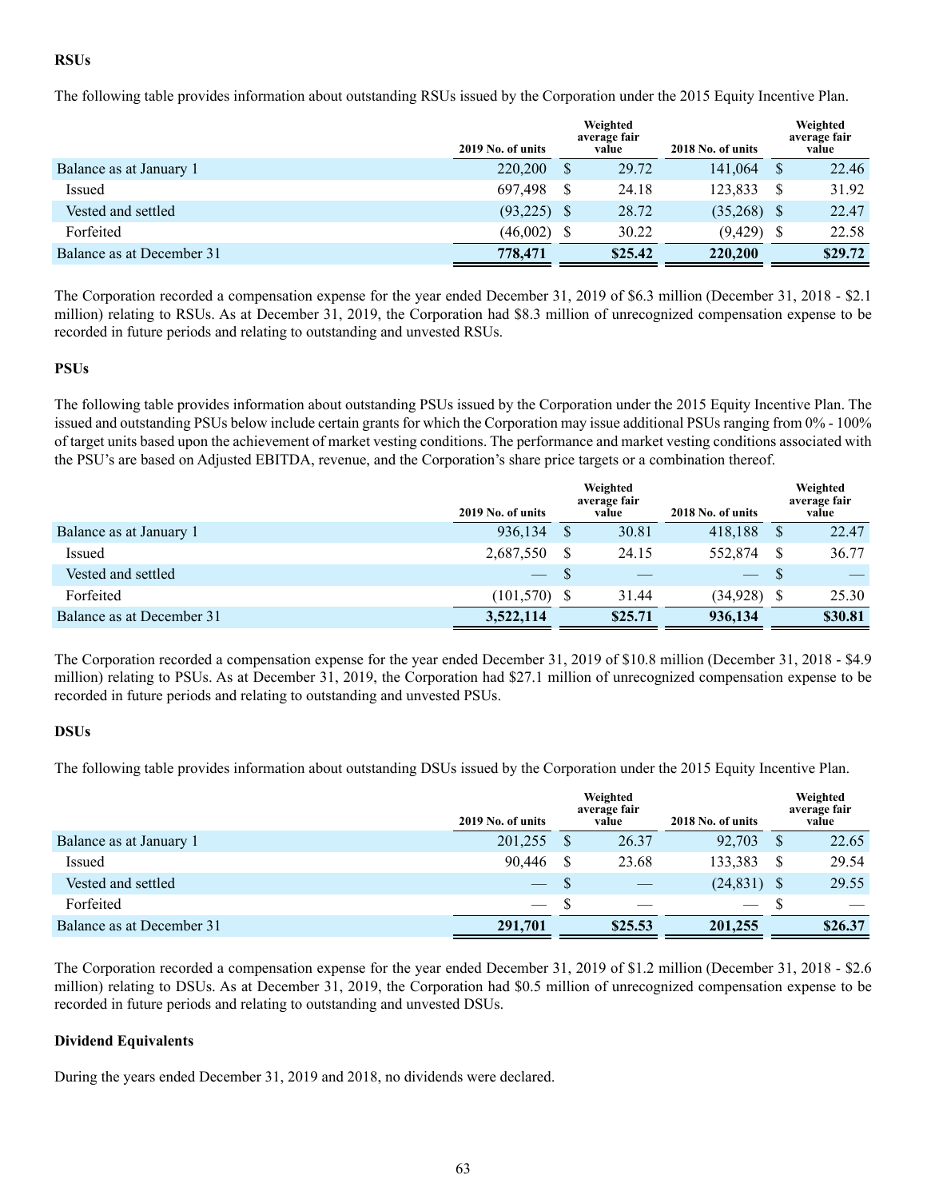### RSUs

The following table provides information about outstanding RSUs issued by the Corporation under the 2015 Equity Incentive Plan.

| | 2019 No. of units | Weighted average fair value | 2018 No. of units | Weighted average fair value |
|---|---|---|---|---|
| Balance as at January 1 | 220,200 | $ 29.72 | 141,064 | $ 22.46 |
| Issued | 697,498 | $ 24.18 | 123,833 | $ 31.92 |
| Vested and settled | (93,225) | $ 28.72 | (35,268) | $ 22.47 |
| Forfeited | (46,002) | $ 30.22 | (9,429) | $ 22.58 |
| Balance as at December 31 | **778,471** | **$25.42** | **220,200** | **$29.72** |

The Corporation recorded a compensation expense for the year ended December 31, 2019 of $6.3 million (December 31, 2018 - $2.1 million) relating to RSUs. As at December 31, 2019, the Corporation had $8.3 million of unrecognized compensation expense to be recorded in future periods and relating to outstanding and unvested RSUs.

### PSUs

The following table provides information about outstanding PSUs issued by the Corporation under the 2015 Equity Incentive Plan. The issued and outstanding PSUs below include certain grants for which the Corporation may issue additional PSUs ranging from 0% - 100% of target units based upon the achievement of market vesting conditions. The performance and market vesting conditions associated with the PSU's are based on Adjusted EBITDA, revenue, and the Corporation's share price targets or a combination thereof.

| | 2019 No. of units | Weighted average fair value | 2018 No. of units | Weighted average fair value |
|---|---|---|---|---|
| Balance as at January 1 | 936,134 | $ 30.81 | 418,188 | $ 22.47 |
| Issued | 2,687,550 | $ 24.15 | 552,874 | $ 36.77 |
| Vested and settled | — | $ — | — | $ — |
| Forfeited | (101,570) | $ 31.44 | (34,928) | $ 25.30 |
| Balance as at December 31 | **3,522,114** | **$25.71** | **936,134** | **$30.81** |

The Corporation recorded a compensation expense for the year ended December 31, 2019 of $10.8 million (December 31, 2018 - $4.9 million) relating to PSUs. As at December 31, 2019, the Corporation had $27.1 million of unrecognized compensation expense to be recorded in future periods and relating to outstanding and unvested PSUs.

### DSUs

The following table provides information about outstanding DSUs issued by the Corporation under the 2015 Equity Incentive Plan.

| | 2019 No. of units | Weighted average fair value | 2018 No. of units | Weighted average fair value |
|---|---|---|---|---|
| Balance as at January 1 | 201,255 | $ 26.37 | 92,703 | $ 22.65 |
| Issued | 90,446 | $ 23.68 | 133,383 | $ 29.54 |
| Vested and settled | — | $ — | (24,831) | $ 29.55 |
| Forfeited | — | $ — | — | $ — |
| Balance as at December 31 | **291,701** | **$25.53** | **201,255** | **$26.37** |

The Corporation recorded a compensation expense for the year ended December 31, 2019 of $1.2 million (December 31, 2018 - $2.6 million) relating to DSUs. As at December 31, 2019, the Corporation had $0.5 million of unrecognized compensation expense to be recorded in future periods and relating to outstanding and unvested DSUs.

### Dividend Equivalents

During the years ended December 31, 2019 and 2018, no dividends were declared.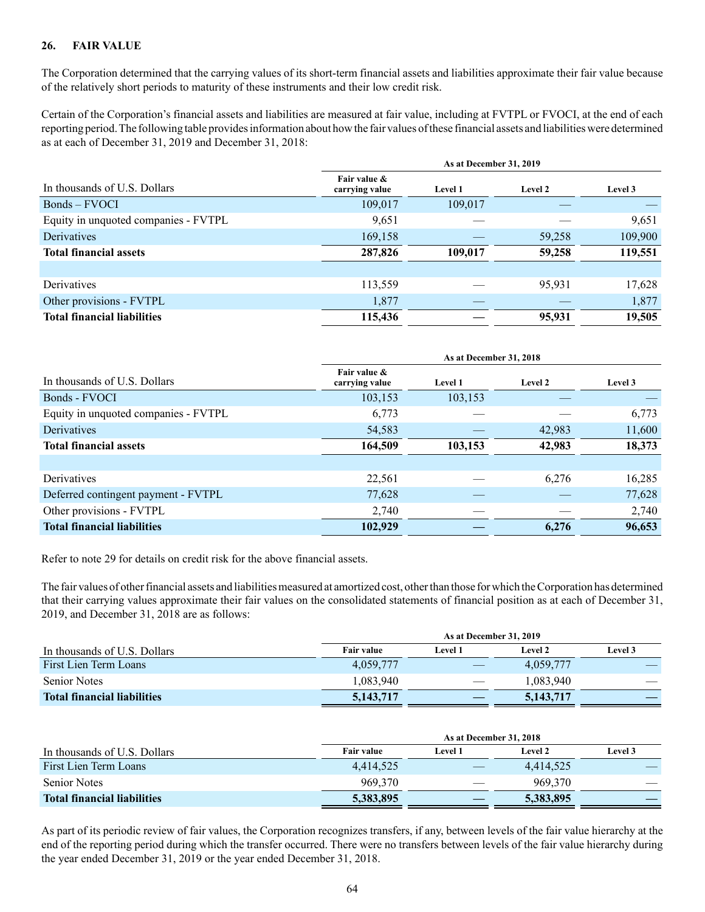## 26. FAIR VALUE

The Corporation determined that the carrying values of its short-term financial assets and liabilities approximate their fair value because of the relatively short periods to maturity of these instruments and their low credit risk.

Certain of the Corporation's financial assets and liabilities are measured at fair value, including at FVTPL or FVOCI, at the end of each reporting period. The following table provides information about how the fair values of these financial assets and liabilities were determined as at each of December 31, 2019 and December 31, 2018:

| | As at December 31, 2019 | | | |
|---|---|---|---|---|
| In thousands of U.S. Dollars | Fair value & carrying value | Level 1 | Level 2 | Level 3 |
| Bonds – FVOCI | 109,017 | 109,017 | — | — |
| Equity in unquoted companies - FVTPL | 9,651 | — | — | 9,651 |
| Derivatives | 169,158 | — | 59,258 | 109,900 |
| **Total financial assets** | **287,826** | **109,017** | **59,258** | **119,551** |
| | | | | |
| Derivatives | 113,559 | — | 95,931 | 17,628 |
| Other provisions - FVTPL | 1,877 | — | — | 1,877 |
| **Total financial liabilities** | **115,436** | **—** | **95,931** | **19,505** |

| | As at December 31, 2018 | | | |
|---|---|---|---|---|
| In thousands of U.S. Dollars | Fair value & carrying value | Level 1 | Level 2 | Level 3 |
| Bonds - FVOCI | 103,153 | 103,153 | — | — |
| Equity in unquoted companies - FVTPL | 6,773 | — | — | 6,773 |
| Derivatives | 54,583 | — | 42,983 | 11,600 |
| **Total financial assets** | **164,509** | **103,153** | **42,983** | **18,373** |
| | | | | |
| Derivatives | 22,561 | — | 6,276 | 16,285 |
| Deferred contingent payment - FVTPL | 77,628 | — | — | 77,628 |
| Other provisions - FVTPL | 2,740 | — | — | 2,740 |
| **Total financial liabilities** | **102,929** | **—** | **6,276** | **96,653** |

Refer to note 29 for details on credit risk for the above financial assets.

The fair values of other financial assets and liabilities measured at amortized cost, other than those for which the Corporation has determined that their carrying values approximate their fair values on the consolidated statements of financial position as at each of December 31, 2019, and December 31, 2018 are as follows:

| | As at December 31, 2019 | | | |
|---|---|---|---|---|
| In thousands of U.S. Dollars | Fair value | Level 1 | Level 2 | Level 3 |
| First Lien Term Loans | 4,059,777 | — | 4,059,777 | — |
| Senior Notes | 1,083,940 | — | 1,083,940 | — |
| **Total financial liabilities** | **5,143,717** | **—** | **5,143,717** | **—** |

| | As at December 31, 2018 | | | |
|---|---|---|---|---|
| In thousands of U.S. Dollars | Fair value | Level 1 | Level 2 | Level 3 |
| First Lien Term Loans | 4,414,525 | — | 4,414,525 | — |
| Senior Notes | 969,370 | — | 969,370 | — |
| **Total financial liabilities** | **5,383,895** | **—** | **5,383,895** | **—** |

As part of its periodic review of fair values, the Corporation recognizes transfers, if any, between levels of the fair value hierarchy at the end of the reporting period during which the transfer occurred. There were no transfers between levels of the fair value hierarchy during the year ended December 31, 2019 or the year ended December 31, 2018.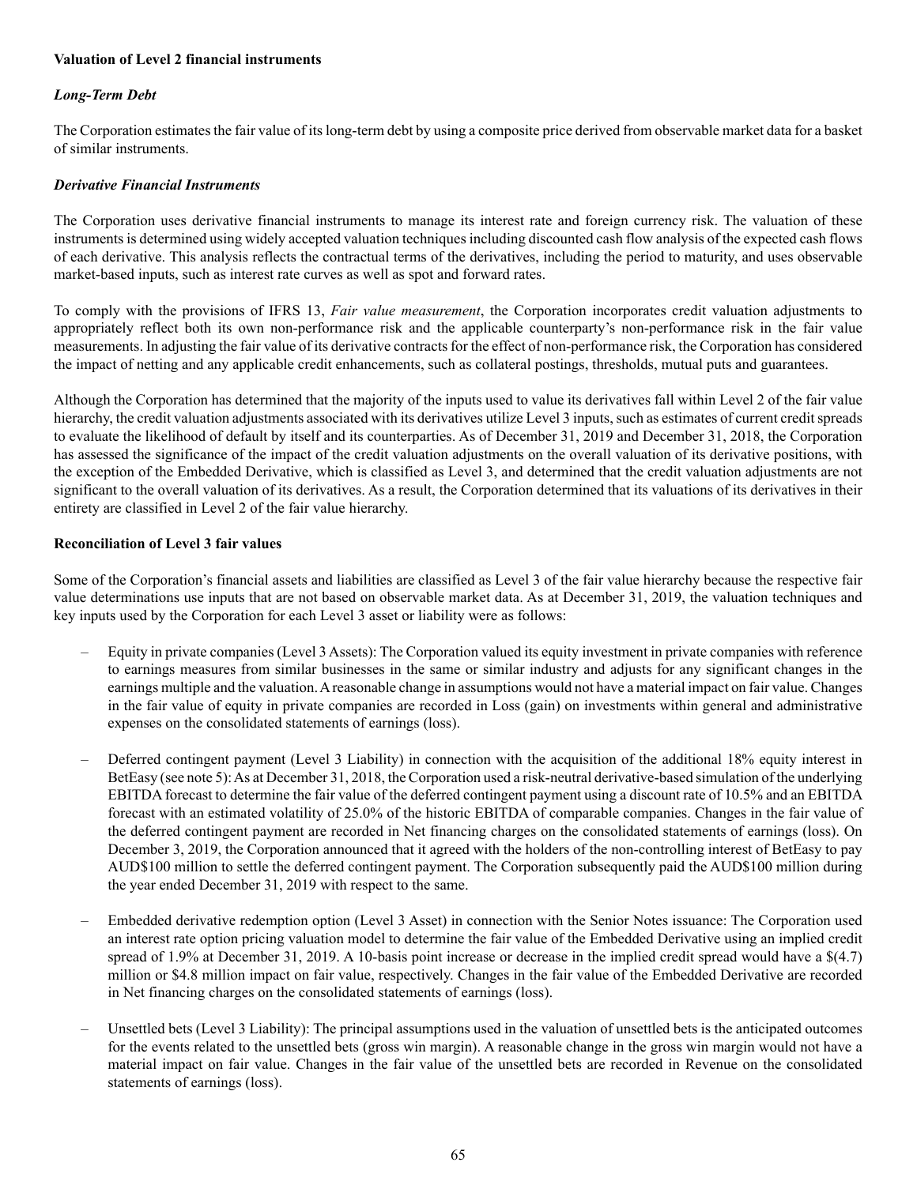**Valuation of Level 2 financial instruments**

***Long-Term Debt***

The Corporation estimates the fair value of its long-term debt by using a composite price derived from observable market data for a basket of similar instruments.

***Derivative Financial Instruments***

The Corporation uses derivative financial instruments to manage its interest rate and foreign currency risk. The valuation of these instruments is determined using widely accepted valuation techniques including discounted cash flow analysis of the expected cash flows of each derivative. This analysis reflects the contractual terms of the derivatives, including the period to maturity, and uses observable market-based inputs, such as interest rate curves as well as spot and forward rates.

To comply with the provisions of IFRS 13, *Fair value measurement*, the Corporation incorporates credit valuation adjustments to appropriately reflect both its own non-performance risk and the applicable counterparty's non-performance risk in the fair value measurements. In adjusting the fair value of its derivative contracts for the effect of non-performance risk, the Corporation has considered the impact of netting and any applicable credit enhancements, such as collateral postings, thresholds, mutual puts and guarantees.

Although the Corporation has determined that the majority of the inputs used to value its derivatives fall within Level 2 of the fair value hierarchy, the credit valuation adjustments associated with its derivatives utilize Level 3 inputs, such as estimates of current credit spreads to evaluate the likelihood of default by itself and its counterparties. As of December 31, 2019 and December 31, 2018, the Corporation has assessed the significance of the impact of the credit valuation adjustments on the overall valuation of its derivative positions, with the exception of the Embedded Derivative, which is classified as Level 3, and determined that the credit valuation adjustments are not significant to the overall valuation of its derivatives. As a result, the Corporation determined that its valuations of its derivatives in their entirety are classified in Level 2 of the fair value hierarchy.

**Reconciliation of Level 3 fair values**

Some of the Corporation's financial assets and liabilities are classified as Level 3 of the fair value hierarchy because the respective fair value determinations use inputs that are not based on observable market data. As at December 31, 2019, the valuation techniques and key inputs used by the Corporation for each Level 3 asset or liability were as follows:

- Equity in private companies (Level 3 Assets): The Corporation valued its equity investment in private companies with reference to earnings measures from similar businesses in the same or similar industry and adjusts for any significant changes in the earnings multiple and the valuation. A reasonable change in assumptions would not have a material impact on fair value. Changes in the fair value of equity in private companies are recorded in Loss (gain) on investments within general and administrative expenses on the consolidated statements of earnings (loss).

- Deferred contingent payment (Level 3 Liability) in connection with the acquisition of the additional 18% equity interest in BetEasy (see note 5): As at December 31, 2018, the Corporation used a risk-neutral derivative-based simulation of the underlying EBITDA forecast to determine the fair value of the deferred contingent payment using a discount rate of 10.5% and an EBITDA forecast with an estimated volatility of 25.0% of the historic EBITDA of comparable companies. Changes in the fair value of the deferred contingent payment are recorded in Net financing charges on the consolidated statements of earnings (loss). On December 3, 2019, the Corporation announced that it agreed with the holders of the non-controlling interest of BetEasy to pay AUD$100 million to settle the deferred contingent payment. The Corporation subsequently paid the AUD$100 million during the year ended December 31, 2019 with respect to the same.

- Embedded derivative redemption option (Level 3 Asset) in connection with the Senior Notes issuance: The Corporation used an interest rate option pricing valuation model to determine the fair value of the Embedded Derivative using an implied credit spread of 1.9% at December 31, 2019. A 10-basis point increase or decrease in the implied credit spread would have a $(4.7) million or $4.8 million impact on fair value, respectively. Changes in the fair value of the Embedded Derivative are recorded in Net financing charges on the consolidated statements of earnings (loss).

- Unsettled bets (Level 3 Liability): The principal assumptions used in the valuation of unsettled bets is the anticipated outcomes for the events related to the unsettled bets (gross win margin). A reasonable change in the gross win margin would not have a material impact on fair value. Changes in the fair value of the unsettled bets are recorded in Revenue on the consolidated statements of earnings (loss).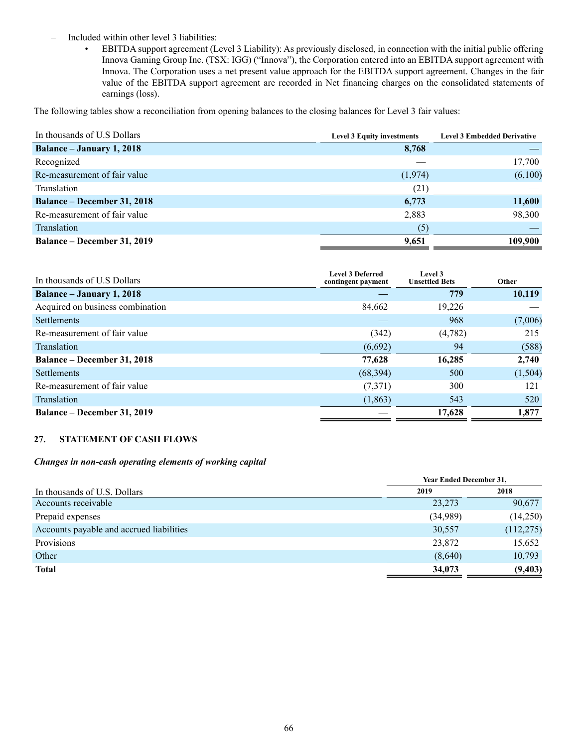- Included within other level 3 liabilities:
  - EBITDA support agreement (Level 3 Liability): As previously disclosed, in connection with the initial public offering Innova Gaming Group Inc. (TSX: IGG) ("Innova"), the Corporation entered into an EBITDA support agreement with Innova. The Corporation uses a net present value approach for the EBITDA support agreement. Changes in the fair value of the EBITDA support agreement are recorded in Net financing charges on the consolidated statements of earnings (loss).

The following tables show a reconciliation from opening balances to the closing balances for Level 3 fair values:

| In thousands of U.S Dollars | Level 3 Equity investments | Level 3 Embedded Derivative |
|---|---|---|
| **Balance – January 1, 2018** | **8,768** | **—** |
| Recognized | — | 17,700 |
| Re-measurement of fair value | (1,974) | (6,100) |
| Translation | (21) | — |
| **Balance – December 31, 2018** | **6,773** | **11,600** |
| Re-measurement of fair value | 2,883 | 98,300 |
| Translation | (5) | — |
| **Balance – December 31, 2019** | **9,651** | **109,900** |

| In thousands of U.S Dollars | Level 3 Deferred contingent payment | Level 3 Unsettled Bets | Other |
|---|---|---|---|
| **Balance – January 1, 2018** | **—** | **779** | **10,119** |
| Acquired on business combination | 84,662 | 19,226 | — |
| Settlements | — | 968 | (7,006) |
| Re-measurement of fair value | (342) | (4,782) | 215 |
| Translation | (6,692) | 94 | (588) |
| **Balance – December 31, 2018** | **77,628** | **16,285** | **2,740** |
| Settlements | (68,394) | 500 | (1,504) |
| Re-measurement of fair value | (7,371) | 300 | 121 |
| Translation | (1,863) | 543 | 520 |
| **Balance – December 31, 2019** | **—** | **17,628** | **1,877** |

## 27. STATEMENT OF CASH FLOWS

***Changes in non-cash operating elements of working capital***

| | Year Ended December 31, | |
|---|---|---|
| In thousands of U.S. Dollars | 2019 | 2018 |
| Accounts receivable | 23,273 | 90,677 |
| Prepaid expenses | (34,989) | (14,250) |
| Accounts payable and accrued liabilities | 30,557 | (112,275) |
| Provisions | 23,872 | 15,652 |
| Other | (8,640) | 10,793 |
| **Total** | **34,073** | **(9,403)** |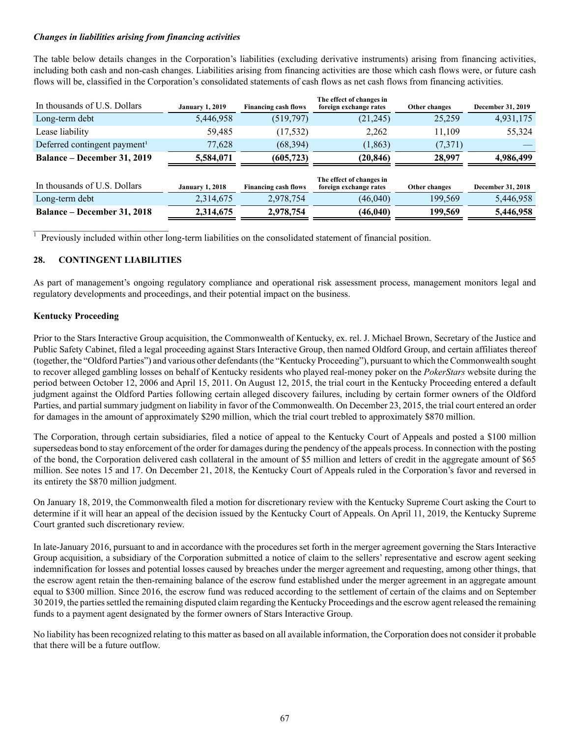*Changes in liabilities arising from financing activities*

The table below details changes in the Corporation's liabilities (excluding derivative instruments) arising from financing activities, including both cash and non-cash changes. Liabilities arising from financing activities are those which cash flows were, or future cash flows will be, classified in the Corporation's consolidated statements of cash flows as net cash flows from financing activities.

| In thousands of U.S. Dollars | January 1, 2019 | Financing cash flows | The effect of changes in foreign exchange rates | Other changes | December 31, 2019 |
|---|---|---|---|---|---|
| Long-term debt | 5,446,958 | (519,797) | (21,245) | 25,259 | 4,931,175 |
| Lease liability | 59,485 | (17,532) | 2,262 | 11,109 | 55,324 |
| Deferred contingent payment[1] | 77,628 | (68,394) | (1,863) | (7,371) | — |
| **Balance – December 31, 2019** | **5,584,071** | **(605,723)** | **(20,846)** | **28,997** | **4,986,499** |

| In thousands of U.S. Dollars | January 1, 2018 | Financing cash flows | The effect of changes in foreign exchange rates | Other changes | December 31, 2018 |
|---|---|---|---|---|---|
| Long-term debt | 2,314,675 | 2,978,754 | (46,040) | 199,569 | 5,446,958 |
| **Balance – December 31, 2018** | **2,314,675** | **2,978,754** | **(46,040)** | **199,569** | **5,446,958** |

[1] Previously included within other long-term liabilities on the consolidated statement of financial position.

## 28. CONTINGENT LIABILITIES

As part of management's ongoing regulatory compliance and operational risk assessment process, management monitors legal and regulatory developments and proceedings, and their potential impact on the business.

### Kentucky Proceeding

Prior to the Stars Interactive Group acquisition, the Commonwealth of Kentucky, ex. rel. J. Michael Brown, Secretary of the Justice and Public Safety Cabinet, filed a legal proceeding against Stars Interactive Group, then named Oldford Group, and certain affiliates thereof (together, the "Oldford Parties") and various other defendants (the "Kentucky Proceeding"), pursuant to which the Commonwealth sought to recover alleged gambling losses on behalf of Kentucky residents who played real-money poker on the *PokerStars* website during the period between October 12, 2006 and April 15, 2011. On August 12, 2015, the trial court in the Kentucky Proceeding entered a default judgment against the Oldford Parties following certain alleged discovery failures, including by certain former owners of the Oldford Parties, and partial summary judgment on liability in favor of the Commonwealth. On December 23, 2015, the trial court entered an order for damages in the amount of approximately $290 million, which the trial court trebled to approximately $870 million.

The Corporation, through certain subsidiaries, filed a notice of appeal to the Kentucky Court of Appeals and posted a $100 million supersedeas bond to stay enforcement of the order for damages during the pendency of the appeals process. In connection with the posting of the bond, the Corporation delivered cash collateral in the amount of $5 million and letters of credit in the aggregate amount of $65 million. See notes 15 and 17. On December 21, 2018, the Kentucky Court of Appeals ruled in the Corporation's favor and reversed in its entirety the $870 million judgment.

On January 18, 2019, the Commonwealth filed a motion for discretionary review with the Kentucky Supreme Court asking the Court to determine if it will hear an appeal of the decision issued by the Kentucky Court of Appeals. On April 11, 2019, the Kentucky Supreme Court granted such discretionary review.

In late-January 2016, pursuant to and in accordance with the procedures set forth in the merger agreement governing the Stars Interactive Group acquisition, a subsidiary of the Corporation submitted a notice of claim to the sellers' representative and escrow agent seeking indemnification for losses and potential losses caused by breaches under the merger agreement and requesting, among other things, that the escrow agent retain the then-remaining balance of the escrow fund established under the merger agreement in an aggregate amount equal to $300 million. Since 2016, the escrow fund was reduced according to the settlement of certain of the claims and on September 30 2019, the parties settled the remaining disputed claim regarding the Kentucky Proceedings and the escrow agent released the remaining funds to a payment agent designated by the former owners of Stars Interactive Group.

No liability has been recognized relating to this matter as based on all available information, the Corporation does not consider it probable that there will be a future outflow.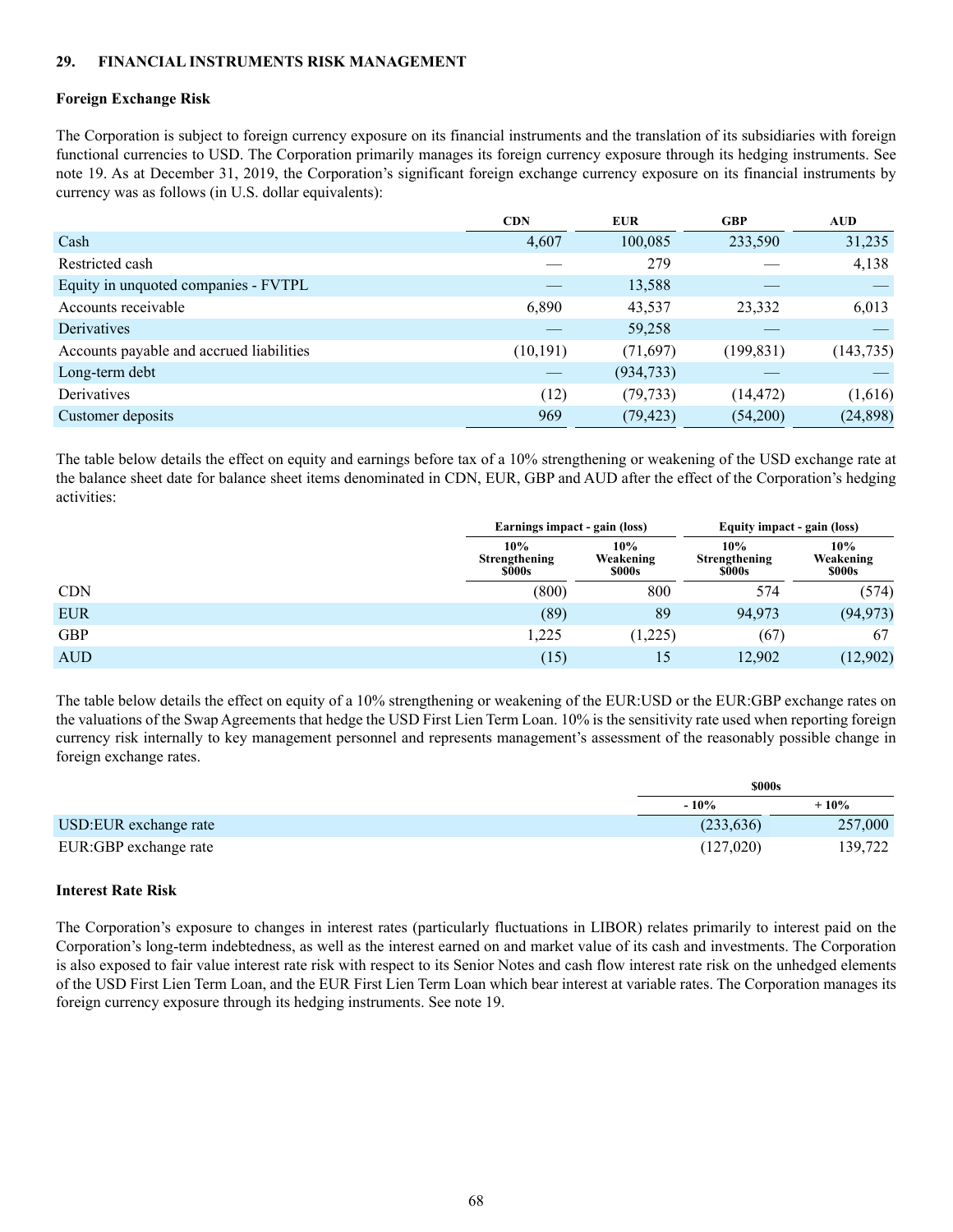## 29. FINANCIAL INSTRUMENTS RISK MANAGEMENT

### Foreign Exchange Risk

The Corporation is subject to foreign currency exposure on its financial instruments and the translation of its subsidiaries with foreign functional currencies to USD. The Corporation primarily manages its foreign currency exposure through its hedging instruments. See note 19. As at December 31, 2019, the Corporation's significant foreign exchange currency exposure on its financial instruments by currency was as follows (in U.S. dollar equivalents):

| | CDN | EUR | GBP | AUD |
|---|---|---|---|---|
| Cash | 4,607 | 100,085 | 233,590 | 31,235 |
| Restricted cash | — | 279 | — | 4,138 |
| Equity in unquoted companies - FVTPL | — | 13,588 | — | — |
| Accounts receivable | 6,890 | 43,537 | 23,332 | 6,013 |
| Derivatives | — | 59,258 | — | — |
| Accounts payable and accrued liabilities | (10,191) | (71,697) | (199,831) | (143,735) |
| Long-term debt | — | (934,733) | — | — |
| Derivatives | (12) | (79,733) | (14,472) | (1,616) |
| Customer deposits | 969 | (79,423) | (54,200) | (24,898) |

The table below details the effect on equity and earnings before tax of a 10% strengthening or weakening of the USD exchange rate at the balance sheet date for balance sheet items denominated in CDN, EUR, GBP and AUD after the effect of the Corporation's hedging activities:

| | Earnings impact - gain (loss) | | Equity impact - gain (loss) | |
|---|---|---|---|---|
| | 10% Strengthening $000s | 10% Weakening $000s | 10% Strengthening $000s | 10% Weakening $000s |
| CDN | (800) | 800 | 574 | (574) |
| EUR | (89) | 89 | 94,973 | (94,973) |
| GBP | 1,225 | (1,225) | (67) | 67 |
| AUD | (15) | 15 | 12,902 | (12,902) |

The table below details the effect on equity of a 10% strengthening or weakening of the EUR:USD or the EUR:GBP exchange rates on the valuations of the Swap Agreements that hedge the USD First Lien Term Loan. 10% is the sensitivity rate used when reporting foreign currency risk internally to key management personnel and represents management's assessment of the reasonably possible change in foreign exchange rates.

| | $000s | |
|---|---|---|
| | - 10% | + 10% |
| USD:EUR exchange rate | (233,636) | 257,000 |
| EUR:GBP exchange rate | (127,020) | 139,722 |

### Interest Rate Risk

The Corporation's exposure to changes in interest rates (particularly fluctuations in LIBOR) relates primarily to interest paid on the Corporation's long-term indebtedness, as well as the interest earned on and market value of its cash and investments. The Corporation is also exposed to fair value interest rate risk with respect to its Senior Notes and cash flow interest rate risk on the unhedged elements of the USD First Lien Term Loan, and the EUR First Lien Term Loan which bear interest at variable rates. The Corporation manages its foreign currency exposure through its hedging instruments. See note 19.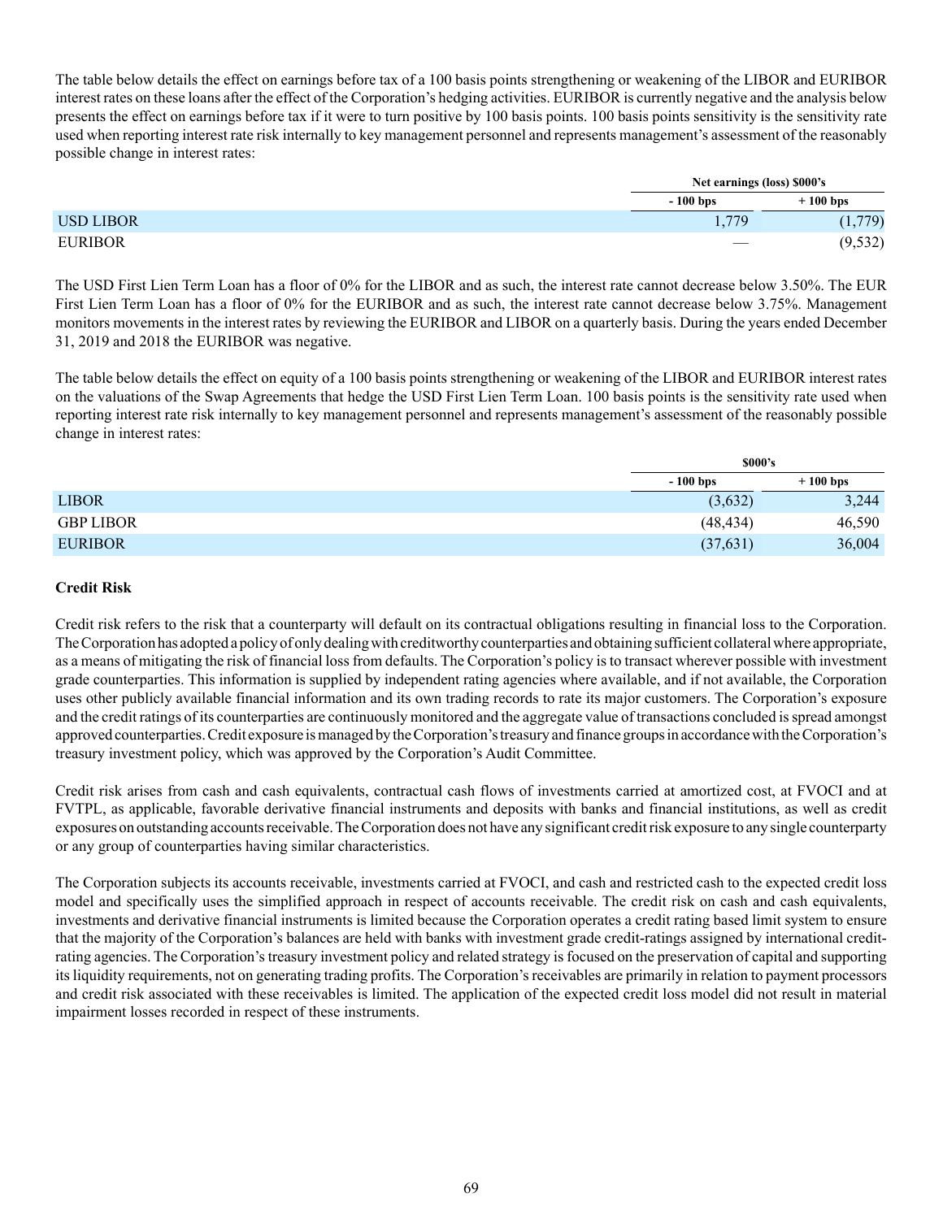The table below details the effect on earnings before tax of a 100 basis points strengthening or weakening of the LIBOR and EURIBOR interest rates on these loans after the effect of the Corporation's hedging activities. EURIBOR is currently negative and the analysis below presents the effect on earnings before tax if it were to turn positive by 100 basis points. 100 basis points sensitivity is the sensitivity rate used when reporting interest rate risk internally to key management personnel and represents management's assessment of the reasonably possible change in interest rates:

| | Net earnings (loss) $000's | |
|---|---|---|
| | - 100 bps | + 100 bps |
| USD LIBOR | 1,779 | (1,779) |
| EURIBOR | — | (9,532) |

The USD First Lien Term Loan has a floor of 0% for the LIBOR and as such, the interest rate cannot decrease below 3.50%. The EUR First Lien Term Loan has a floor of 0% for the EURIBOR and as such, the interest rate cannot decrease below 3.75%. Management monitors movements in the interest rates by reviewing the EURIBOR and LIBOR on a quarterly basis. During the years ended December 31, 2019 and 2018 the EURIBOR was negative.

The table below details the effect on equity of a 100 basis points strengthening or weakening of the LIBOR and EURIBOR interest rates on the valuations of the Swap Agreements that hedge the USD First Lien Term Loan. 100 basis points is the sensitivity rate used when reporting interest rate risk internally to key management personnel and represents management's assessment of the reasonably possible change in interest rates:

| | $000's | |
|---|---|---|
| | - 100 bps | + 100 bps |
| LIBOR | (3,632) | 3,244 |
| GBP LIBOR | (48,434) | 46,590 |
| EURIBOR | (37,631) | 36,004 |

**Credit Risk**

Credit risk refers to the risk that a counterparty will default on its contractual obligations resulting in financial loss to the Corporation. The Corporation has adopted a policy of only dealing with creditworthy counterparties and obtaining sufficient collateral where appropriate, as a means of mitigating the risk of financial loss from defaults. The Corporation's policy is to transact wherever possible with investment grade counterparties. This information is supplied by independent rating agencies where available, and if not available, the Corporation uses other publicly available financial information and its own trading records to rate its major customers. The Corporation's exposure and the credit ratings of its counterparties are continuously monitored and the aggregate value of transactions concluded is spread amongst approved counterparties. Credit exposure is managed by the Corporation's treasury and finance groups in accordance with the Corporation's treasury investment policy, which was approved by the Corporation's Audit Committee.

Credit risk arises from cash and cash equivalents, contractual cash flows of investments carried at amortized cost, at FVOCI and at FVTPL, as applicable, favorable derivative financial instruments and deposits with banks and financial institutions, as well as credit exposures on outstanding accounts receivable. The Corporation does not have any significant credit risk exposure to any single counterparty or any group of counterparties having similar characteristics.

The Corporation subjects its accounts receivable, investments carried at FVOCI, and cash and restricted cash to the expected credit loss model and specifically uses the simplified approach in respect of accounts receivable. The credit risk on cash and cash equivalents, investments and derivative financial instruments is limited because the Corporation operates a credit rating based limit system to ensure that the majority of the Corporation's balances are held with banks with investment grade credit-ratings assigned by international credit-rating agencies. The Corporation's treasury investment policy and related strategy is focused on the preservation of capital and supporting its liquidity requirements, not on generating trading profits. The Corporation's receivables are primarily in relation to payment processors and credit risk associated with these receivables is limited. The application of the expected credit loss model did not result in material impairment losses recorded in respect of these instruments.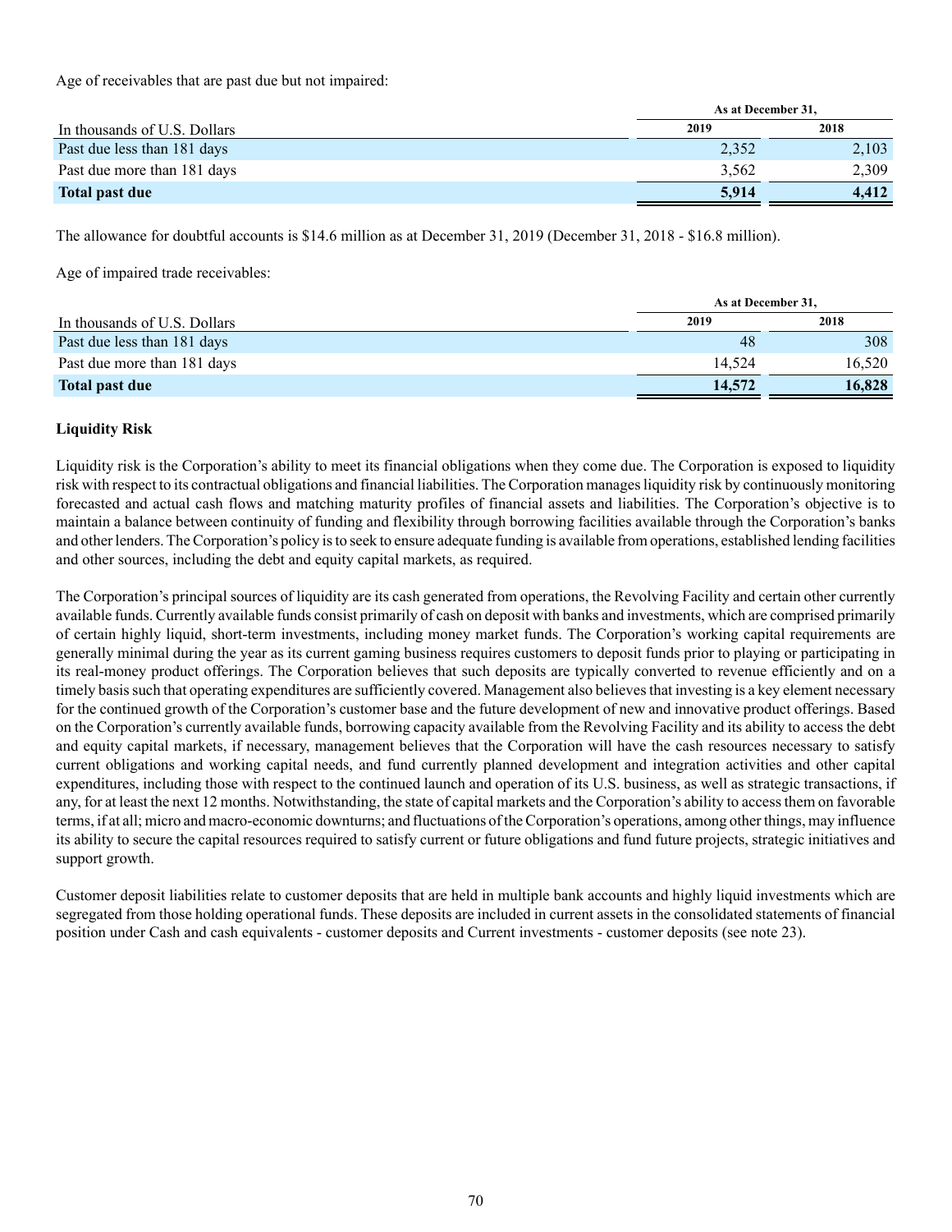Age of receivables that are past due but not impaired:

| In thousands of U.S. Dollars | As at December 31, 2019 | 2018 |
|---|---|---|
| Past due less than 181 days | 2,352 | 2,103 |
| Past due more than 181 days | 3,562 | 2,309 |
| **Total past due** | **5,914** | **4,412** |

The allowance for doubtful accounts is $14.6 million as at December 31, 2019 (December 31, 2018 - $16.8 million).

Age of impaired trade receivables:

| In thousands of U.S. Dollars | As at December 31, 2019 | 2018 |
|---|---|---|
| Past due less than 181 days | 48 | 308 |
| Past due more than 181 days | 14,524 | 16,520 |
| **Total past due** | **14,572** | **16,828** |

**Liquidity Risk**

Liquidity risk is the Corporation's ability to meet its financial obligations when they come due. The Corporation is exposed to liquidity risk with respect to its contractual obligations and financial liabilities. The Corporation manages liquidity risk by continuously monitoring forecasted and actual cash flows and matching maturity profiles of financial assets and liabilities. The Corporation's objective is to maintain a balance between continuity of funding and flexibility through borrowing facilities available through the Corporation's banks and other lenders. The Corporation's policy is to seek to ensure adequate funding is available from operations, established lending facilities and other sources, including the debt and equity capital markets, as required.

The Corporation's principal sources of liquidity are its cash generated from operations, the Revolving Facility and certain other currently available funds. Currently available funds consist primarily of cash on deposit with banks and investments, which are comprised primarily of certain highly liquid, short-term investments, including money market funds. The Corporation's working capital requirements are generally minimal during the year as its current gaming business requires customers to deposit funds prior to playing or participating in its real-money product offerings. The Corporation believes that such deposits are typically converted to revenue efficiently and on a timely basis such that operating expenditures are sufficiently covered. Management also believes that investing is a key element necessary for the continued growth of the Corporation's customer base and the future development of new and innovative product offerings. Based on the Corporation's currently available funds, borrowing capacity available from the Revolving Facility and its ability to access the debt and equity capital markets, if necessary, management believes that the Corporation will have the cash resources necessary to satisfy current obligations and working capital needs, and fund currently planned development and integration activities and other capital expenditures, including those with respect to the continued launch and operation of its U.S. business, as well as strategic transactions, if any, for at least the next 12 months. Notwithstanding, the state of capital markets and the Corporation's ability to access them on favorable terms, if at all; micro and macro-economic downturns; and fluctuations of the Corporation's operations, among other things, may influence its ability to secure the capital resources required to satisfy current or future obligations and fund future projects, strategic initiatives and support growth.

Customer deposit liabilities relate to customer deposits that are held in multiple bank accounts and highly liquid investments which are segregated from those holding operational funds. These deposits are included in current assets in the consolidated statements of financial position under Cash and cash equivalents - customer deposits and Current investments - customer deposits (see note 23).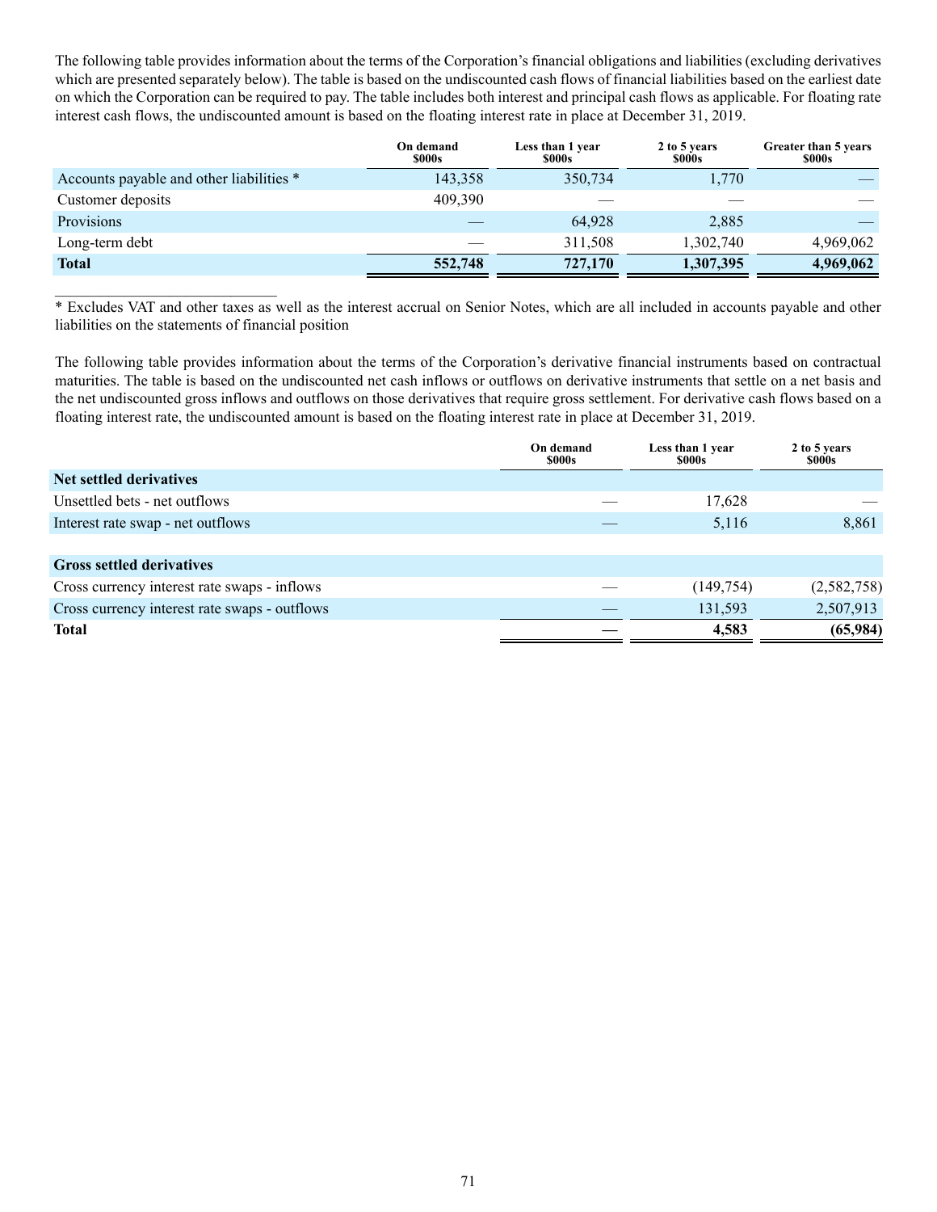The following table provides information about the terms of the Corporation's financial obligations and liabilities (excluding derivatives which are presented separately below). The table is based on the undiscounted cash flows of financial liabilities based on the earliest date on which the Corporation can be required to pay. The table includes both interest and principal cash flows as applicable. For floating rate interest cash flows, the undiscounted amount is based on the floating interest rate in place at December 31, 2019.

| | On demand $000s | Less than 1 year $000s | 2 to 5 years $000s | Greater than 5 years $000s |
|---|---|---|---|---|
| Accounts payable and other liabilities * | 143,358 | 350,734 | 1,770 | — |
| Customer deposits | 409,390 | — | — | — |
| Provisions | — | 64,928 | 2,885 | — |
| Long-term debt | — | 311,508 | 1,302,740 | 4,969,062 |
| **Total** | **552,748** | **727,170** | **1,307,395** | **4,969,062** |

* Excludes VAT and other taxes as well as the interest accrual on Senior Notes, which are all included in accounts payable and other liabilities on the statements of financial position

The following table provides information about the terms of the Corporation's derivative financial instruments based on contractual maturities. The table is based on the undiscounted net cash inflows or outflows on derivative instruments that settle on a net basis and the net undiscounted gross inflows and outflows on those derivatives that require gross settlement. For derivative cash flows based on a floating interest rate, the undiscounted amount is based on the floating interest rate in place at December 31, 2019.

| | On demand $000s | Less than 1 year $000s | 2 to 5 years $000s |
|---|---|---|---|
| **Net settled derivatives** | | | |
| Unsettled bets - net outflows | — | 17,628 | — |
| Interest rate swap - net outflows | — | 5,116 | 8,861 |
| | | | |
| **Gross settled derivatives** | | | |
| Cross currency interest rate swaps - inflows | — | (149,754) | (2,582,758) |
| Cross currency interest rate swaps - outflows | — | 131,593 | 2,507,913 |
| **Total** | **—** | **4,583** | **(65,984)** |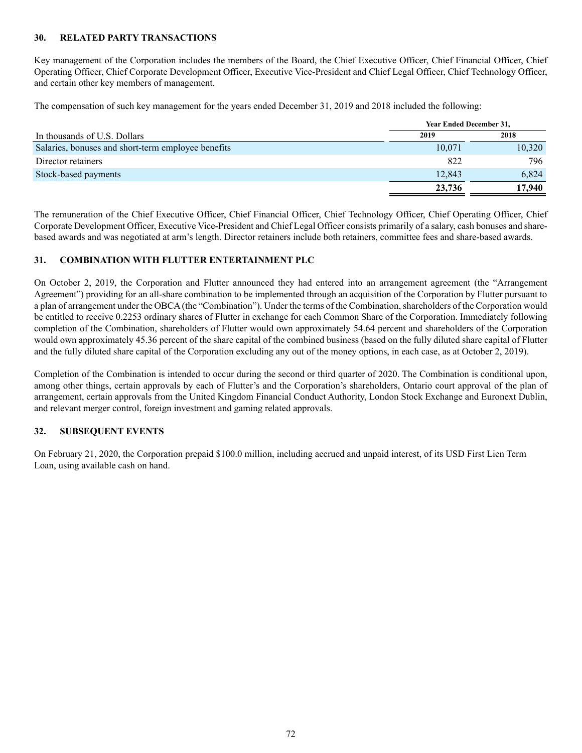## 30. RELATED PARTY TRANSACTIONS

Key management of the Corporation includes the members of the Board, the Chief Executive Officer, Chief Financial Officer, Chief Operating Officer, Chief Corporate Development Officer, Executive Vice-President and Chief Legal Officer, Chief Technology Officer, and certain other key members of management.

The compensation of such key management for the years ended December 31, 2019 and 2018 included the following:

| | Year Ended December 31, | |
|---|---|---|
| In thousands of U.S. Dollars | 2019 | 2018 |
| Salaries, bonuses and short-term employee benefits | 10,071 | 10,320 |
| Director retainers | 822 | 796 |
| Stock-based payments | 12,843 | 6,824 |
| | **23,736** | **17,940** |

The remuneration of the Chief Executive Officer, Chief Financial Officer, Chief Technology Officer, Chief Operating Officer, Chief Corporate Development Officer, Executive Vice-President and Chief Legal Officer consists primarily of a salary, cash bonuses and share-based awards and was negotiated at arm's length. Director retainers include both retainers, committee fees and share-based awards.

## 31. COMBINATION WITH FLUTTER ENTERTAINMENT PLC

On October 2, 2019, the Corporation and Flutter announced they had entered into an arrangement agreement (the "Arrangement Agreement") providing for an all-share combination to be implemented through an acquisition of the Corporation by Flutter pursuant to a plan of arrangement under the OBCA (the "Combination"). Under the terms of the Combination, shareholders of the Corporation would be entitled to receive 0.2253 ordinary shares of Flutter in exchange for each Common Share of the Corporation. Immediately following completion of the Combination, shareholders of Flutter would own approximately 54.64 percent and shareholders of the Corporation would own approximately 45.36 percent of the share capital of the combined business (based on the fully diluted share capital of Flutter and the fully diluted share capital of the Corporation excluding any out of the money options, in each case, as at October 2, 2019).

Completion of the Combination is intended to occur during the second or third quarter of 2020. The Combination is conditional upon, among other things, certain approvals by each of Flutter's and the Corporation's shareholders, Ontario court approval of the plan of arrangement, certain approvals from the United Kingdom Financial Conduct Authority, London Stock Exchange and Euronext Dublin, and relevant merger control, foreign investment and gaming related approvals.

## 32. SUBSEQUENT EVENTS

On February 21, 2020, the Corporation prepaid $100.0 million, including accrued and unpaid interest, of its USD First Lien Term Loan, using available cash on hand.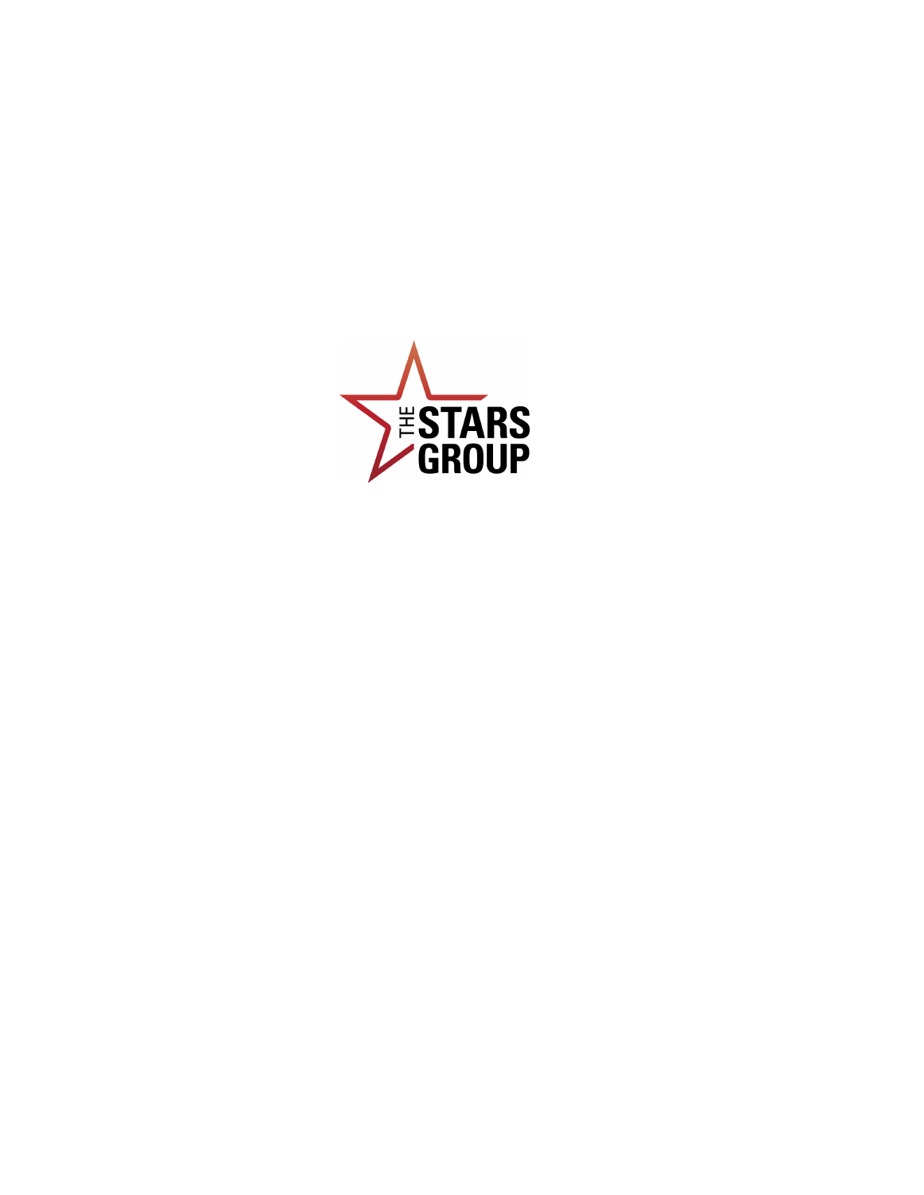THE STARS GROUP